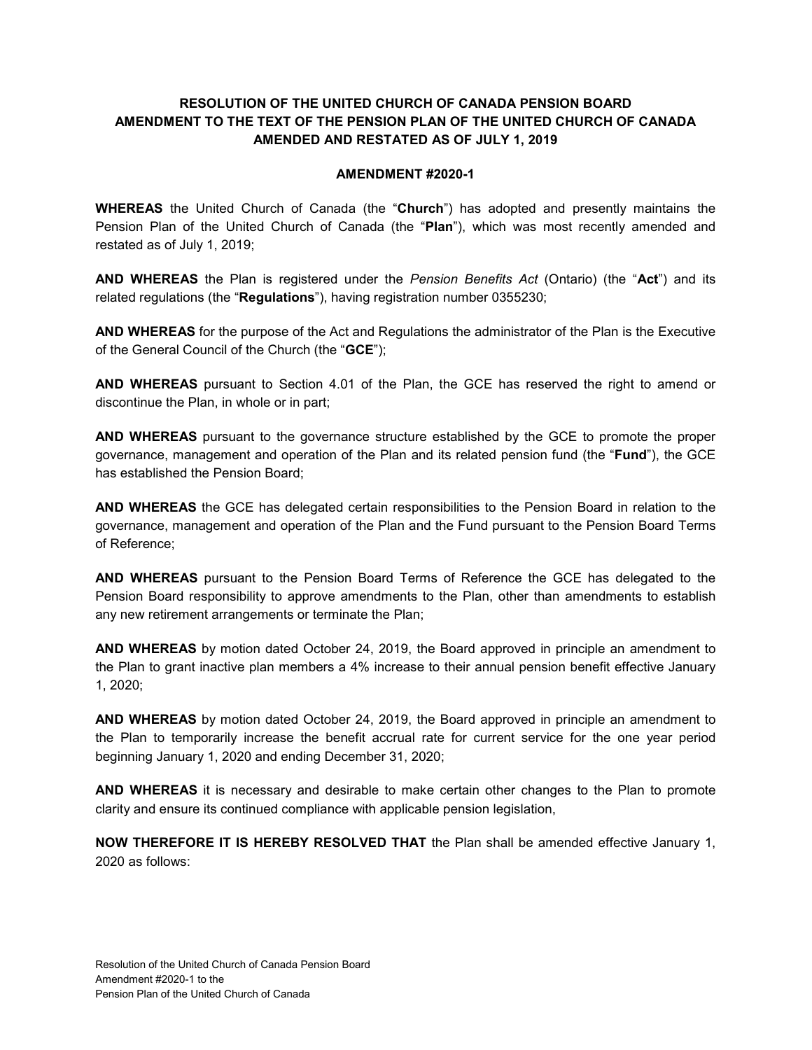**RESOLUTION OF THE UNITED CHURCH OF CANADA PENSION BOARD**
**AMENDMENT TO THE TEXT OF THE PENSION PLAN OF THE UNITED CHURCH OF CANADA**
**AMENDED AND RESTATED AS OF JULY 1, 2019**

**AMENDMENT #2020-1**

**WHEREAS** the United Church of Canada (the "**Church**") has adopted and presently maintains the Pension Plan of the United Church of Canada (the "**Plan**"), which was most recently amended and restated as of July 1, 2019;

**AND WHEREAS** the Plan is registered under the *Pension Benefits Act* (Ontario) (the "**Act**") and its related regulations (the "**Regulations**"), having registration number 0355230;

**AND WHEREAS** for the purpose of the Act and Regulations the administrator of the Plan is the Executive of the General Council of the Church (the "**GCE**");

**AND WHEREAS** pursuant to Section 4.01 of the Plan, the GCE has reserved the right to amend or discontinue the Plan, in whole or in part;

**AND WHEREAS** pursuant to the governance structure established by the GCE to promote the proper governance, management and operation of the Plan and its related pension fund (the "**Fund**"), the GCE has established the Pension Board;

**AND WHEREAS** the GCE has delegated certain responsibilities to the Pension Board in relation to the governance, management and operation of the Plan and the Fund pursuant to the Pension Board Terms of Reference;

**AND WHEREAS** pursuant to the Pension Board Terms of Reference the GCE has delegated to the Pension Board responsibility to approve amendments to the Plan, other than amendments to establish any new retirement arrangements or terminate the Plan;

**AND WHEREAS** by motion dated October 24, 2019, the Board approved in principle an amendment to the Plan to grant inactive plan members a 4% increase to their annual pension benefit effective January 1, 2020;

**AND WHEREAS** by motion dated October 24, 2019, the Board approved in principle an amendment to the Plan to temporarily increase the benefit accrual rate for current service for the one year period beginning January 1, 2020 and ending December 31, 2020;

**AND WHEREAS** it is necessary and desirable to make certain other changes to the Plan to promote clarity and ensure its continued compliance with applicable pension legislation,

**NOW THEREFORE IT IS HEREBY RESOLVED THAT** the Plan shall be amended effective January 1, 2020 as follows: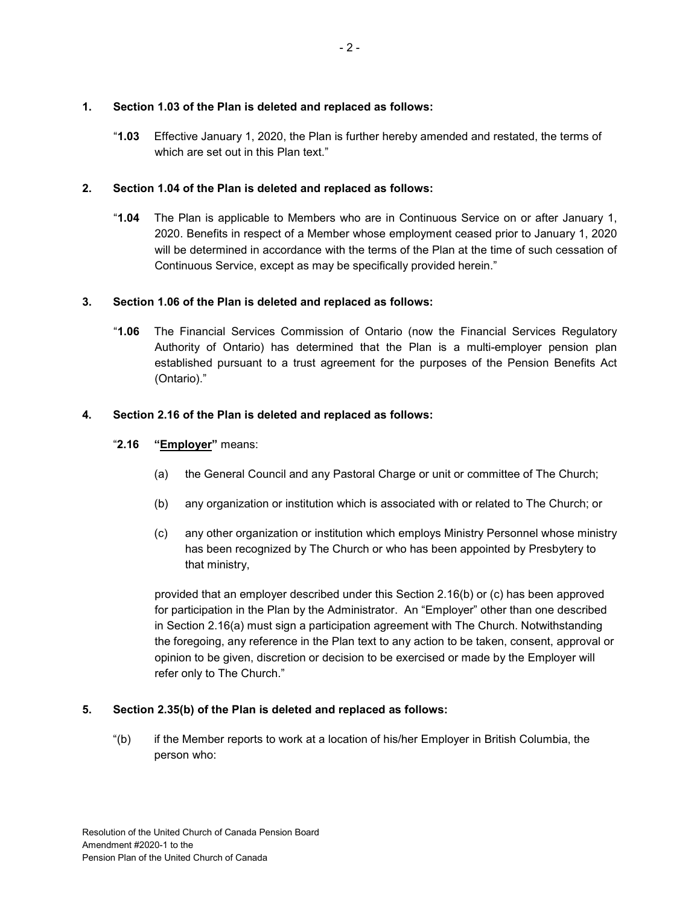**1. Section 1.03 of the Plan is deleted and replaced as follows:**

"**1.03** Effective January 1, 2020, the Plan is further hereby amended and restated, the terms of which are set out in this Plan text."

**2. Section 1.04 of the Plan is deleted and replaced as follows:**

"**1.04** The Plan is applicable to Members who are in Continuous Service on or after January 1, 2020. Benefits in respect of a Member whose employment ceased prior to January 1, 2020 will be determined in accordance with the terms of the Plan at the time of such cessation of Continuous Service, except as may be specifically provided herein."

**3. Section 1.06 of the Plan is deleted and replaced as follows:**

"**1.06** The Financial Services Commission of Ontario (now the Financial Services Regulatory Authority of Ontario) has determined that the Plan is a multi-employer pension plan established pursuant to a trust agreement for the purposes of the Pension Benefits Act (Ontario)."

**4. Section 2.16 of the Plan is deleted and replaced as follows:**

"**2.16** **"Employer"** means:

(a) the General Council and any Pastoral Charge or unit or committee of The Church;

(b) any organization or institution which is associated with or related to The Church; or

(c) any other organization or institution which employs Ministry Personnel whose ministry has been recognized by The Church or who has been appointed by Presbytery to that ministry,

provided that an employer described under this Section 2.16(b) or (c) has been approved for participation in the Plan by the Administrator. An "Employer" other than one described in Section 2.16(a) must sign a participation agreement with The Church. Notwithstanding the foregoing, any reference in the Plan text to any action to be taken, consent, approval or opinion to be given, discretion or decision to be exercised or made by the Employer will refer only to The Church."

**5. Section 2.35(b) of the Plan is deleted and replaced as follows:**

"(b) if the Member reports to work at a location of his/her Employer in British Columbia, the person who: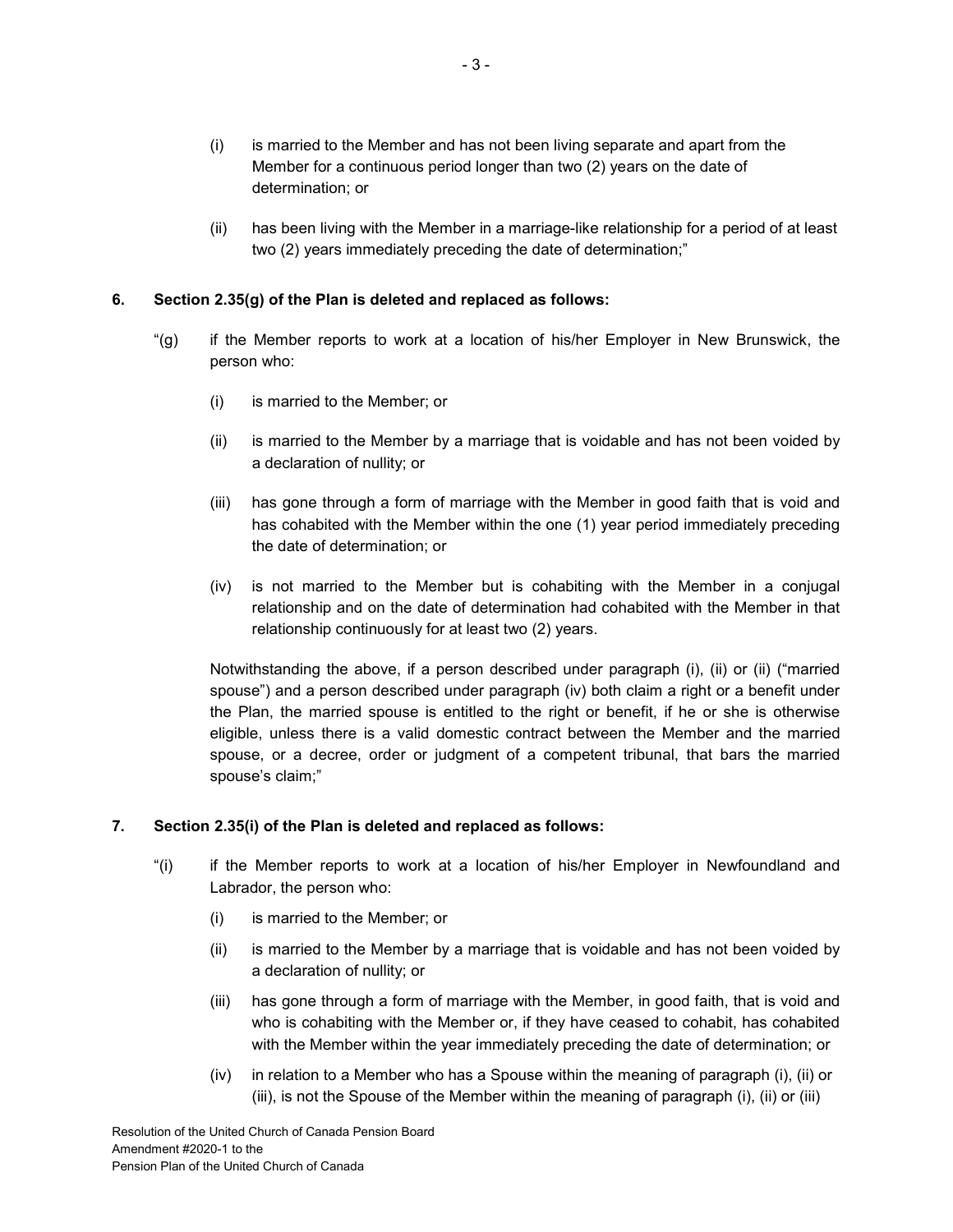(i) is married to the Member and has not been living separate and apart from the Member for a continuous period longer than two (2) years on the date of determination; or

(ii) has been living with the Member in a marriage-like relationship for a period of at least two (2) years immediately preceding the date of determination;"

**6. Section 2.35(g) of the Plan is deleted and replaced as follows:**

"(g) if the Member reports to work at a location of his/her Employer in New Brunswick, the person who:

(i) is married to the Member; or

(ii) is married to the Member by a marriage that is voidable and has not been voided by a declaration of nullity; or

(iii) has gone through a form of marriage with the Member in good faith that is void and has cohabited with the Member within the one (1) year period immediately preceding the date of determination; or

(iv) is not married to the Member but is cohabiting with the Member in a conjugal relationship and on the date of determination had cohabited with the Member in that relationship continuously for at least two (2) years.

Notwithstanding the above, if a person described under paragraph (i), (ii) or (ii) ("married spouse") and a person described under paragraph (iv) both claim a right or a benefit under the Plan, the married spouse is entitled to the right or benefit, if he or she is otherwise eligible, unless there is a valid domestic contract between the Member and the married spouse, or a decree, order or judgment of a competent tribunal, that bars the married spouse's claim;"

**7. Section 2.35(i) of the Plan is deleted and replaced as follows:**

"(i) if the Member reports to work at a location of his/her Employer in Newfoundland and Labrador, the person who:

(i) is married to the Member; or

(ii) is married to the Member by a marriage that is voidable and has not been voided by a declaration of nullity; or

(iii) has gone through a form of marriage with the Member, in good faith, that is void and who is cohabiting with the Member or, if they have ceased to cohabit, has cohabited with the Member within the year immediately preceding the date of determination; or

(iv) in relation to a Member who has a Spouse within the meaning of paragraph (i), (ii) or (iii), is not the Spouse of the Member within the meaning of paragraph (i), (ii) or (iii)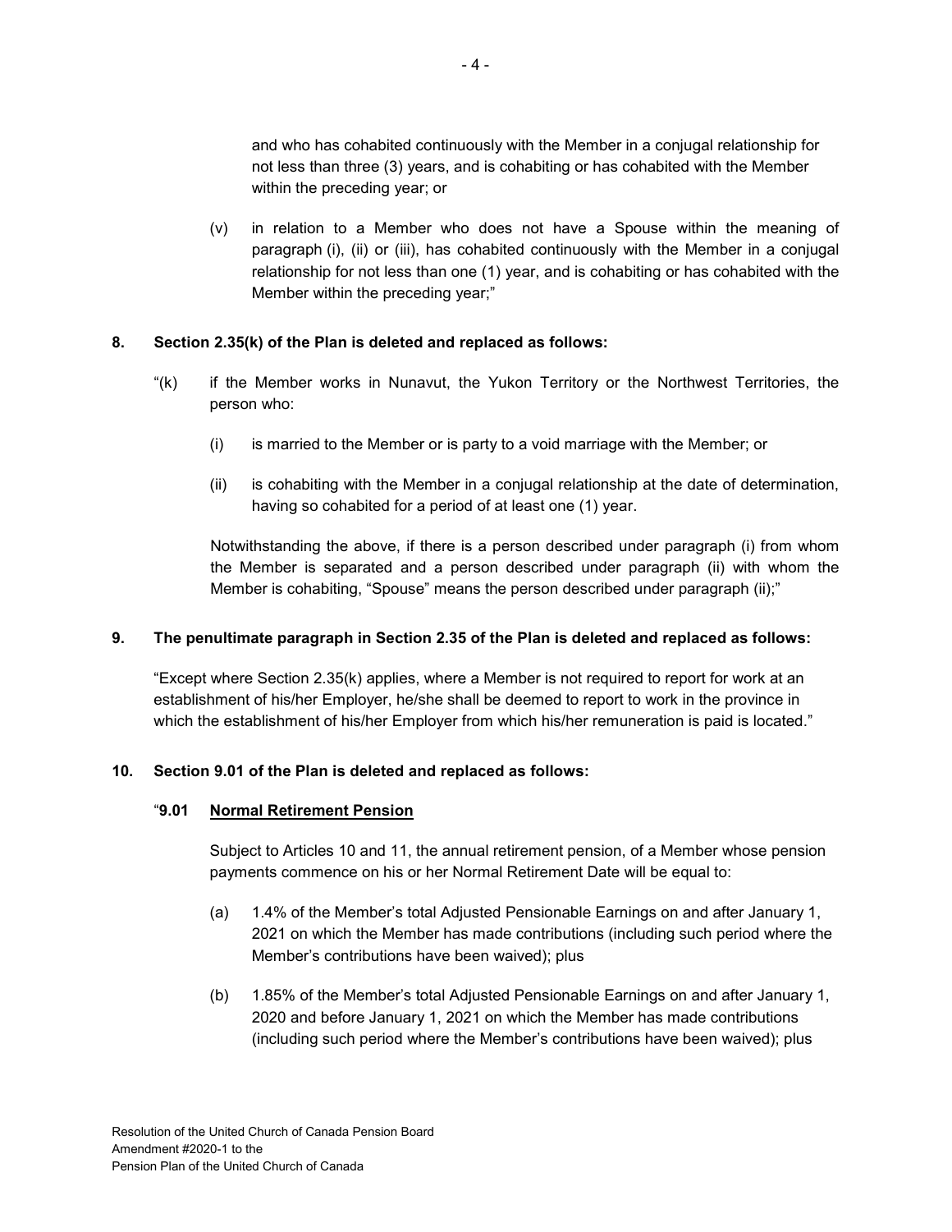and who has cohabited continuously with the Member in a conjugal relationship for not less than three (3) years, and is cohabiting or has cohabited with the Member within the preceding year; or

(v) in relation to a Member who does not have a Spouse within the meaning of paragraph (i), (ii) or (iii), has cohabited continuously with the Member in a conjugal relationship for not less than one (1) year, and is cohabiting or has cohabited with the Member within the preceding year;"

**8. Section 2.35(k) of the Plan is deleted and replaced as follows:**

"(k) if the Member works in Nunavut, the Yukon Territory or the Northwest Territories, the person who:

(i) is married to the Member or is party to a void marriage with the Member; or

(ii) is cohabiting with the Member in a conjugal relationship at the date of determination, having so cohabited for a period of at least one (1) year.

Notwithstanding the above, if there is a person described under paragraph (i) from whom the Member is separated and a person described under paragraph (ii) with whom the Member is cohabiting, "Spouse" means the person described under paragraph (ii);"

**9. The penultimate paragraph in Section 2.35 of the Plan is deleted and replaced as follows:**

"Except where Section 2.35(k) applies, where a Member is not required to report for work at an establishment of his/her Employer, he/she shall be deemed to report to work in the province in which the establishment of his/her Employer from which his/her remuneration is paid is located."

**10. Section 9.01 of the Plan is deleted and replaced as follows:**

"**9.01 <u>Normal Retirement Pension</u>**

Subject to Articles 10 and 11, the annual retirement pension, of a Member whose pension payments commence on his or her Normal Retirement Date will be equal to:

(a) 1.4% of the Member's total Adjusted Pensionable Earnings on and after January 1, 2021 on which the Member has made contributions (including such period where the Member's contributions have been waived); plus

(b) 1.85% of the Member's total Adjusted Pensionable Earnings on and after January 1, 2020 and before January 1, 2021 on which the Member has made contributions (including such period where the Member's contributions have been waived); plus

Resolution of the United Church of Canada Pension Board
Amendment #2020-1 to the
Pension Plan of the United Church of Canada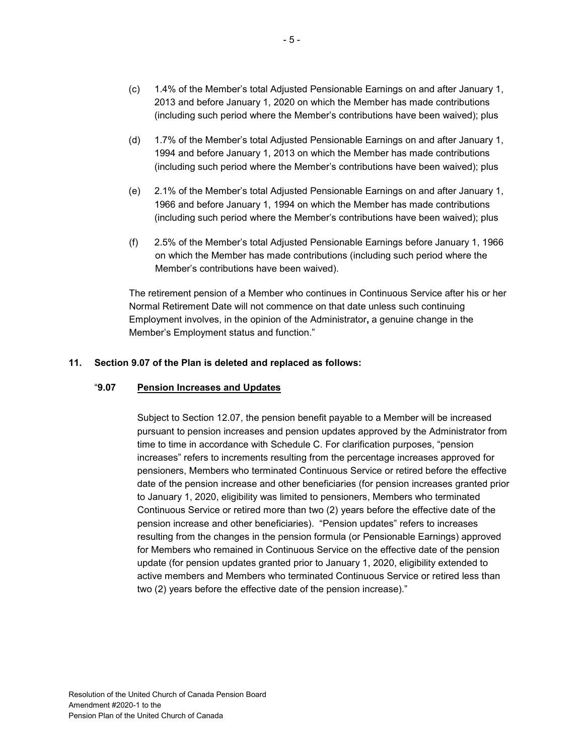(c) 1.4% of the Member's total Adjusted Pensionable Earnings on and after January 1, 2013 and before January 1, 2020 on which the Member has made contributions (including such period where the Member's contributions have been waived); plus

(d) 1.7% of the Member's total Adjusted Pensionable Earnings on and after January 1, 1994 and before January 1, 2013 on which the Member has made contributions (including such period where the Member's contributions have been waived); plus

(e) 2.1% of the Member's total Adjusted Pensionable Earnings on and after January 1, 1966 and before January 1, 1994 on which the Member has made contributions (including such period where the Member's contributions have been waived); plus

(f) 2.5% of the Member's total Adjusted Pensionable Earnings before January 1, 1966 on which the Member has made contributions (including such period where the Member's contributions have been waived).

The retirement pension of a Member who continues in Continuous Service after his or her Normal Retirement Date will not commence on that date unless such continuing Employment involves, in the opinion of the Administrator**,** a genuine change in the Member's Employment status and function."

**11. Section 9.07 of the Plan is deleted and replaced as follows:**

"**9.07 <u>Pension Increases and Updates</u>**

Subject to Section 12.07, the pension benefit payable to a Member will be increased pursuant to pension increases and pension updates approved by the Administrator from time to time in accordance with Schedule C. For clarification purposes, "pension increases" refers to increments resulting from the percentage increases approved for pensioners, Members who terminated Continuous Service or retired before the effective date of the pension increase and other beneficiaries (for pension increases granted prior to January 1, 2020, eligibility was limited to pensioners, Members who terminated Continuous Service or retired more than two (2) years before the effective date of the pension increase and other beneficiaries). "Pension updates" refers to increases resulting from the changes in the pension formula (or Pensionable Earnings) approved for Members who remained in Continuous Service on the effective date of the pension update (for pension updates granted prior to January 1, 2020, eligibility extended to active members and Members who terminated Continuous Service or retired less than two (2) years before the effective date of the pension increase)."

Resolution of the United Church of Canada Pension Board
Amendment #2020-1 to the
Pension Plan of the United Church of Canada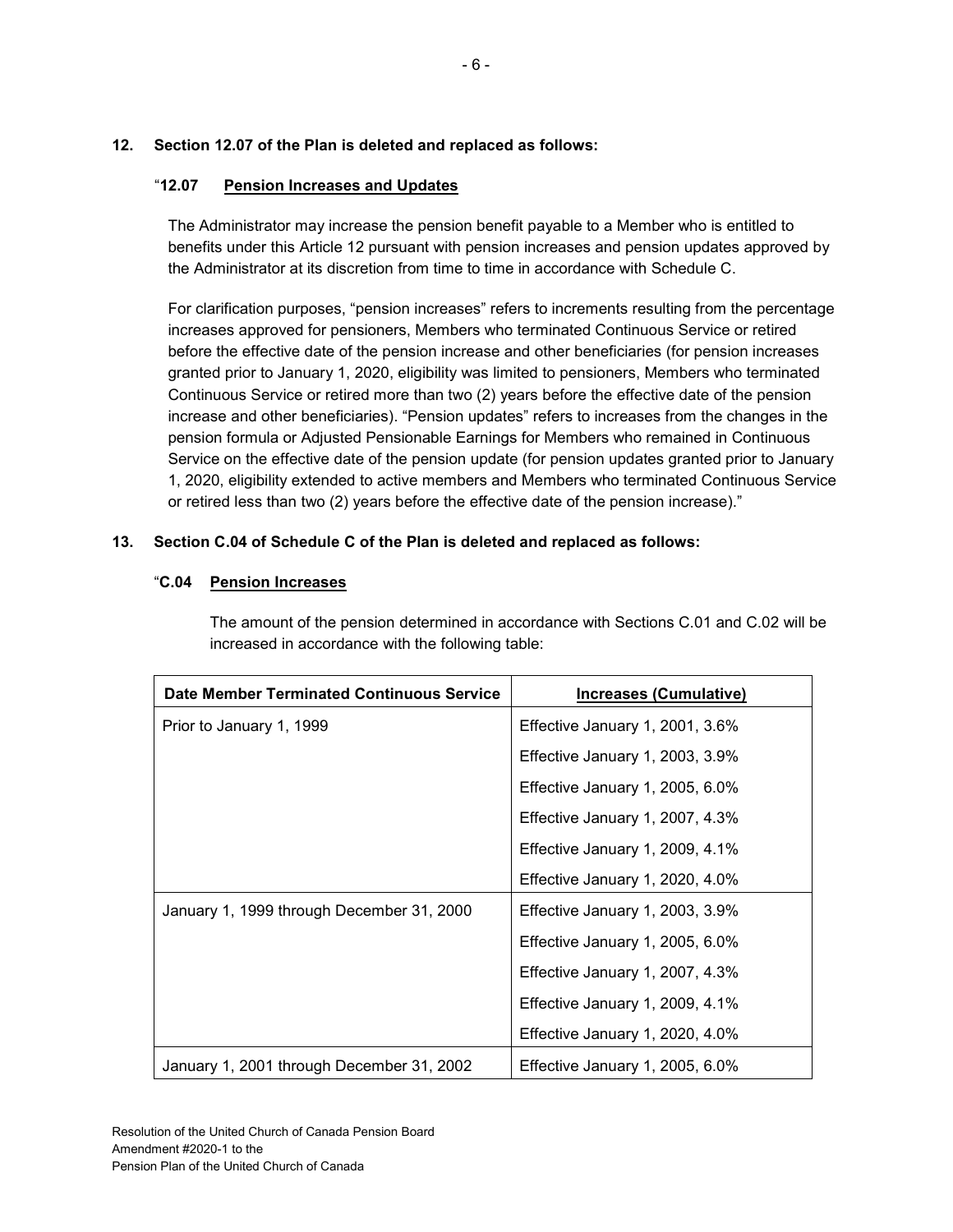**12. Section 12.07 of the Plan is deleted and replaced as follows:**

"**12.07 Pension Increases and Updates**

The Administrator may increase the pension benefit payable to a Member who is entitled to benefits under this Article 12 pursuant with pension increases and pension updates approved by the Administrator at its discretion from time to time in accordance with Schedule C.

For clarification purposes, "pension increases" refers to increments resulting from the percentage increases approved for pensioners, Members who terminated Continuous Service or retired before the effective date of the pension increase and other beneficiaries (for pension increases granted prior to January 1, 2020, eligibility was limited to pensioners, Members who terminated Continuous Service or retired more than two (2) years before the effective date of the pension increase and other beneficiaries). "Pension updates" refers to increases from the changes in the pension formula or Adjusted Pensionable Earnings for Members who remained in Continuous Service on the effective date of the pension update (for pension updates granted prior to January 1, 2020, eligibility extended to active members and Members who terminated Continuous Service or retired less than two (2) years before the effective date of the pension increase)."

**13. Section C.04 of Schedule C of the Plan is deleted and replaced as follows:**

"**C.04 Pension Increases**

The amount of the pension determined in accordance with Sections C.01 and C.02 will be increased in accordance with the following table:

| Date Member Terminated Continuous Service | Increases (Cumulative) |
|---|---|
| Prior to January 1, 1999 | Effective January 1, 2001, 3.6% |
| | Effective January 1, 2003, 3.9% |
| | Effective January 1, 2005, 6.0% |
| | Effective January 1, 2007, 4.3% |
| | Effective January 1, 2009, 4.1% |
| | Effective January 1, 2020, 4.0% |
| January 1, 1999 through December 31, 2000 | Effective January 1, 2003, 3.9% |
| | Effective January 1, 2005, 6.0% |
| | Effective January 1, 2007, 4.3% |
| | Effective January 1, 2009, 4.1% |
| | Effective January 1, 2020, 4.0% |
| January 1, 2001 through December 31, 2002 | Effective January 1, 2005, 6.0% |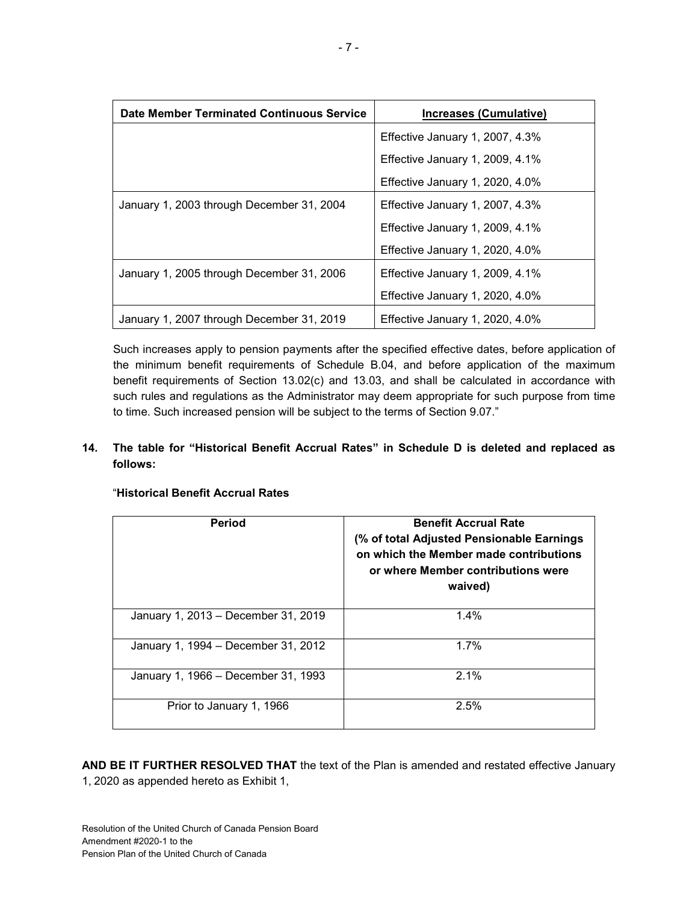| Date Member Terminated Continuous Service | Increases (Cumulative) |
|---|---|
| | Effective January 1, 2007, 4.3%<br>Effective January 1, 2009, 4.1%<br>Effective January 1, 2020, 4.0% |
| January 1, 2003 through December 31, 2004 | Effective January 1, 2007, 4.3%<br>Effective January 1, 2009, 4.1%<br>Effective January 1, 2020, 4.0% |
| January 1, 2005 through December 31, 2006 | Effective January 1, 2009, 4.1%<br>Effective January 1, 2020, 4.0% |
| January 1, 2007 through December 31, 2019 | Effective January 1, 2020, 4.0% |

Such increases apply to pension payments after the specified effective dates, before application of the minimum benefit requirements of Schedule B.04, and before application of the maximum benefit requirements of Section 13.02(c) and 13.03, and shall be calculated in accordance with such rules and regulations as the Administrator may deem appropriate for such purpose from time to time. Such increased pension will be subject to the terms of Section 9.07."

**14. The table for "Historical Benefit Accrual Rates" in Schedule D is deleted and replaced as follows:**

"**Historical Benefit Accrual Rates**

| Period | Benefit Accrual Rate (% of total Adjusted Pensionable Earnings on which the Member made contributions or where Member contributions were waived) |
|---|---|
| January 1, 2013 – December 31, 2019 | 1.4% |
| January 1, 1994 – December 31, 2012 | 1.7% |
| January 1, 1966 – December 31, 1993 | 2.1% |
| Prior to January 1, 1966 | 2.5% |

**AND BE IT FURTHER RESOLVED THAT** the text of the Plan is amended and restated effective January 1, 2020 as appended hereto as Exhibit 1,

Resolution of the United Church of Canada Pension Board
Amendment #2020-1 to the
Pension Plan of the United Church of Canada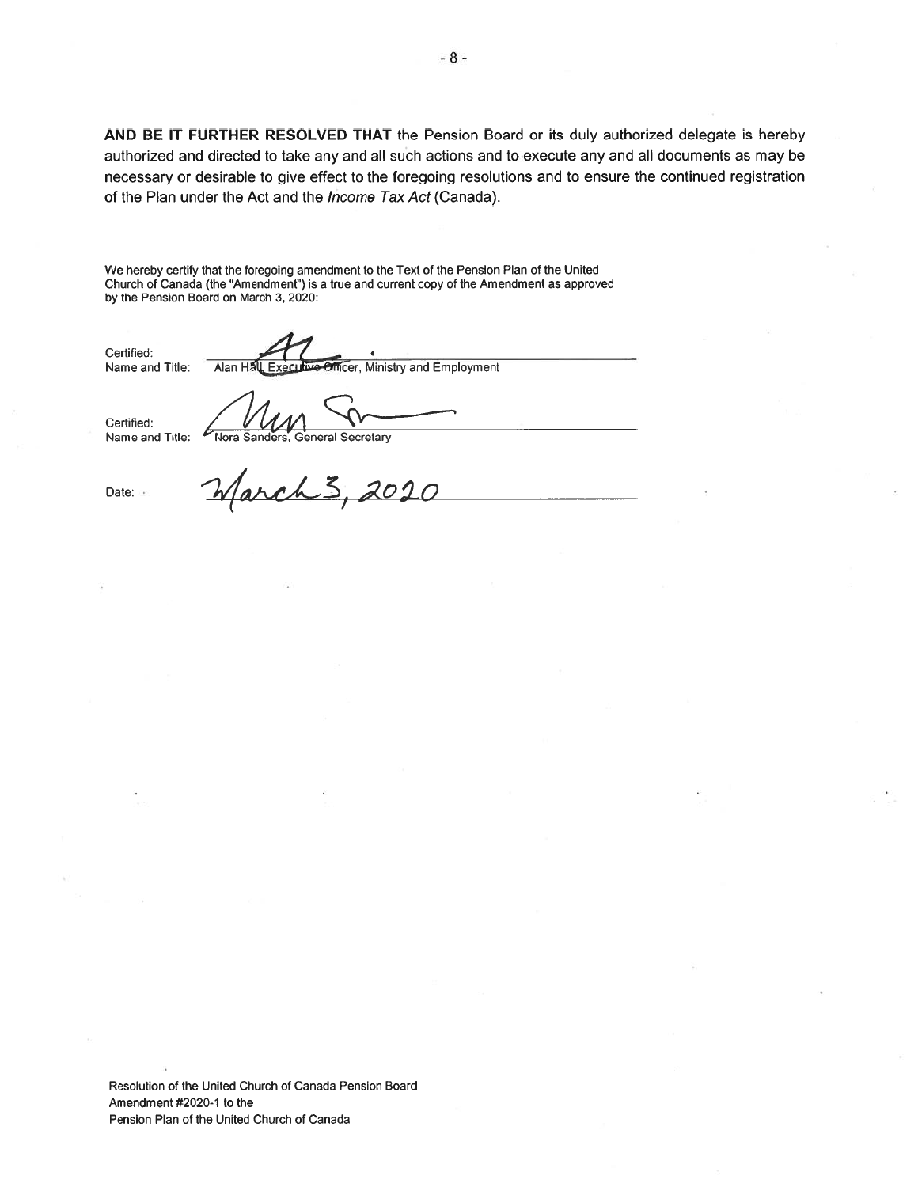**AND BE IT FURTHER RESOLVED THAT** the Pension Board or its duly authorized delegate is hereby authorized and directed to take any and all such actions and to execute any and all documents as may be necessary or desirable to give effect to the foregoing resolutions and to ensure the continued registration of the Plan under the Act and the *Income Tax Act* (Canada).

We hereby certify that the foregoing amendment to the Text of the Pension Plan of the United Church of Canada (the "Amendment") is a true and current copy of the Amendment as approved by the Pension Board on March 3, 2020:

Certified:
Name and Title: Alan Hall, Executive Officer, Ministry and Employment

Certified:
Name and Title: Nora Sanders, General Secretary

Date: March 3, 2020

Resolution of the United Church of Canada Pension Board
Amendment #2020-1 to the
Pension Plan of the United Church of Canada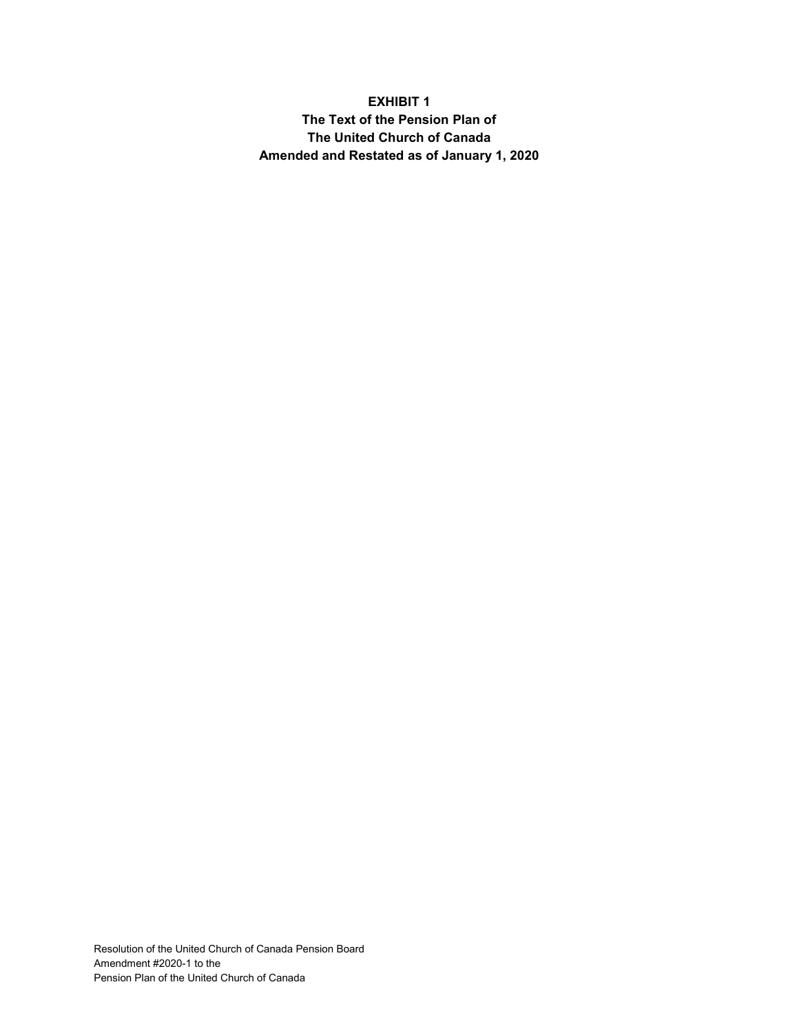# EXHIBIT 1
## The Text of the Pension Plan of
## The United Church of Canada
## Amended and Restated as of January 1, 2020

Resolution of the United Church of Canada Pension Board
Amendment #2020-1 to the
Pension Plan of the United Church of Canada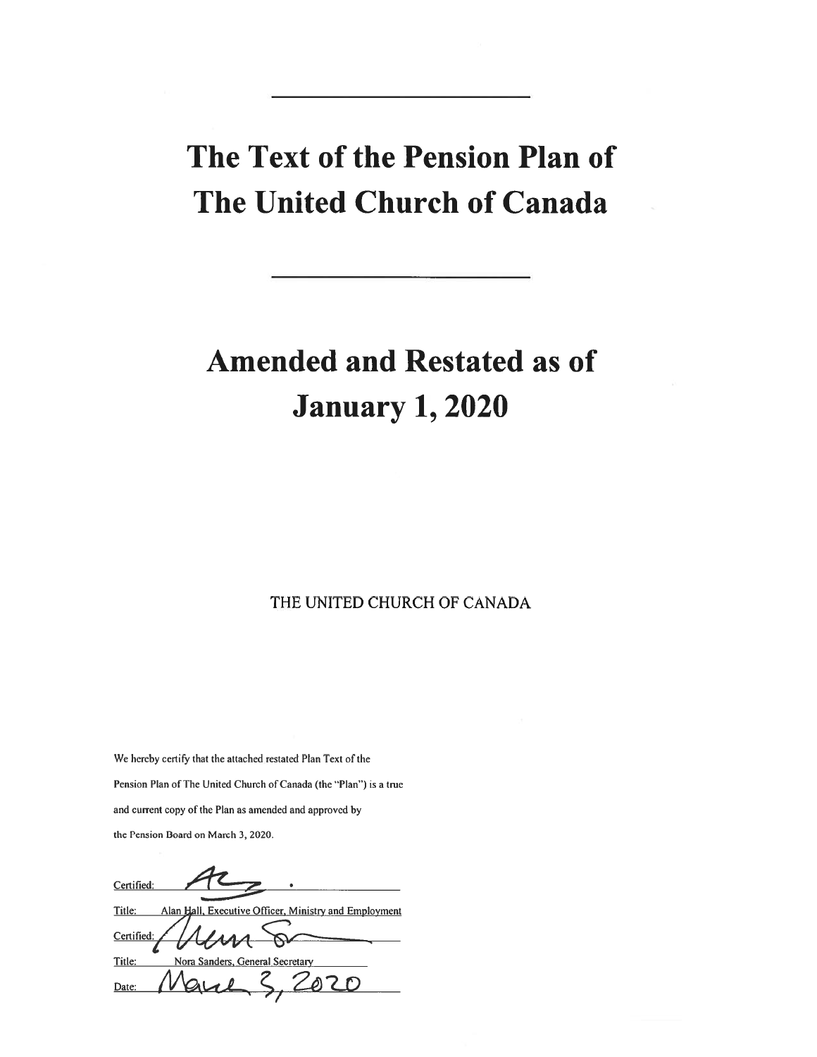---

# The Text of the Pension Plan of The United Church of Canada

---

# Amended and Restated as of January 1, 2020

THE UNITED CHURCH OF CANADA

We hereby certify that the attached restated Plan Text of the Pension Plan of The United Church of Canada (the "Plan") is a true and current copy of the Plan as amended and approved by the Pension Board on March 3, 2020.

Certified: [signature]

Title: Alan Hall, Executive Officer, Ministry and Employment

Certified: [signature]

Title: Nora Sanders, General Secretary

Date: March 3, 2020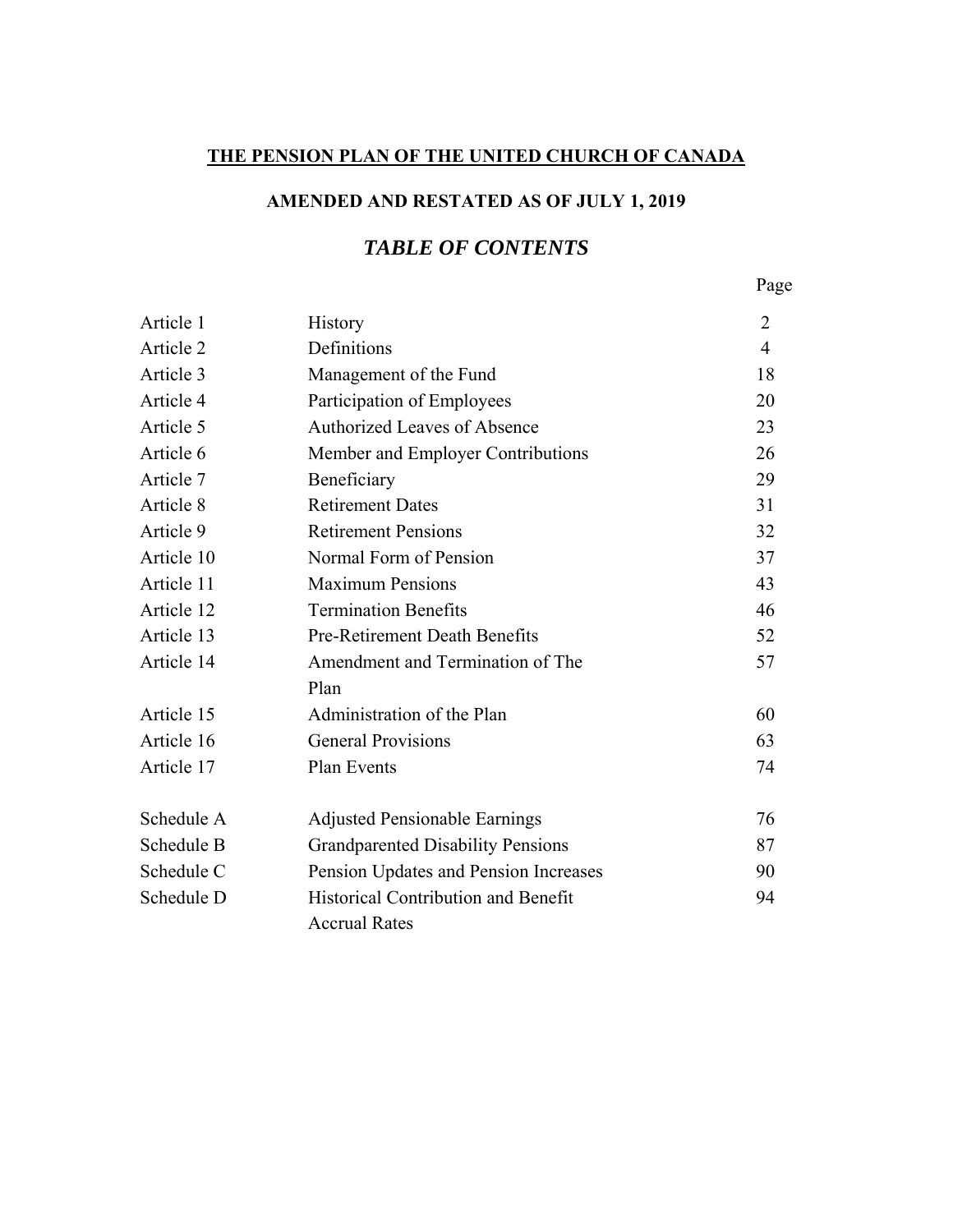# THE PENSION PLAN OF THE UNITED CHURCH OF CANADA

## AMENDED AND RESTATED AS OF JULY 1, 2019

## *TABLE OF CONTENTS*

| | | Page |
|---|---|---|
| Article 1 | History | 2 |
| Article 2 | Definitions | 4 |
| Article 3 | Management of the Fund | 18 |
| Article 4 | Participation of Employees | 20 |
| Article 5 | Authorized Leaves of Absence | 23 |
| Article 6 | Member and Employer Contributions | 26 |
| Article 7 | Beneficiary | 29 |
| Article 8 | Retirement Dates | 31 |
| Article 9 | Retirement Pensions | 32 |
| Article 10 | Normal Form of Pension | 37 |
| Article 11 | Maximum Pensions | 43 |
| Article 12 | Termination Benefits | 46 |
| Article 13 | Pre-Retirement Death Benefits | 52 |
| Article 14 | Amendment and Termination of The Plan | 57 |
| Article 15 | Administration of the Plan | 60 |
| Article 16 | General Provisions | 63 |
| Article 17 | Plan Events | 74 |
| Schedule A | Adjusted Pensionable Earnings | 76 |
| Schedule B | Grandparented Disability Pensions | 87 |
| Schedule C | Pension Updates and Pension Increases | 90 |
| Schedule D | Historical Contribution and Benefit Accrual Rates | 94 |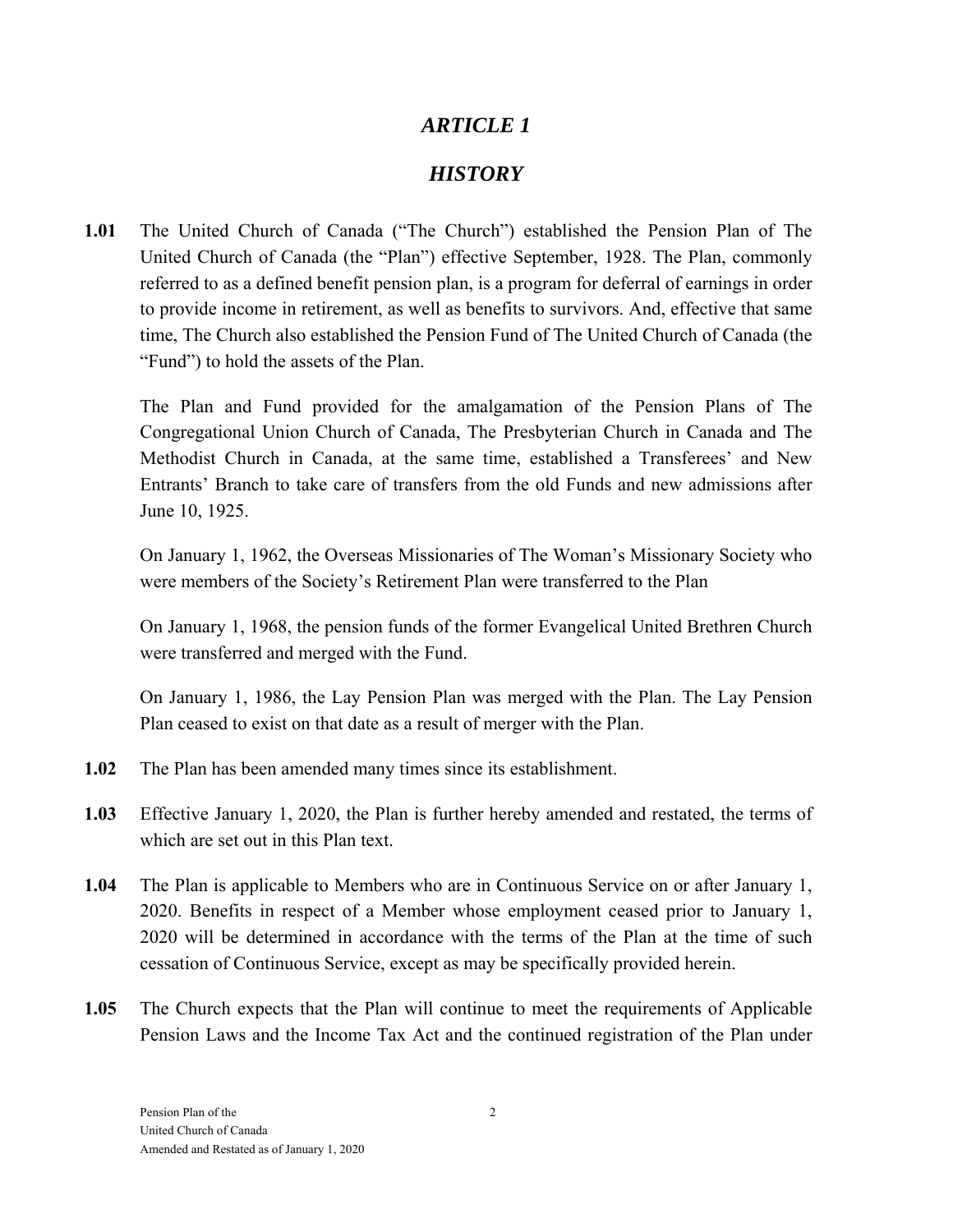# *ARTICLE 1*

## *HISTORY*

**1.01** The United Church of Canada ("The Church") established the Pension Plan of The United Church of Canada (the "Plan") effective September, 1928. The Plan, commonly referred to as a defined benefit pension plan, is a program for deferral of earnings in order to provide income in retirement, as well as benefits to survivors. And, effective that same time, The Church also established the Pension Fund of The United Church of Canada (the "Fund") to hold the assets of the Plan.

The Plan and Fund provided for the amalgamation of the Pension Plans of The Congregational Union Church of Canada, The Presbyterian Church in Canada and The Methodist Church in Canada, at the same time, established a Transferees' and New Entrants' Branch to take care of transfers from the old Funds and new admissions after June 10, 1925.

On January 1, 1962, the Overseas Missionaries of The Woman's Missionary Society who were members of the Society's Retirement Plan were transferred to the Plan

On January 1, 1968, the pension funds of the former Evangelical United Brethren Church were transferred and merged with the Fund.

On January 1, 1986, the Lay Pension Plan was merged with the Plan. The Lay Pension Plan ceased to exist on that date as a result of merger with the Plan.

**1.02** The Plan has been amended many times since its establishment.

**1.03** Effective January 1, 2020, the Plan is further hereby amended and restated, the terms of which are set out in this Plan text.

**1.04** The Plan is applicable to Members who are in Continuous Service on or after January 1, 2020. Benefits in respect of a Member whose employment ceased prior to January 1, 2020 will be determined in accordance with the terms of the Plan at the time of such cessation of Continuous Service, except as may be specifically provided herein.

**1.05** The Church expects that the Plan will continue to meet the requirements of Applicable Pension Laws and the Income Tax Act and the continued registration of the Plan under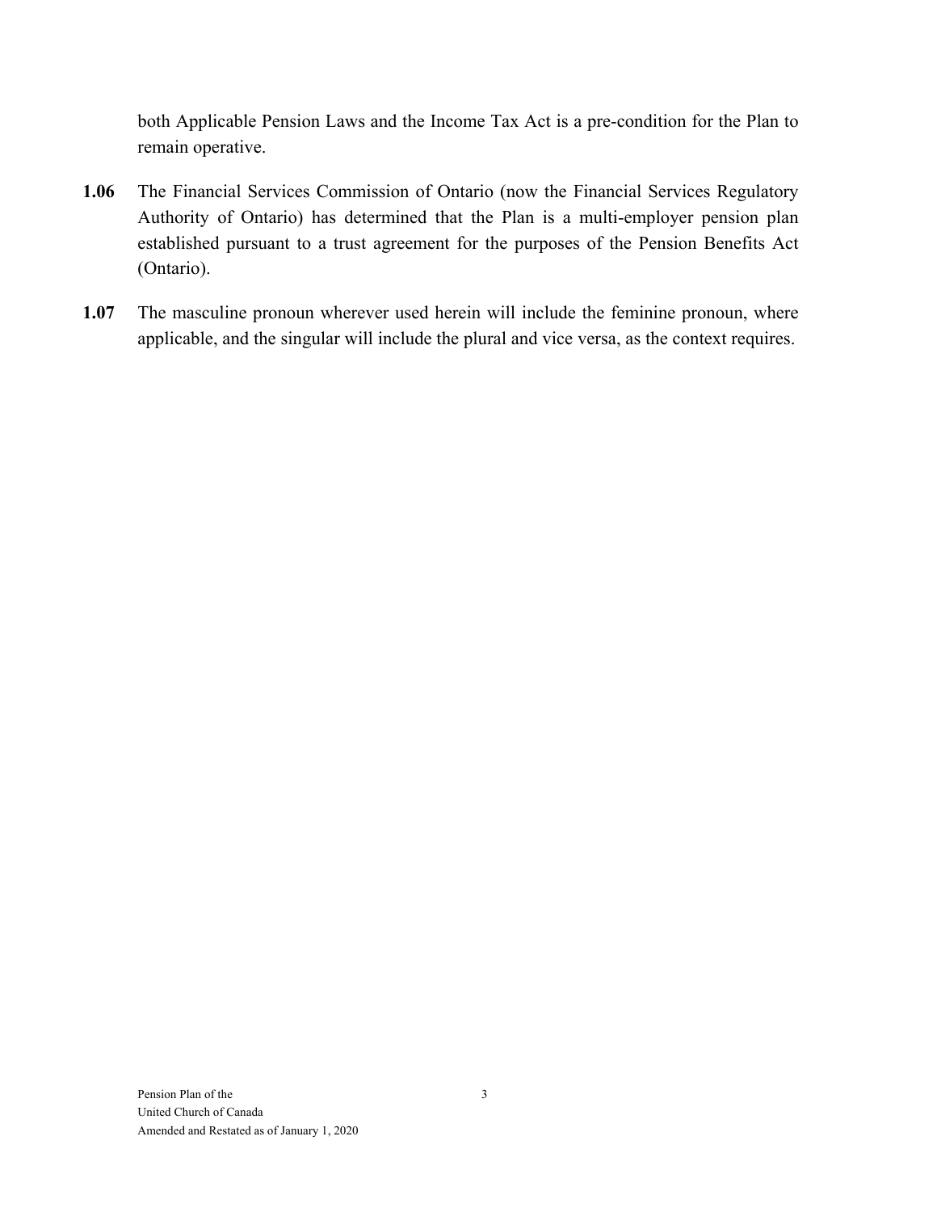both Applicable Pension Laws and the Income Tax Act is a pre-condition for the Plan to remain operative.

**1.06** The Financial Services Commission of Ontario (now the Financial Services Regulatory Authority of Ontario) has determined that the Plan is a multi-employer pension plan established pursuant to a trust agreement for the purposes of the Pension Benefits Act (Ontario).

**1.07** The masculine pronoun wherever used herein will include the feminine pronoun, where applicable, and the singular will include the plural and vice versa, as the context requires.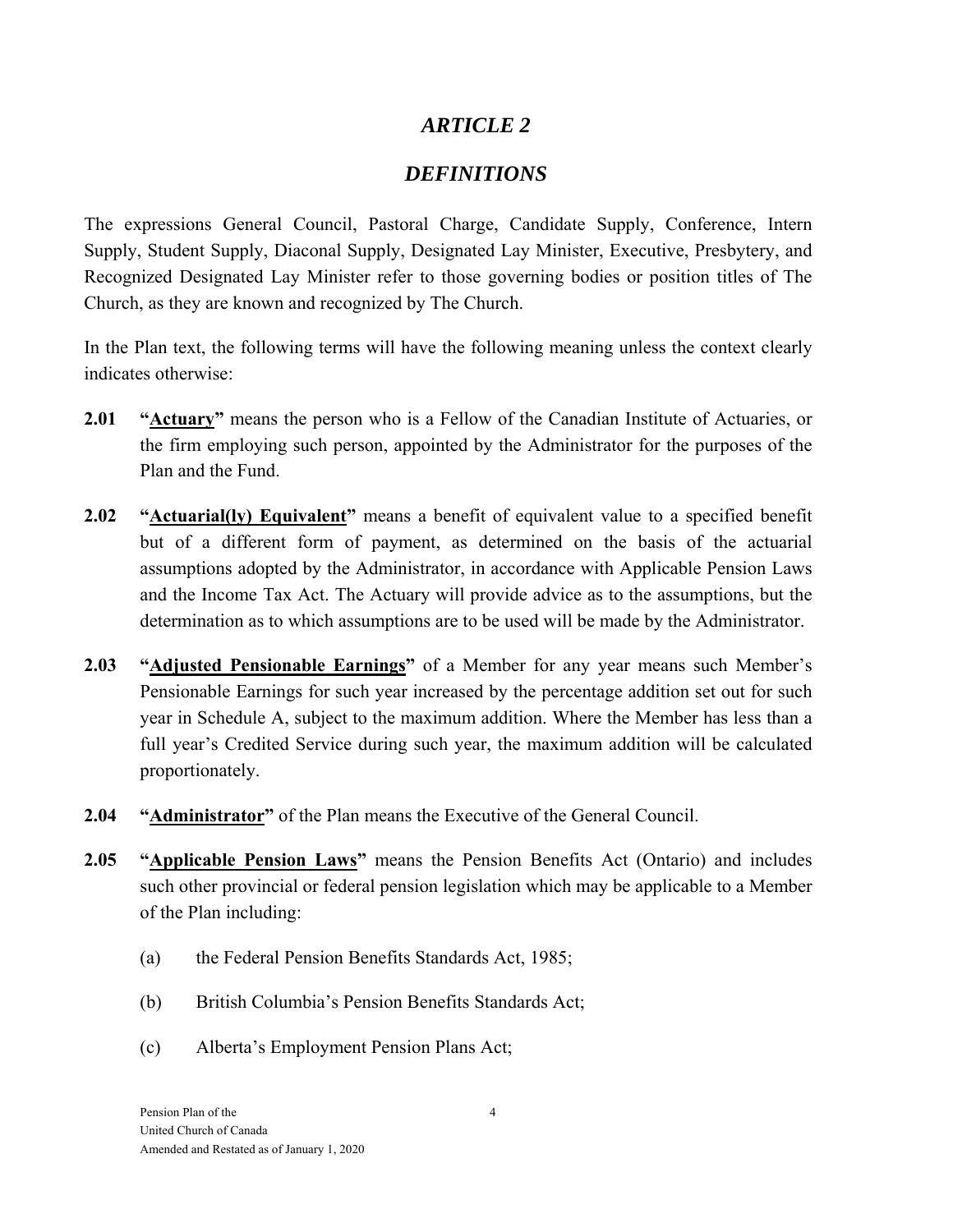# *ARTICLE 2*

## *DEFINITIONS*

The expressions General Council, Pastoral Charge, Candidate Supply, Conference, Intern Supply, Student Supply, Diaconal Supply, Designated Lay Minister, Executive, Presbytery, and Recognized Designated Lay Minister refer to those governing bodies or position titles of The Church, as they are known and recognized by The Church.

In the Plan text, the following terms will have the following meaning unless the context clearly indicates otherwise:

**2.01** **"Actuary"** means the person who is a Fellow of the Canadian Institute of Actuaries, or the firm employing such person, appointed by the Administrator for the purposes of the Plan and the Fund.

**2.02** **"Actuarial(ly) Equivalent"** means a benefit of equivalent value to a specified benefit but of a different form of payment, as determined on the basis of the actuarial assumptions adopted by the Administrator, in accordance with Applicable Pension Laws and the Income Tax Act. The Actuary will provide advice as to the assumptions, but the determination as to which assumptions are to be used will be made by the Administrator.

**2.03** **"Adjusted Pensionable Earnings"** of a Member for any year means such Member's Pensionable Earnings for such year increased by the percentage addition set out for such year in Schedule A, subject to the maximum addition. Where the Member has less than a full year's Credited Service during such year, the maximum addition will be calculated proportionately.

**2.04** **"Administrator"** of the Plan means the Executive of the General Council.

**2.05** **"Applicable Pension Laws"** means the Pension Benefits Act (Ontario) and includes such other provincial or federal pension legislation which may be applicable to a Member of the Plan including:

(a) the Federal Pension Benefits Standards Act, 1985;

(b) British Columbia's Pension Benefits Standards Act;

(c) Alberta's Employment Pension Plans Act;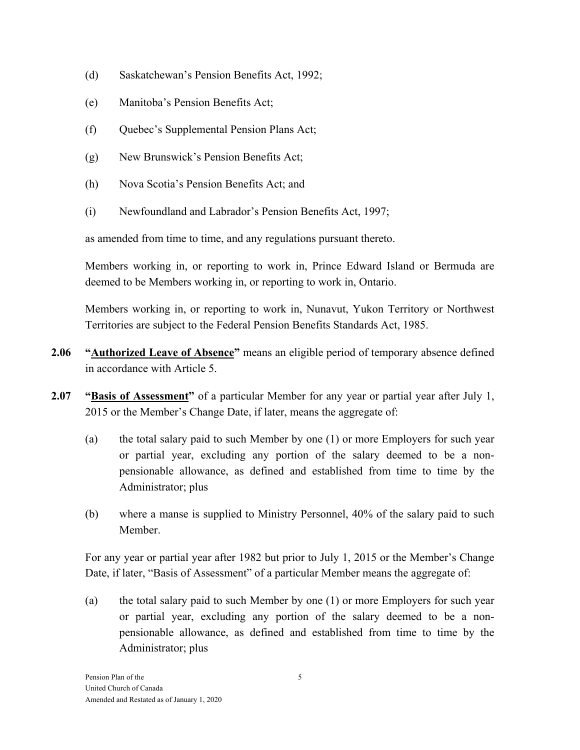(d) Saskatchewan's Pension Benefits Act, 1992;

(e) Manitoba's Pension Benefits Act;

(f) Quebec's Supplemental Pension Plans Act;

(g) New Brunswick's Pension Benefits Act;

(h) Nova Scotia's Pension Benefits Act; and

(i) Newfoundland and Labrador's Pension Benefits Act, 1997;

as amended from time to time, and any regulations pursuant thereto.

Members working in, or reporting to work in, Prince Edward Island or Bermuda are deemed to be Members working in, or reporting to work in, Ontario.

Members working in, or reporting to work in, Nunavut, Yukon Territory or Northwest Territories are subject to the Federal Pension Benefits Standards Act, 1985.

**2.06** **"Authorized Leave of Absence"** means an eligible period of temporary absence defined in accordance with Article 5.

**2.07** **"Basis of Assessment"** of a particular Member for any year or partial year after July 1, 2015 or the Member's Change Date, if later, means the aggregate of:

(a) the total salary paid to such Member by one (1) or more Employers for such year or partial year, excluding any portion of the salary deemed to be a non-pensionable allowance, as defined and established from time to time by the Administrator; plus

(b) where a manse is supplied to Ministry Personnel, 40% of the salary paid to such Member.

For any year or partial year after 1982 but prior to July 1, 2015 or the Member's Change Date, if later, "Basis of Assessment" of a particular Member means the aggregate of:

(a) the total salary paid to such Member by one (1) or more Employers for such year or partial year, excluding any portion of the salary deemed to be a non-pensionable allowance, as defined and established from time to time by the Administrator; plus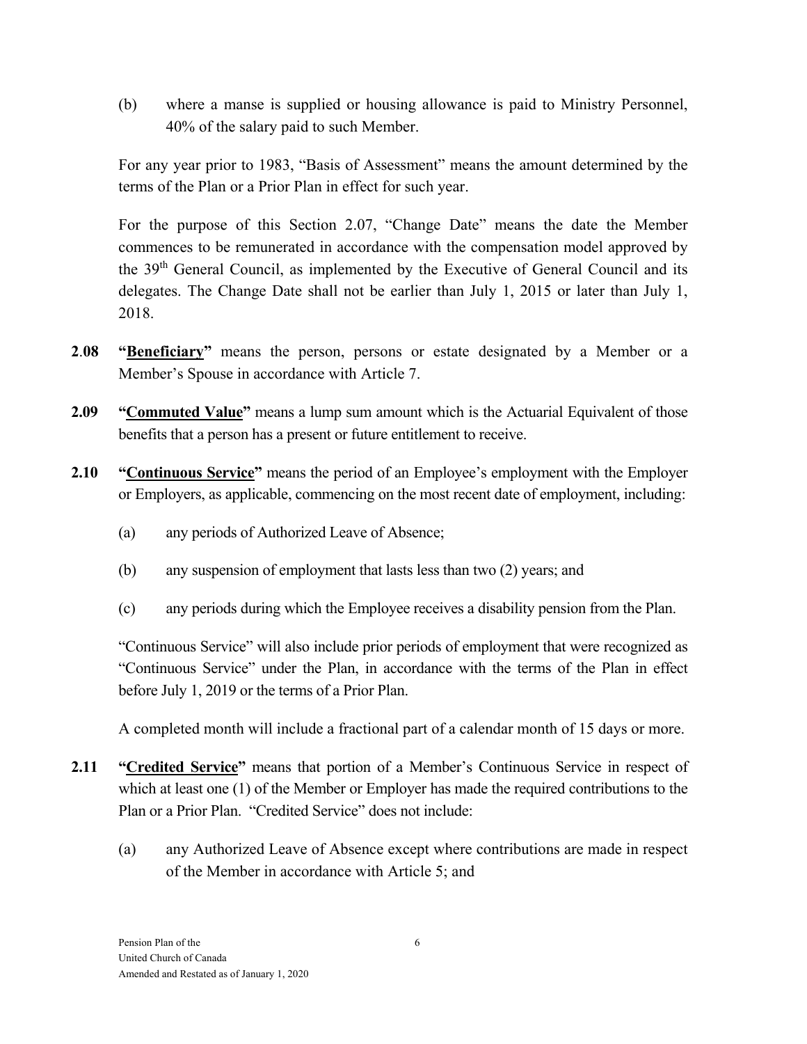(b) where a manse is supplied or housing allowance is paid to Ministry Personnel, 40% of the salary paid to such Member.

For any year prior to 1983, "Basis of Assessment" means the amount determined by the terms of the Plan or a Prior Plan in effect for such year.

For the purpose of this Section 2.07, "Change Date" means the date the Member commences to be remunerated in accordance with the compensation model approved by the 39th General Council, as implemented by the Executive of General Council and its delegates. The Change Date shall not be earlier than July 1, 2015 or later than July 1, 2018.

**2.08** **"<u>Beneficiary</u>"** means the person, persons or estate designated by a Member or a Member's Spouse in accordance with Article 7.

**2.09** **"<u>Commuted Value</u>"** means a lump sum amount which is the Actuarial Equivalent of those benefits that a person has a present or future entitlement to receive.

**2.10** **"<u>Continuous Service</u>"** means the period of an Employee's employment with the Employer or Employers, as applicable, commencing on the most recent date of employment, including:

(a) any periods of Authorized Leave of Absence;

(b) any suspension of employment that lasts less than two (2) years; and

(c) any periods during which the Employee receives a disability pension from the Plan.

"Continuous Service" will also include prior periods of employment that were recognized as "Continuous Service" under the Plan, in accordance with the terms of the Plan in effect before July 1, 2019 or the terms of a Prior Plan.

A completed month will include a fractional part of a calendar month of 15 days or more.

**2.11** **"<u>Credited Service</u>"** means that portion of a Member's Continuous Service in respect of which at least one (1) of the Member or Employer has made the required contributions to the Plan or a Prior Plan. "Credited Service" does not include:

(a) any Authorized Leave of Absence except where contributions are made in respect of the Member in accordance with Article 5; and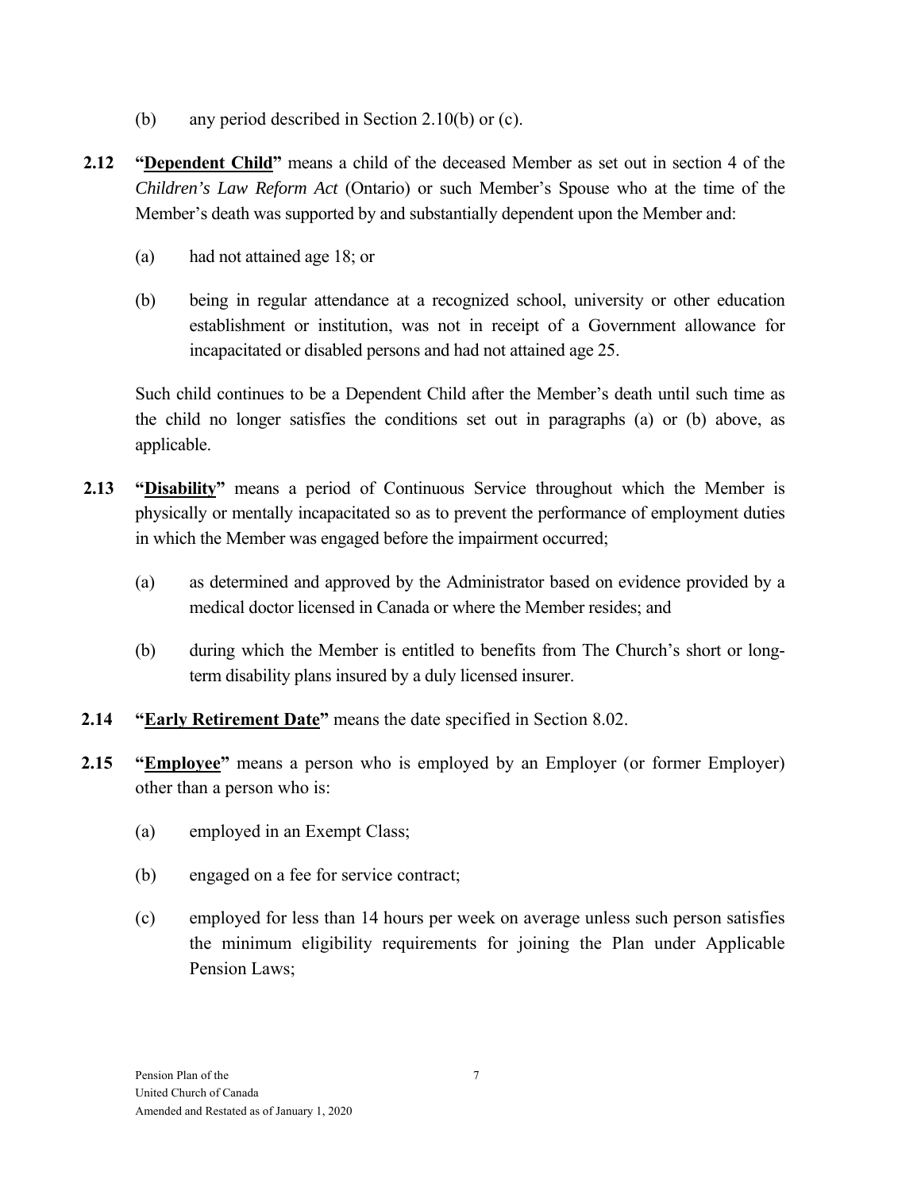(b) any period described in Section 2.10(b) or (c).

**2.12 "<u>Dependent Child</u>"** means a child of the deceased Member as set out in section 4 of the *Children's Law Reform Act* (Ontario) or such Member's Spouse who at the time of the Member's death was supported by and substantially dependent upon the Member and:

(a) had not attained age 18; or

(b) being in regular attendance at a recognized school, university or other education establishment or institution, was not in receipt of a Government allowance for incapacitated or disabled persons and had not attained age 25.

Such child continues to be a Dependent Child after the Member's death until such time as the child no longer satisfies the conditions set out in paragraphs (a) or (b) above, as applicable.

**2.13 "<u>Disability</u>"** means a period of Continuous Service throughout which the Member is physically or mentally incapacitated so as to prevent the performance of employment duties in which the Member was engaged before the impairment occurred;

(a) as determined and approved by the Administrator based on evidence provided by a medical doctor licensed in Canada or where the Member resides; and

(b) during which the Member is entitled to benefits from The Church's short or long-term disability plans insured by a duly licensed insurer.

**2.14 "<u>Early Retirement Date</u>"** means the date specified in Section 8.02.

**2.15 "<u>Employee</u>"** means a person who is employed by an Employer (or former Employer) other than a person who is:

(a) employed in an Exempt Class;

(b) engaged on a fee for service contract;

(c) employed for less than 14 hours per week on average unless such person satisfies the minimum eligibility requirements for joining the Plan under Applicable Pension Laws;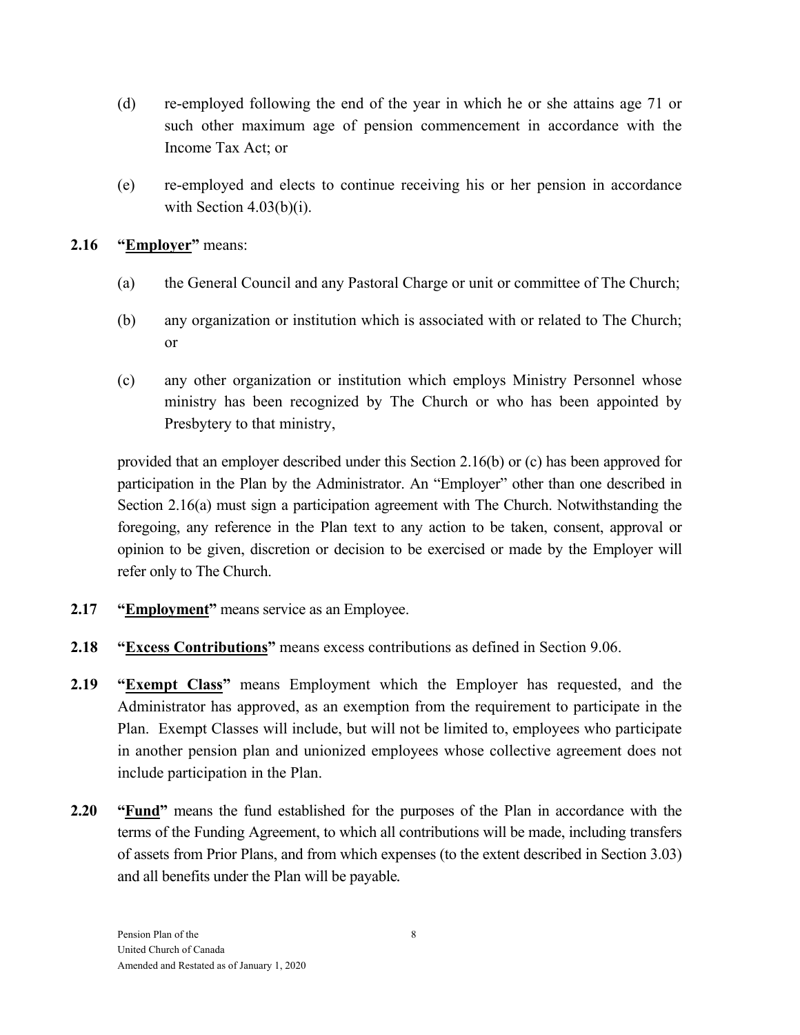(d) re-employed following the end of the year in which he or she attains age 71 or such other maximum age of pension commencement in accordance with the Income Tax Act; or

(e) re-employed and elects to continue receiving his or her pension in accordance with Section 4.03(b)(i).

**2.16 "Employer"** means:

(a) the General Council and any Pastoral Charge or unit or committee of The Church;

(b) any organization or institution which is associated with or related to The Church; or

(c) any other organization or institution which employs Ministry Personnel whose ministry has been recognized by The Church or who has been appointed by Presbytery to that ministry,

provided that an employer described under this Section 2.16(b) or (c) has been approved for participation in the Plan by the Administrator. An "Employer" other than one described in Section 2.16(a) must sign a participation agreement with The Church. Notwithstanding the foregoing, any reference in the Plan text to any action to be taken, consent, approval or opinion to be given, discretion or decision to be exercised or made by the Employer will refer only to The Church.

**2.17 "Employment"** means service as an Employee.

**2.18 "Excess Contributions"** means excess contributions as defined in Section 9.06.

**2.19 "Exempt Class"** means Employment which the Employer has requested, and the Administrator has approved, as an exemption from the requirement to participate in the Plan. Exempt Classes will include, but will not be limited to, employees who participate in another pension plan and unionized employees whose collective agreement does not include participation in the Plan.

**2.20 "Fund"** means the fund established for the purposes of the Plan in accordance with the terms of the Funding Agreement, to which all contributions will be made, including transfers of assets from Prior Plans, and from which expenses (to the extent described in Section 3.03) and all benefits under the Plan will be payable.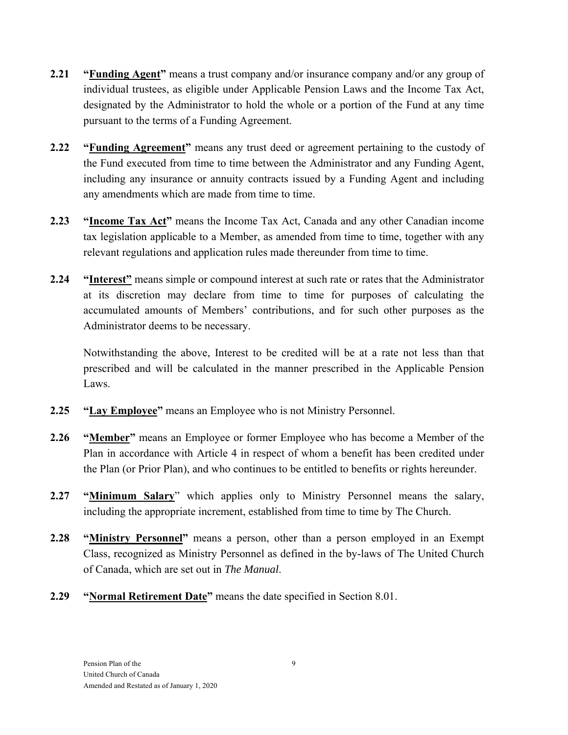**2.21** **"Funding Agent"** means a trust company and/or insurance company and/or any group of individual trustees, as eligible under Applicable Pension Laws and the Income Tax Act, designated by the Administrator to hold the whole or a portion of the Fund at any time pursuant to the terms of a Funding Agreement.

**2.22** **"Funding Agreement"** means any trust deed or agreement pertaining to the custody of the Fund executed from time to time between the Administrator and any Funding Agent, including any insurance or annuity contracts issued by a Funding Agent and including any amendments which are made from time to time.

**2.23** **"Income Tax Act"** means the Income Tax Act, Canada and any other Canadian income tax legislation applicable to a Member, as amended from time to time, together with any relevant regulations and application rules made thereunder from time to time.

**2.24** **"Interest"** means simple or compound interest at such rate or rates that the Administrator at its discretion may declare from time to time for purposes of calculating the accumulated amounts of Members' contributions, and for such other purposes as the Administrator deems to be necessary.

Notwithstanding the above, Interest to be credited will be at a rate not less than that prescribed and will be calculated in the manner prescribed in the Applicable Pension Laws.

**2.25** **"Lay Employee"** means an Employee who is not Ministry Personnel.

**2.26** **"Member"** means an Employee or former Employee who has become a Member of the Plan in accordance with Article 4 in respect of whom a benefit has been credited under the Plan (or Prior Plan), and who continues to be entitled to benefits or rights hereunder.

**2.27** **"Minimum Salary"** which applies only to Ministry Personnel means the salary, including the appropriate increment, established from time to time by The Church.

**2.28** **"Ministry Personnel"** means a person, other than a person employed in an Exempt Class, recognized as Ministry Personnel as defined in the by-laws of The United Church of Canada, which are set out in *The Manual*.

**2.29** **"Normal Retirement Date"** means the date specified in Section 8.01.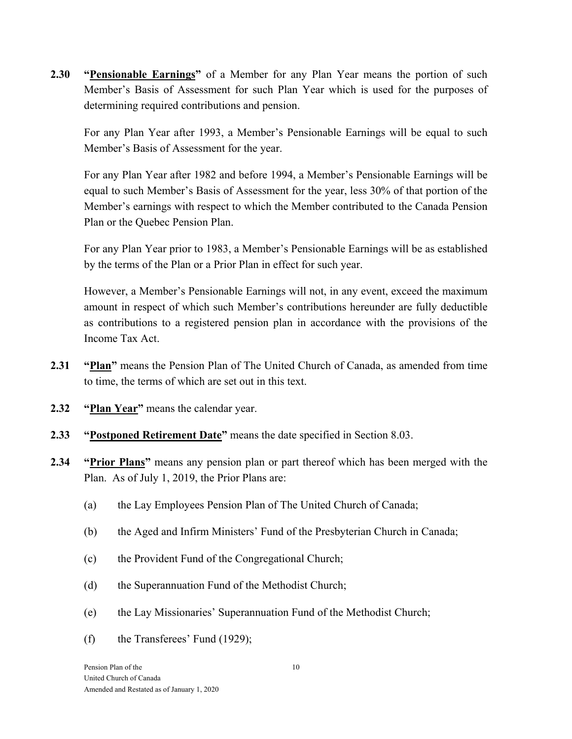**2.30** **"Pensionable Earnings"** of a Member for any Plan Year means the portion of such Member's Basis of Assessment for such Plan Year which is used for the purposes of determining required contributions and pension.

For any Plan Year after 1993, a Member's Pensionable Earnings will be equal to such Member's Basis of Assessment for the year.

For any Plan Year after 1982 and before 1994, a Member's Pensionable Earnings will be equal to such Member's Basis of Assessment for the year, less 30% of that portion of the Member's earnings with respect to which the Member contributed to the Canada Pension Plan or the Quebec Pension Plan.

For any Plan Year prior to 1983, a Member's Pensionable Earnings will be as established by the terms of the Plan or a Prior Plan in effect for such year.

However, a Member's Pensionable Earnings will not, in any event, exceed the maximum amount in respect of which such Member's contributions hereunder are fully deductible as contributions to a registered pension plan in accordance with the provisions of the Income Tax Act.

**2.31** **"Plan"** means the Pension Plan of The United Church of Canada, as amended from time to time, the terms of which are set out in this text.

**2.32** **"Plan Year"** means the calendar year.

**2.33** **"Postponed Retirement Date"** means the date specified in Section 8.03.

**2.34** **"Prior Plans"** means any pension plan or part thereof which has been merged with the Plan. As of July 1, 2019, the Prior Plans are:

(a) the Lay Employees Pension Plan of The United Church of Canada;

(b) the Aged and Infirm Ministers' Fund of the Presbyterian Church in Canada;

(c) the Provident Fund of the Congregational Church;

(d) the Superannuation Fund of the Methodist Church;

(e) the Lay Missionaries' Superannuation Fund of the Methodist Church;

(f) the Transferees' Fund (1929);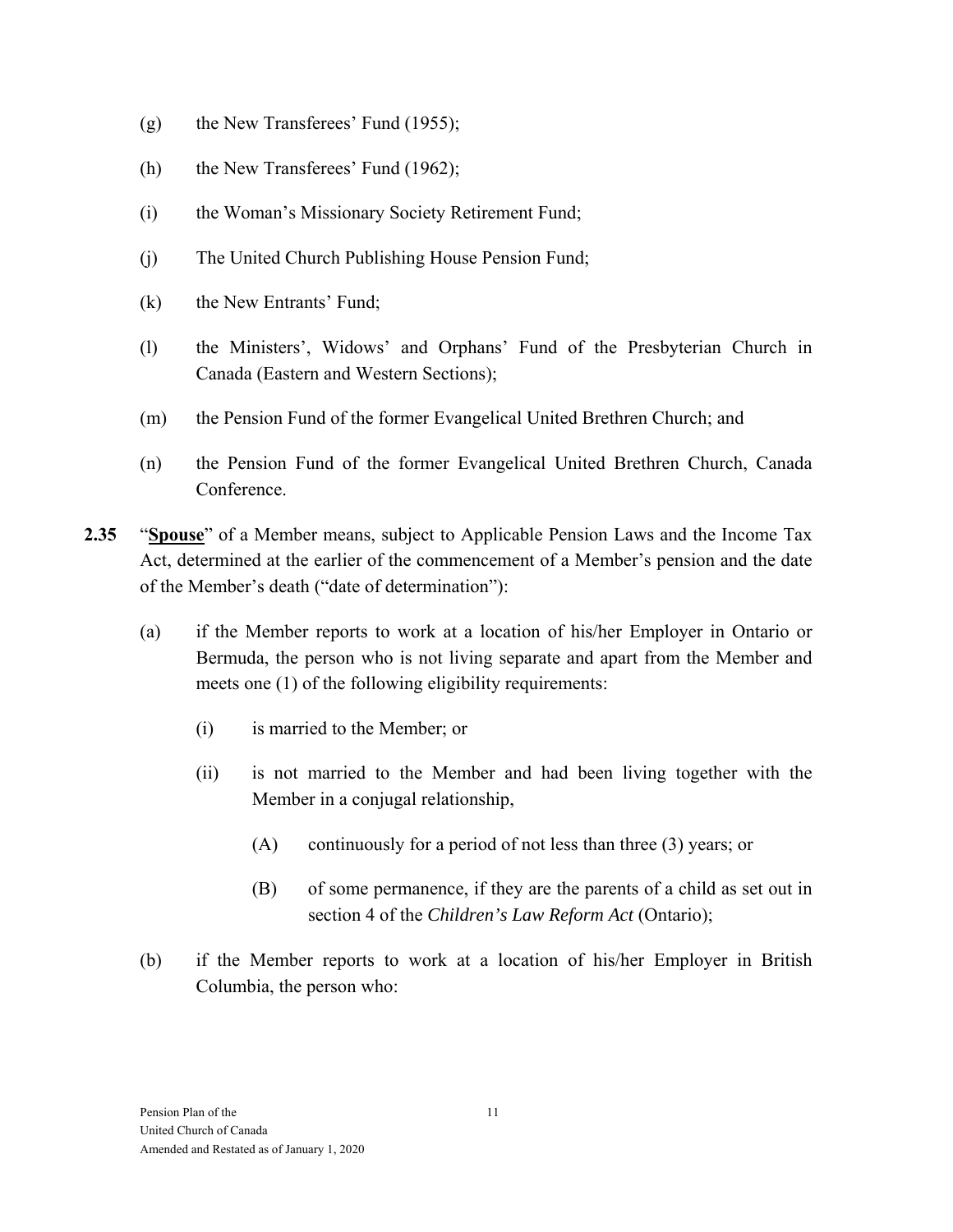(g) the New Transferees' Fund (1955);

(h) the New Transferees' Fund (1962);

(i) the Woman's Missionary Society Retirement Fund;

(j) The United Church Publishing House Pension Fund;

(k) the New Entrants' Fund;

(l) the Ministers', Widows' and Orphans' Fund of the Presbyterian Church in Canada (Eastern and Western Sections);

(m) the Pension Fund of the former Evangelical United Brethren Church; and

(n) the Pension Fund of the former Evangelical United Brethren Church, Canada Conference.

**2.35** "**Spouse**" of a Member means, subject to Applicable Pension Laws and the Income Tax Act, determined at the earlier of the commencement of a Member's pension and the date of the Member's death ("date of determination"):

(a) if the Member reports to work at a location of his/her Employer in Ontario or Bermuda, the person who is not living separate and apart from the Member and meets one (1) of the following eligibility requirements:

  (i) is married to the Member; or

  (ii) is not married to the Member and had been living together with the Member in a conjugal relationship,

    (A) continuously for a period of not less than three (3) years; or

    (B) of some permanence, if they are the parents of a child as set out in section 4 of the *Children's Law Reform Act* (Ontario);

(b) if the Member reports to work at a location of his/her Employer in British Columbia, the person who: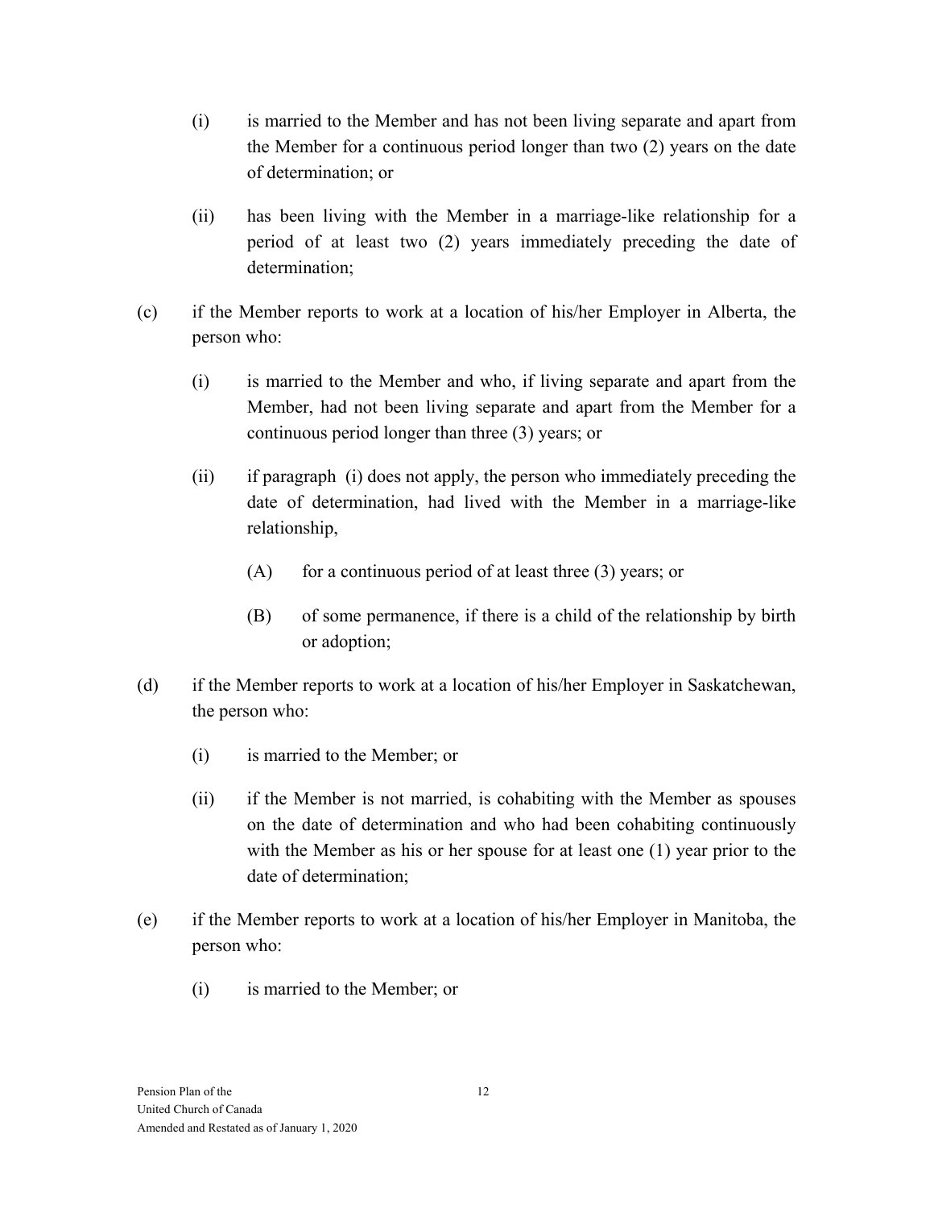(i) is married to the Member and has not been living separate and apart from the Member for a continuous period longer than two (2) years on the date of determination; or

(ii) has been living with the Member in a marriage-like relationship for a period of at least two (2) years immediately preceding the date of determination;

(c) if the Member reports to work at a location of his/her Employer in Alberta, the person who:

(i) is married to the Member and who, if living separate and apart from the Member, had not been living separate and apart from the Member for a continuous period longer than three (3) years; or

(ii) if paragraph (i) does not apply, the person who immediately preceding the date of determination, had lived with the Member in a marriage-like relationship,

(A) for a continuous period of at least three (3) years; or

(B) of some permanence, if there is a child of the relationship by birth or adoption;

(d) if the Member reports to work at a location of his/her Employer in Saskatchewan, the person who:

(i) is married to the Member; or

(ii) if the Member is not married, is cohabiting with the Member as spouses on the date of determination and who had been cohabiting continuously with the Member as his or her spouse for at least one (1) year prior to the date of determination;

(e) if the Member reports to work at a location of his/her Employer in Manitoba, the person who:

(i) is married to the Member; or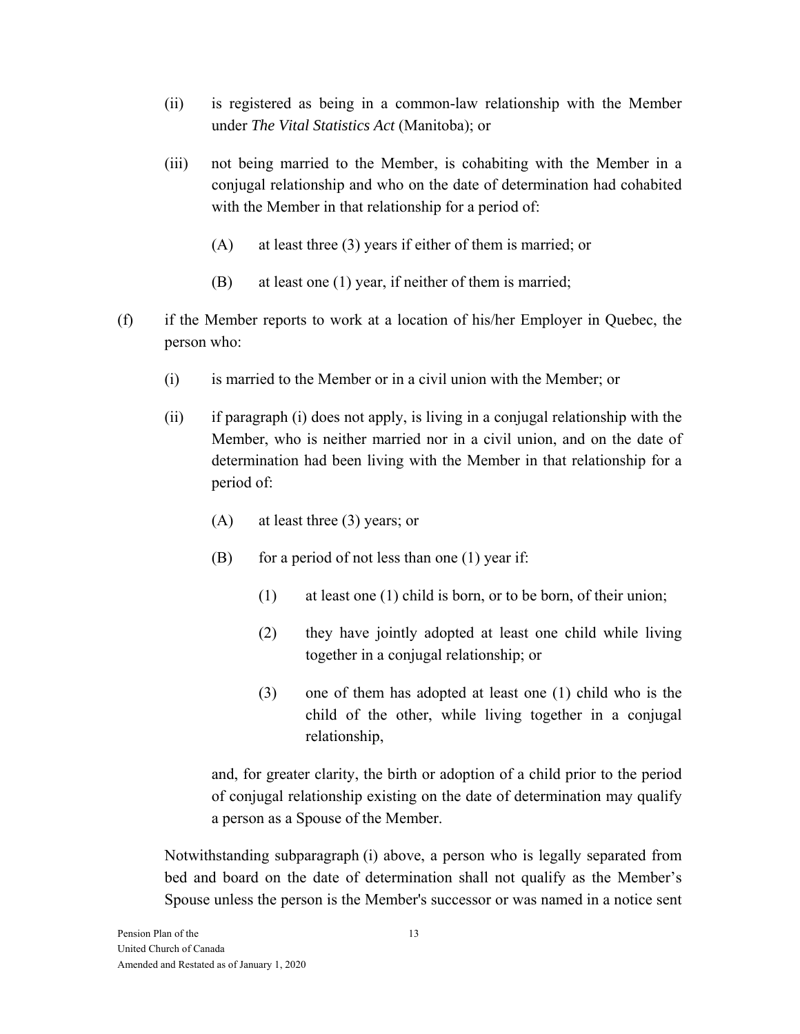(ii) is registered as being in a common-law relationship with the Member under *The Vital Statistics Act* (Manitoba); or

(iii) not being married to the Member, is cohabiting with the Member in a conjugal relationship and who on the date of determination had cohabited with the Member in that relationship for a period of:

(A) at least three (3) years if either of them is married; or

(B) at least one (1) year, if neither of them is married;

(f) if the Member reports to work at a location of his/her Employer in Quebec, the person who:

(i) is married to the Member or in a civil union with the Member; or

(ii) if paragraph (i) does not apply, is living in a conjugal relationship with the Member, who is neither married nor in a civil union, and on the date of determination had been living with the Member in that relationship for a period of:

(A) at least three (3) years; or

(B) for a period of not less than one (1) year if:

(1) at least one (1) child is born, or to be born, of their union;

(2) they have jointly adopted at least one child while living together in a conjugal relationship; or

(3) one of them has adopted at least one (1) child who is the child of the other, while living together in a conjugal relationship,

and, for greater clarity, the birth or adoption of a child prior to the period of conjugal relationship existing on the date of determination may qualify a person as a Spouse of the Member.

Notwithstanding subparagraph (i) above, a person who is legally separated from bed and board on the date of determination shall not qualify as the Member's Spouse unless the person is the Member's successor or was named in a notice sent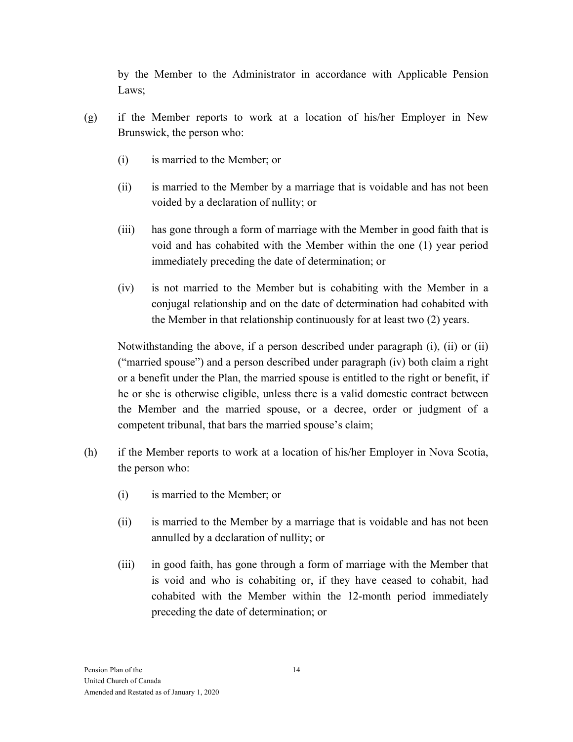by the Member to the Administrator in accordance with Applicable Pension Laws;

(g) if the Member reports to work at a location of his/her Employer in New Brunswick, the person who:

   (i) is married to the Member; or

   (ii) is married to the Member by a marriage that is voidable and has not been voided by a declaration of nullity; or

   (iii) has gone through a form of marriage with the Member in good faith that is void and has cohabited with the Member within the one (1) year period immediately preceding the date of determination; or

   (iv) is not married to the Member but is cohabiting with the Member in a conjugal relationship and on the date of determination had cohabited with the Member in that relationship continuously for at least two (2) years.

   Notwithstanding the above, if a person described under paragraph (i), (ii) or (ii) ("married spouse") and a person described under paragraph (iv) both claim a right or a benefit under the Plan, the married spouse is entitled to the right or benefit, if he or she is otherwise eligible, unless there is a valid domestic contract between the Member and the married spouse, or a decree, order or judgment of a competent tribunal, that bars the married spouse's claim;

(h) if the Member reports to work at a location of his/her Employer in Nova Scotia, the person who:

   (i) is married to the Member; or

   (ii) is married to the Member by a marriage that is voidable and has not been annulled by a declaration of nullity; or

   (iii) in good faith, has gone through a form of marriage with the Member that is void and who is cohabiting or, if they have ceased to cohabit, had cohabited with the Member within the 12-month period immediately preceding the date of determination; or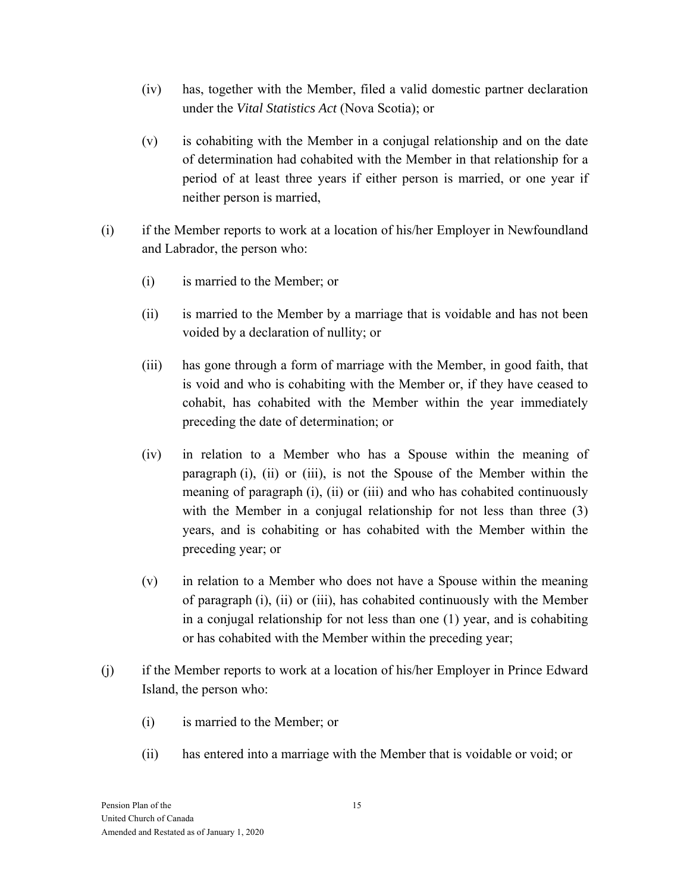(iv) has, together with the Member, filed a valid domestic partner declaration under the *Vital Statistics Act* (Nova Scotia); or

(v) is cohabiting with the Member in a conjugal relationship and on the date of determination had cohabited with the Member in that relationship for a period of at least three years if either person is married, or one year if neither person is married,

(i) if the Member reports to work at a location of his/her Employer in Newfoundland and Labrador, the person who:

(i) is married to the Member; or

(ii) is married to the Member by a marriage that is voidable and has not been voided by a declaration of nullity; or

(iii) has gone through a form of marriage with the Member, in good faith, that is void and who is cohabiting with the Member or, if they have ceased to cohabit, has cohabited with the Member within the year immediately preceding the date of determination; or

(iv) in relation to a Member who has a Spouse within the meaning of paragraph (i), (ii) or (iii), is not the Spouse of the Member within the meaning of paragraph (i), (ii) or (iii) and who has cohabited continuously with the Member in a conjugal relationship for not less than three (3) years, and is cohabiting or has cohabited with the Member within the preceding year; or

(v) in relation to a Member who does not have a Spouse within the meaning of paragraph (i), (ii) or (iii), has cohabited continuously with the Member in a conjugal relationship for not less than one (1) year, and is cohabiting or has cohabited with the Member within the preceding year;

(j) if the Member reports to work at a location of his/her Employer in Prince Edward Island, the person who:

(i) is married to the Member; or

(ii) has entered into a marriage with the Member that is voidable or void; or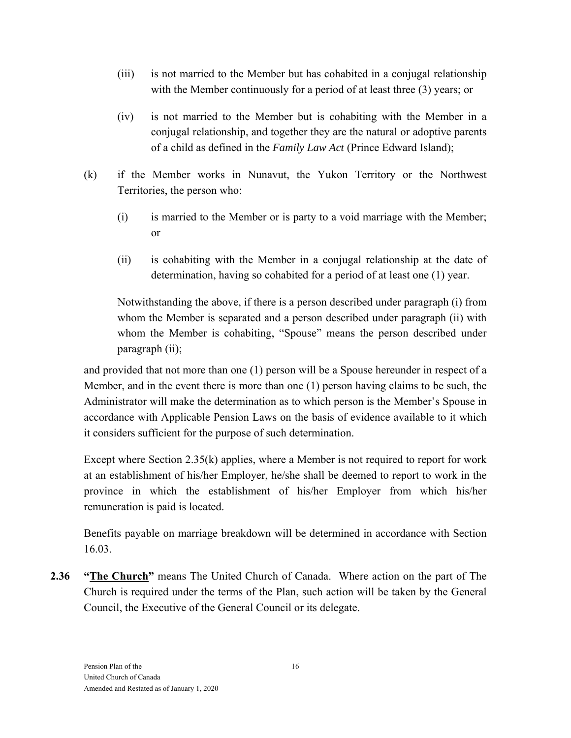(iii) is not married to the Member but has cohabited in a conjugal relationship with the Member continuously for a period of at least three (3) years; or

(iv) is not married to the Member but is cohabiting with the Member in a conjugal relationship, and together they are the natural or adoptive parents of a child as defined in the *Family Law Act* (Prince Edward Island);

(k) if the Member works in Nunavut, the Yukon Territory or the Northwest Territories, the person who:

(i) is married to the Member or is party to a void marriage with the Member; or

(ii) is cohabiting with the Member in a conjugal relationship at the date of determination, having so cohabited for a period of at least one (1) year.

Notwithstanding the above, if there is a person described under paragraph (i) from whom the Member is separated and a person described under paragraph (ii) with whom the Member is cohabiting, "Spouse" means the person described under paragraph (ii);

and provided that not more than one (1) person will be a Spouse hereunder in respect of a Member, and in the event there is more than one (1) person having claims to be such, the Administrator will make the determination as to which person is the Member's Spouse in accordance with Applicable Pension Laws on the basis of evidence available to it which it considers sufficient for the purpose of such determination.

Except where Section 2.35(k) applies, where a Member is not required to report for work at an establishment of his/her Employer, he/she shall be deemed to report to work in the province in which the establishment of his/her Employer from which his/her remuneration is paid is located.

Benefits payable on marriage breakdown will be determined in accordance with Section 16.03.

**2.36** **"The Church"** means The United Church of Canada. Where action on the part of The Church is required under the terms of the Plan, such action will be taken by the General Council, the Executive of the General Council or its delegate.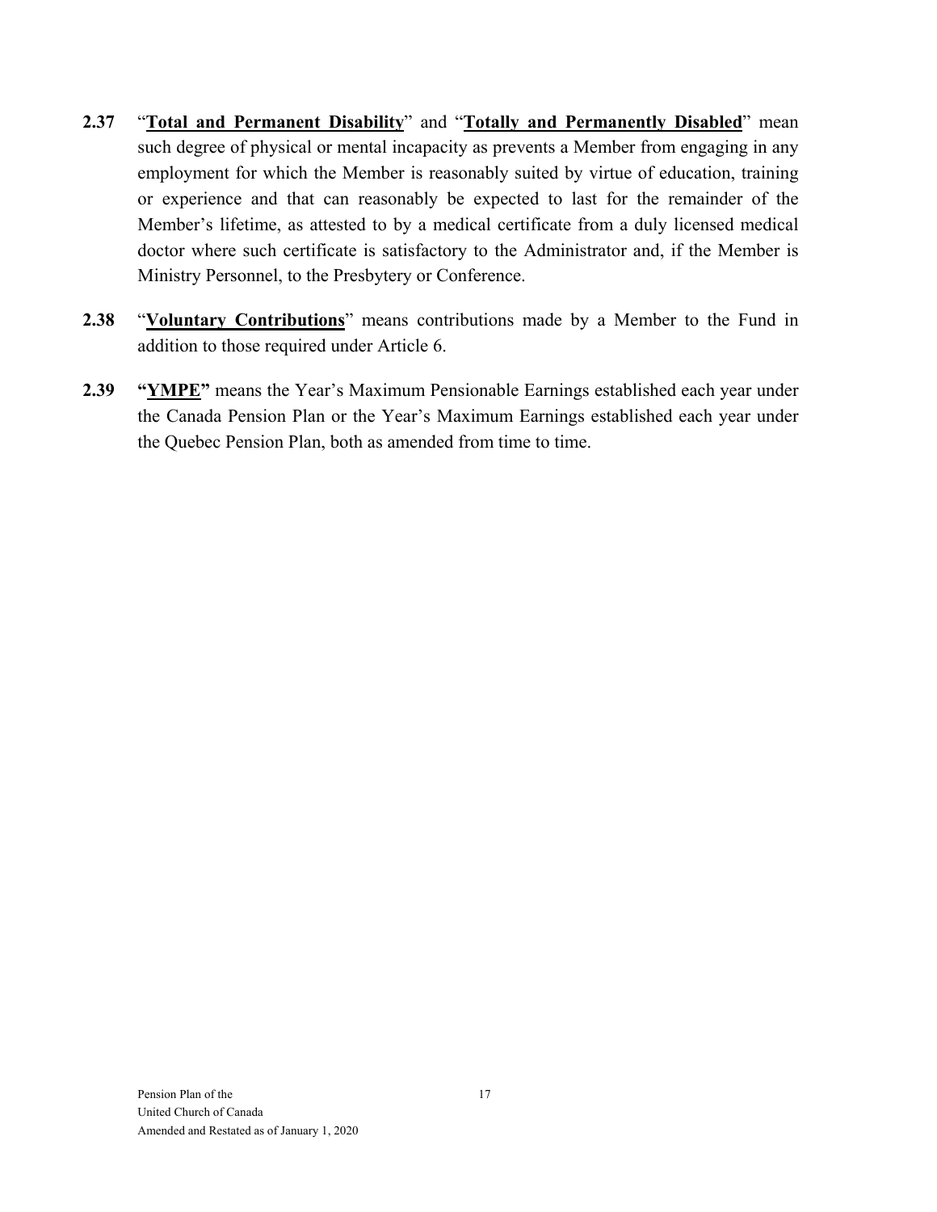**2.37** "**Total and Permanent Disability**" and "**Totally and Permanently Disabled**" mean such degree of physical or mental incapacity as prevents a Member from engaging in any employment for which the Member is reasonably suited by virtue of education, training or experience and that can reasonably be expected to last for the remainder of the Member's lifetime, as attested to by a medical certificate from a duly licensed medical doctor where such certificate is satisfactory to the Administrator and, if the Member is Ministry Personnel, to the Presbytery or Conference.

**2.38** "**Voluntary Contributions**" means contributions made by a Member to the Fund in addition to those required under Article 6.

**2.39** **"YMPE"** means the Year's Maximum Pensionable Earnings established each year under the Canada Pension Plan or the Year's Maximum Earnings established each year under the Quebec Pension Plan, both as amended from time to time.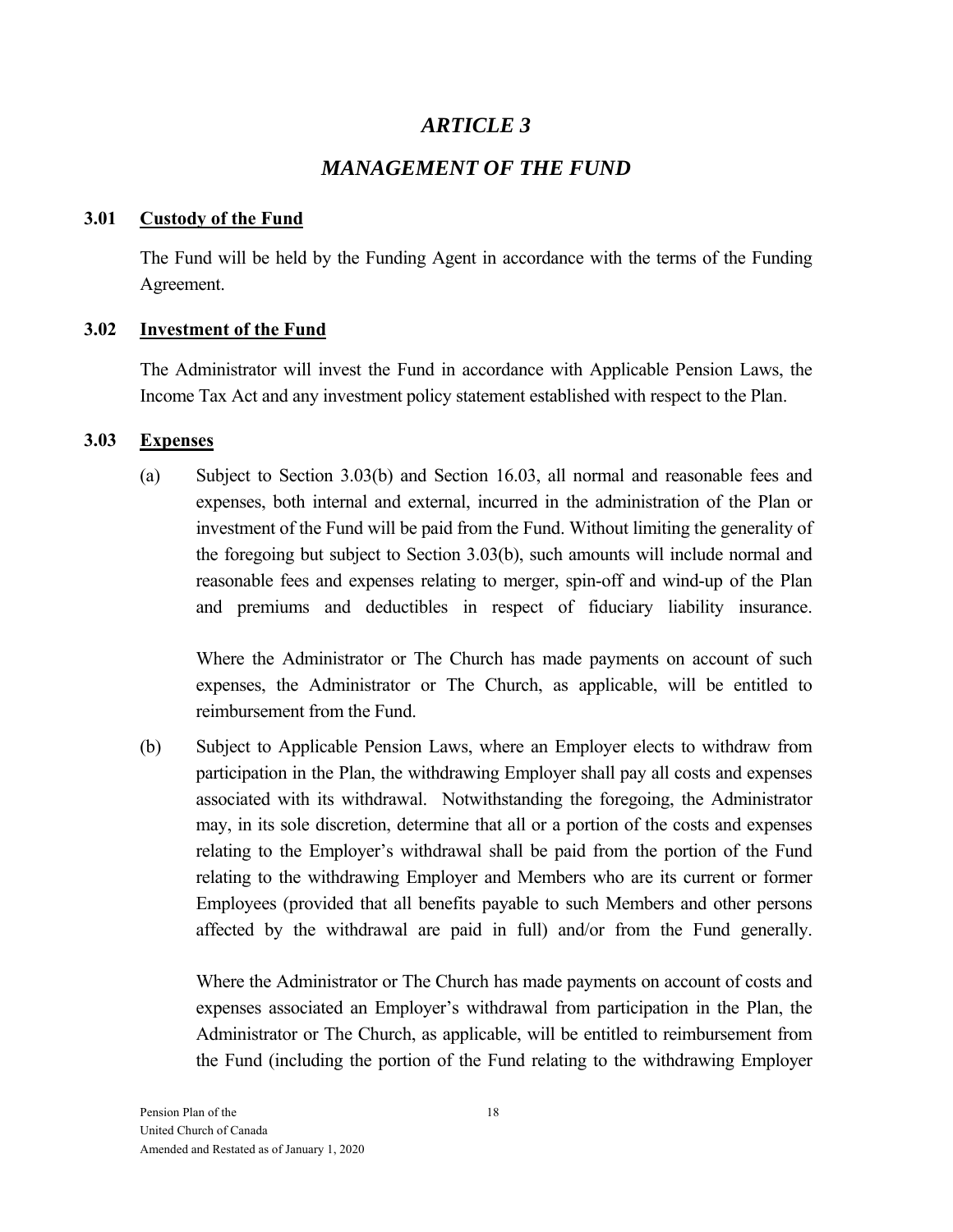# *ARTICLE 3*

## *MANAGEMENT OF THE FUND*

### 3.01 Custody of the Fund

The Fund will be held by the Funding Agent in accordance with the terms of the Funding Agreement.

### 3.02 Investment of the Fund

The Administrator will invest the Fund in accordance with Applicable Pension Laws, the Income Tax Act and any investment policy statement established with respect to the Plan.

### 3.03 Expenses

(a) Subject to Section 3.03(b) and Section 16.03, all normal and reasonable fees and expenses, both internal and external, incurred in the administration of the Plan or investment of the Fund will be paid from the Fund. Without limiting the generality of the foregoing but subject to Section 3.03(b), such amounts will include normal and reasonable fees and expenses relating to merger, spin-off and wind-up of the Plan and premiums and deductibles in respect of fiduciary liability insurance.

Where the Administrator or The Church has made payments on account of such expenses, the Administrator or The Church, as applicable, will be entitled to reimbursement from the Fund.

(b) Subject to Applicable Pension Laws, where an Employer elects to withdraw from participation in the Plan, the withdrawing Employer shall pay all costs and expenses associated with its withdrawal. Notwithstanding the foregoing, the Administrator may, in its sole discretion, determine that all or a portion of the costs and expenses relating to the Employer's withdrawal shall be paid from the portion of the Fund relating to the withdrawing Employer and Members who are its current or former Employees (provided that all benefits payable to such Members and other persons affected by the withdrawal are paid in full) and/or from the Fund generally.

Where the Administrator or The Church has made payments on account of costs and expenses associated an Employer's withdrawal from participation in the Plan, the Administrator or The Church, as applicable, will be entitled to reimbursement from the Fund (including the portion of the Fund relating to the withdrawing Employer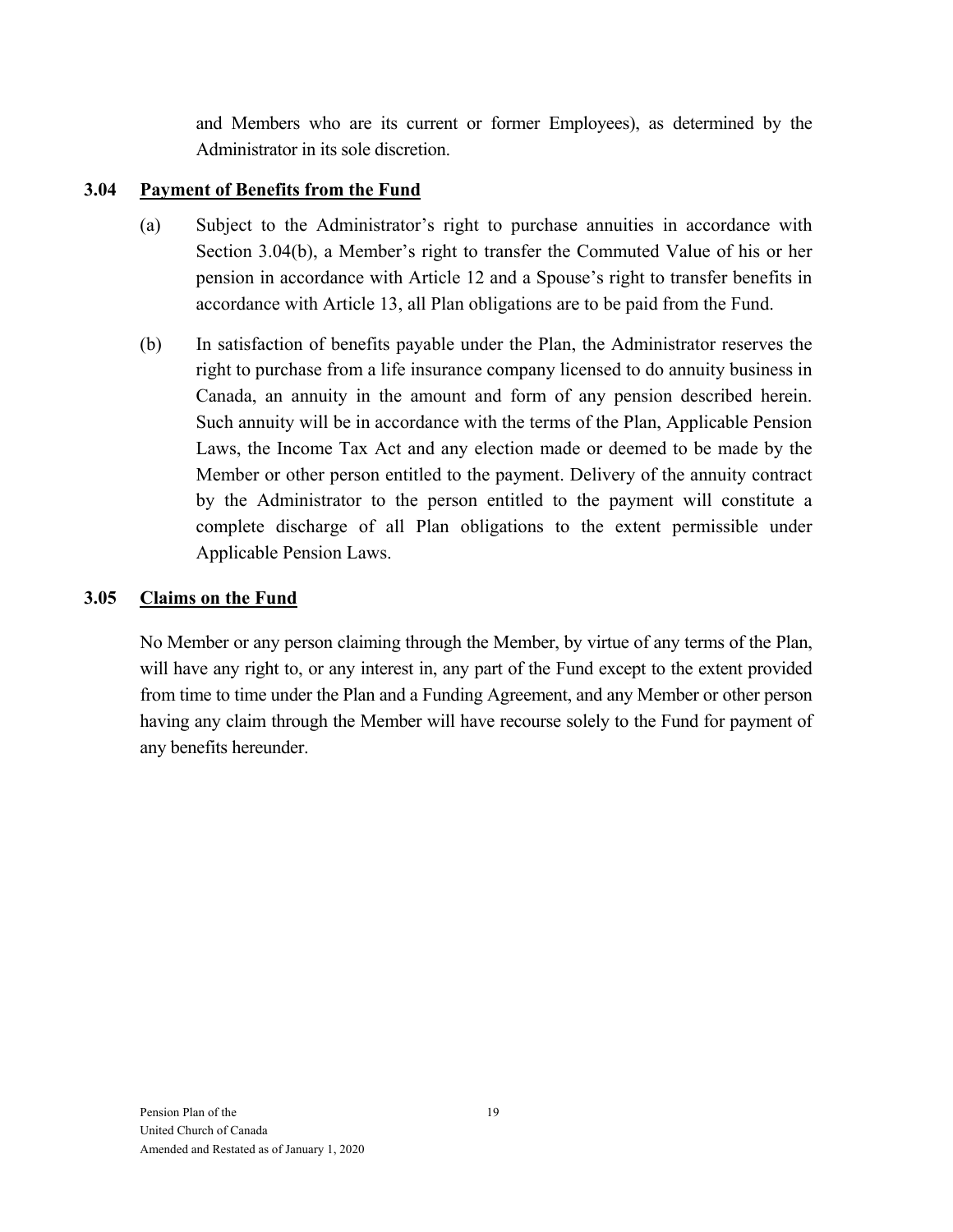and Members who are its current or former Employees), as determined by the Administrator in its sole discretion.

### 3.04 Payment of Benefits from the Fund

(a) Subject to the Administrator's right to purchase annuities in accordance with Section 3.04(b), a Member's right to transfer the Commuted Value of his or her pension in accordance with Article 12 and a Spouse's right to transfer benefits in accordance with Article 13, all Plan obligations are to be paid from the Fund.

(b) In satisfaction of benefits payable under the Plan, the Administrator reserves the right to purchase from a life insurance company licensed to do annuity business in Canada, an annuity in the amount and form of any pension described herein. Such annuity will be in accordance with the terms of the Plan, Applicable Pension Laws, the Income Tax Act and any election made or deemed to be made by the Member or other person entitled to the payment. Delivery of the annuity contract by the Administrator to the person entitled to the payment will constitute a complete discharge of all Plan obligations to the extent permissible under Applicable Pension Laws.

### 3.05 Claims on the Fund

No Member or any person claiming through the Member, by virtue of any terms of the Plan, will have any right to, or any interest in, any part of the Fund except to the extent provided from time to time under the Plan and a Funding Agreement, and any Member or other person having any claim through the Member will have recourse solely to the Fund for payment of any benefits hereunder.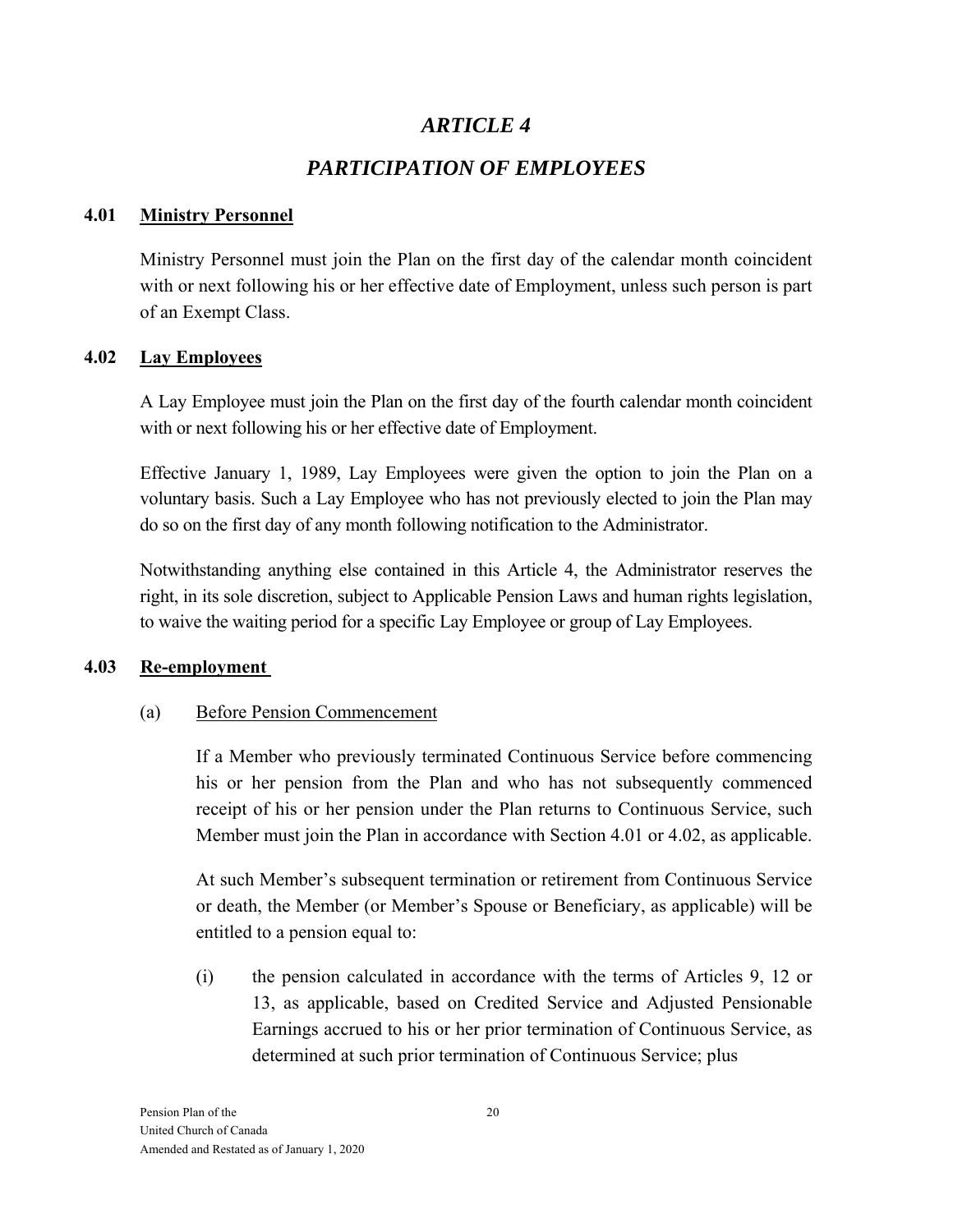# *ARTICLE 4*

# *PARTICIPATION OF EMPLOYEES*

## 4.01 Ministry Personnel

Ministry Personnel must join the Plan on the first day of the calendar month coincident with or next following his or her effective date of Employment, unless such person is part of an Exempt Class.

## 4.02 Lay Employees

A Lay Employee must join the Plan on the first day of the fourth calendar month coincident with or next following his or her effective date of Employment.

Effective January 1, 1989, Lay Employees were given the option to join the Plan on a voluntary basis. Such a Lay Employee who has not previously elected to join the Plan may do so on the first day of any month following notification to the Administrator.

Notwithstanding anything else contained in this Article 4, the Administrator reserves the right, in its sole discretion, subject to Applicable Pension Laws and human rights legislation, to waive the waiting period for a specific Lay Employee or group of Lay Employees.

## 4.03 Re-employment

(a) Before Pension Commencement

If a Member who previously terminated Continuous Service before commencing his or her pension from the Plan and who has not subsequently commenced receipt of his or her pension under the Plan returns to Continuous Service, such Member must join the Plan in accordance with Section 4.01 or 4.02, as applicable.

At such Member's subsequent termination or retirement from Continuous Service or death, the Member (or Member's Spouse or Beneficiary, as applicable) will be entitled to a pension equal to:

(i) the pension calculated in accordance with the terms of Articles 9, 12 or 13, as applicable, based on Credited Service and Adjusted Pensionable Earnings accrued to his or her prior termination of Continuous Service, as determined at such prior termination of Continuous Service; plus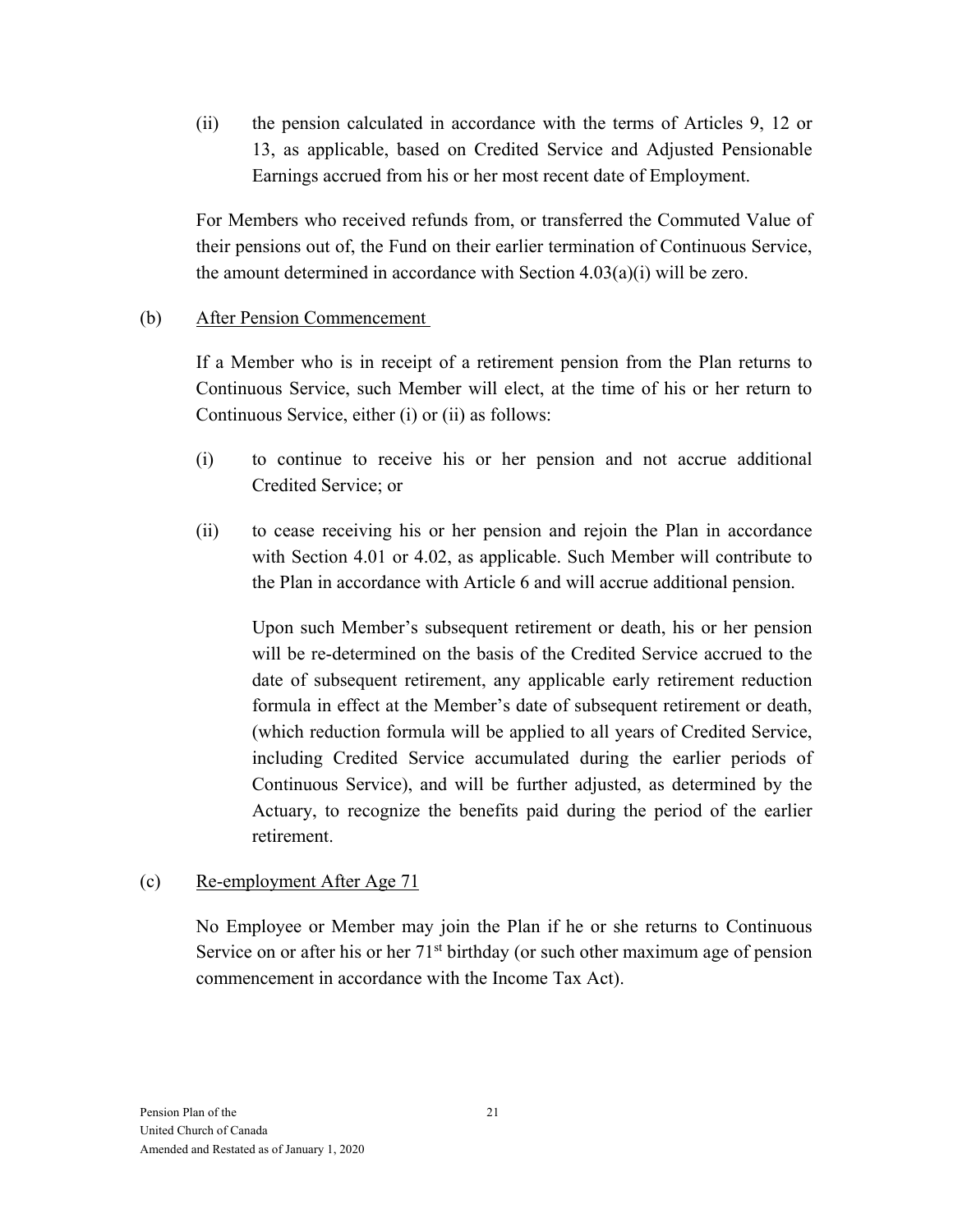(ii) the pension calculated in accordance with the terms of Articles 9, 12 or 13, as applicable, based on Credited Service and Adjusted Pensionable Earnings accrued from his or her most recent date of Employment.

For Members who received refunds from, or transferred the Commuted Value of their pensions out of, the Fund on their earlier termination of Continuous Service, the amount determined in accordance with Section 4.03(a)(i) will be zero.

(b) After Pension Commencement

If a Member who is in receipt of a retirement pension from the Plan returns to Continuous Service, such Member will elect, at the time of his or her return to Continuous Service, either (i) or (ii) as follows:

(i) to continue to receive his or her pension and not accrue additional Credited Service; or

(ii) to cease receiving his or her pension and rejoin the Plan in accordance with Section 4.01 or 4.02, as applicable. Such Member will contribute to the Plan in accordance with Article 6 and will accrue additional pension.

Upon such Member's subsequent retirement or death, his or her pension will be re-determined on the basis of the Credited Service accrued to the date of subsequent retirement, any applicable early retirement reduction formula in effect at the Member's date of subsequent retirement or death, (which reduction formula will be applied to all years of Credited Service, including Credited Service accumulated during the earlier periods of Continuous Service), and will be further adjusted, as determined by the Actuary, to recognize the benefits paid during the period of the earlier retirement.

(c) Re-employment After Age 71

No Employee or Member may join the Plan if he or she returns to Continuous Service on or after his or her 71st birthday (or such other maximum age of pension commencement in accordance with the Income Tax Act).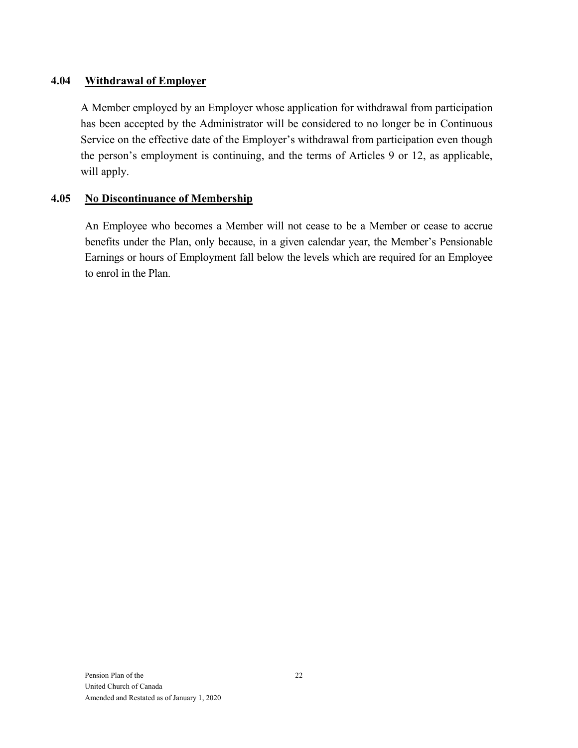### 4.04 Withdrawal of Employer

A Member employed by an Employer whose application for withdrawal from participation has been accepted by the Administrator will be considered to no longer be in Continuous Service on the effective date of the Employer's withdrawal from participation even though the person's employment is continuing, and the terms of Articles 9 or 12, as applicable, will apply.

### 4.05 No Discontinuance of Membership

An Employee who becomes a Member will not cease to be a Member or cease to accrue benefits under the Plan, only because, in a given calendar year, the Member's Pensionable Earnings or hours of Employment fall below the levels which are required for an Employee to enrol in the Plan.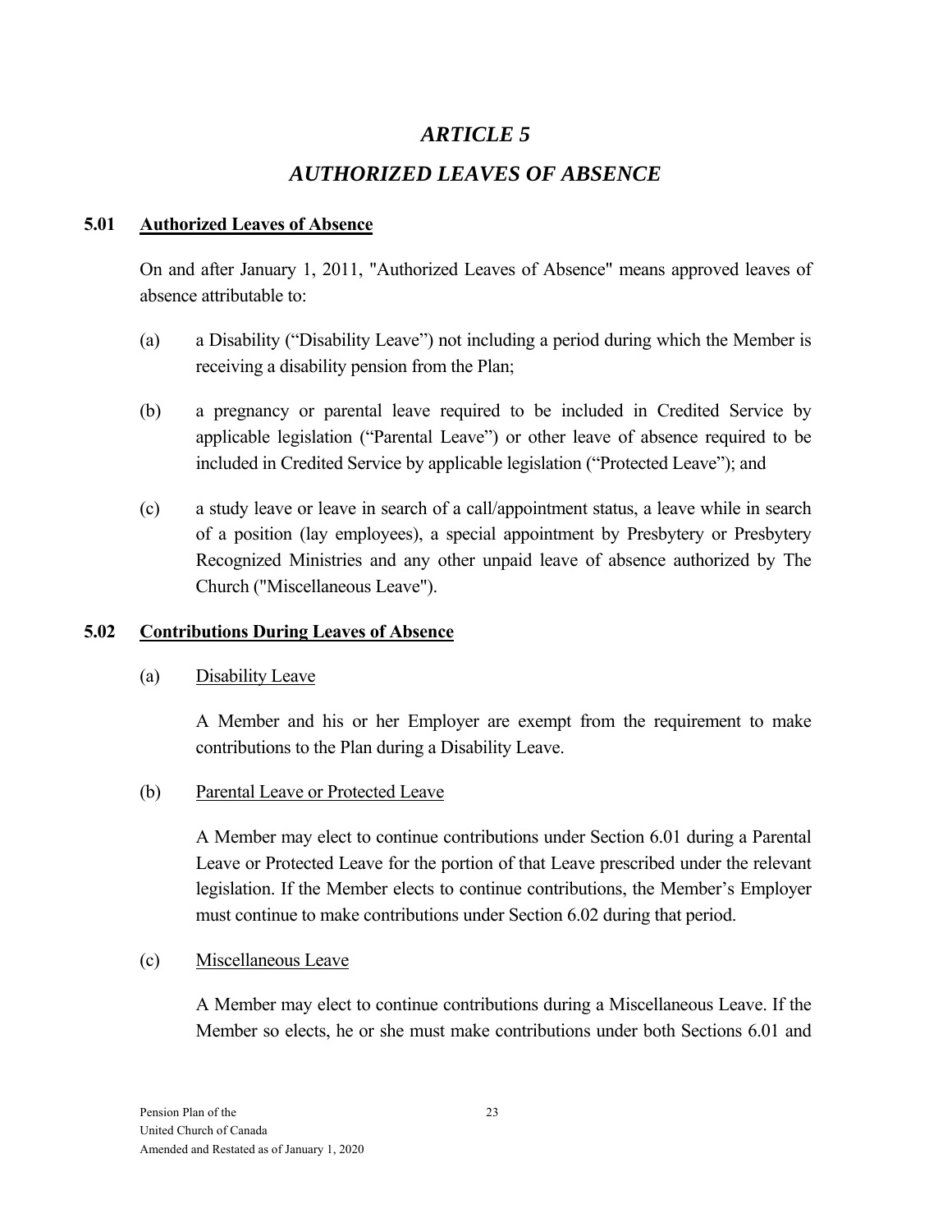# *ARTICLE 5*

# *AUTHORIZED LEAVES OF ABSENCE*

## 5.01 Authorized Leaves of Absence

On and after January 1, 2011, "Authorized Leaves of Absence" means approved leaves of absence attributable to:

(a) a Disability ("Disability Leave") not including a period during which the Member is receiving a disability pension from the Plan;

(b) a pregnancy or parental leave required to be included in Credited Service by applicable legislation ("Parental Leave") or other leave of absence required to be included in Credited Service by applicable legislation ("Protected Leave"); and

(c) a study leave or leave in search of a call/appointment status, a leave while in search of a position (lay employees), a special appointment by Presbytery or Presbytery Recognized Ministries and any other unpaid leave of absence authorized by The Church ("Miscellaneous Leave").

## 5.02 Contributions During Leaves of Absence

(a) Disability Leave

A Member and his or her Employer are exempt from the requirement to make contributions to the Plan during a Disability Leave.

(b) Parental Leave or Protected Leave

A Member may elect to continue contributions under Section 6.01 during a Parental Leave or Protected Leave for the portion of that Leave prescribed under the relevant legislation. If the Member elects to continue contributions, the Member's Employer must continue to make contributions under Section 6.02 during that period.

(c) Miscellaneous Leave

A Member may elect to continue contributions during a Miscellaneous Leave. If the Member so elects, he or she must make contributions under both Sections 6.01 and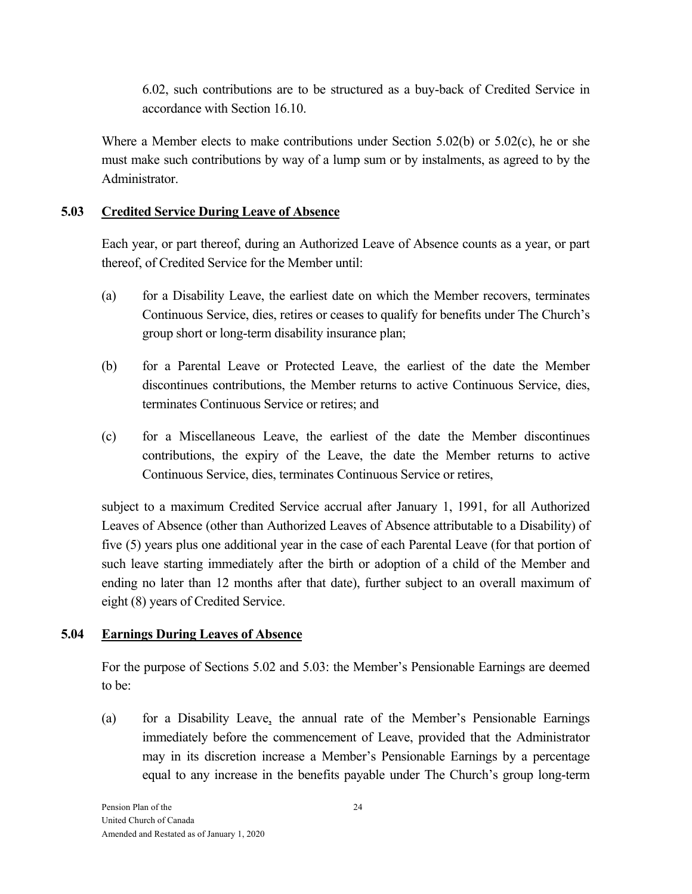6.02, such contributions are to be structured as a buy-back of Credited Service in accordance with Section 16.10.

Where a Member elects to make contributions under Section 5.02(b) or 5.02(c), he or she must make such contributions by way of a lump sum or by instalments, as agreed to by the Administrator.

### 5.03 Credited Service During Leave of Absence

Each year, or part thereof, during an Authorized Leave of Absence counts as a year, or part thereof, of Credited Service for the Member until:

(a) for a Disability Leave, the earliest date on which the Member recovers, terminates Continuous Service, dies, retires or ceases to qualify for benefits under The Church's group short or long-term disability insurance plan;

(b) for a Parental Leave or Protected Leave, the earliest of the date the Member discontinues contributions, the Member returns to active Continuous Service, dies, terminates Continuous Service or retires; and

(c) for a Miscellaneous Leave, the earliest of the date the Member discontinues contributions, the expiry of the Leave, the date the Member returns to active Continuous Service, dies, terminates Continuous Service or retires,

subject to a maximum Credited Service accrual after January 1, 1991, for all Authorized Leaves of Absence (other than Authorized Leaves of Absence attributable to a Disability) of five (5) years plus one additional year in the case of each Parental Leave (for that portion of such leave starting immediately after the birth or adoption of a child of the Member and ending no later than 12 months after that date), further subject to an overall maximum of eight (8) years of Credited Service.

### 5.04 Earnings During Leaves of Absence

For the purpose of Sections 5.02 and 5.03: the Member's Pensionable Earnings are deemed to be:

(a) for a Disability Leave, the annual rate of the Member's Pensionable Earnings immediately before the commencement of Leave, provided that the Administrator may in its discretion increase a Member's Pensionable Earnings by a percentage equal to any increase in the benefits payable under The Church's group long-term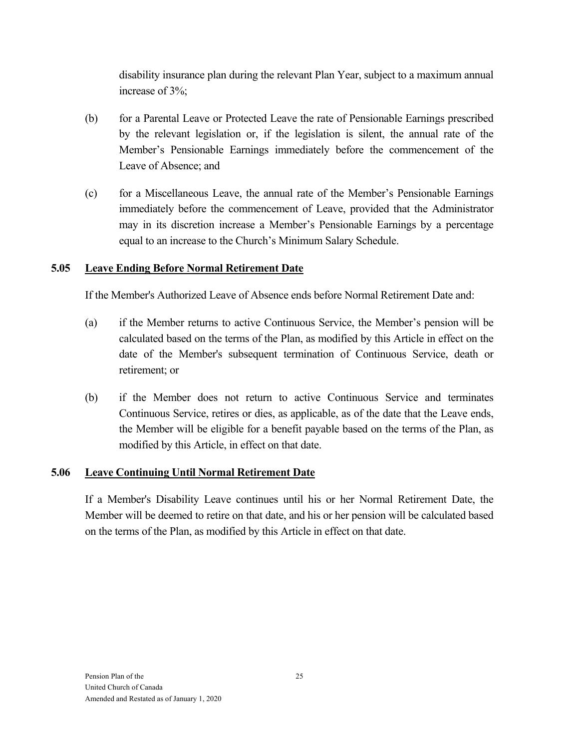disability insurance plan during the relevant Plan Year, subject to a maximum annual increase of 3%;

(b) for a Parental Leave or Protected Leave the rate of Pensionable Earnings prescribed by the relevant legislation or, if the legislation is silent, the annual rate of the Member's Pensionable Earnings immediately before the commencement of the Leave of Absence; and

(c) for a Miscellaneous Leave, the annual rate of the Member's Pensionable Earnings immediately before the commencement of Leave, provided that the Administrator may in its discretion increase a Member's Pensionable Earnings by a percentage equal to an increase to the Church's Minimum Salary Schedule.

### 5.05 Leave Ending Before Normal Retirement Date

If the Member's Authorized Leave of Absence ends before Normal Retirement Date and:

(a) if the Member returns to active Continuous Service, the Member's pension will be calculated based on the terms of the Plan, as modified by this Article in effect on the date of the Member's subsequent termination of Continuous Service, death or retirement; or

(b) if the Member does not return to active Continuous Service and terminates Continuous Service, retires or dies, as applicable, as of the date that the Leave ends, the Member will be eligible for a benefit payable based on the terms of the Plan, as modified by this Article, in effect on that date.

### 5.06 Leave Continuing Until Normal Retirement Date

If a Member's Disability Leave continues until his or her Normal Retirement Date, the Member will be deemed to retire on that date, and his or her pension will be calculated based on the terms of the Plan, as modified by this Article in effect on that date.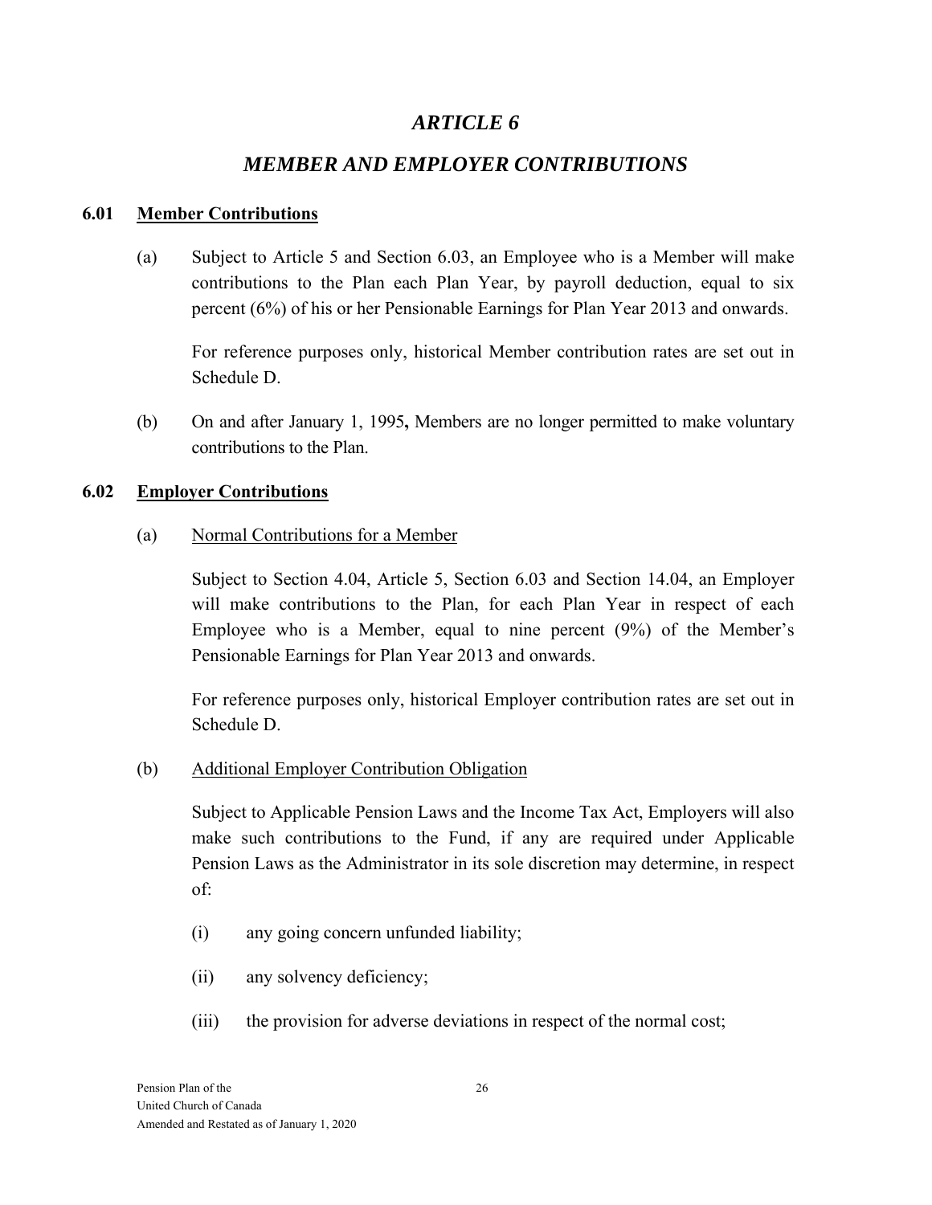# *ARTICLE 6*

# *MEMBER AND EMPLOYER CONTRIBUTIONS*

## 6.01 Member Contributions

(a) Subject to Article 5 and Section 6.03, an Employee who is a Member will make contributions to the Plan each Plan Year, by payroll deduction, equal to six percent (6%) of his or her Pensionable Earnings for Plan Year 2013 and onwards.

For reference purposes only, historical Member contribution rates are set out in Schedule D.

(b) On and after January 1, 1995**,** Members are no longer permitted to make voluntary contributions to the Plan.

## 6.02 Employer Contributions

(a) Normal Contributions for a Member

Subject to Section 4.04, Article 5, Section 6.03 and Section 14.04, an Employer will make contributions to the Plan, for each Plan Year in respect of each Employee who is a Member, equal to nine percent (9%) of the Member's Pensionable Earnings for Plan Year 2013 and onwards.

For reference purposes only, historical Employer contribution rates are set out in Schedule D.

(b) Additional Employer Contribution Obligation

Subject to Applicable Pension Laws and the Income Tax Act, Employers will also make such contributions to the Fund, if any are required under Applicable Pension Laws as the Administrator in its sole discretion may determine, in respect of:

(i) any going concern unfunded liability;

(ii) any solvency deficiency;

(iii) the provision for adverse deviations in respect of the normal cost;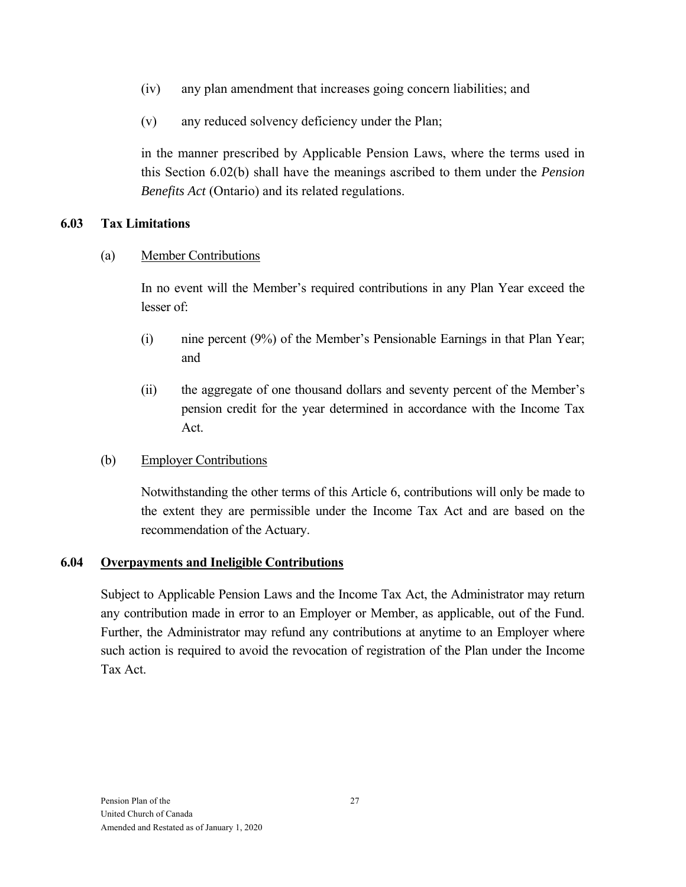(iv) any plan amendment that increases going concern liabilities; and

(v) any reduced solvency deficiency under the Plan;

in the manner prescribed by Applicable Pension Laws, where the terms used in this Section 6.02(b) shall have the meanings ascribed to them under the *Pension Benefits Act* (Ontario) and its related regulations.

### 6.03 Tax Limitations

(a) Member Contributions

In no event will the Member's required contributions in any Plan Year exceed the lesser of:

(i) nine percent (9%) of the Member's Pensionable Earnings in that Plan Year; and

(ii) the aggregate of one thousand dollars and seventy percent of the Member's pension credit for the year determined in accordance with the Income Tax Act.

(b) Employer Contributions

Notwithstanding the other terms of this Article 6, contributions will only be made to the extent they are permissible under the Income Tax Act and are based on the recommendation of the Actuary.

### 6.04 Overpayments and Ineligible Contributions

Subject to Applicable Pension Laws and the Income Tax Act, the Administrator may return any contribution made in error to an Employer or Member, as applicable, out of the Fund. Further, the Administrator may refund any contributions at anytime to an Employer where such action is required to avoid the revocation of registration of the Plan under the Income Tax Act.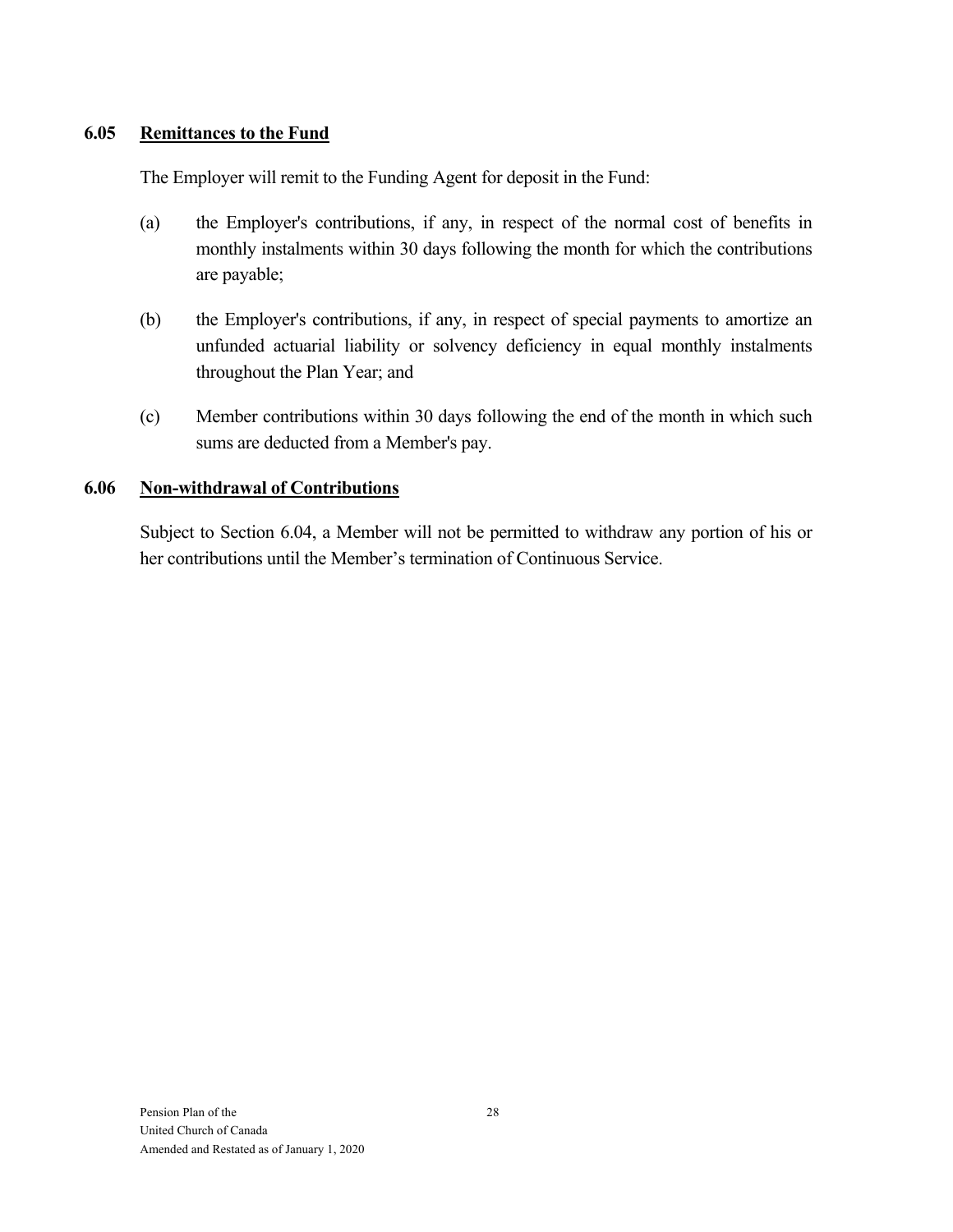### 6.05 Remittances to the Fund

The Employer will remit to the Funding Agent for deposit in the Fund:

(a) the Employer's contributions, if any, in respect of the normal cost of benefits in monthly instalments within 30 days following the month for which the contributions are payable;

(b) the Employer's contributions, if any, in respect of special payments to amortize an unfunded actuarial liability or solvency deficiency in equal monthly instalments throughout the Plan Year; and

(c) Member contributions within 30 days following the end of the month in which such sums are deducted from a Member's pay.

### 6.06 Non-withdrawal of Contributions

Subject to Section 6.04, a Member will not be permitted to withdraw any portion of his or her contributions until the Member's termination of Continuous Service.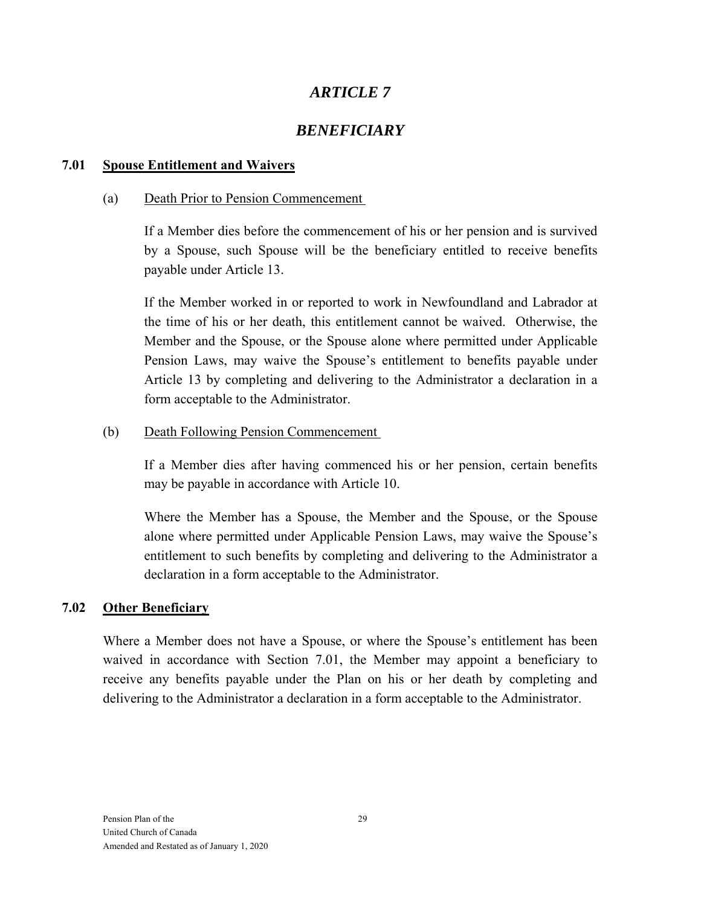# *ARTICLE 7*

# *BENEFICIARY*

## 7.01 Spouse Entitlement and Waivers

(a) Death Prior to Pension Commencement

If a Member dies before the commencement of his or her pension and is survived by a Spouse, such Spouse will be the beneficiary entitled to receive benefits payable under Article 13.

If the Member worked in or reported to work in Newfoundland and Labrador at the time of his or her death, this entitlement cannot be waived. Otherwise, the Member and the Spouse, or the Spouse alone where permitted under Applicable Pension Laws, may waive the Spouse's entitlement to benefits payable under Article 13 by completing and delivering to the Administrator a declaration in a form acceptable to the Administrator.

(b) Death Following Pension Commencement

If a Member dies after having commenced his or her pension, certain benefits may be payable in accordance with Article 10.

Where the Member has a Spouse, the Member and the Spouse, or the Spouse alone where permitted under Applicable Pension Laws, may waive the Spouse's entitlement to such benefits by completing and delivering to the Administrator a declaration in a form acceptable to the Administrator.

## 7.02 Other Beneficiary

Where a Member does not have a Spouse, or where the Spouse's entitlement has been waived in accordance with Section 7.01, the Member may appoint a beneficiary to receive any benefits payable under the Plan on his or her death by completing and delivering to the Administrator a declaration in a form acceptable to the Administrator.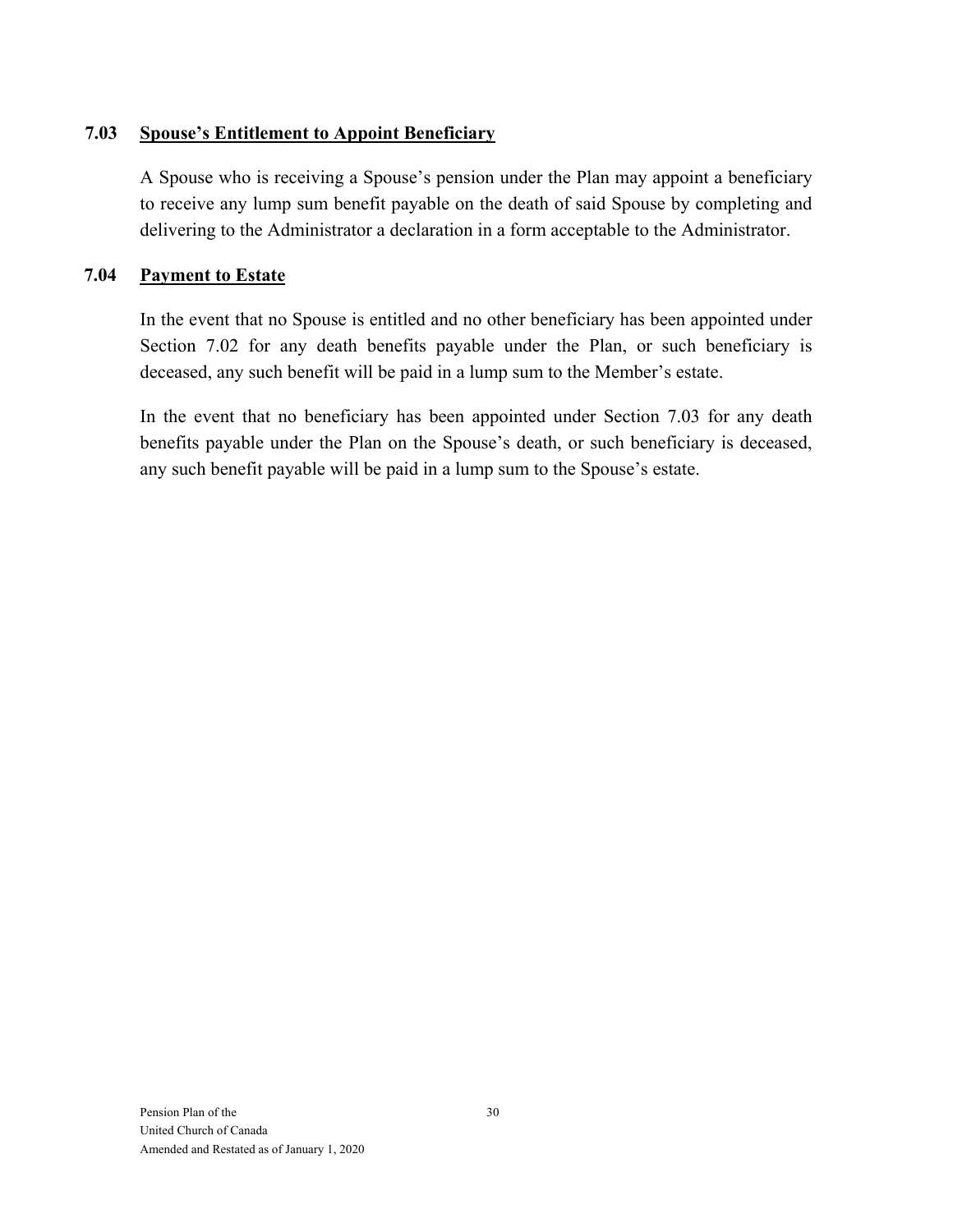### 7.03 Spouse's Entitlement to Appoint Beneficiary

A Spouse who is receiving a Spouse's pension under the Plan may appoint a beneficiary to receive any lump sum benefit payable on the death of said Spouse by completing and delivering to the Administrator a declaration in a form acceptable to the Administrator.

### 7.04 Payment to Estate

In the event that no Spouse is entitled and no other beneficiary has been appointed under Section 7.02 for any death benefits payable under the Plan, or such beneficiary is deceased, any such benefit will be paid in a lump sum to the Member's estate.

In the event that no beneficiary has been appointed under Section 7.03 for any death benefits payable under the Plan on the Spouse's death, or such beneficiary is deceased, any such benefit payable will be paid in a lump sum to the Spouse's estate.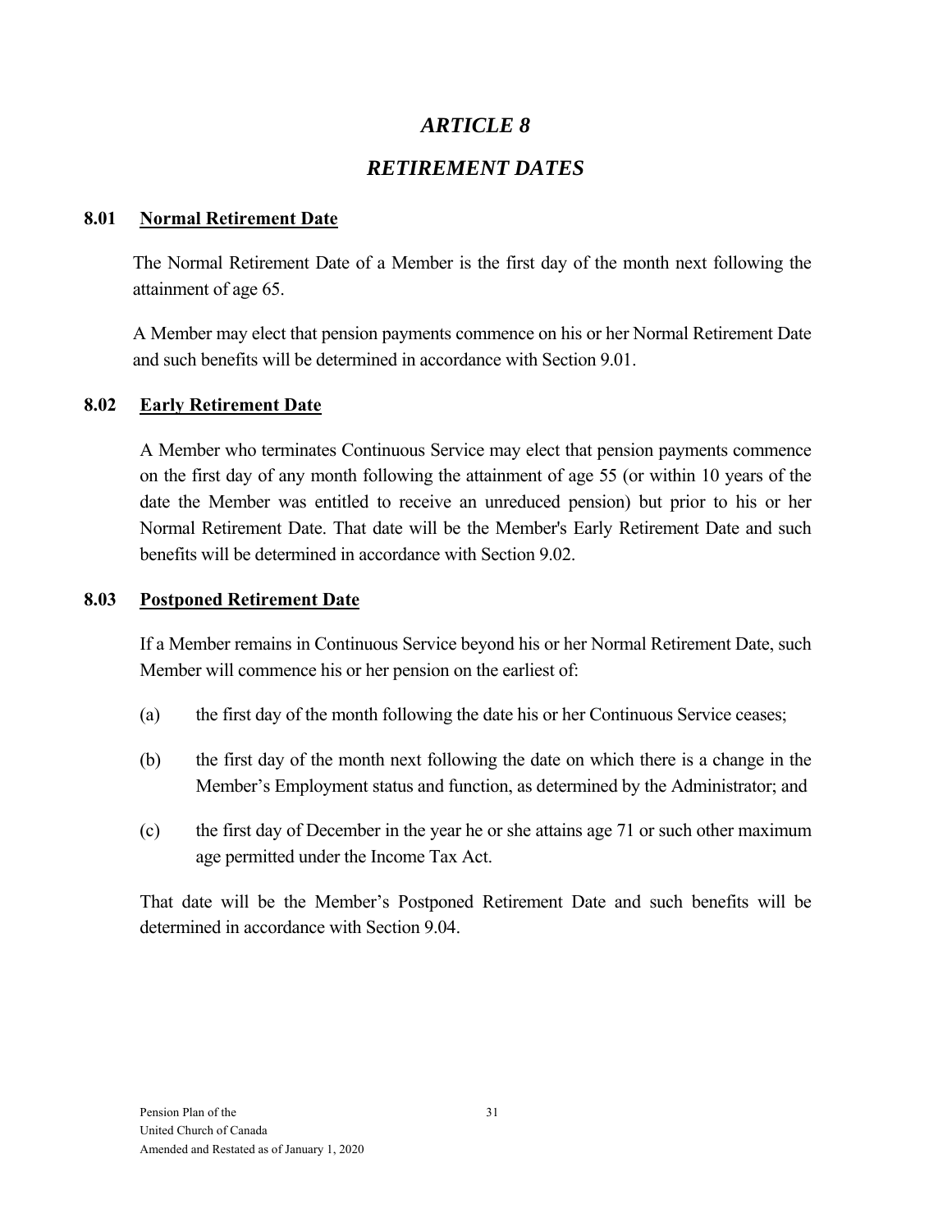# *ARTICLE 8*

# *RETIREMENT DATES*

## 8.01 Normal Retirement Date

The Normal Retirement Date of a Member is the first day of the month next following the attainment of age 65.

A Member may elect that pension payments commence on his or her Normal Retirement Date and such benefits will be determined in accordance with Section 9.01.

## 8.02 Early Retirement Date

A Member who terminates Continuous Service may elect that pension payments commence on the first day of any month following the attainment of age 55 (or within 10 years of the date the Member was entitled to receive an unreduced pension) but prior to his or her Normal Retirement Date. That date will be the Member's Early Retirement Date and such benefits will be determined in accordance with Section 9.02.

## 8.03 Postponed Retirement Date

If a Member remains in Continuous Service beyond his or her Normal Retirement Date, such Member will commence his or her pension on the earliest of:

(a) the first day of the month following the date his or her Continuous Service ceases;

(b) the first day of the month next following the date on which there is a change in the Member's Employment status and function, as determined by the Administrator; and

(c) the first day of December in the year he or she attains age 71 or such other maximum age permitted under the Income Tax Act.

That date will be the Member's Postponed Retirement Date and such benefits will be determined in accordance with Section 9.04.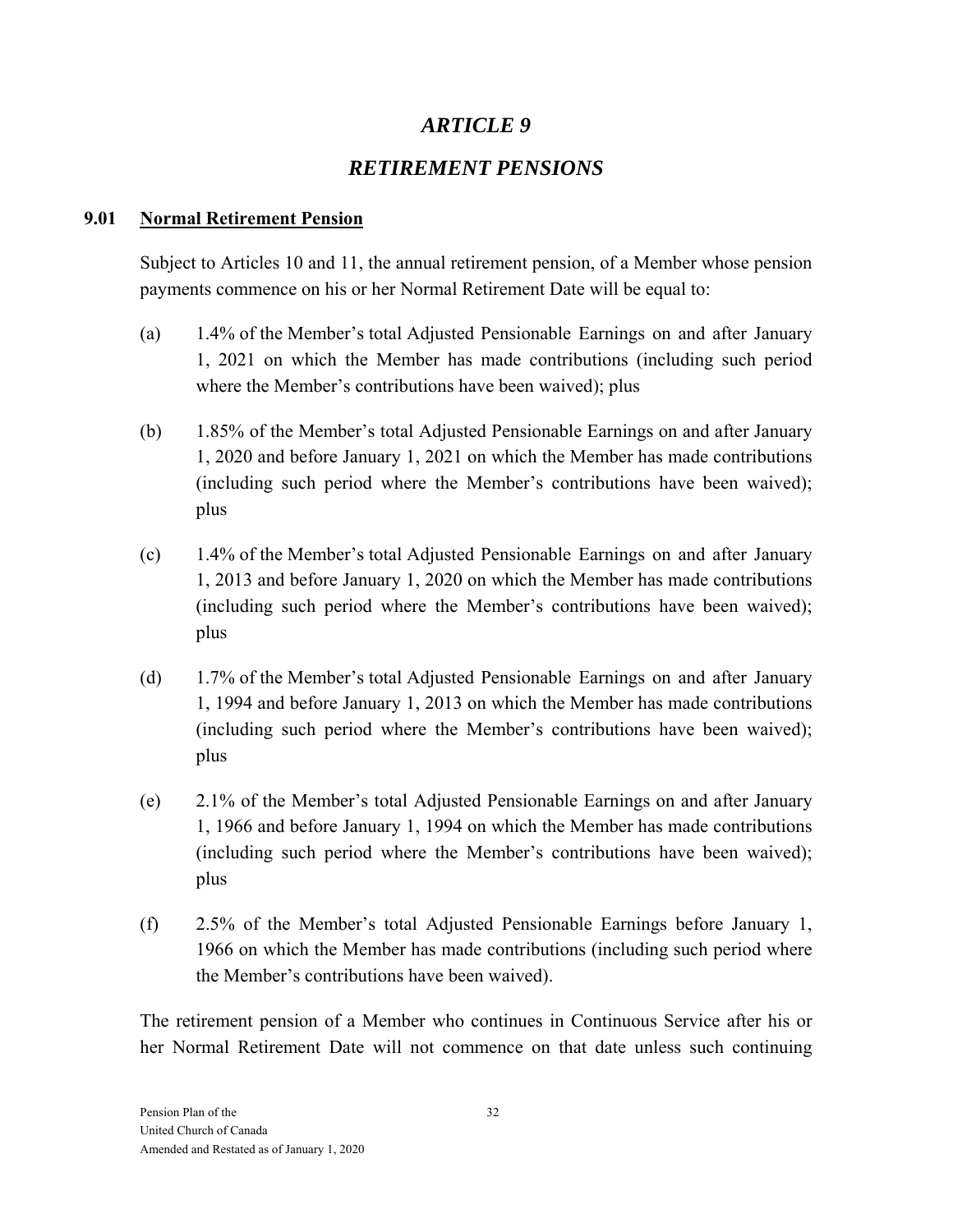# *ARTICLE 9*

# *RETIREMENT PENSIONS*

## 9.01 Normal Retirement Pension

Subject to Articles 10 and 11, the annual retirement pension, of a Member whose pension payments commence on his or her Normal Retirement Date will be equal to:

(a) 1.4% of the Member's total Adjusted Pensionable Earnings on and after January 1, 2021 on which the Member has made contributions (including such period where the Member's contributions have been waived); plus

(b) 1.85% of the Member's total Adjusted Pensionable Earnings on and after January 1, 2020 and before January 1, 2021 on which the Member has made contributions (including such period where the Member's contributions have been waived); plus

(c) 1.4% of the Member's total Adjusted Pensionable Earnings on and after January 1, 2013 and before January 1, 2020 on which the Member has made contributions (including such period where the Member's contributions have been waived); plus

(d) 1.7% of the Member's total Adjusted Pensionable Earnings on and after January 1, 1994 and before January 1, 2013 on which the Member has made contributions (including such period where the Member's contributions have been waived); plus

(e) 2.1% of the Member's total Adjusted Pensionable Earnings on and after January 1, 1966 and before January 1, 1994 on which the Member has made contributions (including such period where the Member's contributions have been waived); plus

(f) 2.5% of the Member's total Adjusted Pensionable Earnings before January 1, 1966 on which the Member has made contributions (including such period where the Member's contributions have been waived).

The retirement pension of a Member who continues in Continuous Service after his or her Normal Retirement Date will not commence on that date unless such continuing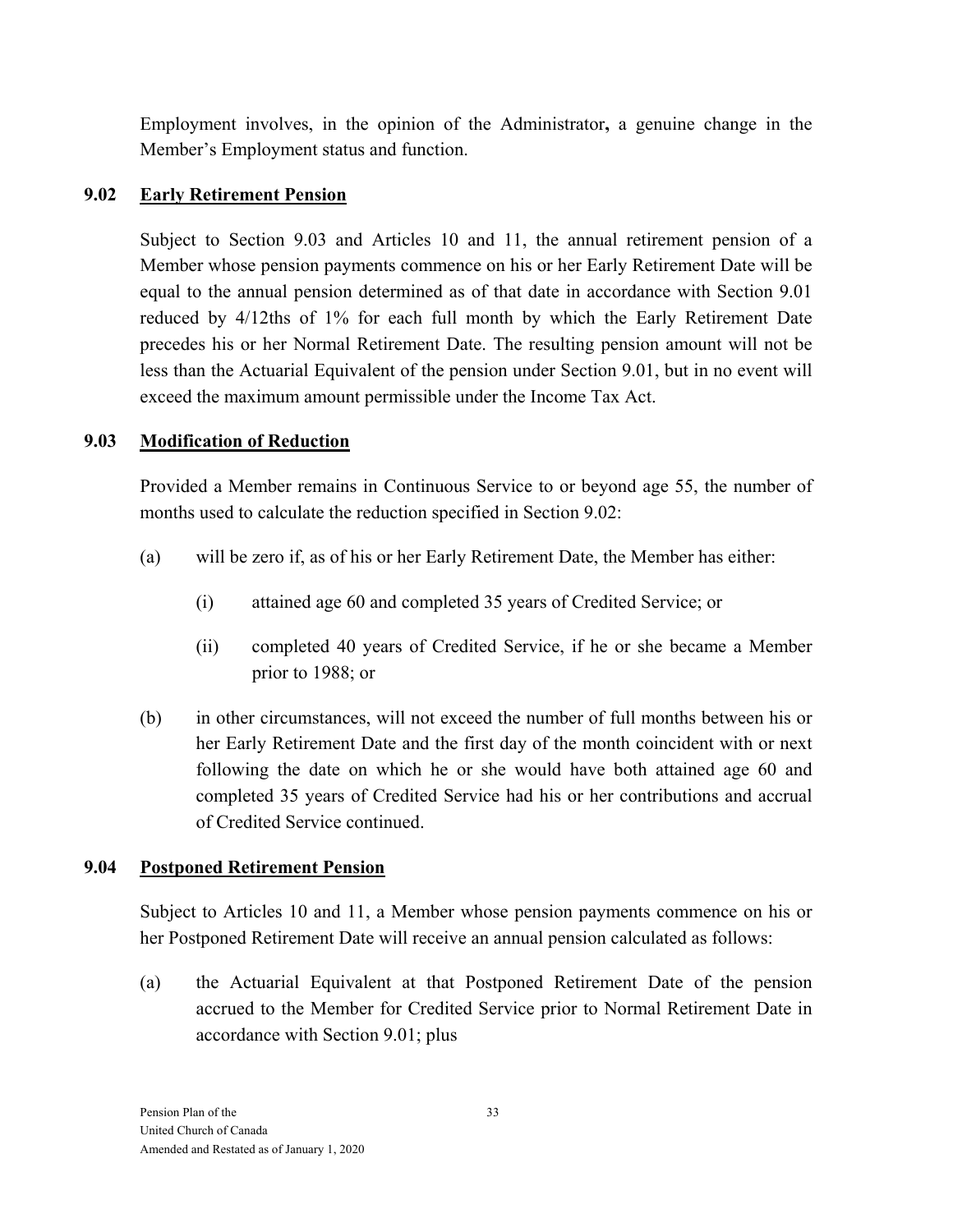Employment involves, in the opinion of the Administrator**,** a genuine change in the Member's Employment status and function.

### 9.02 Early Retirement Pension

Subject to Section 9.03 and Articles 10 and 11, the annual retirement pension of a Member whose pension payments commence on his or her Early Retirement Date will be equal to the annual pension determined as of that date in accordance with Section 9.01 reduced by 4/12ths of 1% for each full month by which the Early Retirement Date precedes his or her Normal Retirement Date. The resulting pension amount will not be less than the Actuarial Equivalent of the pension under Section 9.01, but in no event will exceed the maximum amount permissible under the Income Tax Act.

### 9.03 Modification of Reduction

Provided a Member remains in Continuous Service to or beyond age 55, the number of months used to calculate the reduction specified in Section 9.02:

(a) will be zero if, as of his or her Early Retirement Date, the Member has either:

  (i) attained age 60 and completed 35 years of Credited Service; or

  (ii) completed 40 years of Credited Service, if he or she became a Member prior to 1988; or

(b) in other circumstances, will not exceed the number of full months between his or her Early Retirement Date and the first day of the month coincident with or next following the date on which he or she would have both attained age 60 and completed 35 years of Credited Service had his or her contributions and accrual of Credited Service continued.

### 9.04 Postponed Retirement Pension

Subject to Articles 10 and 11, a Member whose pension payments commence on his or her Postponed Retirement Date will receive an annual pension calculated as follows:

(a) the Actuarial Equivalent at that Postponed Retirement Date of the pension accrued to the Member for Credited Service prior to Normal Retirement Date in accordance with Section 9.01; plus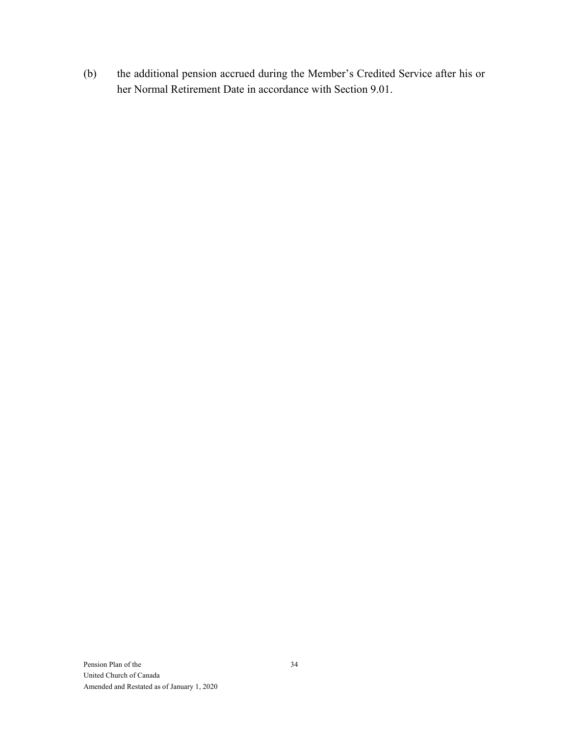(b) the additional pension accrued during the Member’s Credited Service after his or her Normal Retirement Date in accordance with Section 9.01.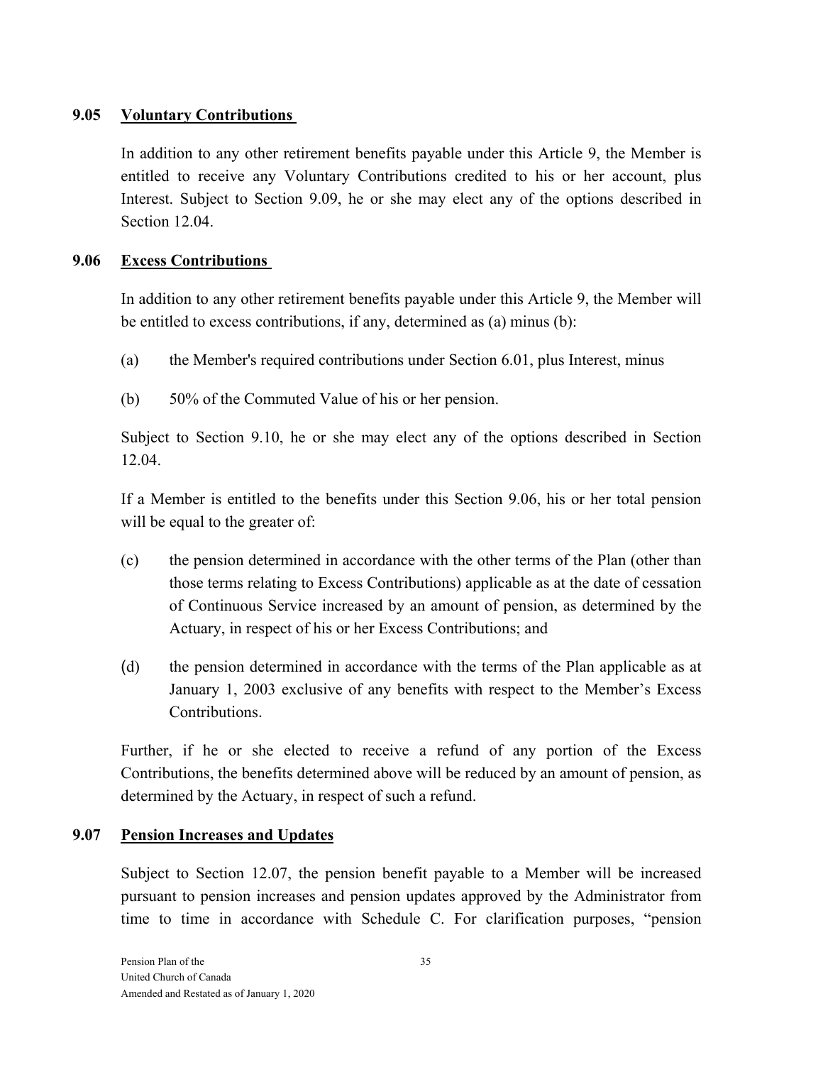### 9.05 Voluntary Contributions

In addition to any other retirement benefits payable under this Article 9, the Member is entitled to receive any Voluntary Contributions credited to his or her account, plus Interest. Subject to Section 9.09, he or she may elect any of the options described in Section 12.04.

### 9.06 Excess Contributions

In addition to any other retirement benefits payable under this Article 9, the Member will be entitled to excess contributions, if any, determined as (a) minus (b):

(a) the Member's required contributions under Section 6.01, plus Interest, minus

(b) 50% of the Commuted Value of his or her pension.

Subject to Section 9.10, he or she may elect any of the options described in Section 12.04.

If a Member is entitled to the benefits under this Section 9.06, his or her total pension will be equal to the greater of:

(c) the pension determined in accordance with the other terms of the Plan (other than those terms relating to Excess Contributions) applicable as at the date of cessation of Continuous Service increased by an amount of pension, as determined by the Actuary, in respect of his or her Excess Contributions; and

(d) the pension determined in accordance with the terms of the Plan applicable as at January 1, 2003 exclusive of any benefits with respect to the Member's Excess Contributions.

Further, if he or she elected to receive a refund of any portion of the Excess Contributions, the benefits determined above will be reduced by an amount of pension, as determined by the Actuary, in respect of such a refund.

### 9.07 Pension Increases and Updates

Subject to Section 12.07, the pension benefit payable to a Member will be increased pursuant to pension increases and pension updates approved by the Administrator from time to time in accordance with Schedule C. For clarification purposes, "pension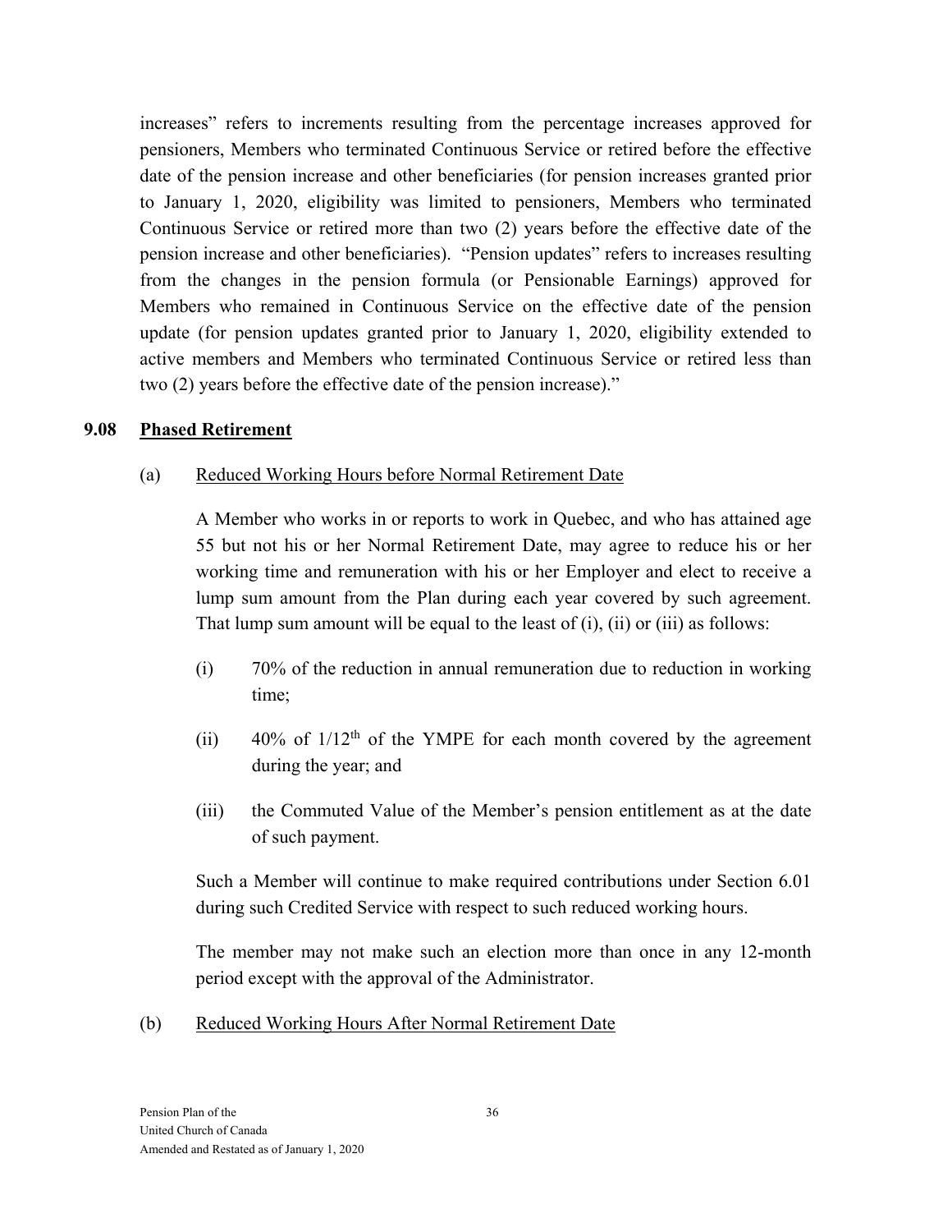increases" refers to increments resulting from the percentage increases approved for pensioners, Members who terminated Continuous Service or retired before the effective date of the pension increase and other beneficiaries (for pension increases granted prior to January 1, 2020, eligibility was limited to pensioners, Members who terminated Continuous Service or retired more than two (2) years before the effective date of the pension increase and other beneficiaries). "Pension updates" refers to increases resulting from the changes in the pension formula (or Pensionable Earnings) approved for Members who remained in Continuous Service on the effective date of the pension update (for pension updates granted prior to January 1, 2020, eligibility extended to active members and Members who terminated Continuous Service or retired less than two (2) years before the effective date of the pension increase)."

### 9.08 Phased Retirement

(a) Reduced Working Hours before Normal Retirement Date

A Member who works in or reports to work in Quebec, and who has attained age 55 but not his or her Normal Retirement Date, may agree to reduce his or her working time and remuneration with his or her Employer and elect to receive a lump sum amount from the Plan during each year covered by such agreement. That lump sum amount will be equal to the least of (i), (ii) or (iii) as follows:

(i) 70% of the reduction in annual remuneration due to reduction in working time;

(ii) 40% of 1/12th of the YMPE for each month covered by the agreement during the year; and

(iii) the Commuted Value of the Member's pension entitlement as at the date of such payment.

Such a Member will continue to make required contributions under Section 6.01 during such Credited Service with respect to such reduced working hours.

The member may not make such an election more than once in any 12-month period except with the approval of the Administrator.

(b) Reduced Working Hours After Normal Retirement Date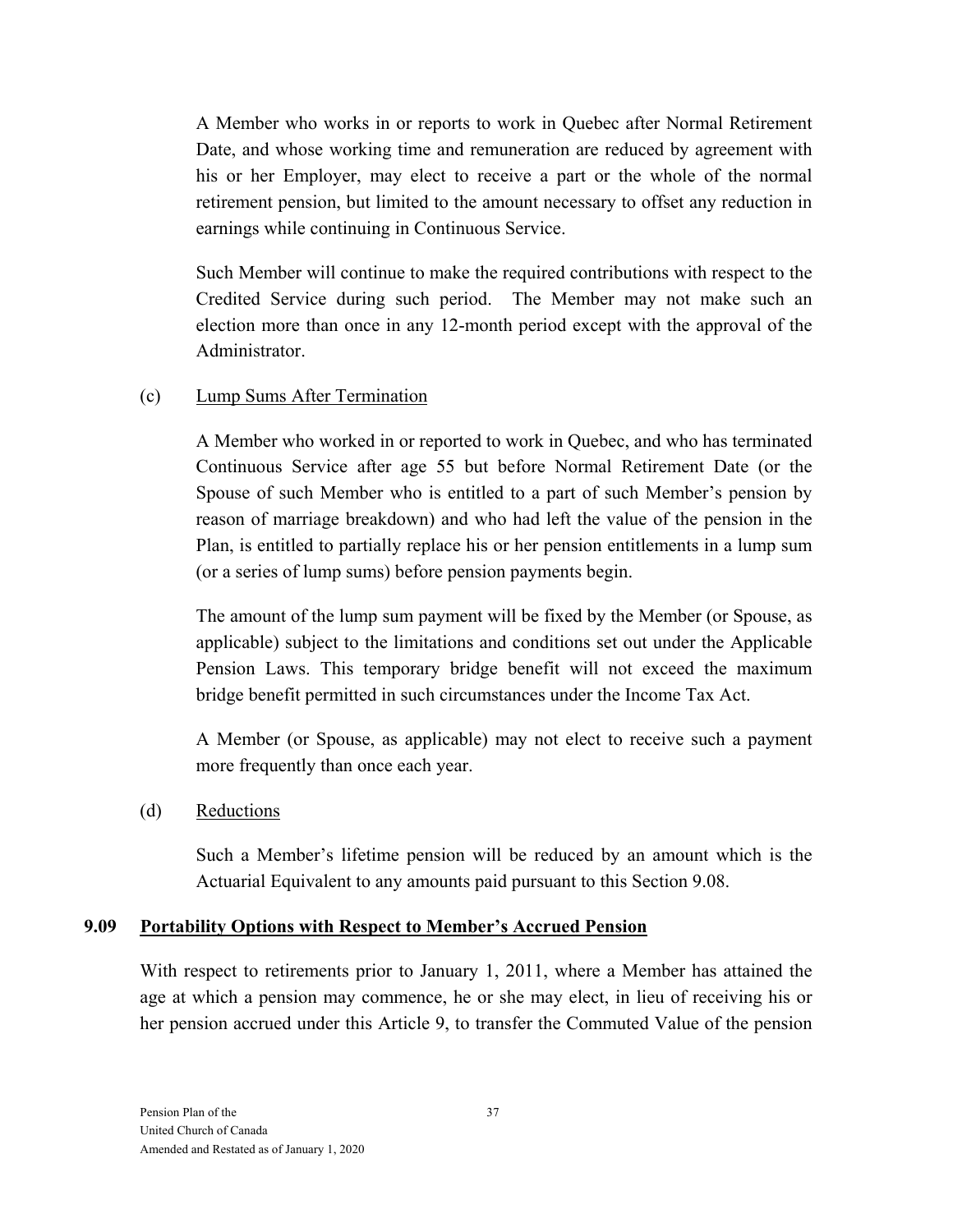A Member who works in or reports to work in Quebec after Normal Retirement Date, and whose working time and remuneration are reduced by agreement with his or her Employer, may elect to receive a part or the whole of the normal retirement pension, but limited to the amount necessary to offset any reduction in earnings while continuing in Continuous Service.

Such Member will continue to make the required contributions with respect to the Credited Service during such period. The Member may not make such an election more than once in any 12-month period except with the approval of the Administrator.

(c) Lump Sums After Termination

A Member who worked in or reported to work in Quebec, and who has terminated Continuous Service after age 55 but before Normal Retirement Date (or the Spouse of such Member who is entitled to a part of such Member's pension by reason of marriage breakdown) and who had left the value of the pension in the Plan, is entitled to partially replace his or her pension entitlements in a lump sum (or a series of lump sums) before pension payments begin.

The amount of the lump sum payment will be fixed by the Member (or Spouse, as applicable) subject to the limitations and conditions set out under the Applicable Pension Laws. This temporary bridge benefit will not exceed the maximum bridge benefit permitted in such circumstances under the Income Tax Act.

A Member (or Spouse, as applicable) may not elect to receive such a payment more frequently than once each year.

(d) Reductions

Such a Member's lifetime pension will be reduced by an amount which is the Actuarial Equivalent to any amounts paid pursuant to this Section 9.08.

### 9.09 Portability Options with Respect to Member's Accrued Pension

With respect to retirements prior to January 1, 2011, where a Member has attained the age at which a pension may commence, he or she may elect, in lieu of receiving his or her pension accrued under this Article 9, to transfer the Commuted Value of the pension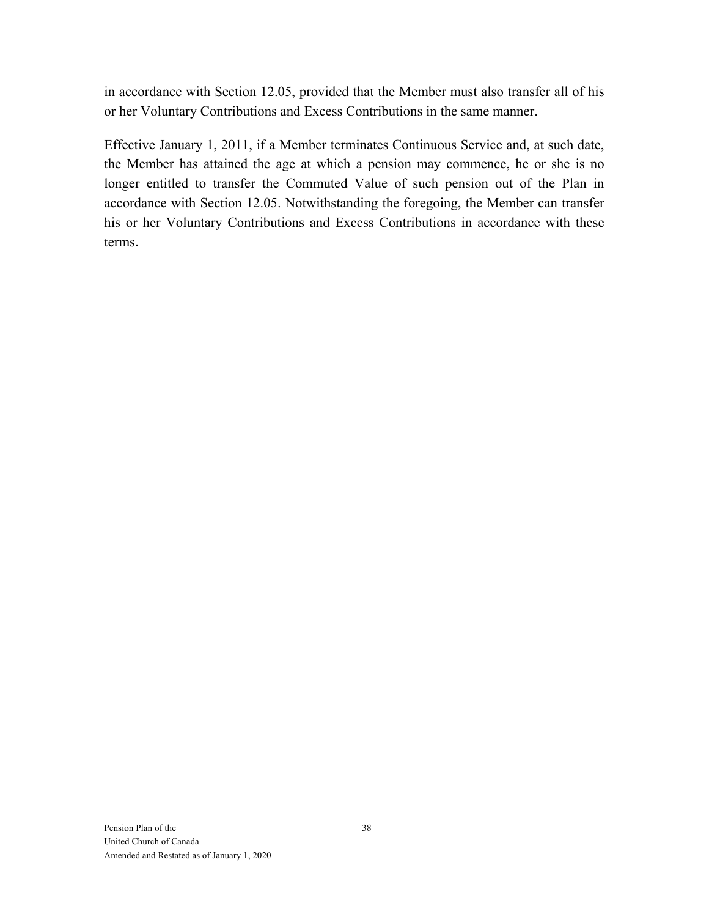in accordance with Section 12.05, provided that the Member must also transfer all of his or her Voluntary Contributions and Excess Contributions in the same manner.

Effective January 1, 2011, if a Member terminates Continuous Service and, at such date, the Member has attained the age at which a pension may commence, he or she is no longer entitled to transfer the Commuted Value of such pension out of the Plan in accordance with Section 12.05. Notwithstanding the foregoing, the Member can transfer his or her Voluntary Contributions and Excess Contributions in accordance with these terms**.**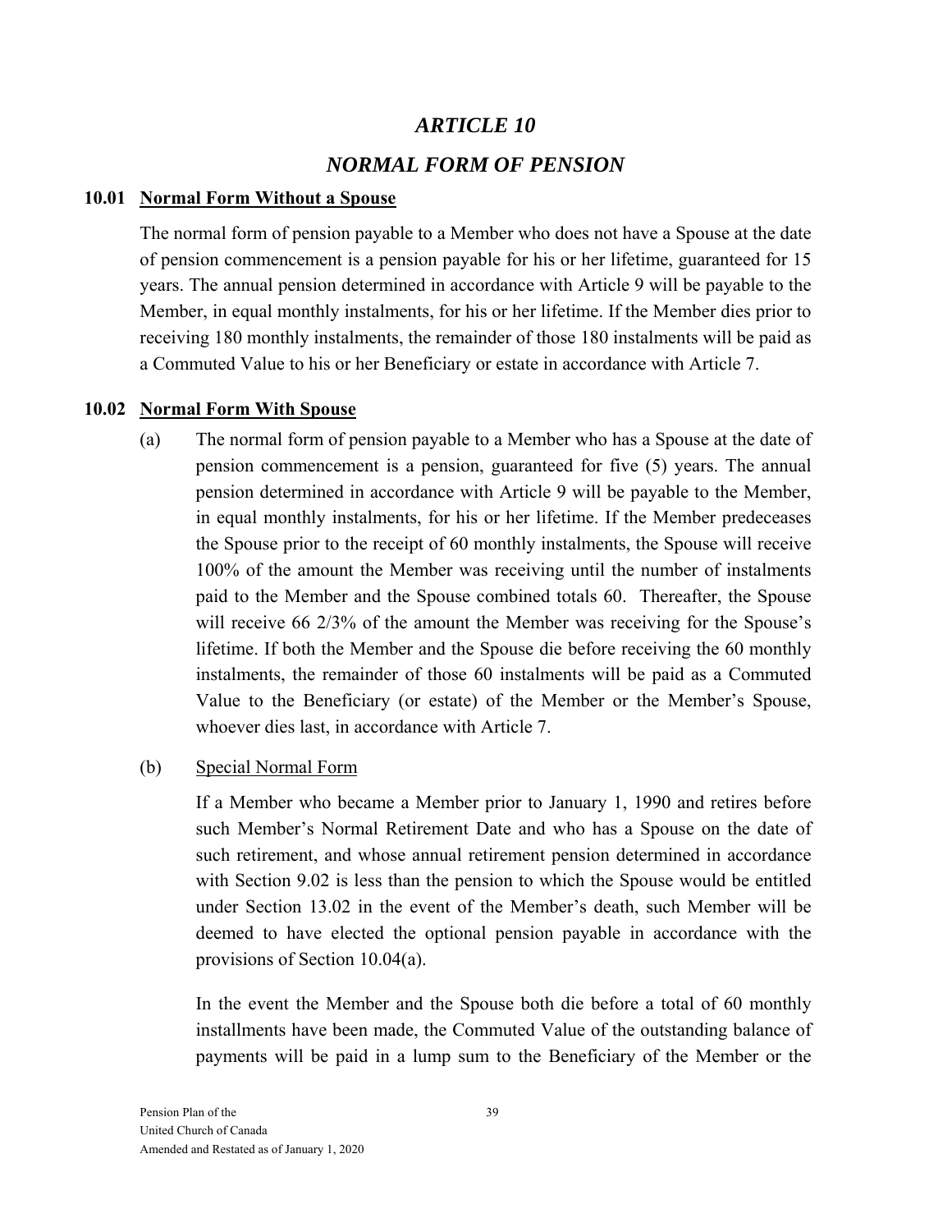# *ARTICLE 10*

# *NORMAL FORM OF PENSION*

**10.01 Normal Form Without a Spouse**

The normal form of pension payable to a Member who does not have a Spouse at the date of pension commencement is a pension payable for his or her lifetime, guaranteed for 15 years. The annual pension determined in accordance with Article 9 will be payable to the Member, in equal monthly instalments, for his or her lifetime. If the Member dies prior to receiving 180 monthly instalments, the remainder of those 180 instalments will be paid as a Commuted Value to his or her Beneficiary or estate in accordance with Article 7.

**10.02 Normal Form With Spouse**

(a) The normal form of pension payable to a Member who has a Spouse at the date of pension commencement is a pension, guaranteed for five (5) years. The annual pension determined in accordance with Article 9 will be payable to the Member, in equal monthly instalments, for his or her lifetime. If the Member predeceases the Spouse prior to the receipt of 60 monthly instalments, the Spouse will receive 100% of the amount the Member was receiving until the number of instalments paid to the Member and the Spouse combined totals 60. Thereafter, the Spouse will receive 66 2/3% of the amount the Member was receiving for the Spouse's lifetime. If both the Member and the Spouse die before receiving the 60 monthly instalments, the remainder of those 60 instalments will be paid as a Commuted Value to the Beneficiary (or estate) of the Member or the Member's Spouse, whoever dies last, in accordance with Article 7.

(b) Special Normal Form

If a Member who became a Member prior to January 1, 1990 and retires before such Member's Normal Retirement Date and who has a Spouse on the date of such retirement, and whose annual retirement pension determined in accordance with Section 9.02 is less than the pension to which the Spouse would be entitled under Section 13.02 in the event of the Member's death, such Member will be deemed to have elected the optional pension payable in accordance with the provisions of Section 10.04(a).

In the event the Member and the Spouse both die before a total of 60 monthly installments have been made, the Commuted Value of the outstanding balance of payments will be paid in a lump sum to the Beneficiary of the Member or the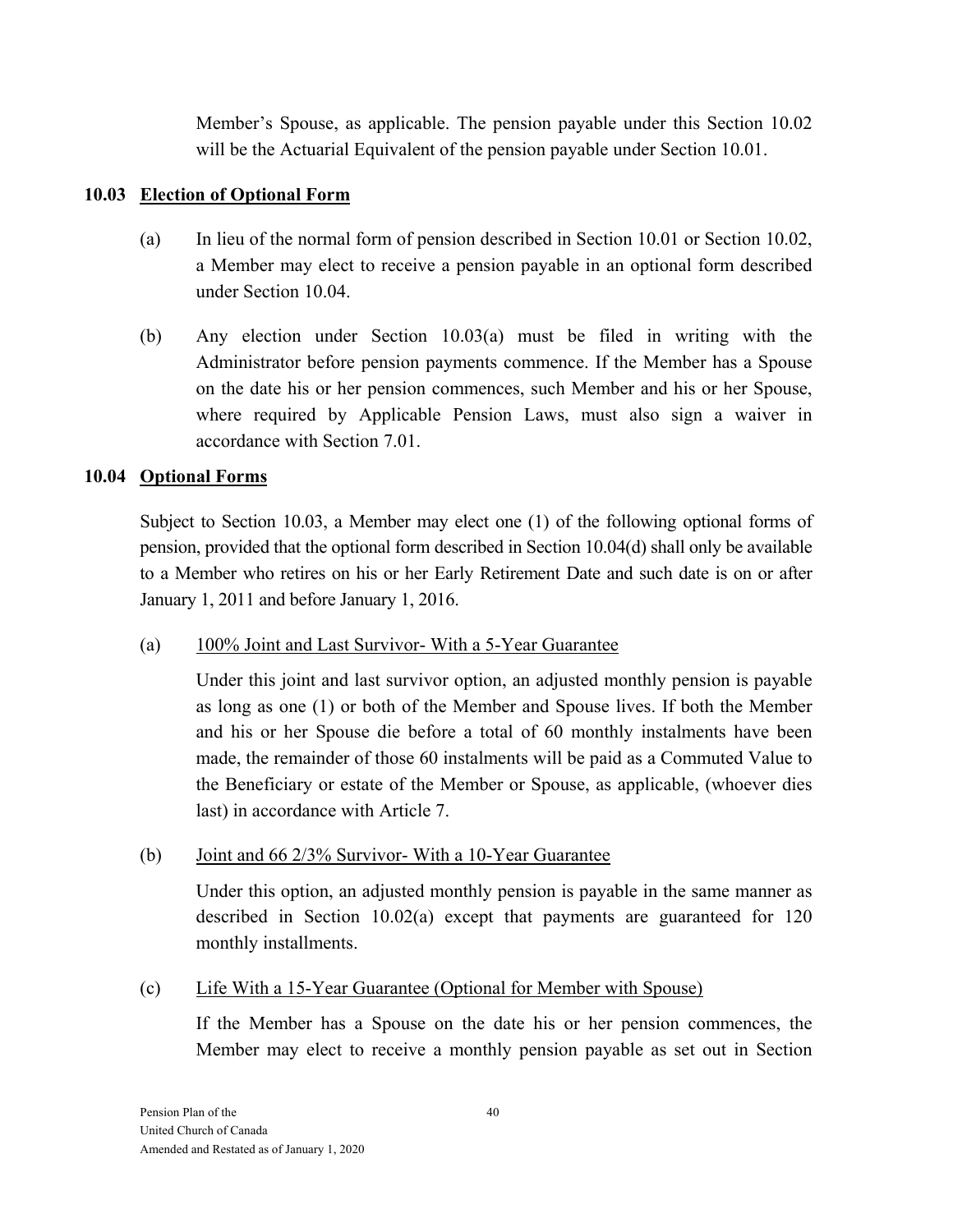Member's Spouse, as applicable. The pension payable under this Section 10.02 will be the Actuarial Equivalent of the pension payable under Section 10.01.

### 10.03 Election of Optional Form

(a) In lieu of the normal form of pension described in Section 10.01 or Section 10.02, a Member may elect to receive a pension payable in an optional form described under Section 10.04.

(b) Any election under Section 10.03(a) must be filed in writing with the Administrator before pension payments commence. If the Member has a Spouse on the date his or her pension commences, such Member and his or her Spouse, where required by Applicable Pension Laws, must also sign a waiver in accordance with Section 7.01.

### 10.04 Optional Forms

Subject to Section 10.03, a Member may elect one (1) of the following optional forms of pension, provided that the optional form described in Section 10.04(d) shall only be available to a Member who retires on his or her Early Retirement Date and such date is on or after January 1, 2011 and before January 1, 2016.

(a) 100% Joint and Last Survivor- With a 5-Year Guarantee

Under this joint and last survivor option, an adjusted monthly pension is payable as long as one (1) or both of the Member and Spouse lives. If both the Member and his or her Spouse die before a total of 60 monthly instalments have been made, the remainder of those 60 instalments will be paid as a Commuted Value to the Beneficiary or estate of the Member or Spouse, as applicable, (whoever dies last) in accordance with Article 7.

(b) Joint and 66 2/3% Survivor- With a 10-Year Guarantee

Under this option, an adjusted monthly pension is payable in the same manner as described in Section 10.02(a) except that payments are guaranteed for 120 monthly installments.

(c) Life With a 15-Year Guarantee (Optional for Member with Spouse)

If the Member has a Spouse on the date his or her pension commences, the Member may elect to receive a monthly pension payable as set out in Section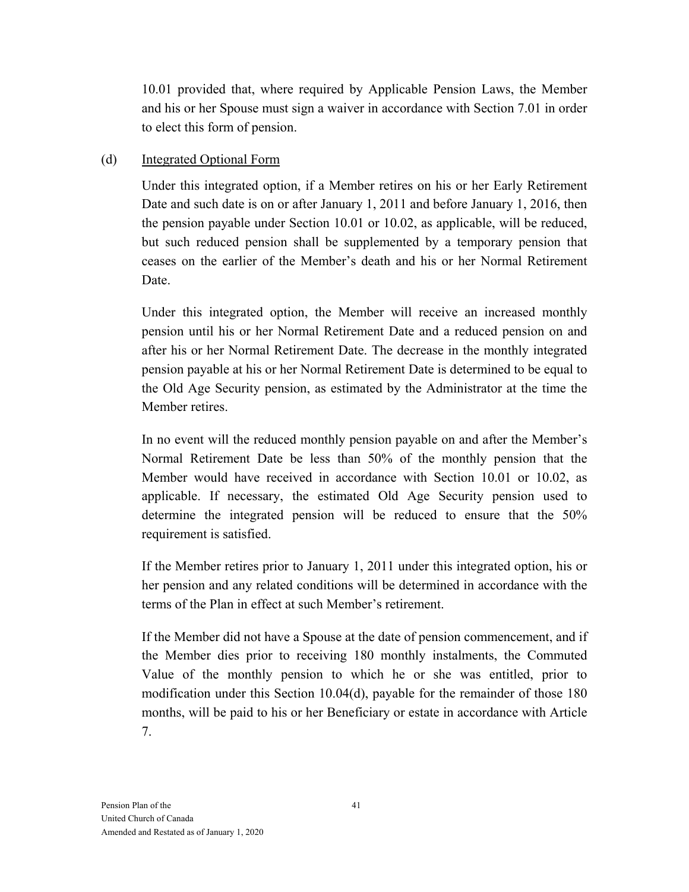10.01 provided that, where required by Applicable Pension Laws, the Member and his or her Spouse must sign a waiver in accordance with Section 7.01 in order to elect this form of pension.

(d) Integrated Optional Form

Under this integrated option, if a Member retires on his or her Early Retirement Date and such date is on or after January 1, 2011 and before January 1, 2016, then the pension payable under Section 10.01 or 10.02, as applicable, will be reduced, but such reduced pension shall be supplemented by a temporary pension that ceases on the earlier of the Member's death and his or her Normal Retirement Date.

Under this integrated option, the Member will receive an increased monthly pension until his or her Normal Retirement Date and a reduced pension on and after his or her Normal Retirement Date. The decrease in the monthly integrated pension payable at his or her Normal Retirement Date is determined to be equal to the Old Age Security pension, as estimated by the Administrator at the time the Member retires.

In no event will the reduced monthly pension payable on and after the Member's Normal Retirement Date be less than 50% of the monthly pension that the Member would have received in accordance with Section 10.01 or 10.02, as applicable. If necessary, the estimated Old Age Security pension used to determine the integrated pension will be reduced to ensure that the 50% requirement is satisfied.

If the Member retires prior to January 1, 2011 under this integrated option, his or her pension and any related conditions will be determined in accordance with the terms of the Plan in effect at such Member's retirement.

If the Member did not have a Spouse at the date of pension commencement, and if the Member dies prior to receiving 180 monthly instalments, the Commuted Value of the monthly pension to which he or she was entitled, prior to modification under this Section 10.04(d), payable for the remainder of those 180 months, will be paid to his or her Beneficiary or estate in accordance with Article 7.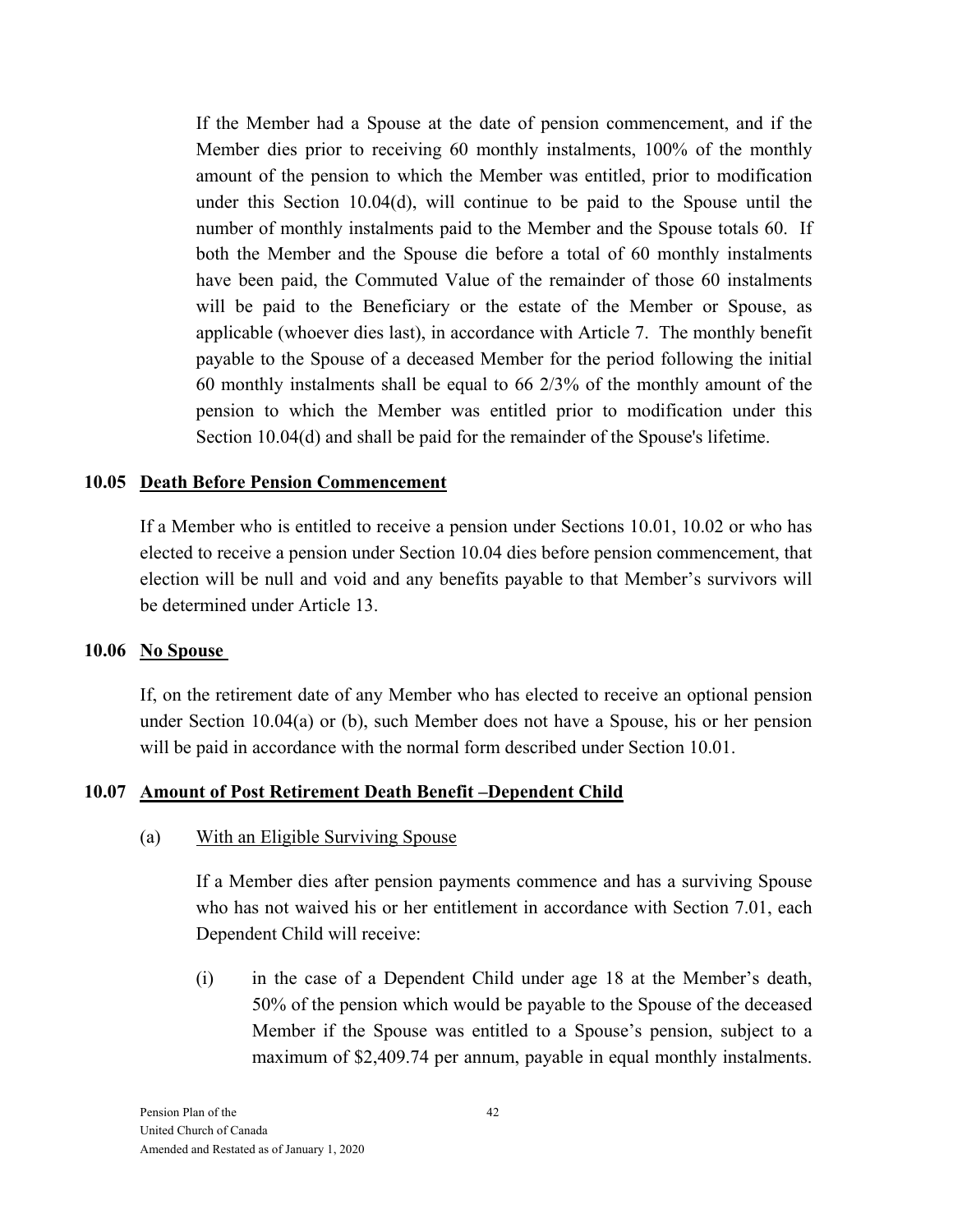If the Member had a Spouse at the date of pension commencement, and if the Member dies prior to receiving 60 monthly instalments, 100% of the monthly amount of the pension to which the Member was entitled, prior to modification under this Section 10.04(d), will continue to be paid to the Spouse until the number of monthly instalments paid to the Member and the Spouse totals 60. If both the Member and the Spouse die before a total of 60 monthly instalments have been paid, the Commuted Value of the remainder of those 60 instalments will be paid to the Beneficiary or the estate of the Member or Spouse, as applicable (whoever dies last), in accordance with Article 7. The monthly benefit payable to the Spouse of a deceased Member for the period following the initial 60 monthly instalments shall be equal to 66 2/3% of the monthly amount of the pension to which the Member was entitled prior to modification under this Section 10.04(d) and shall be paid for the remainder of the Spouse's lifetime.

### 10.05 Death Before Pension Commencement

If a Member who is entitled to receive a pension under Sections 10.01, 10.02 or who has elected to receive a pension under Section 10.04 dies before pension commencement, that election will be null and void and any benefits payable to that Member's survivors will be determined under Article 13.

### 10.06 No Spouse

If, on the retirement date of any Member who has elected to receive an optional pension under Section 10.04(a) or (b), such Member does not have a Spouse, his or her pension will be paid in accordance with the normal form described under Section 10.01.

### 10.07 Amount of Post Retirement Death Benefit –Dependent Child

(a) With an Eligible Surviving Spouse

If a Member dies after pension payments commence and has a surviving Spouse who has not waived his or her entitlement in accordance with Section 7.01, each Dependent Child will receive:

(i) in the case of a Dependent Child under age 18 at the Member's death, 50% of the pension which would be payable to the Spouse of the deceased Member if the Spouse was entitled to a Spouse's pension, subject to a maximum of $2,409.74 per annum, payable in equal monthly instalments.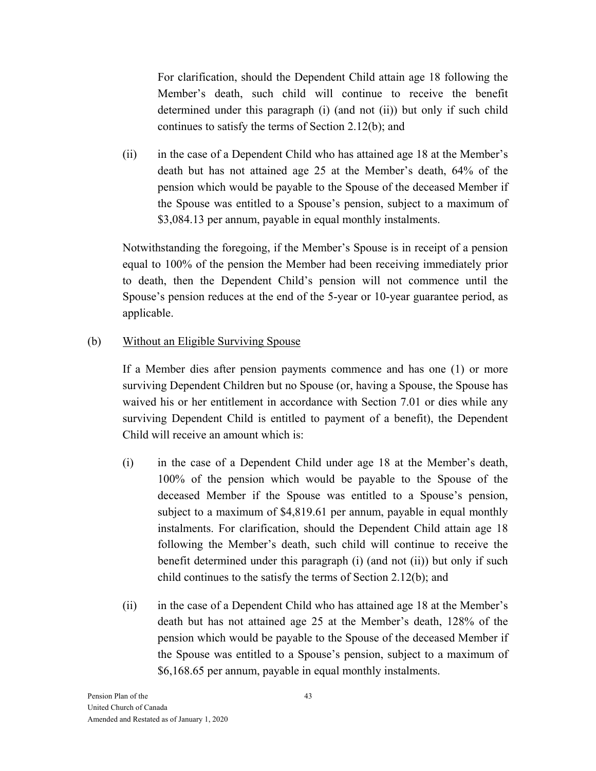For clarification, should the Dependent Child attain age 18 following the Member's death, such child will continue to receive the benefit determined under this paragraph (i) (and not (ii)) but only if such child continues to satisfy the terms of Section 2.12(b); and

(ii) in the case of a Dependent Child who has attained age 18 at the Member's death but has not attained age 25 at the Member's death, 64% of the pension which would be payable to the Spouse of the deceased Member if the Spouse was entitled to a Spouse's pension, subject to a maximum of $3,084.13 per annum, payable in equal monthly instalments.

Notwithstanding the foregoing, if the Member's Spouse is in receipt of a pension equal to 100% of the pension the Member had been receiving immediately prior to death, then the Dependent Child's pension will not commence until the Spouse's pension reduces at the end of the 5-year or 10-year guarantee period, as applicable.

(b) Without an Eligible Surviving Spouse

If a Member dies after pension payments commence and has one (1) or more surviving Dependent Children but no Spouse (or, having a Spouse, the Spouse has waived his or her entitlement in accordance with Section 7.01 or dies while any surviving Dependent Child is entitled to payment of a benefit), the Dependent Child will receive an amount which is:

(i) in the case of a Dependent Child under age 18 at the Member's death, 100% of the pension which would be payable to the Spouse of the deceased Member if the Spouse was entitled to a Spouse's pension, subject to a maximum of $4,819.61 per annum, payable in equal monthly instalments. For clarification, should the Dependent Child attain age 18 following the Member's death, such child will continue to receive the benefit determined under this paragraph (i) (and not (ii)) but only if such child continues to the satisfy the terms of Section 2.12(b); and

(ii) in the case of a Dependent Child who has attained age 18 at the Member's death but has not attained age 25 at the Member's death, 128% of the pension which would be payable to the Spouse of the deceased Member if the Spouse was entitled to a Spouse's pension, subject to a maximum of $6,168.65 per annum, payable in equal monthly instalments.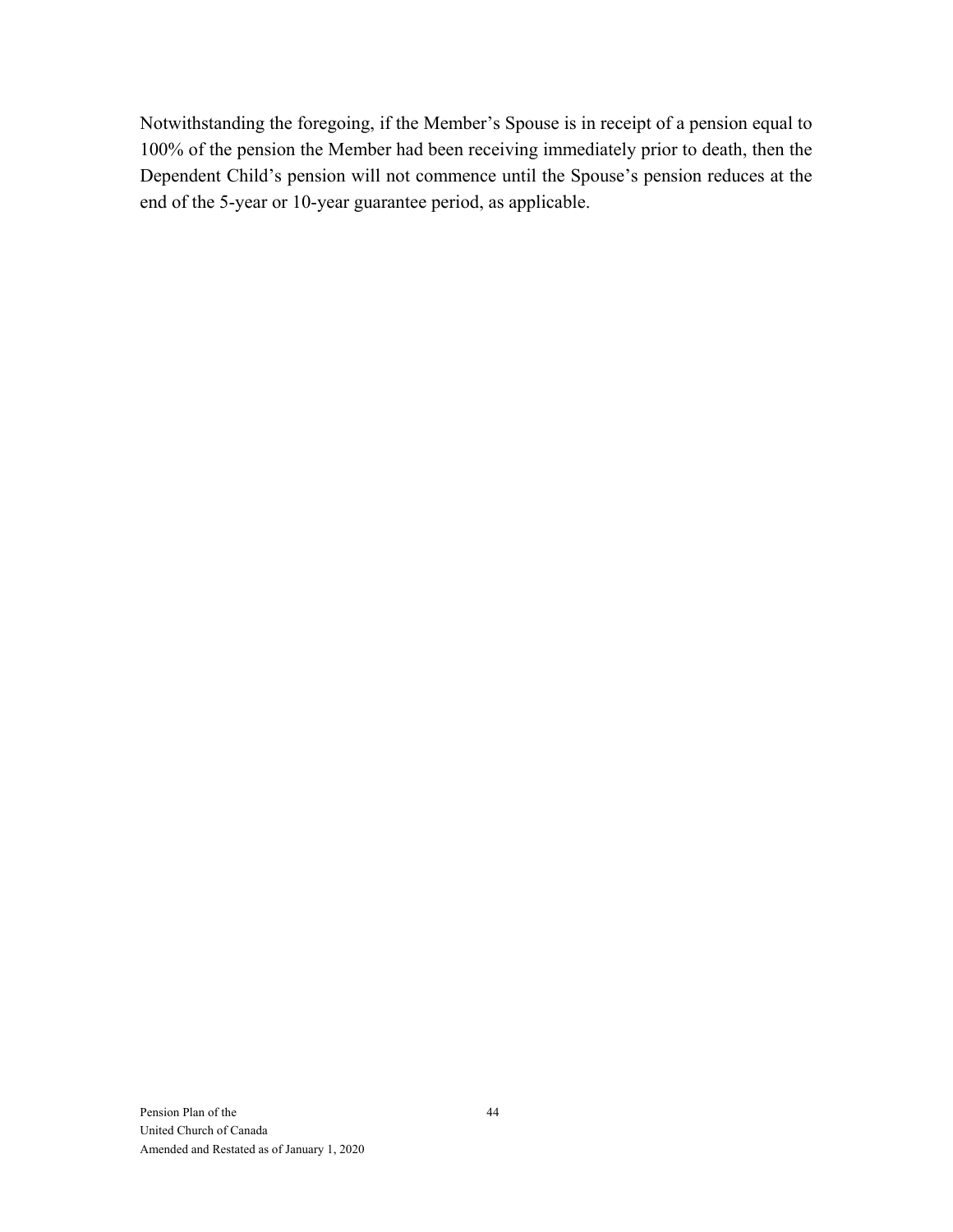Notwithstanding the foregoing, if the Member's Spouse is in receipt of a pension equal to 100% of the pension the Member had been receiving immediately prior to death, then the Dependent Child's pension will not commence until the Spouse's pension reduces at the end of the 5-year or 10-year guarantee period, as applicable.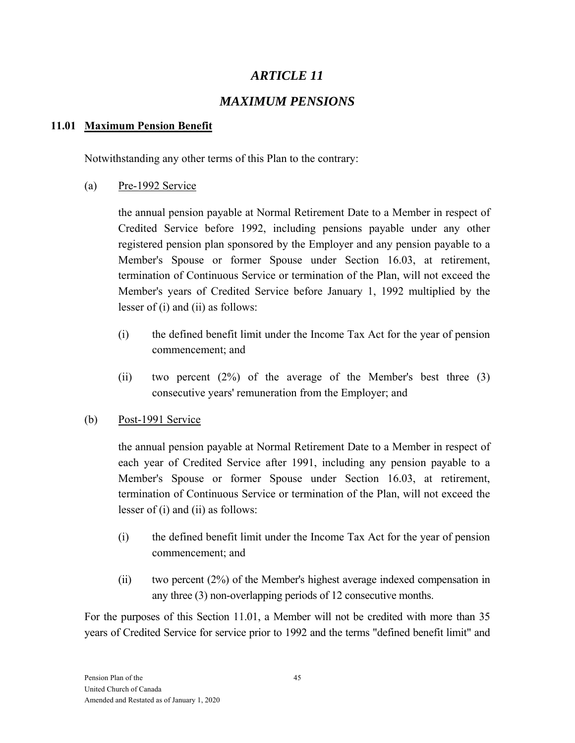# *ARTICLE 11*

# *MAXIMUM PENSIONS*

### 11.01 <u>Maximum Pension Benefit</u>

Notwithstanding any other terms of this Plan to the contrary:

(a) <u>Pre-1992 Service</u>

the annual pension payable at Normal Retirement Date to a Member in respect of Credited Service before 1992, including pensions payable under any other registered pension plan sponsored by the Employer and any pension payable to a Member's Spouse or former Spouse under Section 16.03, at retirement, termination of Continuous Service or termination of the Plan, will not exceed the Member's years of Credited Service before January 1, 1992 multiplied by the lesser of (i) and (ii) as follows:

(i) the defined benefit limit under the Income Tax Act for the year of pension commencement; and

(ii) two percent (2%) of the average of the Member's best three (3) consecutive years' remuneration from the Employer; and

(b) <u>Post-1991 Service</u>

the annual pension payable at Normal Retirement Date to a Member in respect of each year of Credited Service after 1991, including any pension payable to a Member's Spouse or former Spouse under Section 16.03, at retirement, termination of Continuous Service or termination of the Plan, will not exceed the lesser of (i) and (ii) as follows:

(i) the defined benefit limit under the Income Tax Act for the year of pension commencement; and

(ii) two percent (2%) of the Member's highest average indexed compensation in any three (3) non-overlapping periods of 12 consecutive months.

For the purposes of this Section 11.01, a Member will not be credited with more than 35 years of Credited Service for service prior to 1992 and the terms "defined benefit limit" and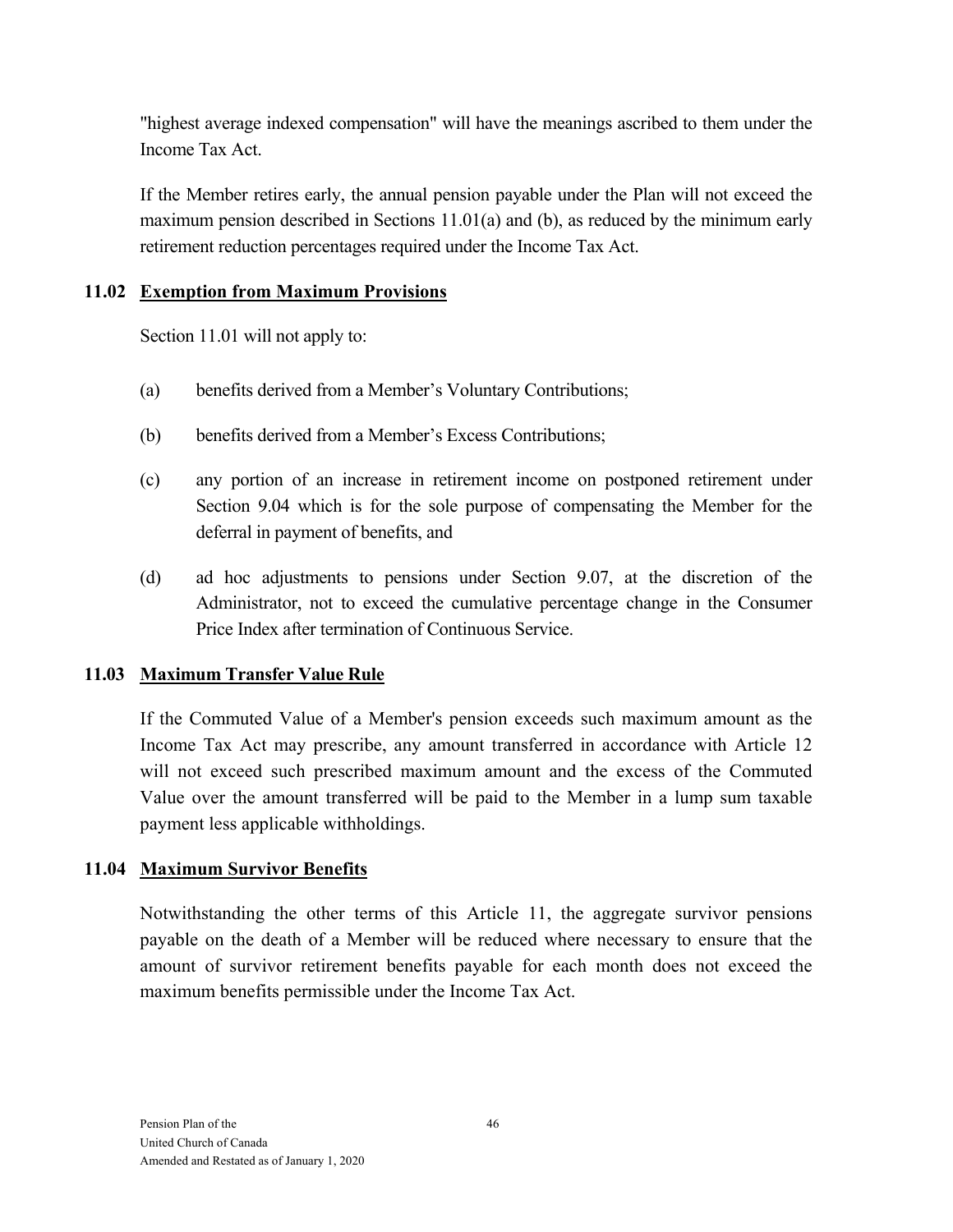"highest average indexed compensation" will have the meanings ascribed to them under the Income Tax Act.

If the Member retires early, the annual pension payable under the Plan will not exceed the maximum pension described in Sections 11.01(a) and (b), as reduced by the minimum early retirement reduction percentages required under the Income Tax Act.

### 11.02 Exemption from Maximum Provisions

Section 11.01 will not apply to:

(a) benefits derived from a Member's Voluntary Contributions;

(b) benefits derived from a Member's Excess Contributions;

(c) any portion of an increase in retirement income on postponed retirement under Section 9.04 which is for the sole purpose of compensating the Member for the deferral in payment of benefits, and

(d) ad hoc adjustments to pensions under Section 9.07, at the discretion of the Administrator, not to exceed the cumulative percentage change in the Consumer Price Index after termination of Continuous Service.

### 11.03 Maximum Transfer Value Rule

If the Commuted Value of a Member's pension exceeds such maximum amount as the Income Tax Act may prescribe, any amount transferred in accordance with Article 12 will not exceed such prescribed maximum amount and the excess of the Commuted Value over the amount transferred will be paid to the Member in a lump sum taxable payment less applicable withholdings.

### 11.04 Maximum Survivor Benefits

Notwithstanding the other terms of this Article 11, the aggregate survivor pensions payable on the death of a Member will be reduced where necessary to ensure that the amount of survivor retirement benefits payable for each month does not exceed the maximum benefits permissible under the Income Tax Act.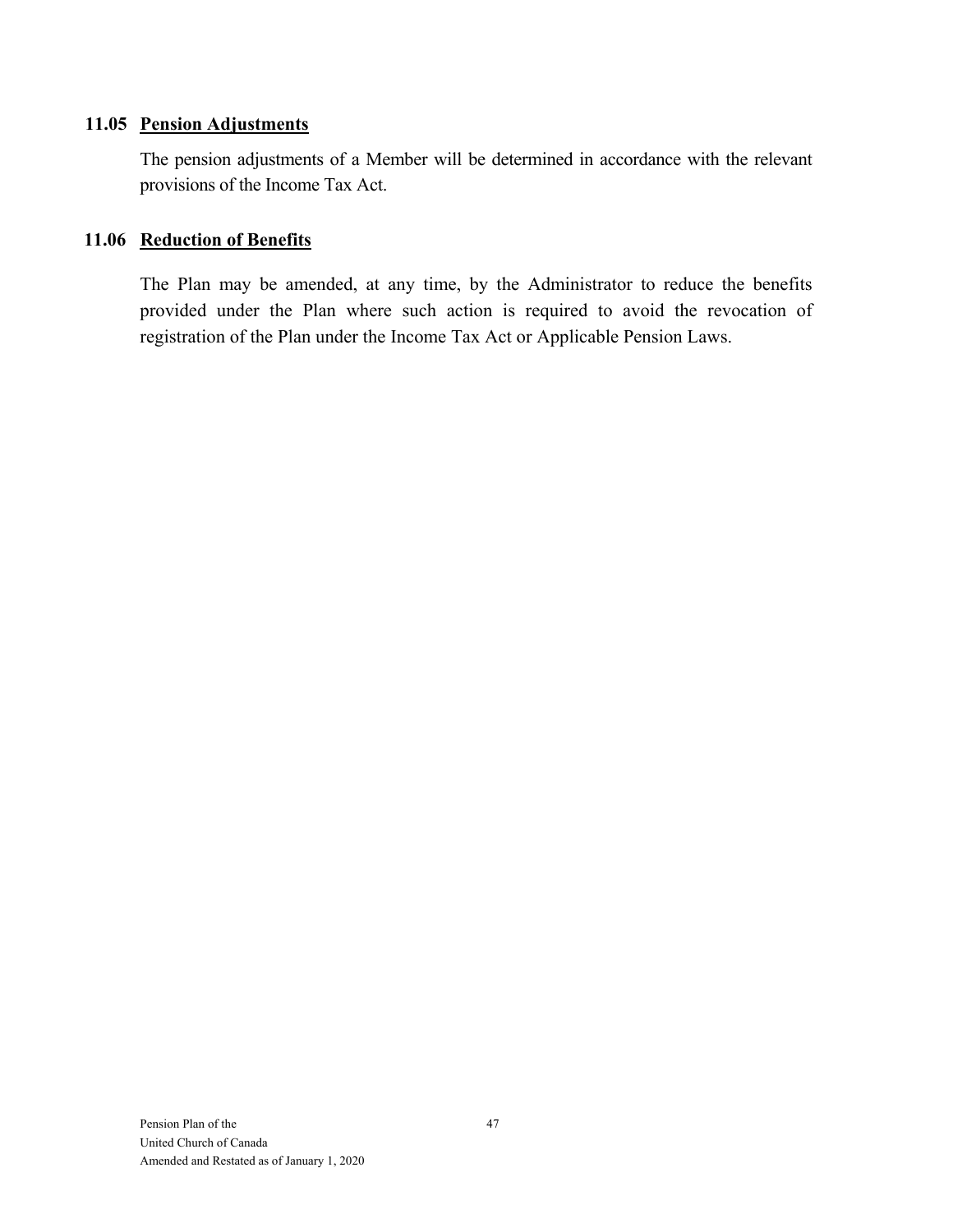### 11.05 Pension Adjustments

The pension adjustments of a Member will be determined in accordance with the relevant provisions of the Income Tax Act.

### 11.06 Reduction of Benefits

The Plan may be amended, at any time, by the Administrator to reduce the benefits provided under the Plan where such action is required to avoid the revocation of registration of the Plan under the Income Tax Act or Applicable Pension Laws.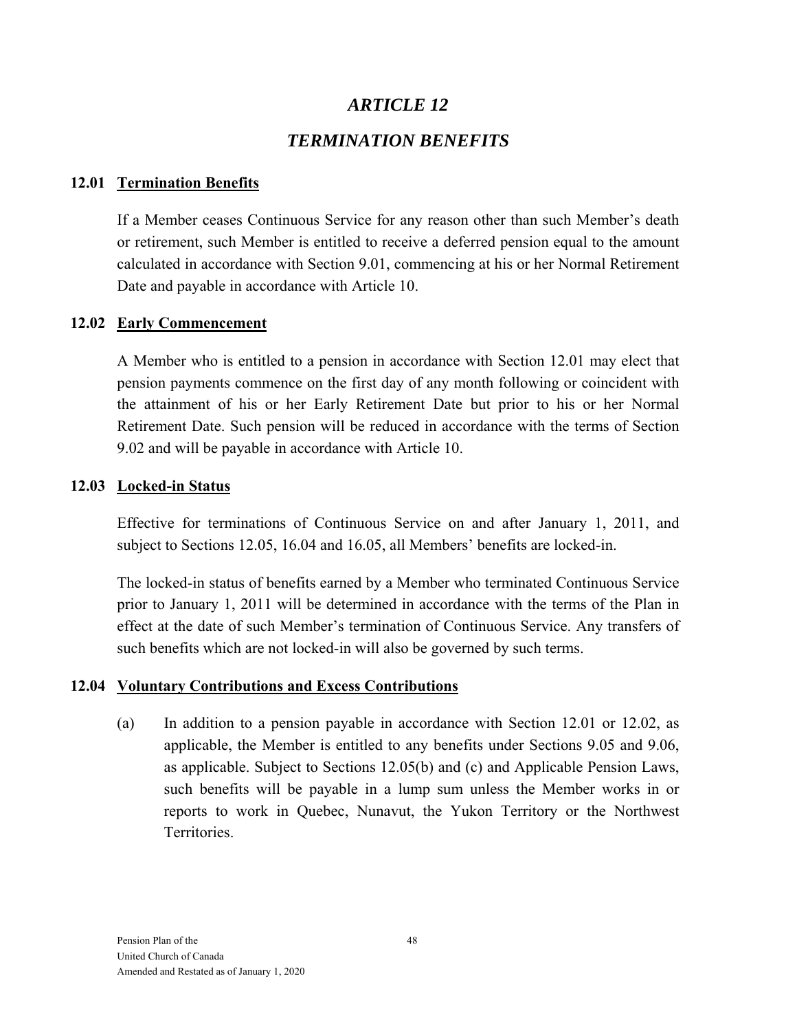# *ARTICLE 12*

# *TERMINATION BENEFITS*

## 12.01 Termination Benefits

If a Member ceases Continuous Service for any reason other than such Member's death or retirement, such Member is entitled to receive a deferred pension equal to the amount calculated in accordance with Section 9.01, commencing at his or her Normal Retirement Date and payable in accordance with Article 10.

## 12.02 Early Commencement

A Member who is entitled to a pension in accordance with Section 12.01 may elect that pension payments commence on the first day of any month following or coincident with the attainment of his or her Early Retirement Date but prior to his or her Normal Retirement Date. Such pension will be reduced in accordance with the terms of Section 9.02 and will be payable in accordance with Article 10.

## 12.03 Locked-in Status

Effective for terminations of Continuous Service on and after January 1, 2011, and subject to Sections 12.05, 16.04 and 16.05, all Members' benefits are locked-in.

The locked-in status of benefits earned by a Member who terminated Continuous Service prior to January 1, 2011 will be determined in accordance with the terms of the Plan in effect at the date of such Member's termination of Continuous Service. Any transfers of such benefits which are not locked-in will also be governed by such terms.

## 12.04 Voluntary Contributions and Excess Contributions

(a) In addition to a pension payable in accordance with Section 12.01 or 12.02, as applicable, the Member is entitled to any benefits under Sections 9.05 and 9.06, as applicable. Subject to Sections 12.05(b) and (c) and Applicable Pension Laws, such benefits will be payable in a lump sum unless the Member works in or reports to work in Quebec, Nunavut, the Yukon Territory or the Northwest Territories.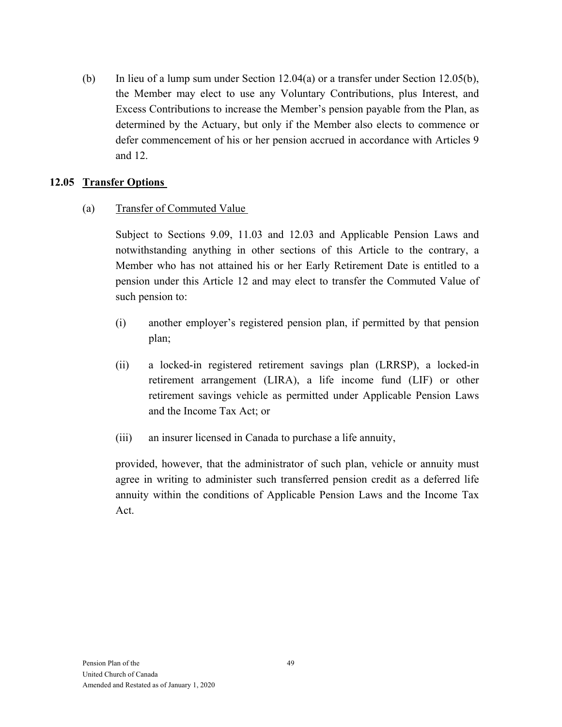(b) In lieu of a lump sum under Section 12.04(a) or a transfer under Section 12.05(b), the Member may elect to use any Voluntary Contributions, plus Interest, and Excess Contributions to increase the Member's pension payable from the Plan, as determined by the Actuary, but only if the Member also elects to commence or defer commencement of his or her pension accrued in accordance with Articles 9 and 12.

### 12.05 **Transfer Options**

(a) Transfer of Commuted Value

Subject to Sections 9.09, 11.03 and 12.03 and Applicable Pension Laws and notwithstanding anything in other sections of this Article to the contrary, a Member who has not attained his or her Early Retirement Date is entitled to a pension under this Article 12 and may elect to transfer the Commuted Value of such pension to:

(i) another employer's registered pension plan, if permitted by that pension plan;

(ii) a locked-in registered retirement savings plan (LRRSP), a locked-in retirement arrangement (LIRA), a life income fund (LIF) or other retirement savings vehicle as permitted under Applicable Pension Laws and the Income Tax Act; or

(iii) an insurer licensed in Canada to purchase a life annuity,

provided, however, that the administrator of such plan, vehicle or annuity must agree in writing to administer such transferred pension credit as a deferred life annuity within the conditions of Applicable Pension Laws and the Income Tax Act.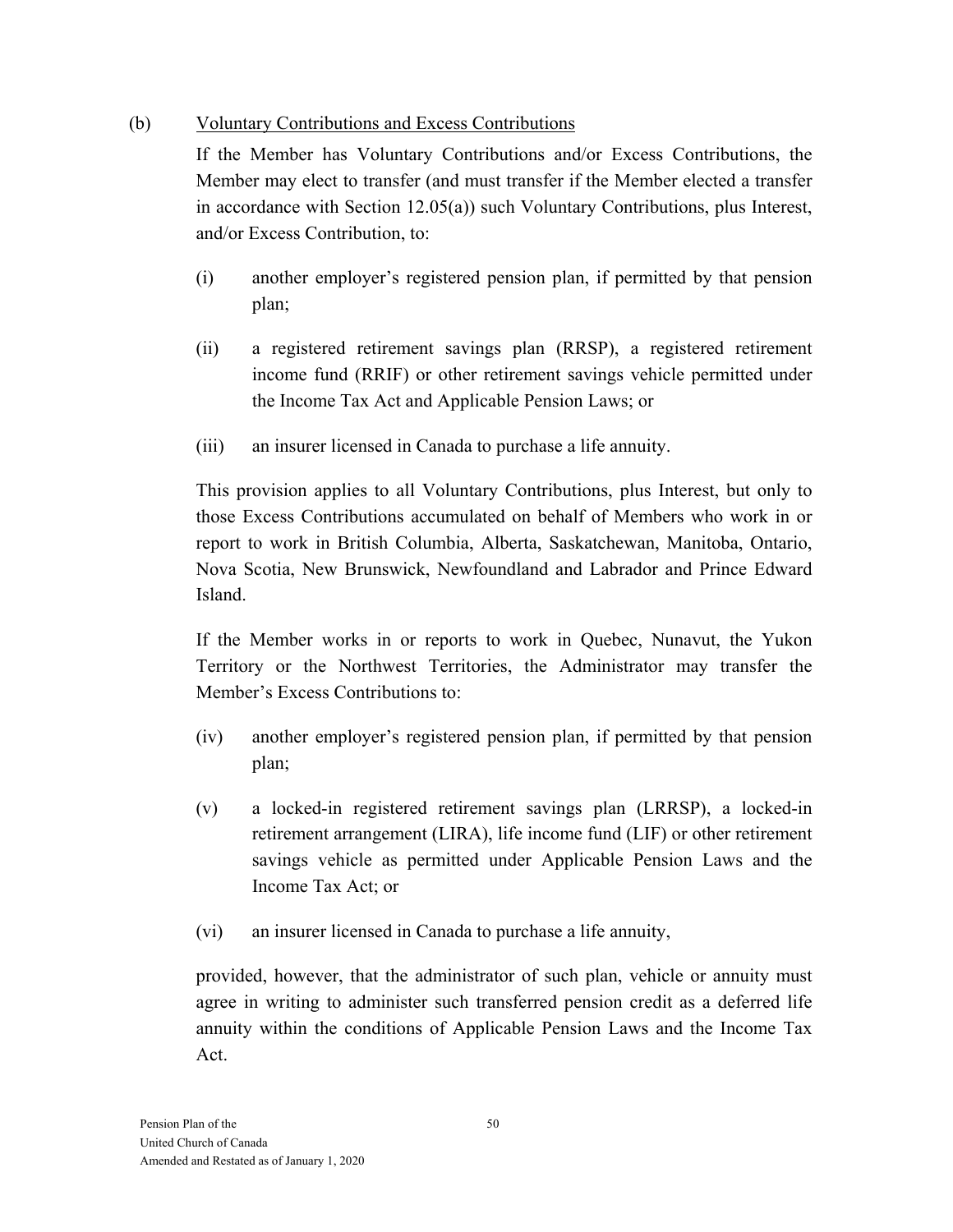(b) Voluntary Contributions and Excess Contributions

If the Member has Voluntary Contributions and/or Excess Contributions, the Member may elect to transfer (and must transfer if the Member elected a transfer in accordance with Section 12.05(a)) such Voluntary Contributions, plus Interest, and/or Excess Contribution, to:

(i) another employer's registered pension plan, if permitted by that pension plan;

(ii) a registered retirement savings plan (RRSP), a registered retirement income fund (RRIF) or other retirement savings vehicle permitted under the Income Tax Act and Applicable Pension Laws; or

(iii) an insurer licensed in Canada to purchase a life annuity.

This provision applies to all Voluntary Contributions, plus Interest, but only to those Excess Contributions accumulated on behalf of Members who work in or report to work in British Columbia, Alberta, Saskatchewan, Manitoba, Ontario, Nova Scotia, New Brunswick, Newfoundland and Labrador and Prince Edward Island.

If the Member works in or reports to work in Quebec, Nunavut, the Yukon Territory or the Northwest Territories, the Administrator may transfer the Member's Excess Contributions to:

(iv) another employer's registered pension plan, if permitted by that pension plan;

(v) a locked-in registered retirement savings plan (LRRSP), a locked-in retirement arrangement (LIRA), life income fund (LIF) or other retirement savings vehicle as permitted under Applicable Pension Laws and the Income Tax Act; or

(vi) an insurer licensed in Canada to purchase a life annuity,

provided, however, that the administrator of such plan, vehicle or annuity must agree in writing to administer such transferred pension credit as a deferred life annuity within the conditions of Applicable Pension Laws and the Income Tax Act.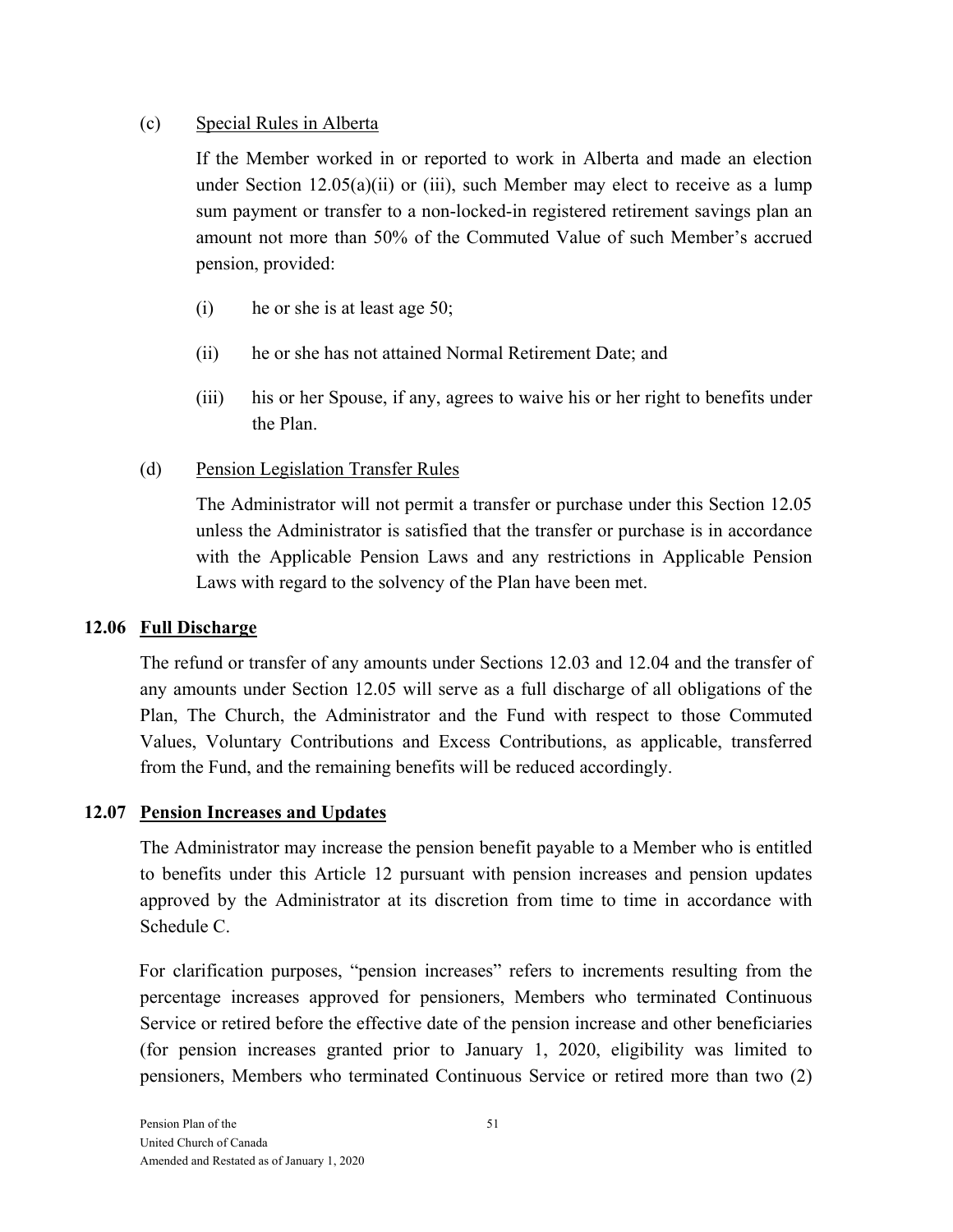(c) <u>Special Rules in Alberta</u>

If the Member worked in or reported to work in Alberta and made an election under Section 12.05(a)(ii) or (iii), such Member may elect to receive as a lump sum payment or transfer to a non-locked-in registered retirement savings plan an amount not more than 50% of the Commuted Value of such Member's accrued pension, provided:

(i) he or she is at least age 50;

(ii) he or she has not attained Normal Retirement Date; and

(iii) his or her Spouse, if any, agrees to waive his or her right to benefits under the Plan.

(d) <u>Pension Legislation Transfer Rules</u>

The Administrator will not permit a transfer or purchase under this Section 12.05 unless the Administrator is satisfied that the transfer or purchase is in accordance with the Applicable Pension Laws and any restrictions in Applicable Pension Laws with regard to the solvency of the Plan have been met.

### 12.06 Full Discharge

The refund or transfer of any amounts under Sections 12.03 and 12.04 and the transfer of any amounts under Section 12.05 will serve as a full discharge of all obligations of the Plan, The Church, the Administrator and the Fund with respect to those Commuted Values, Voluntary Contributions and Excess Contributions, as applicable, transferred from the Fund, and the remaining benefits will be reduced accordingly.

### 12.07 Pension Increases and Updates

The Administrator may increase the pension benefit payable to a Member who is entitled to benefits under this Article 12 pursuant with pension increases and pension updates approved by the Administrator at its discretion from time to time in accordance with Schedule C.

For clarification purposes, "pension increases" refers to increments resulting from the percentage increases approved for pensioners, Members who terminated Continuous Service or retired before the effective date of the pension increase and other beneficiaries (for pension increases granted prior to January 1, 2020, eligibility was limited to pensioners, Members who terminated Continuous Service or retired more than two (2)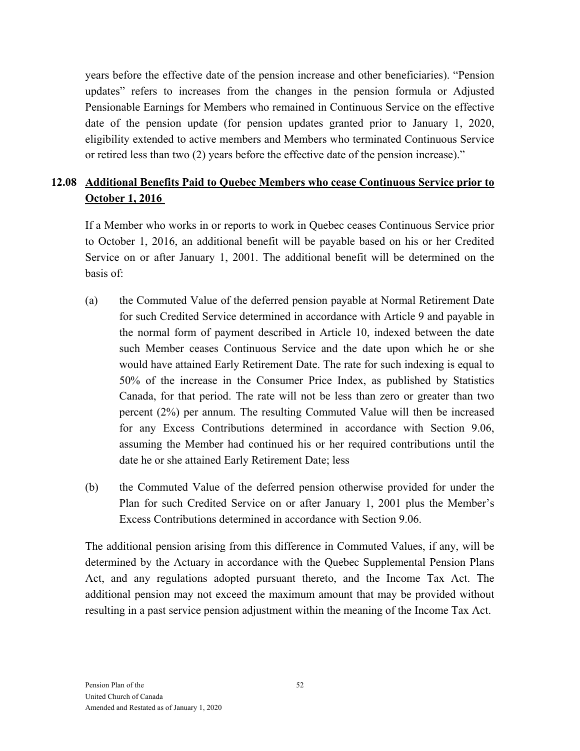years before the effective date of the pension increase and other beneficiaries). "Pension updates" refers to increases from the changes in the pension formula or Adjusted Pensionable Earnings for Members who remained in Continuous Service on the effective date of the pension update (for pension updates granted prior to January 1, 2020, eligibility extended to active members and Members who terminated Continuous Service or retired less than two (2) years before the effective date of the pension increase)."

## 12.08 Additional Benefits Paid to Quebec Members who cease Continuous Service prior to October 1, 2016

If a Member who works in or reports to work in Quebec ceases Continuous Service prior to October 1, 2016, an additional benefit will be payable based on his or her Credited Service on or after January 1, 2001. The additional benefit will be determined on the basis of:

(a) the Commuted Value of the deferred pension payable at Normal Retirement Date for such Credited Service determined in accordance with Article 9 and payable in the normal form of payment described in Article 10, indexed between the date such Member ceases Continuous Service and the date upon which he or she would have attained Early Retirement Date. The rate for such indexing is equal to 50% of the increase in the Consumer Price Index, as published by Statistics Canada, for that period. The rate will not be less than zero or greater than two percent (2%) per annum. The resulting Commuted Value will then be increased for any Excess Contributions determined in accordance with Section 9.06, assuming the Member had continued his or her required contributions until the date he or she attained Early Retirement Date; less

(b) the Commuted Value of the deferred pension otherwise provided for under the Plan for such Credited Service on or after January 1, 2001 plus the Member's Excess Contributions determined in accordance with Section 9.06.

The additional pension arising from this difference in Commuted Values, if any, will be determined by the Actuary in accordance with the Quebec Supplemental Pension Plans Act, and any regulations adopted pursuant thereto, and the Income Tax Act. The additional pension may not exceed the maximum amount that may be provided without resulting in a past service pension adjustment within the meaning of the Income Tax Act.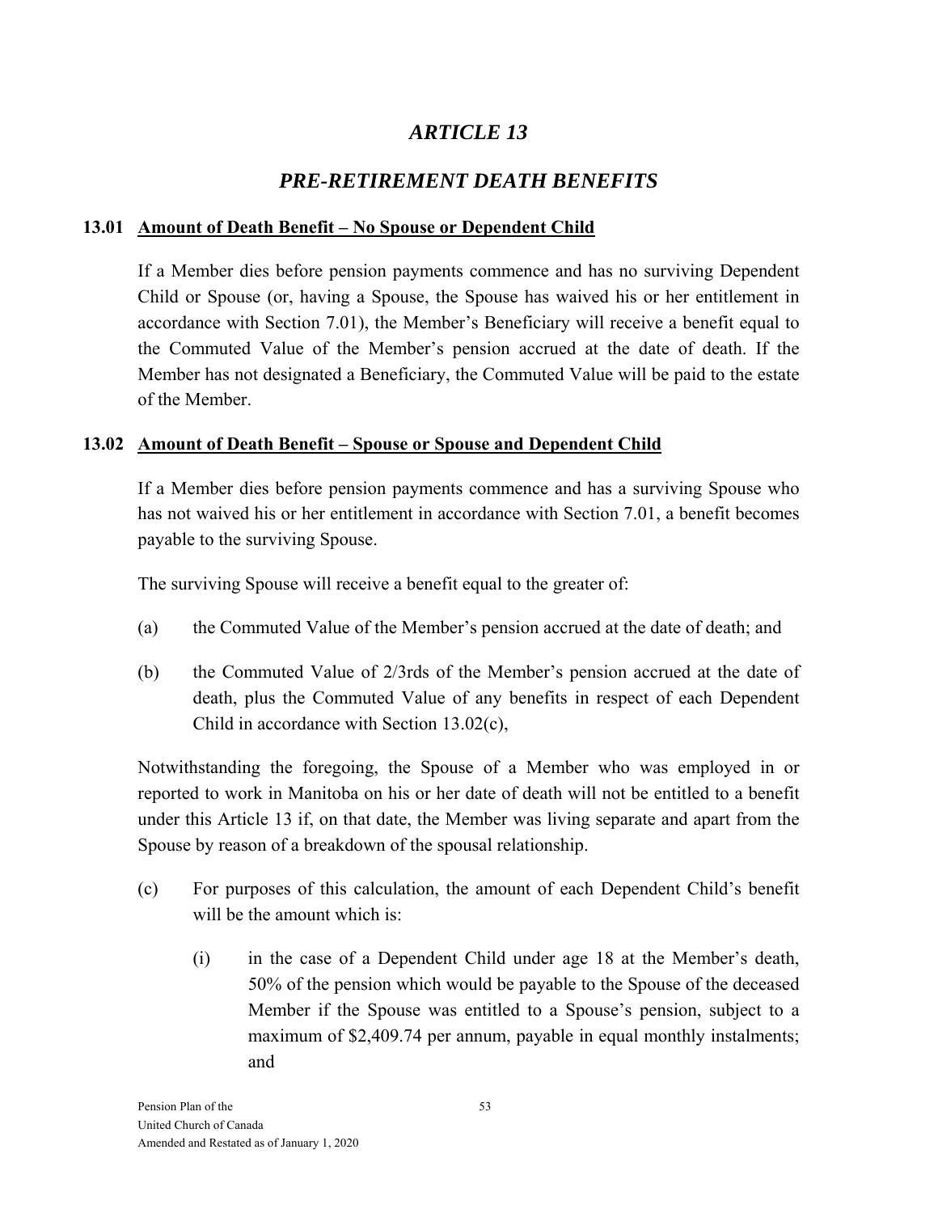# *ARTICLE 13*

## *PRE-RETIREMENT DEATH BENEFITS*

### 13.01 Amount of Death Benefit – No Spouse or Dependent Child

If a Member dies before pension payments commence and has no surviving Dependent Child or Spouse (or, having a Spouse, the Spouse has waived his or her entitlement in accordance with Section 7.01), the Member's Beneficiary will receive a benefit equal to the Commuted Value of the Member's pension accrued at the date of death. If the Member has not designated a Beneficiary, the Commuted Value will be paid to the estate of the Member.

### 13.02 Amount of Death Benefit – Spouse or Spouse and Dependent Child

If a Member dies before pension payments commence and has a surviving Spouse who has not waived his or her entitlement in accordance with Section 7.01, a benefit becomes payable to the surviving Spouse.

The surviving Spouse will receive a benefit equal to the greater of:

(a) the Commuted Value of the Member's pension accrued at the date of death; and

(b) the Commuted Value of 2/3rds of the Member's pension accrued at the date of death, plus the Commuted Value of any benefits in respect of each Dependent Child in accordance with Section 13.02(c),

Notwithstanding the foregoing, the Spouse of a Member who was employed in or reported to work in Manitoba on his or her date of death will not be entitled to a benefit under this Article 13 if, on that date, the Member was living separate and apart from the Spouse by reason of a breakdown of the spousal relationship.

(c) For purposes of this calculation, the amount of each Dependent Child's benefit will be the amount which is:

(i) in the case of a Dependent Child under age 18 at the Member's death, 50% of the pension which would be payable to the Spouse of the deceased Member if the Spouse was entitled to a Spouse's pension, subject to a maximum of $2,409.74 per annum, payable in equal monthly instalments; and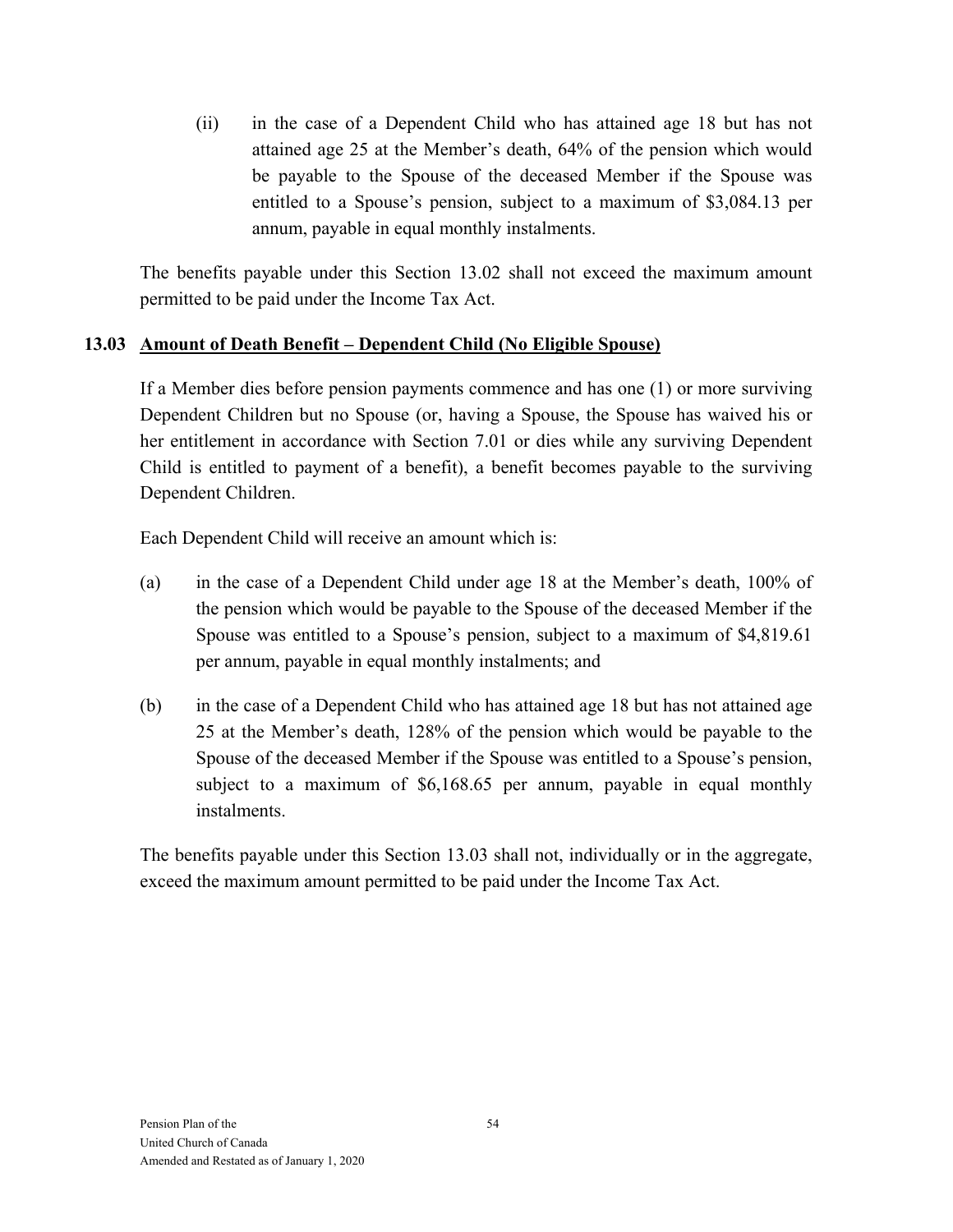(ii) in the case of a Dependent Child who has attained age 18 but has not attained age 25 at the Member's death, 64% of the pension which would be payable to the Spouse of the deceased Member if the Spouse was entitled to a Spouse's pension, subject to a maximum of $3,084.13 per annum, payable in equal monthly instalments.

The benefits payable under this Section 13.02 shall not exceed the maximum amount permitted to be paid under the Income Tax Act.

### 13.03 Amount of Death Benefit – Dependent Child (No Eligible Spouse)

If a Member dies before pension payments commence and has one (1) or more surviving Dependent Children but no Spouse (or, having a Spouse, the Spouse has waived his or her entitlement in accordance with Section 7.01 or dies while any surviving Dependent Child is entitled to payment of a benefit), a benefit becomes payable to the surviving Dependent Children.

Each Dependent Child will receive an amount which is:

(a) in the case of a Dependent Child under age 18 at the Member's death, 100% of the pension which would be payable to the Spouse of the deceased Member if the Spouse was entitled to a Spouse's pension, subject to a maximum of $4,819.61 per annum, payable in equal monthly instalments; and

(b) in the case of a Dependent Child who has attained age 18 but has not attained age 25 at the Member's death, 128% of the pension which would be payable to the Spouse of the deceased Member if the Spouse was entitled to a Spouse's pension, subject to a maximum of $6,168.65 per annum, payable in equal monthly instalments.

The benefits payable under this Section 13.03 shall not, individually or in the aggregate, exceed the maximum amount permitted to be paid under the Income Tax Act.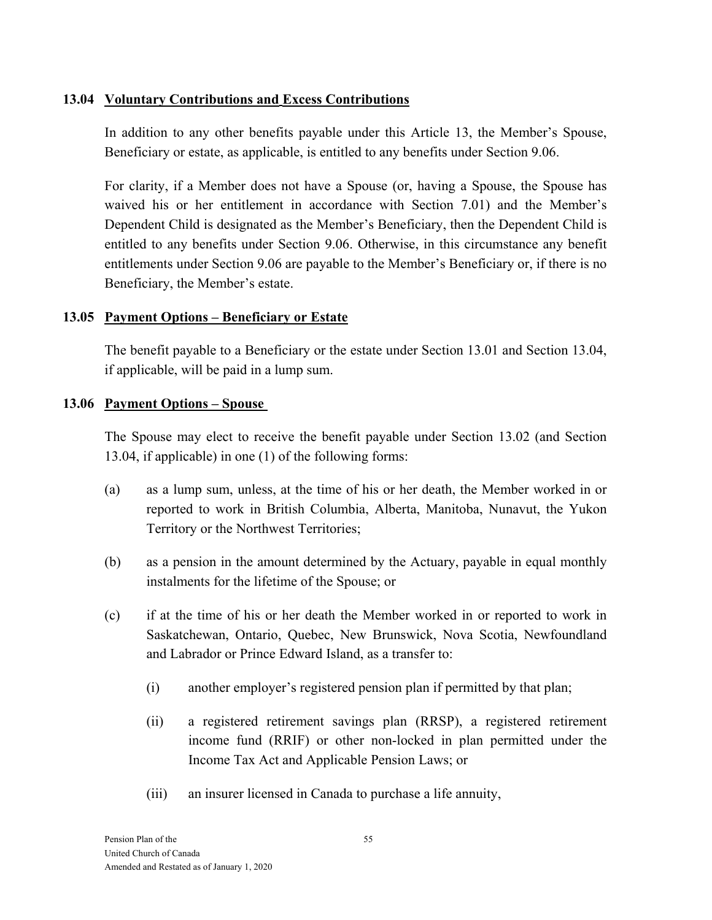### 13.04 Voluntary Contributions and Excess Contributions

In addition to any other benefits payable under this Article 13, the Member's Spouse, Beneficiary or estate, as applicable, is entitled to any benefits under Section 9.06.

For clarity, if a Member does not have a Spouse (or, having a Spouse, the Spouse has waived his or her entitlement in accordance with Section 7.01) and the Member's Dependent Child is designated as the Member's Beneficiary, then the Dependent Child is entitled to any benefits under Section 9.06. Otherwise, in this circumstance any benefit entitlements under Section 9.06 are payable to the Member's Beneficiary or, if there is no Beneficiary, the Member's estate.

### 13.05 Payment Options – Beneficiary or Estate

The benefit payable to a Beneficiary or the estate under Section 13.01 and Section 13.04, if applicable, will be paid in a lump sum.

### 13.06 Payment Options – Spouse

The Spouse may elect to receive the benefit payable under Section 13.02 (and Section 13.04, if applicable) in one (1) of the following forms:

(a) as a lump sum, unless, at the time of his or her death, the Member worked in or reported to work in British Columbia, Alberta, Manitoba, Nunavut, the Yukon Territory or the Northwest Territories;

(b) as a pension in the amount determined by the Actuary, payable in equal monthly instalments for the lifetime of the Spouse; or

(c) if at the time of his or her death the Member worked in or reported to work in Saskatchewan, Ontario, Quebec, New Brunswick, Nova Scotia, Newfoundland and Labrador or Prince Edward Island, as a transfer to:

   (i) another employer's registered pension plan if permitted by that plan;

   (ii) a registered retirement savings plan (RRSP), a registered retirement income fund (RRIF) or other non-locked in plan permitted under the Income Tax Act and Applicable Pension Laws; or

   (iii) an insurer licensed in Canada to purchase a life annuity,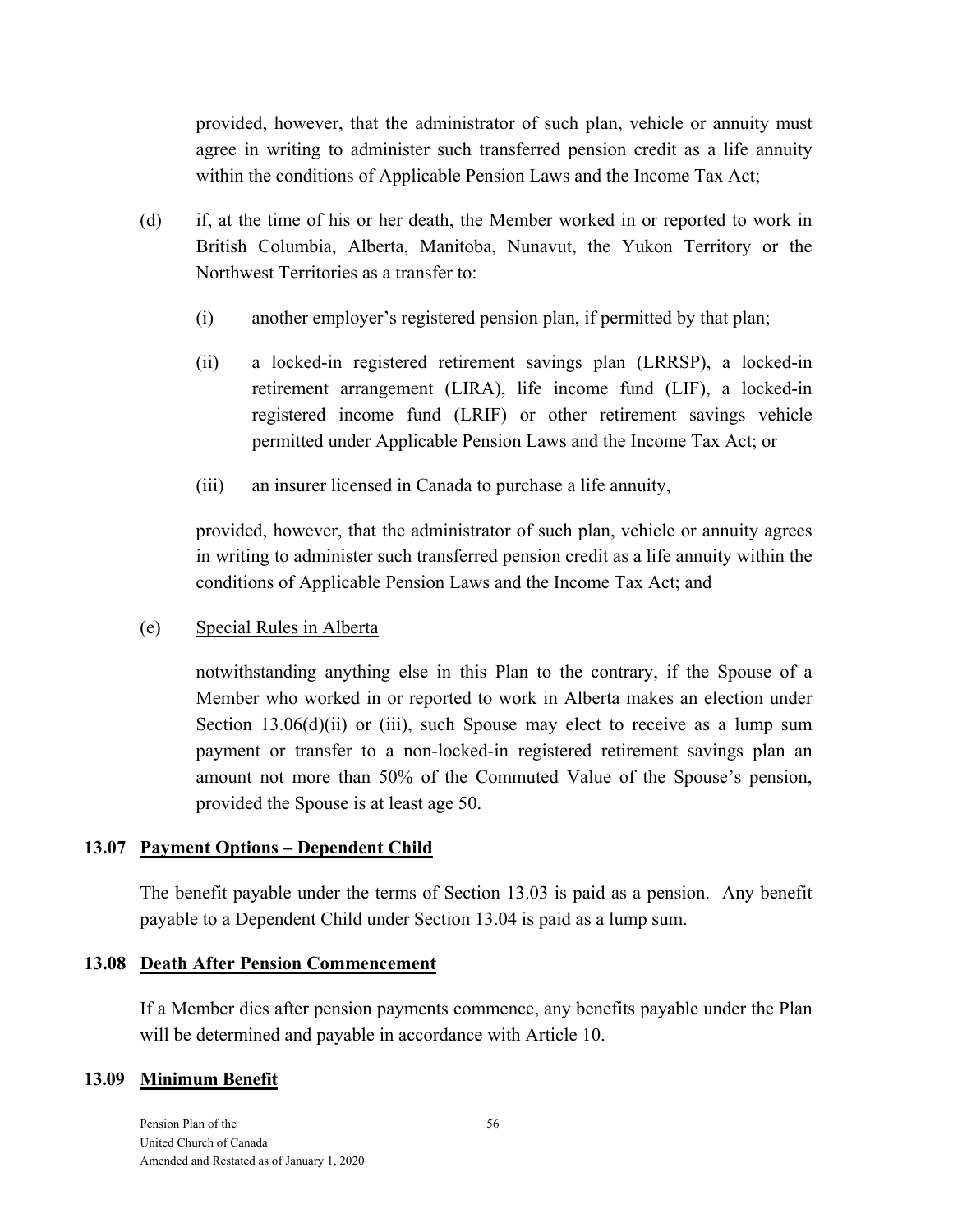provided, however, that the administrator of such plan, vehicle or annuity must agree in writing to administer such transferred pension credit as a life annuity within the conditions of Applicable Pension Laws and the Income Tax Act;

(d) if, at the time of his or her death, the Member worked in or reported to work in British Columbia, Alberta, Manitoba, Nunavut, the Yukon Territory or the Northwest Territories as a transfer to:

  (i) another employer's registered pension plan, if permitted by that plan;

  (ii) a locked-in registered retirement savings plan (LRRSP), a locked-in retirement arrangement (LIRA), life income fund (LIF), a locked-in registered income fund (LRIF) or other retirement savings vehicle permitted under Applicable Pension Laws and the Income Tax Act; or

  (iii) an insurer licensed in Canada to purchase a life annuity,

provided, however, that the administrator of such plan, vehicle or annuity agrees in writing to administer such transferred pension credit as a life annuity within the conditions of Applicable Pension Laws and the Income Tax Act; and

(e) <u>Special Rules in Alberta</u>

notwithstanding anything else in this Plan to the contrary, if the Spouse of a Member who worked in or reported to work in Alberta makes an election under Section 13.06(d)(ii) or (iii), such Spouse may elect to receive as a lump sum payment or transfer to a non-locked-in registered retirement savings plan an amount not more than 50% of the Commuted Value of the Spouse's pension, provided the Spouse is at least age 50.

### 13.07 <u>Payment Options – Dependent Child</u>

The benefit payable under the terms of Section 13.03 is paid as a pension. Any benefit payable to a Dependent Child under Section 13.04 is paid as a lump sum.

### 13.08 <u>Death After Pension Commencement</u>

If a Member dies after pension payments commence, any benefits payable under the Plan will be determined and payable in accordance with Article 10.

### 13.09 <u>Minimum Benefit</u>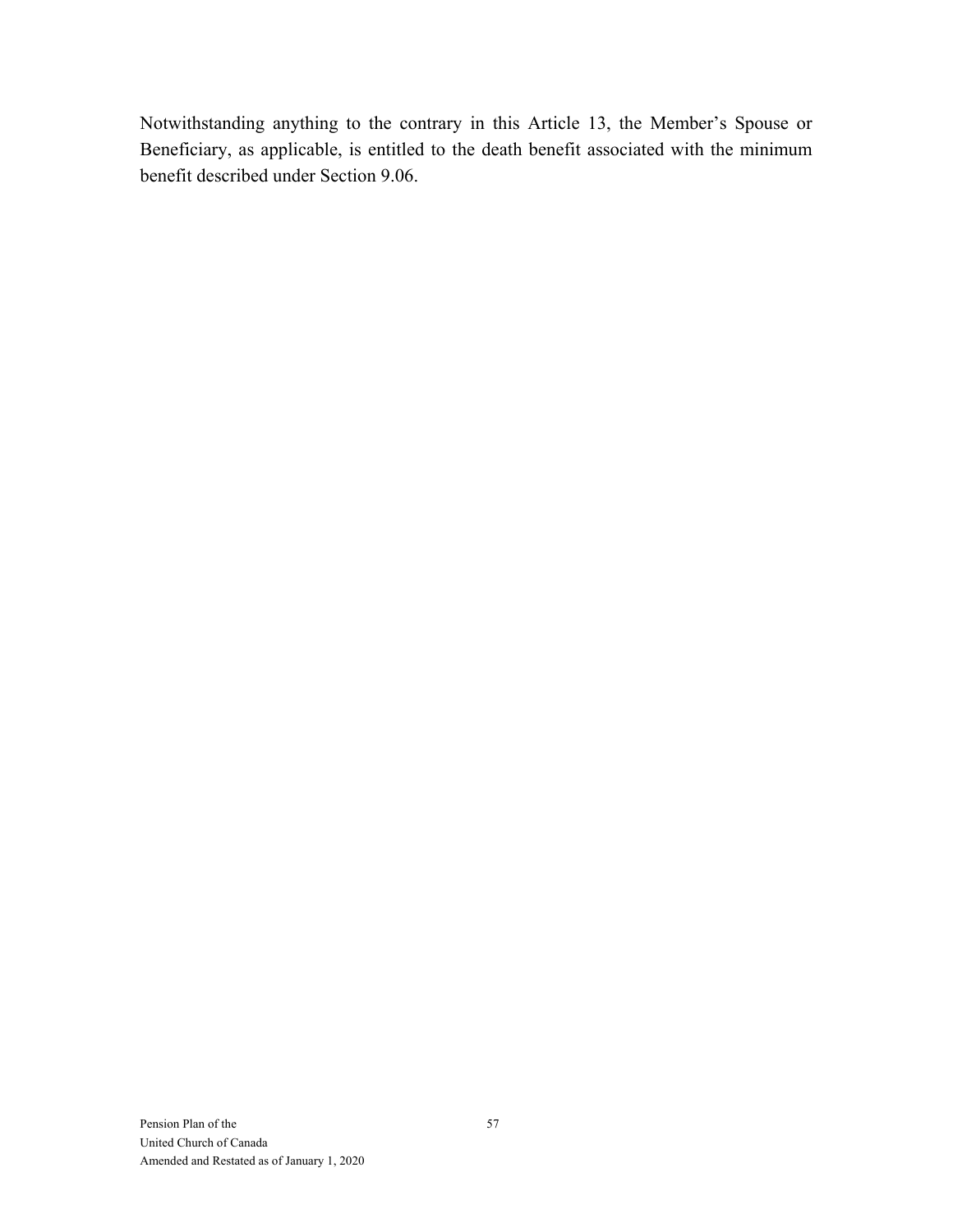Notwithstanding anything to the contrary in this Article 13, the Member's Spouse or Beneficiary, as applicable, is entitled to the death benefit associated with the minimum benefit described under Section 9.06.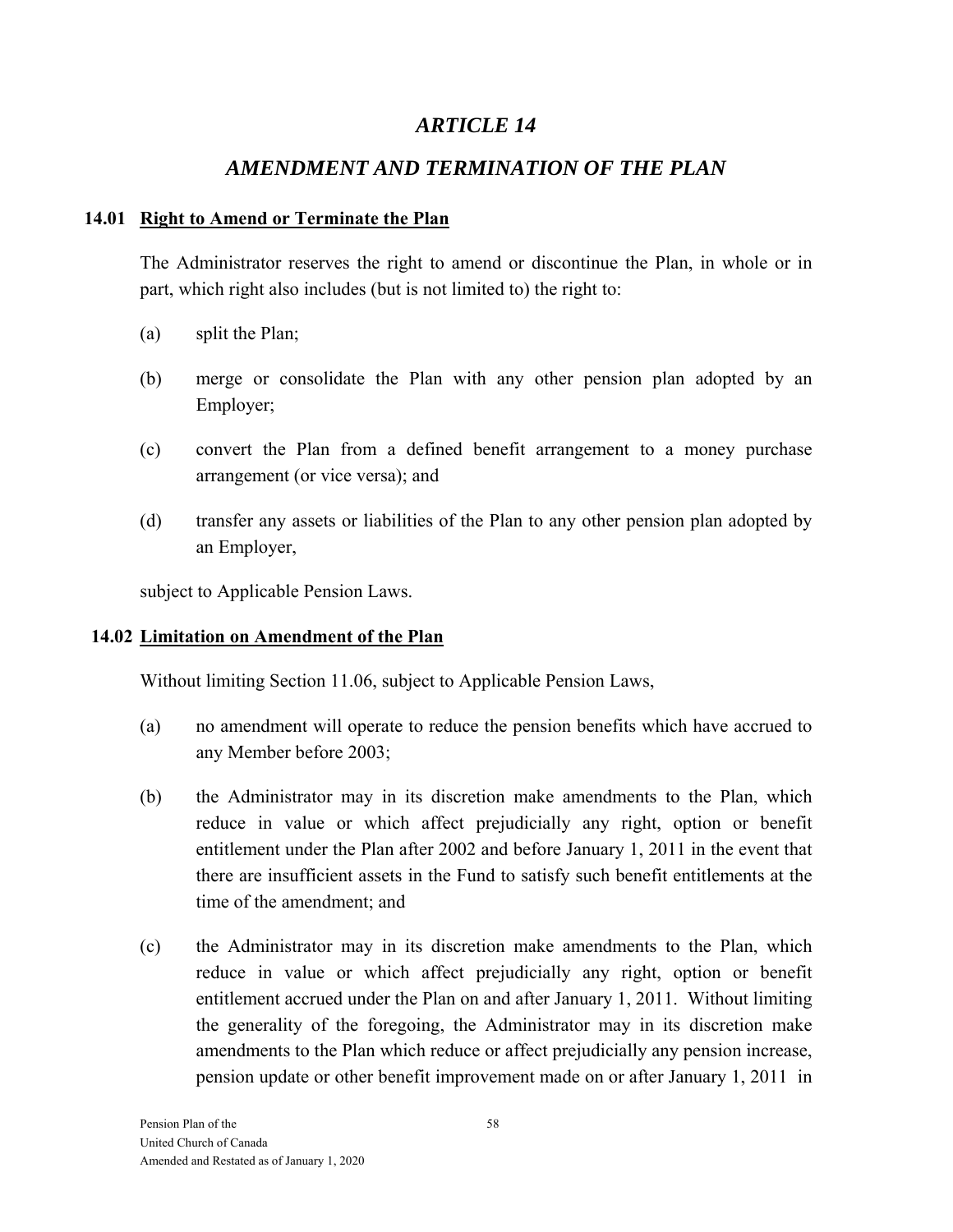# *ARTICLE 14*

## *AMENDMENT AND TERMINATION OF THE PLAN*

### 14.01 Right to Amend or Terminate the Plan

The Administrator reserves the right to amend or discontinue the Plan, in whole or in part, which right also includes (but is not limited to) the right to:

(a) split the Plan;

(b) merge or consolidate the Plan with any other pension plan adopted by an Employer;

(c) convert the Plan from a defined benefit arrangement to a money purchase arrangement (or vice versa); and

(d) transfer any assets or liabilities of the Plan to any other pension plan adopted by an Employer,

subject to Applicable Pension Laws.

### 14.02 Limitation on Amendment of the Plan

Without limiting Section 11.06, subject to Applicable Pension Laws,

(a) no amendment will operate to reduce the pension benefits which have accrued to any Member before 2003;

(b) the Administrator may in its discretion make amendments to the Plan, which reduce in value or which affect prejudicially any right, option or benefit entitlement under the Plan after 2002 and before January 1, 2011 in the event that there are insufficient assets in the Fund to satisfy such benefit entitlements at the time of the amendment; and

(c) the Administrator may in its discretion make amendments to the Plan, which reduce in value or which affect prejudicially any right, option or benefit entitlement accrued under the Plan on and after January 1, 2011. Without limiting the generality of the foregoing, the Administrator may in its discretion make amendments to the Plan which reduce or affect prejudicially any pension increase, pension update or other benefit improvement made on or after January 1, 2011 in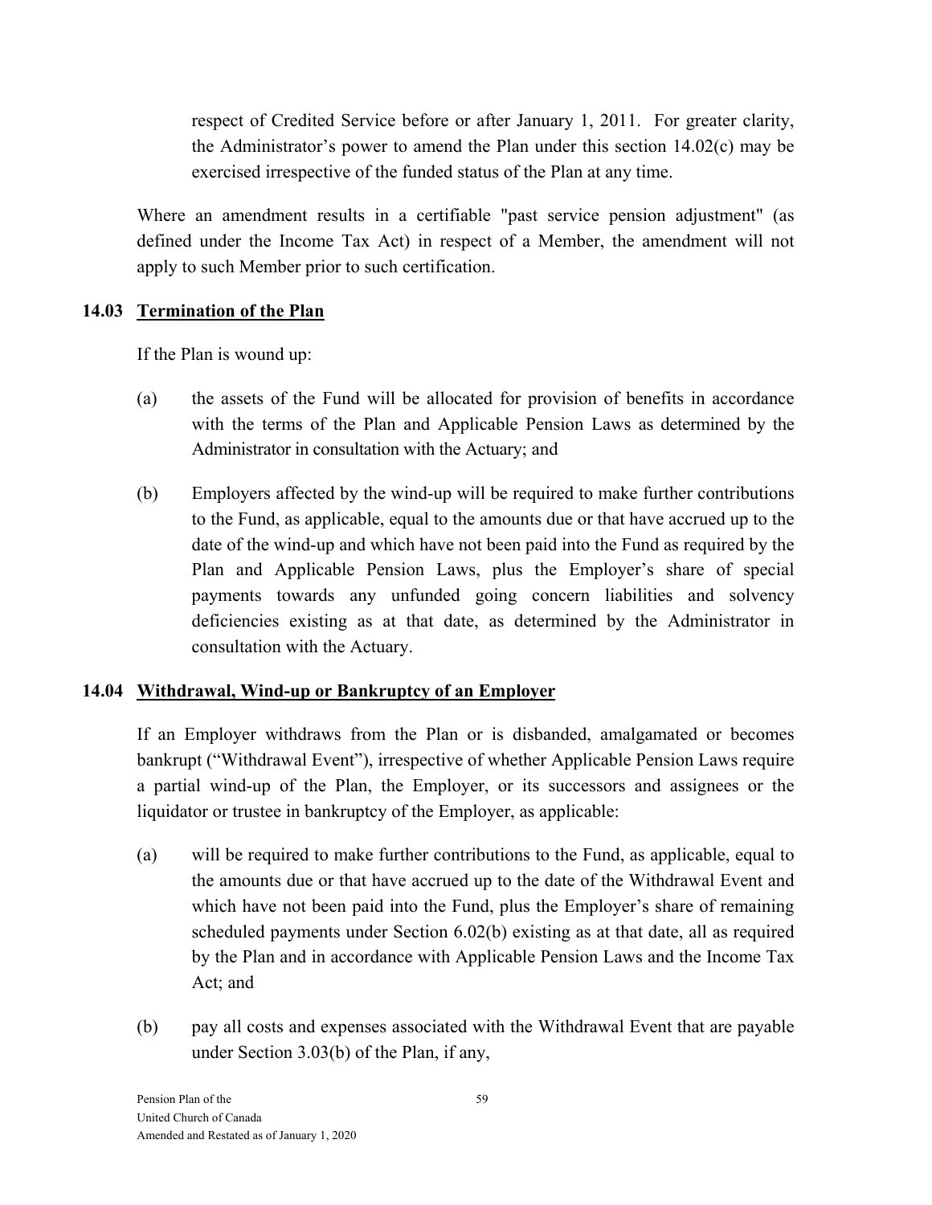respect of Credited Service before or after January 1, 2011. For greater clarity, the Administrator's power to amend the Plan under this section 14.02(c) may be exercised irrespective of the funded status of the Plan at any time.

Where an amendment results in a certifiable "past service pension adjustment" (as defined under the Income Tax Act) in respect of a Member, the amendment will not apply to such Member prior to such certification.

### 14.03 Termination of the Plan

If the Plan is wound up:

(a) the assets of the Fund will be allocated for provision of benefits in accordance with the terms of the Plan and Applicable Pension Laws as determined by the Administrator in consultation with the Actuary; and

(b) Employers affected by the wind-up will be required to make further contributions to the Fund, as applicable, equal to the amounts due or that have accrued up to the date of the wind-up and which have not been paid into the Fund as required by the Plan and Applicable Pension Laws, plus the Employer's share of special payments towards any unfunded going concern liabilities and solvency deficiencies existing as at that date, as determined by the Administrator in consultation with the Actuary.

### 14.04 Withdrawal, Wind-up or Bankruptcy of an Employer

If an Employer withdraws from the Plan or is disbanded, amalgamated or becomes bankrupt ("Withdrawal Event"), irrespective of whether Applicable Pension Laws require a partial wind-up of the Plan, the Employer, or its successors and assignees or the liquidator or trustee in bankruptcy of the Employer, as applicable:

(a) will be required to make further contributions to the Fund, as applicable, equal to the amounts due or that have accrued up to the date of the Withdrawal Event and which have not been paid into the Fund, plus the Employer's share of remaining scheduled payments under Section 6.02(b) existing as at that date, all as required by the Plan and in accordance with Applicable Pension Laws and the Income Tax Act; and

(b) pay all costs and expenses associated with the Withdrawal Event that are payable under Section 3.03(b) of the Plan, if any,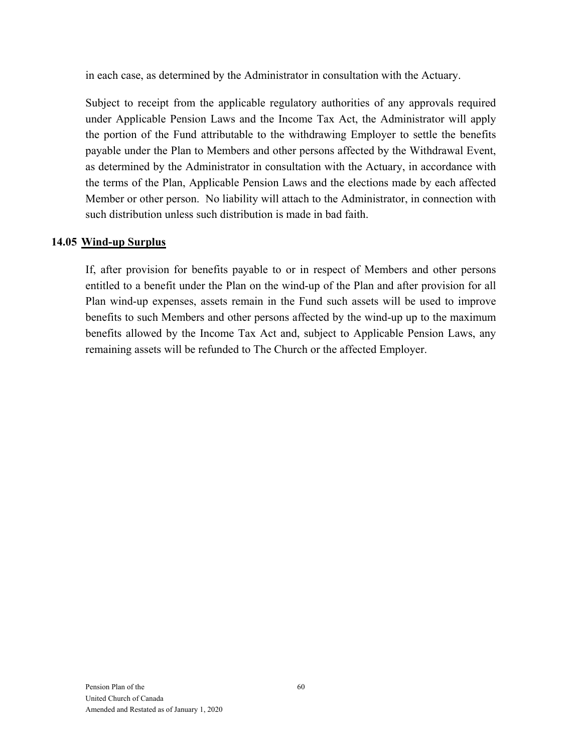in each case, as determined by the Administrator in consultation with the Actuary.

Subject to receipt from the applicable regulatory authorities of any approvals required under Applicable Pension Laws and the Income Tax Act, the Administrator will apply the portion of the Fund attributable to the withdrawing Employer to settle the benefits payable under the Plan to Members and other persons affected by the Withdrawal Event, as determined by the Administrator in consultation with the Actuary, in accordance with the terms of the Plan, Applicable Pension Laws and the elections made by each affected Member or other person. No liability will attach to the Administrator, in connection with such distribution unless such distribution is made in bad faith.

**14.05 Wind-up Surplus**

If, after provision for benefits payable to or in respect of Members and other persons entitled to a benefit under the Plan on the wind-up of the Plan and after provision for all Plan wind-up expenses, assets remain in the Fund such assets will be used to improve benefits to such Members and other persons affected by the wind-up up to the maximum benefits allowed by the Income Tax Act and, subject to Applicable Pension Laws, any remaining assets will be refunded to The Church or the affected Employer.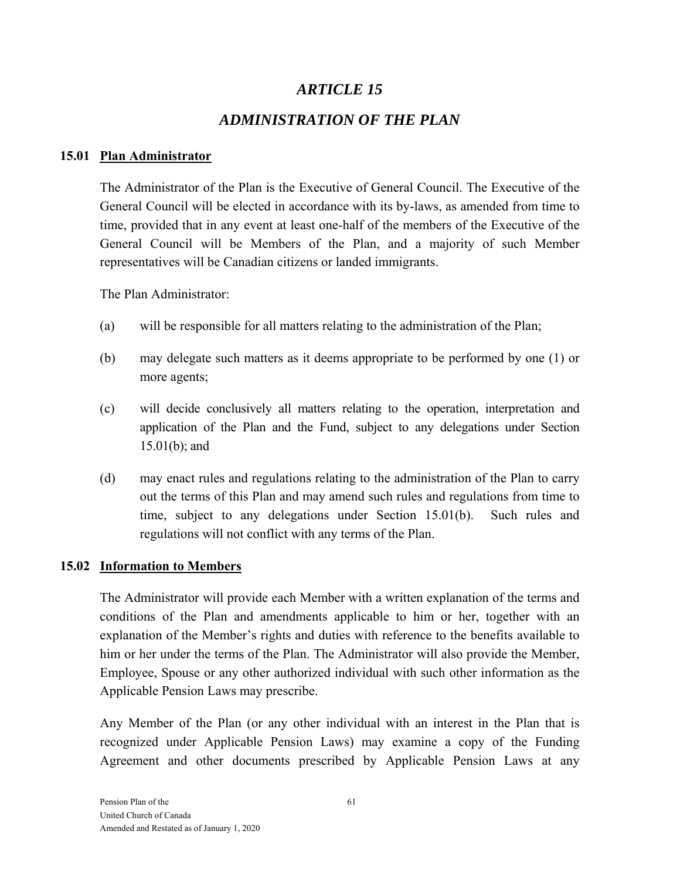# *ARTICLE 15*

# *ADMINISTRATION OF THE PLAN*

## 15.01 Plan Administrator

The Administrator of the Plan is the Executive of General Council. The Executive of the General Council will be elected in accordance with its by-laws, as amended from time to time, provided that in any event at least one-half of the members of the Executive of the General Council will be Members of the Plan, and a majority of such Member representatives will be Canadian citizens or landed immigrants.

The Plan Administrator:

(a) will be responsible for all matters relating to the administration of the Plan;

(b) may delegate such matters as it deems appropriate to be performed by one (1) or more agents;

(c) will decide conclusively all matters relating to the operation, interpretation and application of the Plan and the Fund, subject to any delegations under Section 15.01(b); and

(d) may enact rules and regulations relating to the administration of the Plan to carry out the terms of this Plan and may amend such rules and regulations from time to time, subject to any delegations under Section 15.01(b). Such rules and regulations will not conflict with any terms of the Plan.

## 15.02 Information to Members

The Administrator will provide each Member with a written explanation of the terms and conditions of the Plan and amendments applicable to him or her, together with an explanation of the Member's rights and duties with reference to the benefits available to him or her under the terms of the Plan. The Administrator will also provide the Member, Employee, Spouse or any other authorized individual with such other information as the Applicable Pension Laws may prescribe.

Any Member of the Plan (or any other individual with an interest in the Plan that is recognized under Applicable Pension Laws) may examine a copy of the Funding Agreement and other documents prescribed by Applicable Pension Laws at any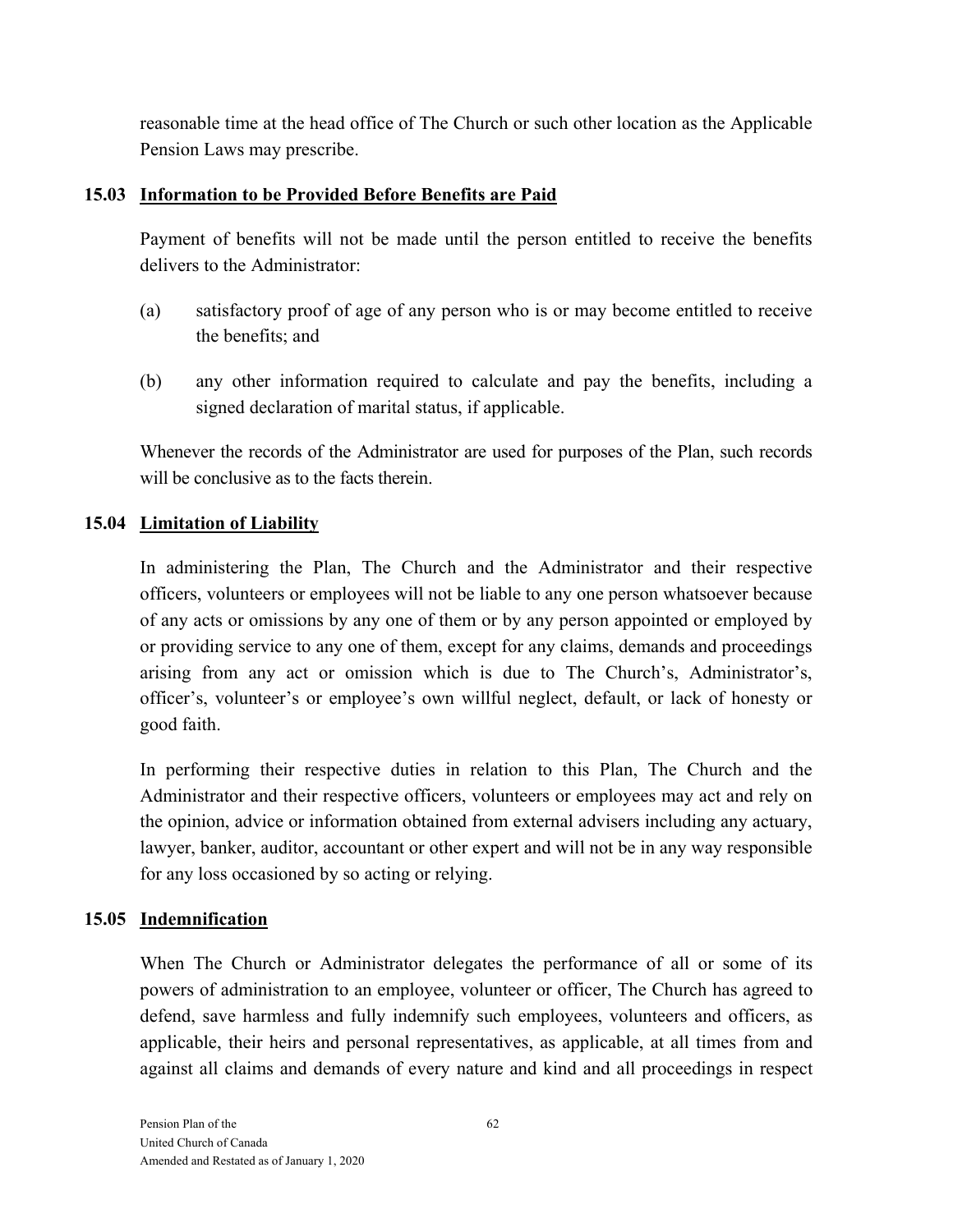reasonable time at the head office of The Church or such other location as the Applicable Pension Laws may prescribe.

### 15.03 Information to be Provided Before Benefits are Paid

Payment of benefits will not be made until the person entitled to receive the benefits delivers to the Administrator:

(a) satisfactory proof of age of any person who is or may become entitled to receive the benefits; and

(b) any other information required to calculate and pay the benefits, including a signed declaration of marital status, if applicable.

Whenever the records of the Administrator are used for purposes of the Plan, such records will be conclusive as to the facts therein.

### 15.04 Limitation of Liability

In administering the Plan, The Church and the Administrator and their respective officers, volunteers or employees will not be liable to any one person whatsoever because of any acts or omissions by any one of them or by any person appointed or employed by or providing service to any one of them, except for any claims, demands and proceedings arising from any act or omission which is due to The Church's, Administrator's, officer's, volunteer's or employee's own willful neglect, default, or lack of honesty or good faith.

In performing their respective duties in relation to this Plan, The Church and the Administrator and their respective officers, volunteers or employees may act and rely on the opinion, advice or information obtained from external advisers including any actuary, lawyer, banker, auditor, accountant or other expert and will not be in any way responsible for any loss occasioned by so acting or relying.

### 15.05 Indemnification

When The Church or Administrator delegates the performance of all or some of its powers of administration to an employee, volunteer or officer, The Church has agreed to defend, save harmless and fully indemnify such employees, volunteers and officers, as applicable, their heirs and personal representatives, as applicable, at all times from and against all claims and demands of every nature and kind and all proceedings in respect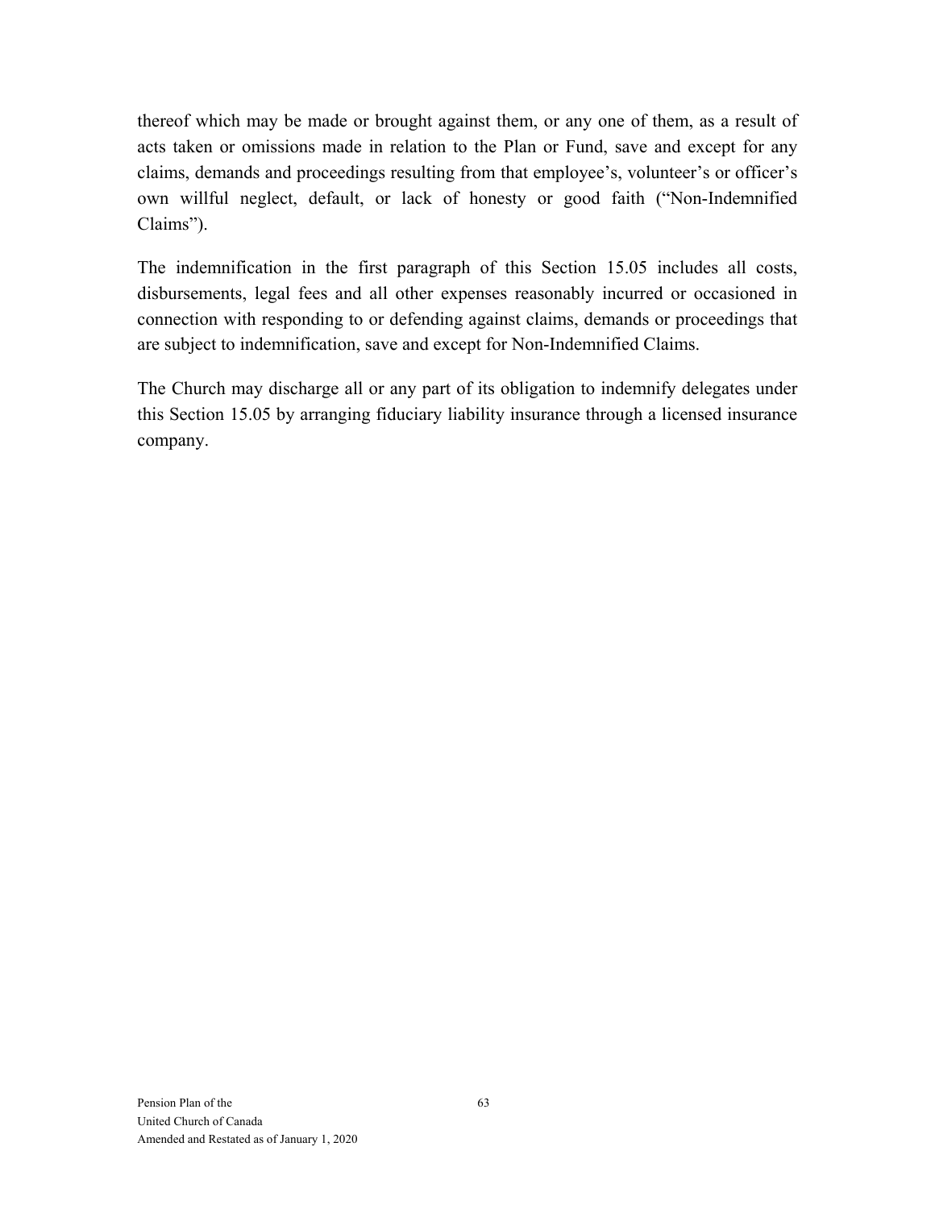thereof which may be made or brought against them, or any one of them, as a result of acts taken or omissions made in relation to the Plan or Fund, save and except for any claims, demands and proceedings resulting from that employee's, volunteer's or officer's own willful neglect, default, or lack of honesty or good faith ("Non-Indemnified Claims").

The indemnification in the first paragraph of this Section 15.05 includes all costs, disbursements, legal fees and all other expenses reasonably incurred or occasioned in connection with responding to or defending against claims, demands or proceedings that are subject to indemnification, save and except for Non-Indemnified Claims.

The Church may discharge all or any part of its obligation to indemnify delegates under this Section 15.05 by arranging fiduciary liability insurance through a licensed insurance company.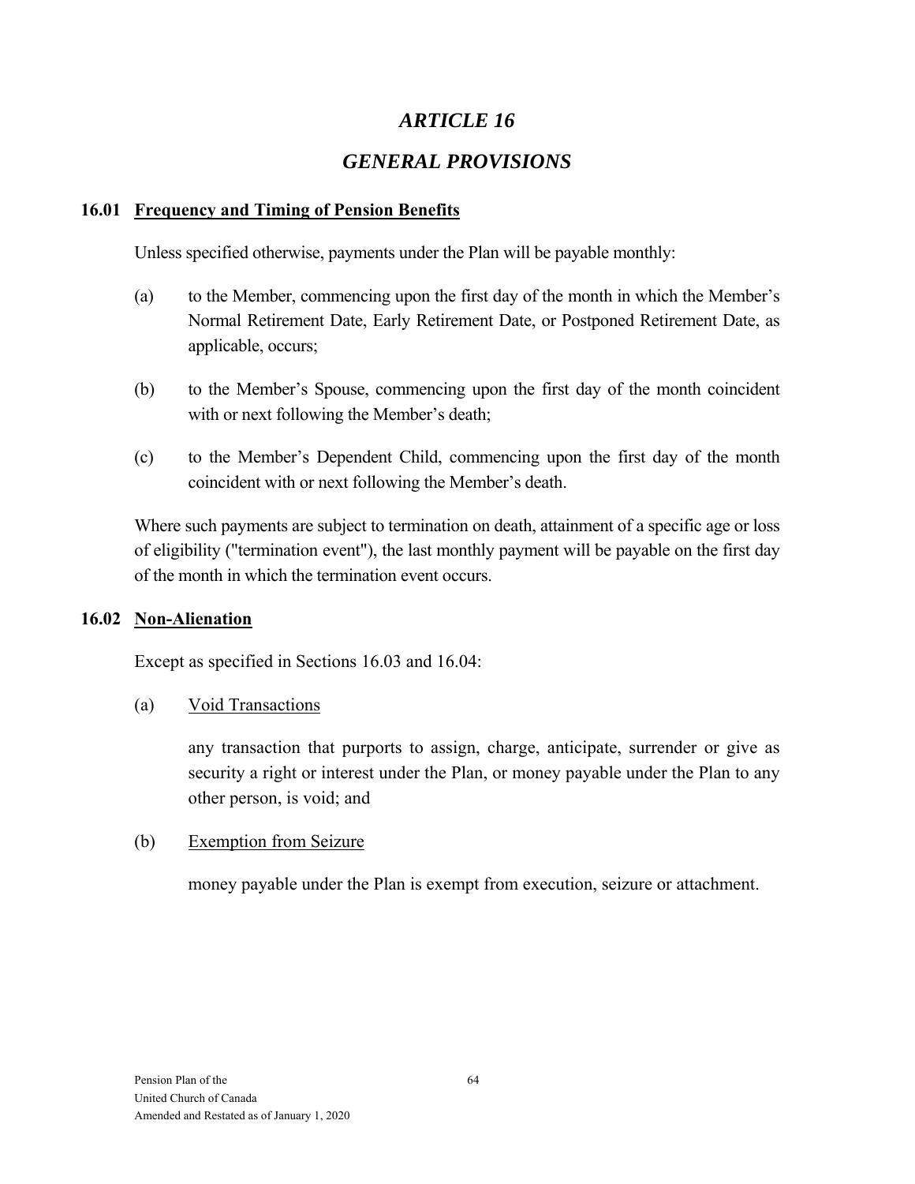# *ARTICLE 16*

# *GENERAL PROVISIONS*

## 16.01 Frequency and Timing of Pension Benefits

Unless specified otherwise, payments under the Plan will be payable monthly:

(a) to the Member, commencing upon the first day of the month in which the Member's Normal Retirement Date, Early Retirement Date, or Postponed Retirement Date, as applicable, occurs;

(b) to the Member's Spouse, commencing upon the first day of the month coincident with or next following the Member's death;

(c) to the Member's Dependent Child, commencing upon the first day of the month coincident with or next following the Member's death.

Where such payments are subject to termination on death, attainment of a specific age or loss of eligibility ("termination event"), the last monthly payment will be payable on the first day of the month in which the termination event occurs.

## 16.02 Non-Alienation

Except as specified in Sections 16.03 and 16.04:

(a) Void Transactions

any transaction that purports to assign, charge, anticipate, surrender or give as security a right or interest under the Plan, or money payable under the Plan to any other person, is void; and

(b) Exemption from Seizure

money payable under the Plan is exempt from execution, seizure or attachment.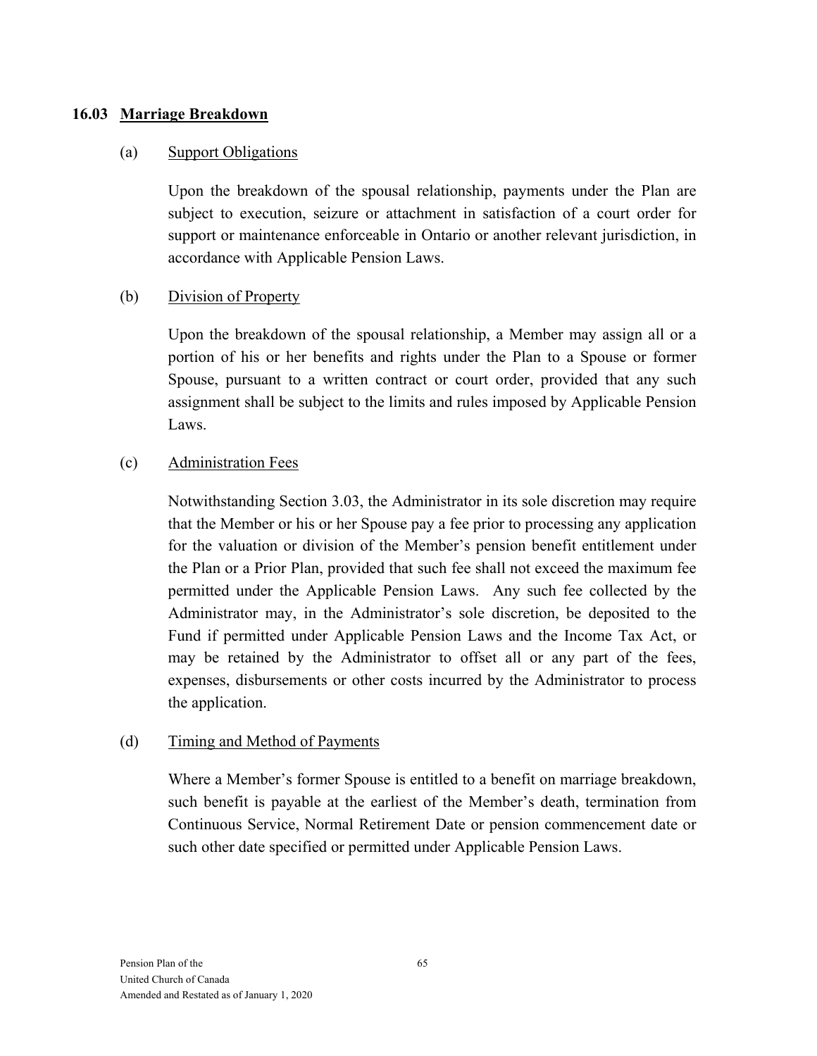### 16.03 Marriage Breakdown

(a) Support Obligations

Upon the breakdown of the spousal relationship, payments under the Plan are subject to execution, seizure or attachment in satisfaction of a court order for support or maintenance enforceable in Ontario or another relevant jurisdiction, in accordance with Applicable Pension Laws.

(b) Division of Property

Upon the breakdown of the spousal relationship, a Member may assign all or a portion of his or her benefits and rights under the Plan to a Spouse or former Spouse, pursuant to a written contract or court order, provided that any such assignment shall be subject to the limits and rules imposed by Applicable Pension Laws.

(c) Administration Fees

Notwithstanding Section 3.03, the Administrator in its sole discretion may require that the Member or his or her Spouse pay a fee prior to processing any application for the valuation or division of the Member's pension benefit entitlement under the Plan or a Prior Plan, provided that such fee shall not exceed the maximum fee permitted under the Applicable Pension Laws. Any such fee collected by the Administrator may, in the Administrator's sole discretion, be deposited to the Fund if permitted under Applicable Pension Laws and the Income Tax Act, or may be retained by the Administrator to offset all or any part of the fees, expenses, disbursements or other costs incurred by the Administrator to process the application.

(d) Timing and Method of Payments

Where a Member's former Spouse is entitled to a benefit on marriage breakdown, such benefit is payable at the earliest of the Member's death, termination from Continuous Service, Normal Retirement Date or pension commencement date or such other date specified or permitted under Applicable Pension Laws.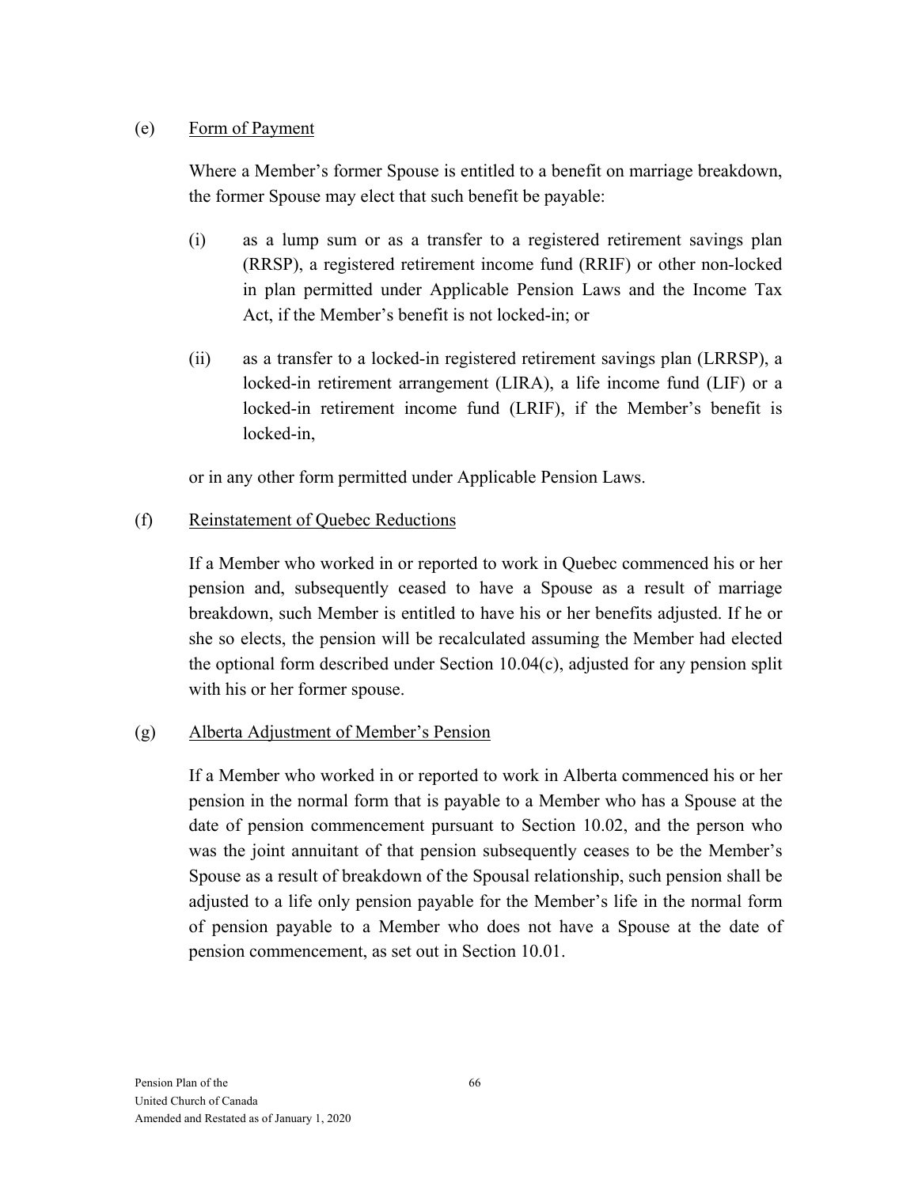(e) Form of Payment

Where a Member's former Spouse is entitled to a benefit on marriage breakdown, the former Spouse may elect that such benefit be payable:

(i) as a lump sum or as a transfer to a registered retirement savings plan (RRSP), a registered retirement income fund (RRIF) or other non-locked in plan permitted under Applicable Pension Laws and the Income Tax Act, if the Member's benefit is not locked-in; or

(ii) as a transfer to a locked-in registered retirement savings plan (LRRSP), a locked-in retirement arrangement (LIRA), a life income fund (LIF) or a locked-in retirement income fund (LRIF), if the Member's benefit is locked-in,

or in any other form permitted under Applicable Pension Laws.

(f) Reinstatement of Quebec Reductions

If a Member who worked in or reported to work in Quebec commenced his or her pension and, subsequently ceased to have a Spouse as a result of marriage breakdown, such Member is entitled to have his or her benefits adjusted. If he or she so elects, the pension will be recalculated assuming the Member had elected the optional form described under Section 10.04(c), adjusted for any pension split with his or her former spouse.

(g) Alberta Adjustment of Member's Pension

If a Member who worked in or reported to work in Alberta commenced his or her pension in the normal form that is payable to a Member who has a Spouse at the date of pension commencement pursuant to Section 10.02, and the person who was the joint annuitant of that pension subsequently ceases to be the Member's Spouse as a result of breakdown of the Spousal relationship, such pension shall be adjusted to a life only pension payable for the Member's life in the normal form of pension payable to a Member who does not have a Spouse at the date of pension commencement, as set out in Section 10.01.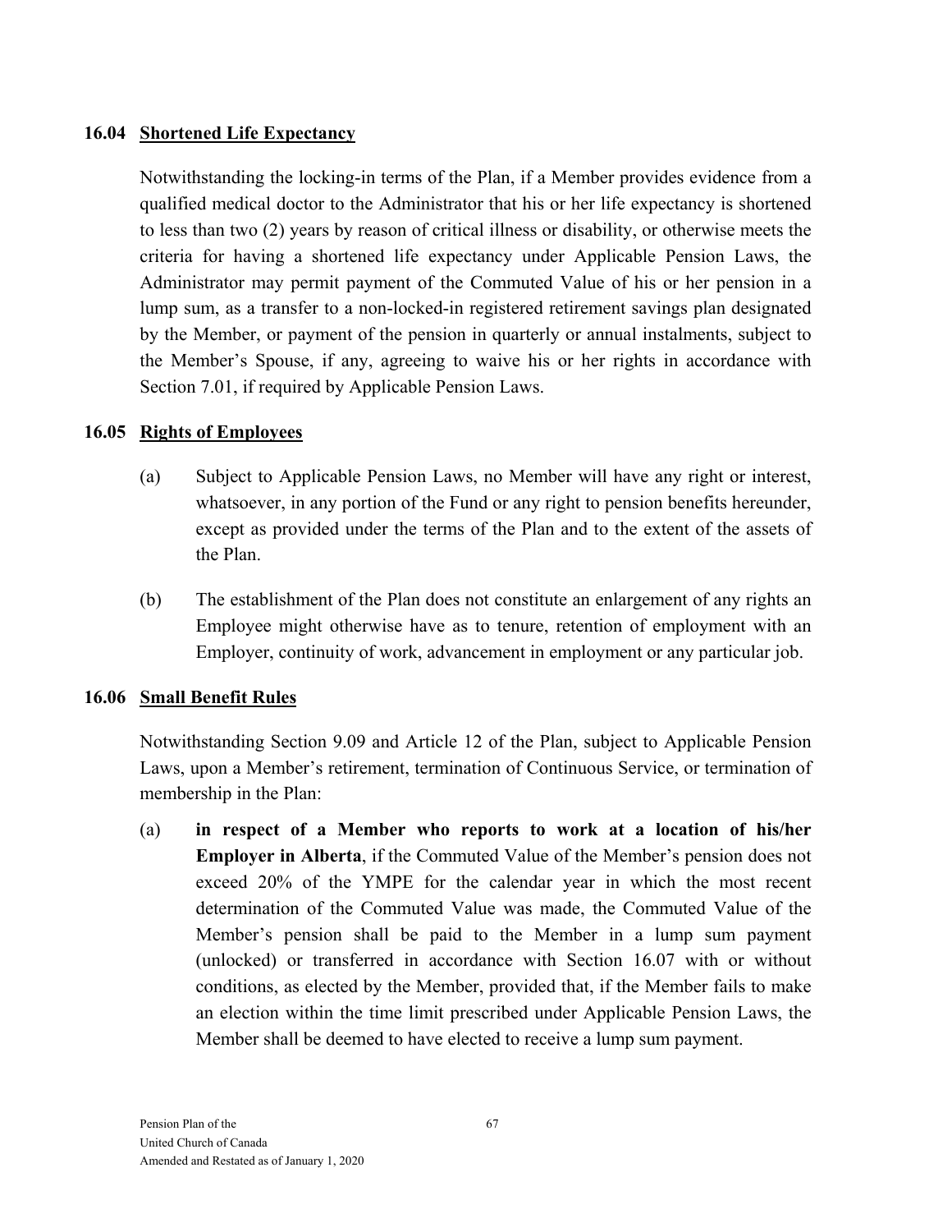### 16.04 Shortened Life Expectancy

Notwithstanding the locking-in terms of the Plan, if a Member provides evidence from a qualified medical doctor to the Administrator that his or her life expectancy is shortened to less than two (2) years by reason of critical illness or disability, or otherwise meets the criteria for having a shortened life expectancy under Applicable Pension Laws, the Administrator may permit payment of the Commuted Value of his or her pension in a lump sum, as a transfer to a non-locked-in registered retirement savings plan designated by the Member, or payment of the pension in quarterly or annual instalments, subject to the Member's Spouse, if any, agreeing to waive his or her rights in accordance with Section 7.01, if required by Applicable Pension Laws.

### 16.05 Rights of Employees

(a) Subject to Applicable Pension Laws, no Member will have any right or interest, whatsoever, in any portion of the Fund or any right to pension benefits hereunder, except as provided under the terms of the Plan and to the extent of the assets of the Plan.

(b) The establishment of the Plan does not constitute an enlargement of any rights an Employee might otherwise have as to tenure, retention of employment with an Employer, continuity of work, advancement in employment or any particular job.

### 16.06 Small Benefit Rules

Notwithstanding Section 9.09 and Article 12 of the Plan, subject to Applicable Pension Laws, upon a Member's retirement, termination of Continuous Service, or termination of membership in the Plan:

(a) **in respect of a Member who reports to work at a location of his/her Employer in Alberta**, if the Commuted Value of the Member's pension does not exceed 20% of the YMPE for the calendar year in which the most recent determination of the Commuted Value was made, the Commuted Value of the Member's pension shall be paid to the Member in a lump sum payment (unlocked) or transferred in accordance with Section 16.07 with or without conditions, as elected by the Member, provided that, if the Member fails to make an election within the time limit prescribed under Applicable Pension Laws, the Member shall be deemed to have elected to receive a lump sum payment.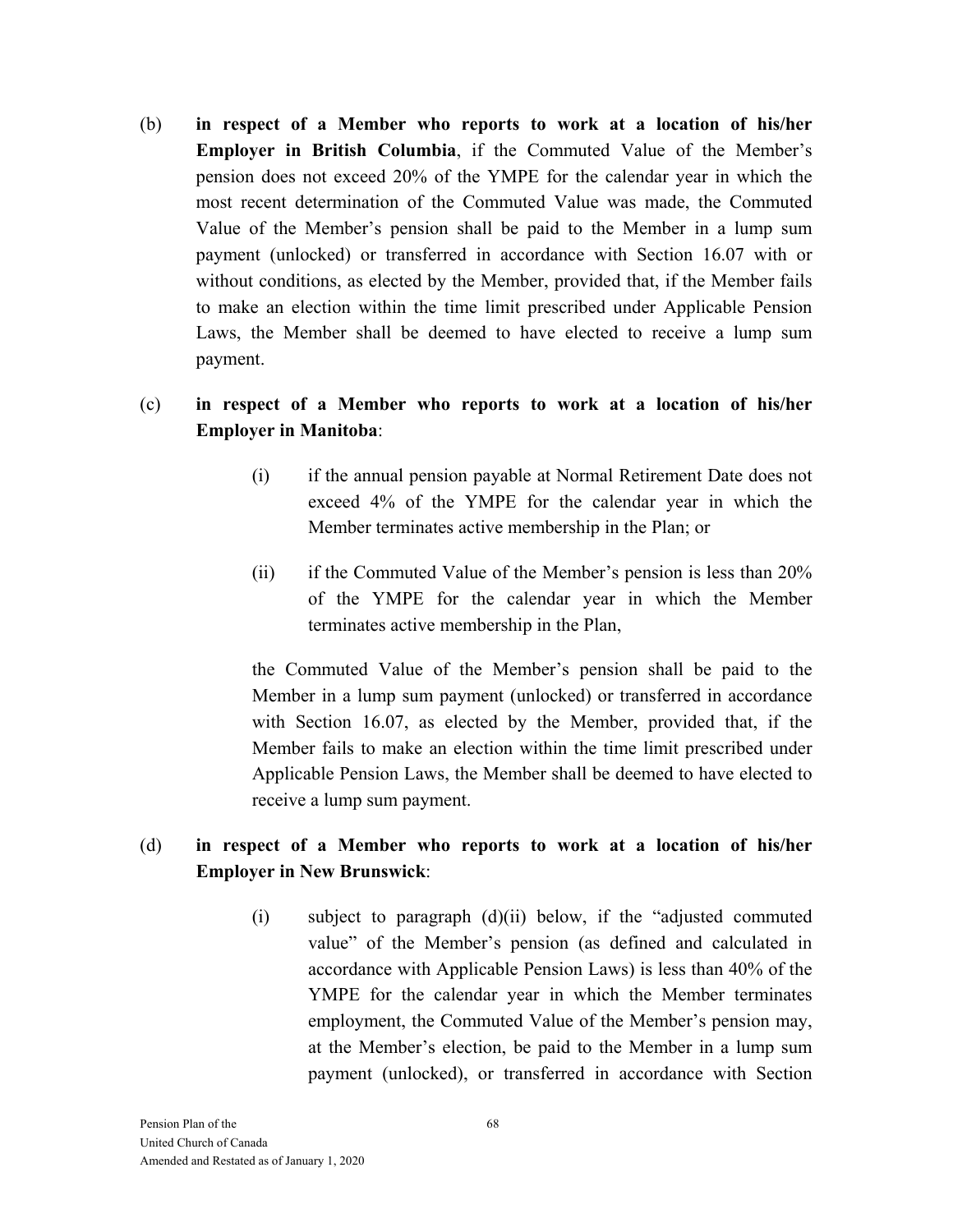(b) **in respect of a Member who reports to work at a location of his/her Employer in British Columbia**, if the Commuted Value of the Member's pension does not exceed 20% of the YMPE for the calendar year in which the most recent determination of the Commuted Value was made, the Commuted Value of the Member's pension shall be paid to the Member in a lump sum payment (unlocked) or transferred in accordance with Section 16.07 with or without conditions, as elected by the Member, provided that, if the Member fails to make an election within the time limit prescribed under Applicable Pension Laws, the Member shall be deemed to have elected to receive a lump sum payment.

(c) **in respect of a Member who reports to work at a location of his/her Employer in Manitoba**:

> (i) if the annual pension payable at Normal Retirement Date does not exceed 4% of the YMPE for the calendar year in which the Member terminates active membership in the Plan; or
>
> (ii) if the Commuted Value of the Member's pension is less than 20% of the YMPE for the calendar year in which the Member terminates active membership in the Plan,
>
> the Commuted Value of the Member's pension shall be paid to the Member in a lump sum payment (unlocked) or transferred in accordance with Section 16.07, as elected by the Member, provided that, if the Member fails to make an election within the time limit prescribed under Applicable Pension Laws, the Member shall be deemed to have elected to receive a lump sum payment.

(d) **in respect of a Member who reports to work at a location of his/her Employer in New Brunswick**:

> (i) subject to paragraph (d)(ii) below, if the "adjusted commuted value" of the Member's pension (as defined and calculated in accordance with Applicable Pension Laws) is less than 40% of the YMPE for the calendar year in which the Member terminates employment, the Commuted Value of the Member's pension may, at the Member's election, be paid to the Member in a lump sum payment (unlocked), or transferred in accordance with Section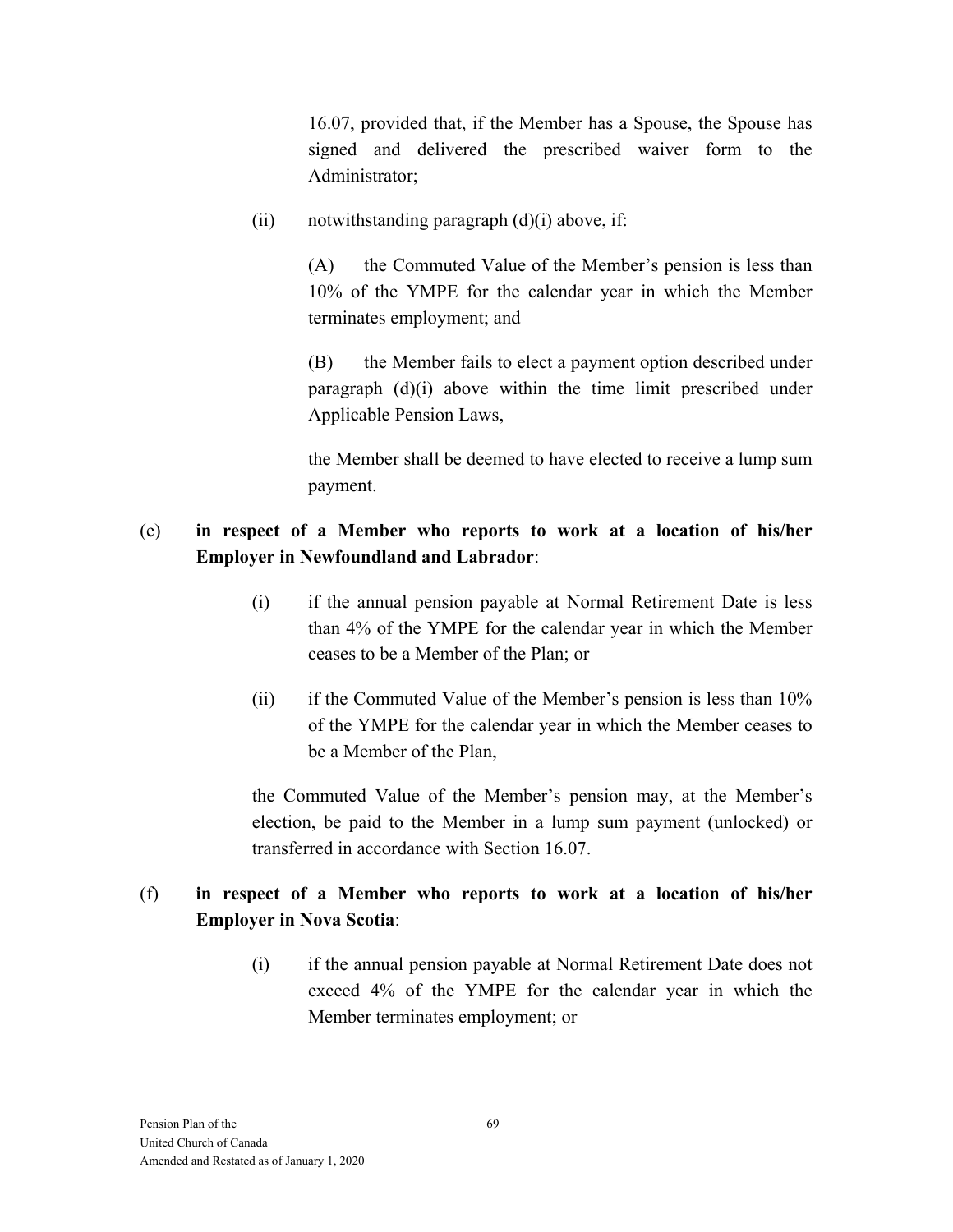16.07, provided that, if the Member has a Spouse, the Spouse has signed and delivered the prescribed waiver form to the Administrator;

(ii) notwithstanding paragraph (d)(i) above, if:

(A) the Commuted Value of the Member's pension is less than 10% of the YMPE for the calendar year in which the Member terminates employment; and

(B) the Member fails to elect a payment option described under paragraph (d)(i) above within the time limit prescribed under Applicable Pension Laws,

the Member shall be deemed to have elected to receive a lump sum payment.

(e) **in respect of a Member who reports to work at a location of his/her Employer in Newfoundland and Labrador**:

(i) if the annual pension payable at Normal Retirement Date is less than 4% of the YMPE for the calendar year in which the Member ceases to be a Member of the Plan; or

(ii) if the Commuted Value of the Member's pension is less than 10% of the YMPE for the calendar year in which the Member ceases to be a Member of the Plan,

the Commuted Value of the Member's pension may, at the Member's election, be paid to the Member in a lump sum payment (unlocked) or transferred in accordance with Section 16.07.

(f) **in respect of a Member who reports to work at a location of his/her Employer in Nova Scotia**:

(i) if the annual pension payable at Normal Retirement Date does not exceed 4% of the YMPE for the calendar year in which the Member terminates employment; or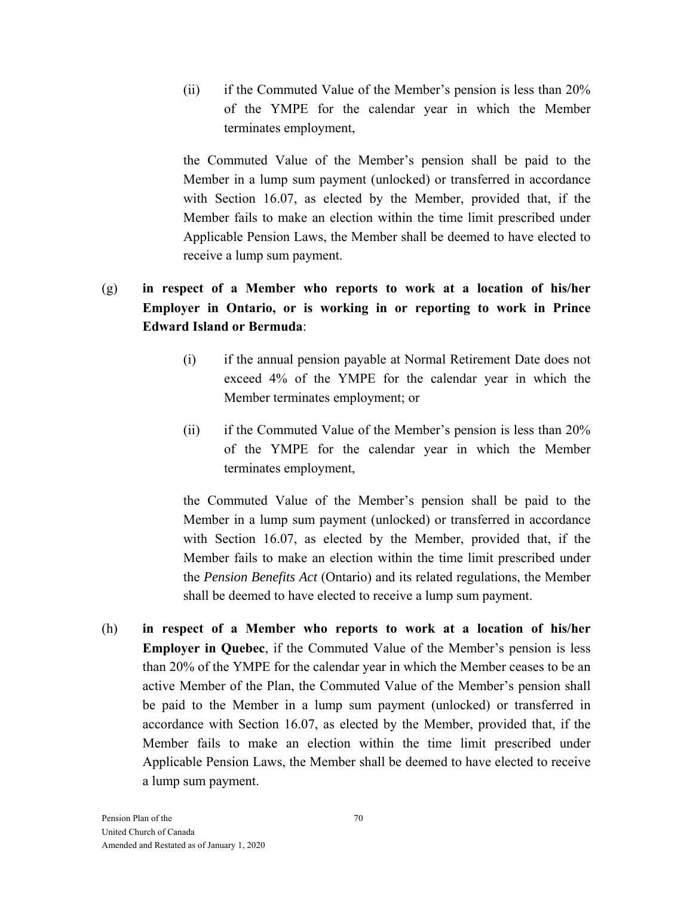(ii) if the Commuted Value of the Member's pension is less than 20% of the YMPE for the calendar year in which the Member terminates employment,

the Commuted Value of the Member's pension shall be paid to the Member in a lump sum payment (unlocked) or transferred in accordance with Section 16.07, as elected by the Member, provided that, if the Member fails to make an election within the time limit prescribed under Applicable Pension Laws, the Member shall be deemed to have elected to receive a lump sum payment.

(g) **in respect of a Member who reports to work at a location of his/her Employer in Ontario, or is working in or reporting to work in Prince Edward Island or Bermuda**:

(i) if the annual pension payable at Normal Retirement Date does not exceed 4% of the YMPE for the calendar year in which the Member terminates employment; or

(ii) if the Commuted Value of the Member's pension is less than 20% of the YMPE for the calendar year in which the Member terminates employment,

the Commuted Value of the Member's pension shall be paid to the Member in a lump sum payment (unlocked) or transferred in accordance with Section 16.07, as elected by the Member, provided that, if the Member fails to make an election within the time limit prescribed under the *Pension Benefits Act* (Ontario) and its related regulations, the Member shall be deemed to have elected to receive a lump sum payment.

(h) **in respect of a Member who reports to work at a location of his/her Employer in Quebec**, if the Commuted Value of the Member's pension is less than 20% of the YMPE for the calendar year in which the Member ceases to be an active Member of the Plan, the Commuted Value of the Member's pension shall be paid to the Member in a lump sum payment (unlocked) or transferred in accordance with Section 16.07, as elected by the Member, provided that, if the Member fails to make an election within the time limit prescribed under Applicable Pension Laws, the Member shall be deemed to have elected to receive a lump sum payment.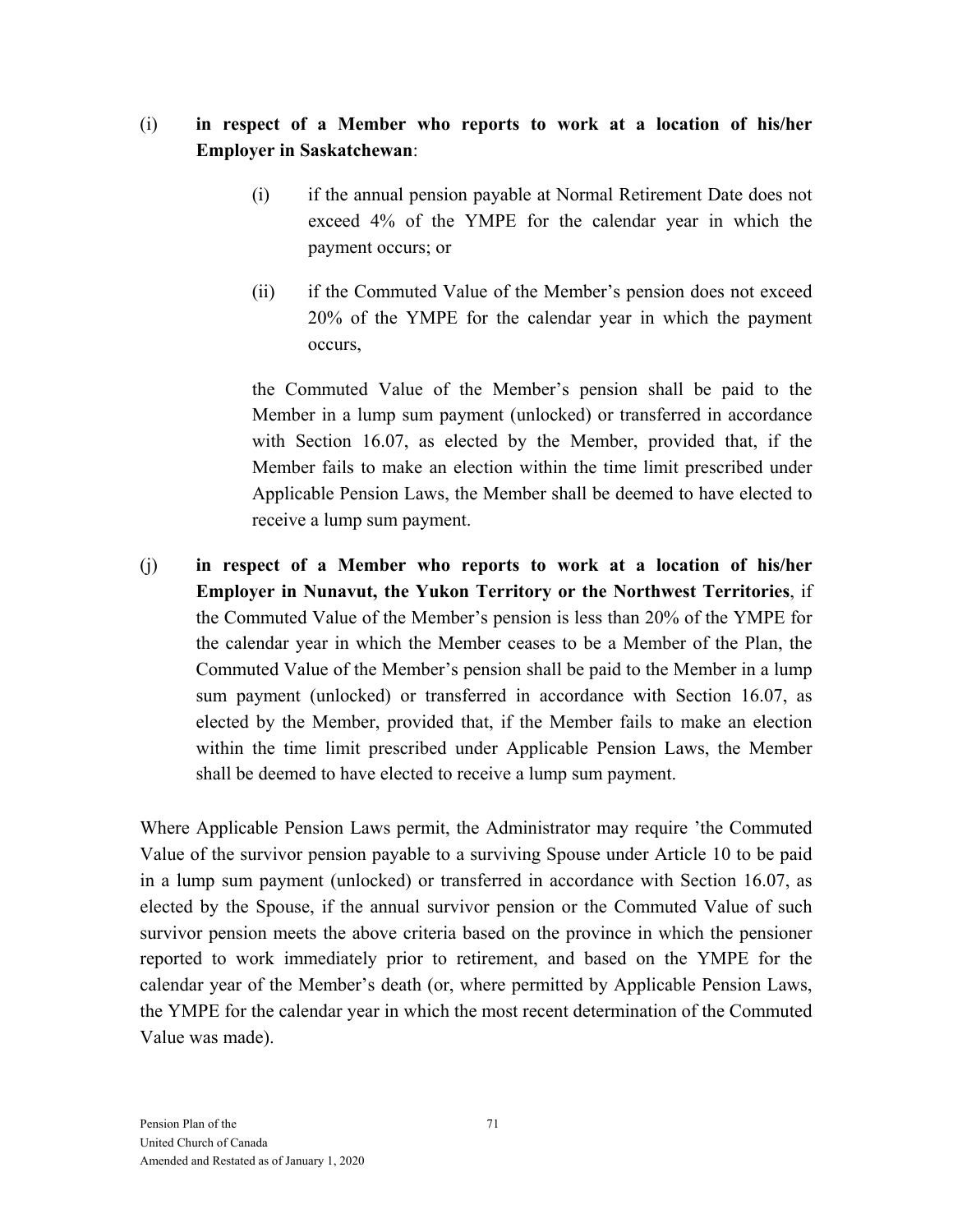(i) **in respect of a Member who reports to work at a location of his/her Employer in Saskatchewan**:

> (i) if the annual pension payable at Normal Retirement Date does not exceed 4% of the YMPE for the calendar year in which the payment occurs; or
>
> (ii) if the Commuted Value of the Member's pension does not exceed 20% of the YMPE for the calendar year in which the payment occurs,
>
> the Commuted Value of the Member's pension shall be paid to the Member in a lump sum payment (unlocked) or transferred in accordance with Section 16.07, as elected by the Member, provided that, if the Member fails to make an election within the time limit prescribed under Applicable Pension Laws, the Member shall be deemed to have elected to receive a lump sum payment.

(j) **in respect of a Member who reports to work at a location of his/her Employer in Nunavut, the Yukon Territory or the Northwest Territories**, if the Commuted Value of the Member's pension is less than 20% of the YMPE for the calendar year in which the Member ceases to be a Member of the Plan, the Commuted Value of the Member's pension shall be paid to the Member in a lump sum payment (unlocked) or transferred in accordance with Section 16.07, as elected by the Member, provided that, if the Member fails to make an election within the time limit prescribed under Applicable Pension Laws, the Member shall be deemed to have elected to receive a lump sum payment.

Where Applicable Pension Laws permit, the Administrator may require 'the Commuted Value of the survivor pension payable to a surviving Spouse under Article 10 to be paid in a lump sum payment (unlocked) or transferred in accordance with Section 16.07, as elected by the Spouse, if the annual survivor pension or the Commuted Value of such survivor pension meets the above criteria based on the province in which the pensioner reported to work immediately prior to retirement, and based on the YMPE for the calendar year of the Member's death (or, where permitted by Applicable Pension Laws, the YMPE for the calendar year in which the most recent determination of the Commuted Value was made).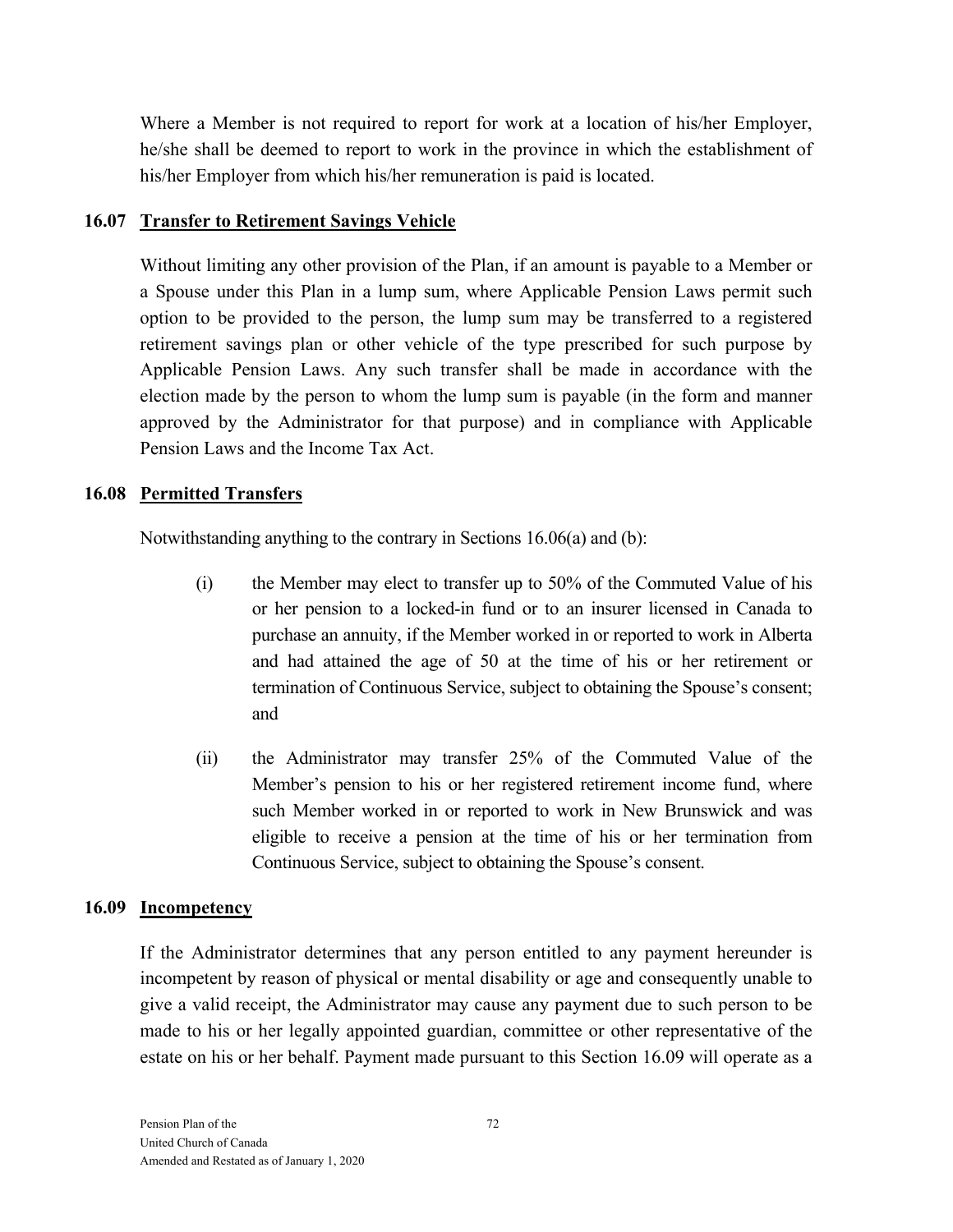Where a Member is not required to report for work at a location of his/her Employer, he/she shall be deemed to report to work in the province in which the establishment of his/her Employer from which his/her remuneration is paid is located.

### 16.07 Transfer to Retirement Savings Vehicle

Without limiting any other provision of the Plan, if an amount is payable to a Member or a Spouse under this Plan in a lump sum, where Applicable Pension Laws permit such option to be provided to the person, the lump sum may be transferred to a registered retirement savings plan or other vehicle of the type prescribed for such purpose by Applicable Pension Laws. Any such transfer shall be made in accordance with the election made by the person to whom the lump sum is payable (in the form and manner approved by the Administrator for that purpose) and in compliance with Applicable Pension Laws and the Income Tax Act.

### 16.08 Permitted Transfers

Notwithstanding anything to the contrary in Sections 16.06(a) and (b):

(i) the Member may elect to transfer up to 50% of the Commuted Value of his or her pension to a locked-in fund or to an insurer licensed in Canada to purchase an annuity, if the Member worked in or reported to work in Alberta and had attained the age of 50 at the time of his or her retirement or termination of Continuous Service, subject to obtaining the Spouse's consent; and

(ii) the Administrator may transfer 25% of the Commuted Value of the Member's pension to his or her registered retirement income fund, where such Member worked in or reported to work in New Brunswick and was eligible to receive a pension at the time of his or her termination from Continuous Service, subject to obtaining the Spouse's consent.

### 16.09 Incompetency

If the Administrator determines that any person entitled to any payment hereunder is incompetent by reason of physical or mental disability or age and consequently unable to give a valid receipt, the Administrator may cause any payment due to such person to be made to his or her legally appointed guardian, committee or other representative of the estate on his or her behalf. Payment made pursuant to this Section 16.09 will operate as a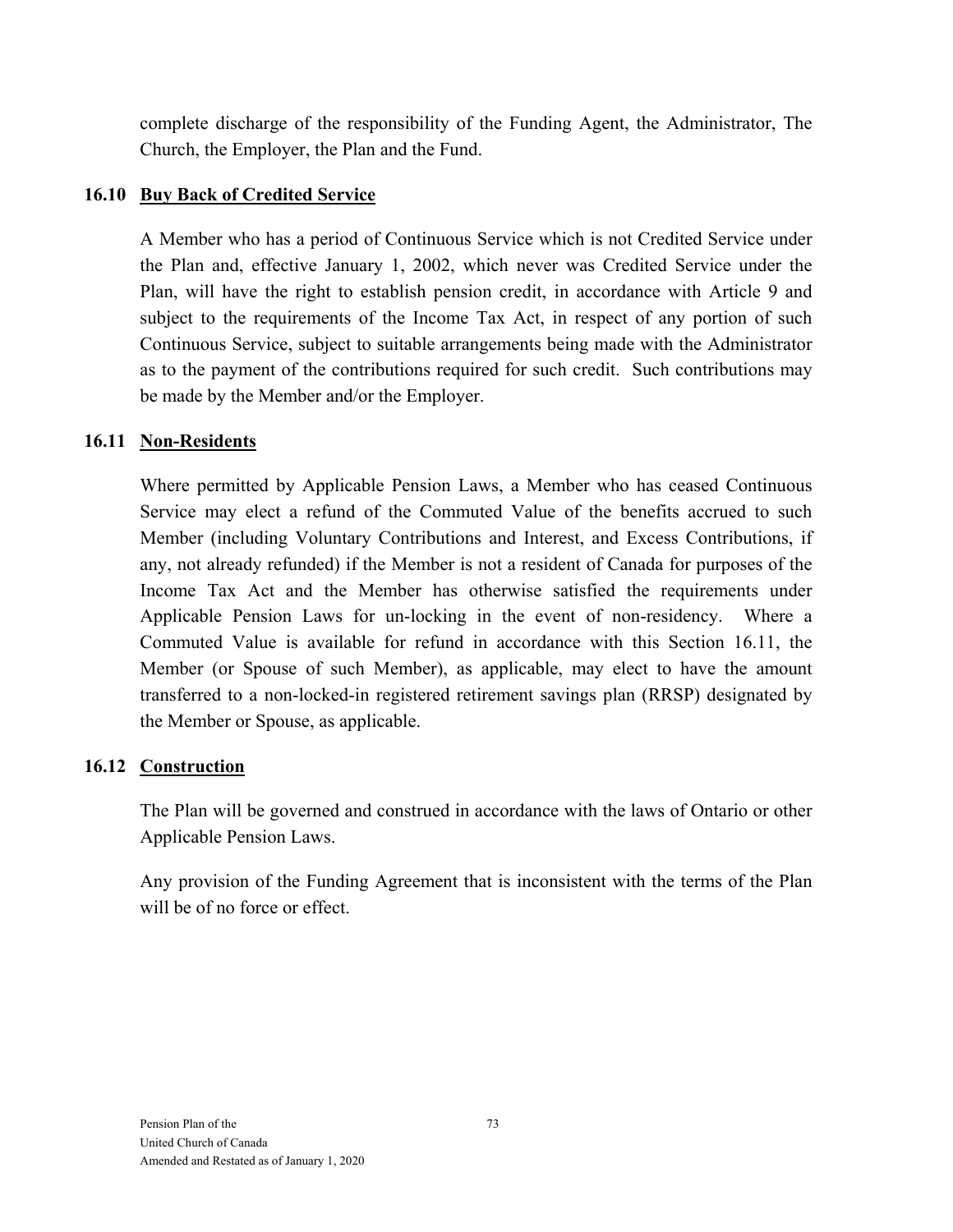complete discharge of the responsibility of the Funding Agent, the Administrator, The Church, the Employer, the Plan and the Fund.

### 16.10 Buy Back of Credited Service

A Member who has a period of Continuous Service which is not Credited Service under the Plan and, effective January 1, 2002, which never was Credited Service under the Plan, will have the right to establish pension credit, in accordance with Article 9 and subject to the requirements of the Income Tax Act, in respect of any portion of such Continuous Service, subject to suitable arrangements being made with the Administrator as to the payment of the contributions required for such credit. Such contributions may be made by the Member and/or the Employer.

### 16.11 Non-Residents

Where permitted by Applicable Pension Laws, a Member who has ceased Continuous Service may elect a refund of the Commuted Value of the benefits accrued to such Member (including Voluntary Contributions and Interest, and Excess Contributions, if any, not already refunded) if the Member is not a resident of Canada for purposes of the Income Tax Act and the Member has otherwise satisfied the requirements under Applicable Pension Laws for un-locking in the event of non-residency. Where a Commuted Value is available for refund in accordance with this Section 16.11, the Member (or Spouse of such Member), as applicable, may elect to have the amount transferred to a non-locked-in registered retirement savings plan (RRSP) designated by the Member or Spouse, as applicable.

### 16.12 Construction

The Plan will be governed and construed in accordance with the laws of Ontario or other Applicable Pension Laws.

Any provision of the Funding Agreement that is inconsistent with the terms of the Plan will be of no force or effect.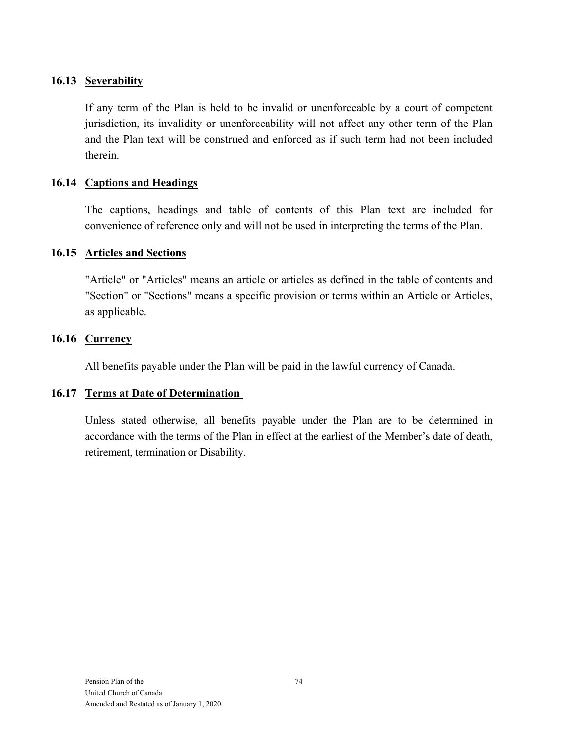### 16.13 Severability

If any term of the Plan is held to be invalid or unenforceable by a court of competent jurisdiction, its invalidity or unenforceability will not affect any other term of the Plan and the Plan text will be construed and enforced as if such term had not been included therein.

### 16.14 Captions and Headings

The captions, headings and table of contents of this Plan text are included for convenience of reference only and will not be used in interpreting the terms of the Plan.

### 16.15 Articles and Sections

"Article" or "Articles" means an article or articles as defined in the table of contents and "Section" or "Sections" means a specific provision or terms within an Article or Articles, as applicable.

### 16.16 Currency

All benefits payable under the Plan will be paid in the lawful currency of Canada.

### 16.17 Terms at Date of Determination

Unless stated otherwise, all benefits payable under the Plan are to be determined in accordance with the terms of the Plan in effect at the earliest of the Member's date of death, retirement, termination or Disability.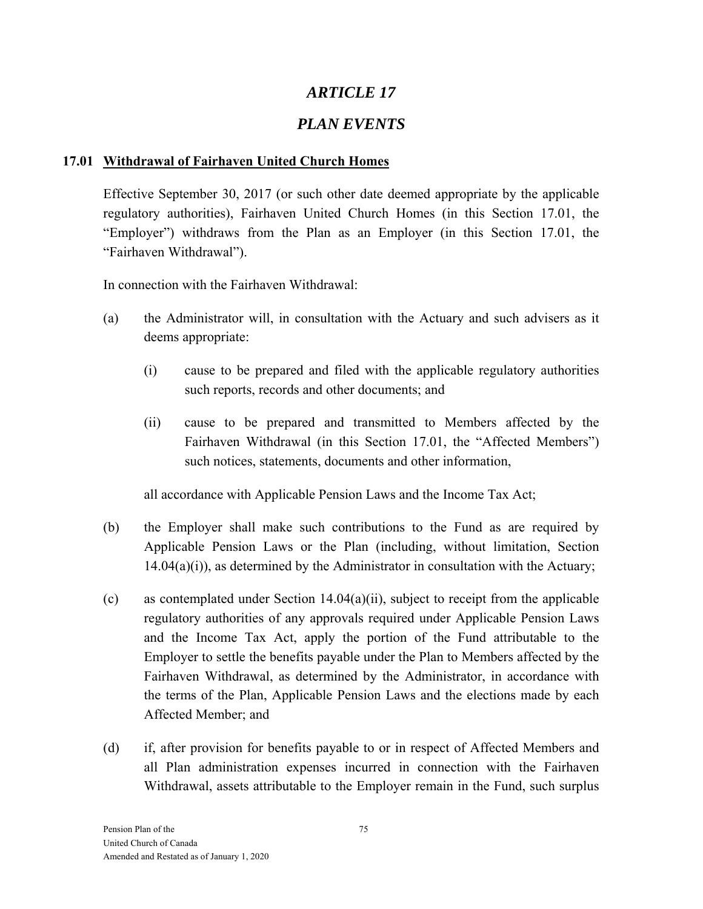# *ARTICLE 17*

# *PLAN EVENTS*

## 17.01 <u>Withdrawal of Fairhaven United Church Homes</u>

Effective September 30, 2017 (or such other date deemed appropriate by the applicable regulatory authorities), Fairhaven United Church Homes (in this Section 17.01, the "Employer") withdraws from the Plan as an Employer (in this Section 17.01, the "Fairhaven Withdrawal").

In connection with the Fairhaven Withdrawal:

(a) the Administrator will, in consultation with the Actuary and such advisers as it deems appropriate:

    (i) cause to be prepared and filed with the applicable regulatory authorities such reports, records and other documents; and

    (ii) cause to be prepared and transmitted to Members affected by the Fairhaven Withdrawal (in this Section 17.01, the "Affected Members") such notices, statements, documents and other information,

    all accordance with Applicable Pension Laws and the Income Tax Act;

(b) the Employer shall make such contributions to the Fund as are required by Applicable Pension Laws or the Plan (including, without limitation, Section 14.04(a)(i)), as determined by the Administrator in consultation with the Actuary;

(c) as contemplated under Section 14.04(a)(ii), subject to receipt from the applicable regulatory authorities of any approvals required under Applicable Pension Laws and the Income Tax Act, apply the portion of the Fund attributable to the Employer to settle the benefits payable under the Plan to Members affected by the Fairhaven Withdrawal, as determined by the Administrator, in accordance with the terms of the Plan, Applicable Pension Laws and the elections made by each Affected Member; and

(d) if, after provision for benefits payable to or in respect of Affected Members and all Plan administration expenses incurred in connection with the Fairhaven Withdrawal, assets attributable to the Employer remain in the Fund, such surplus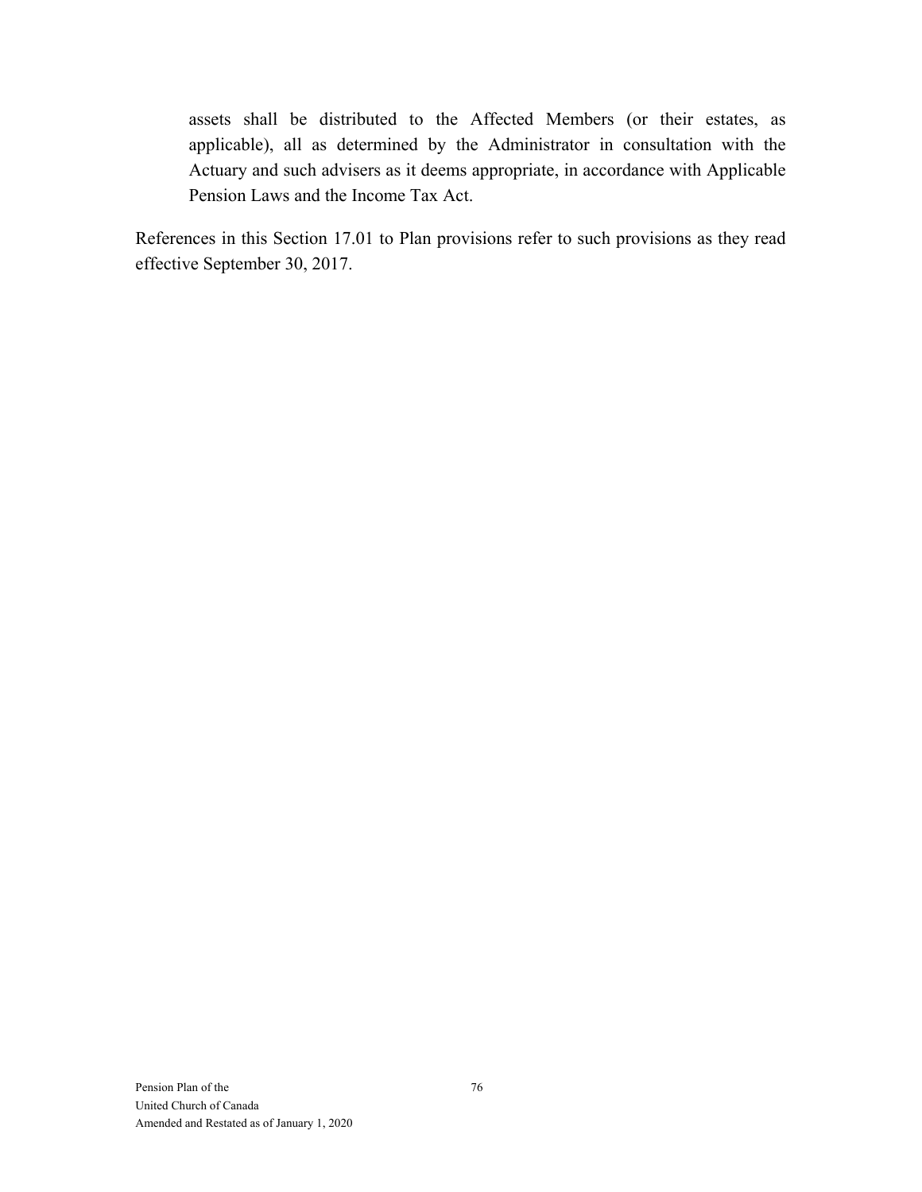assets shall be distributed to the Affected Members (or their estates, as applicable), all as determined by the Administrator in consultation with the Actuary and such advisers as it deems appropriate, in accordance with Applicable Pension Laws and the Income Tax Act.

References in this Section 17.01 to Plan provisions refer to such provisions as they read effective September 30, 2017.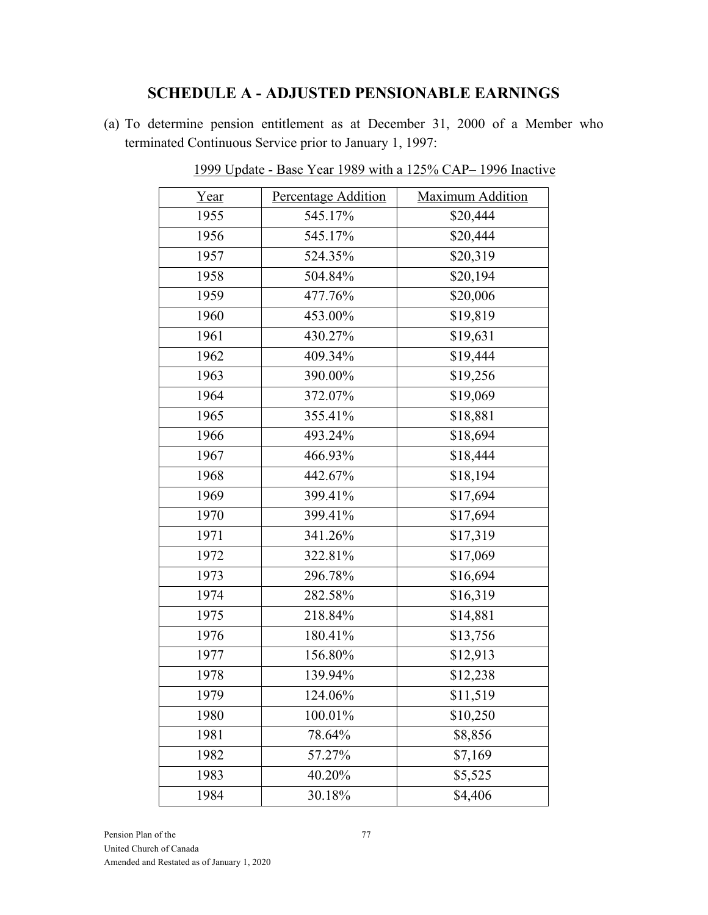## SCHEDULE A - ADJUSTED PENSIONABLE EARNINGS

(a) To determine pension entitlement as at December 31, 2000 of a Member who terminated Continuous Service prior to January 1, 1997:

1999 Update - Base Year 1989 with a 125% CAP– 1996 Inactive

| Year | Percentage Addition | Maximum Addition |
|---|---|---|
| 1955 | 545.17% | $20,444 |
| 1956 | 545.17% | $20,444 |
| 1957 | 524.35% | $20,319 |
| 1958 | 504.84% | $20,194 |
| 1959 | 477.76% | $20,006 |
| 1960 | 453.00% | $19,819 |
| 1961 | 430.27% | $19,631 |
| 1962 | 409.34% | $19,444 |
| 1963 | 390.00% | $19,256 |
| 1964 | 372.07% | $19,069 |
| 1965 | 355.41% | $18,881 |
| 1966 | 493.24% | $18,694 |
| 1967 | 466.93% | $18,444 |
| 1968 | 442.67% | $18,194 |
| 1969 | 399.41% | $17,694 |
| 1970 | 399.41% | $17,694 |
| 1971 | 341.26% | $17,319 |
| 1972 | 322.81% | $17,069 |
| 1973 | 296.78% | $16,694 |
| 1974 | 282.58% | $16,319 |
| 1975 | 218.84% | $14,881 |
| 1976 | 180.41% | $13,756 |
| 1977 | 156.80% | $12,913 |
| 1978 | 139.94% | $12,238 |
| 1979 | 124.06% | $11,519 |
| 1980 | 100.01% | $10,250 |
| 1981 | 78.64% | $8,856 |
| 1982 | 57.27% | $7,169 |
| 1983 | 40.20% | $5,525 |
| 1984 | 30.18% | $4,406 |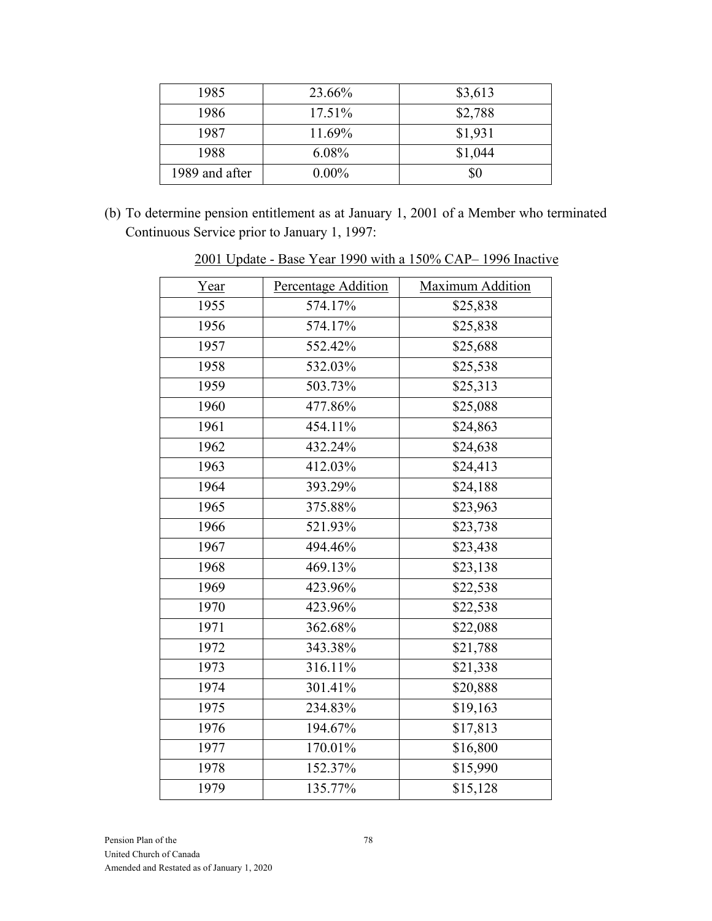| 1985 | 23.66% | $3,613 |
|---|---|---|
| 1986 | 17.51% | $2,788 |
| 1987 | 11.69% | $1,931 |
| 1988 | 6.08% | $1,044 |
| 1989 and after | 0.00% | $0 |

(b) To determine pension entitlement as at January 1, 2001 of a Member who terminated Continuous Service prior to January 1, 1997:

2001 Update - Base Year 1990 with a 150% CAP– 1996 Inactive

| Year | Percentage Addition | Maximum Addition |
|---|---|---|
| 1955 | 574.17% | $25,838 |
| 1956 | 574.17% | $25,838 |
| 1957 | 552.42% | $25,688 |
| 1958 | 532.03% | $25,538 |
| 1959 | 503.73% | $25,313 |
| 1960 | 477.86% | $25,088 |
| 1961 | 454.11% | $24,863 |
| 1962 | 432.24% | $24,638 |
| 1963 | 412.03% | $24,413 |
| 1964 | 393.29% | $24,188 |
| 1965 | 375.88% | $23,963 |
| 1966 | 521.93% | $23,738 |
| 1967 | 494.46% | $23,438 |
| 1968 | 469.13% | $23,138 |
| 1969 | 423.96% | $22,538 |
| 1970 | 423.96% | $22,538 |
| 1971 | 362.68% | $22,088 |
| 1972 | 343.38% | $21,788 |
| 1973 | 316.11% | $21,338 |
| 1974 | 301.41% | $20,888 |
| 1975 | 234.83% | $19,163 |
| 1976 | 194.67% | $17,813 |
| 1977 | 170.01% | $16,800 |
| 1978 | 152.37% | $15,990 |
| 1979 | 135.77% | $15,128 |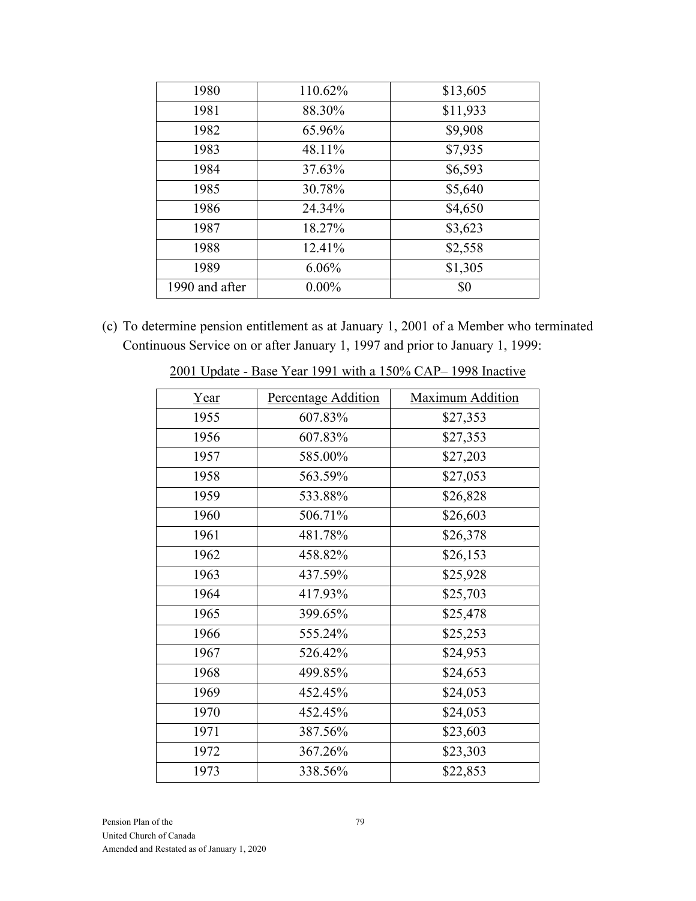| 1980 | 110.62% | $13,605 |
|---|---|---|
| 1981 | 88.30% | $11,933 |
| 1982 | 65.96% | $9,908 |
| 1983 | 48.11% | $7,935 |
| 1984 | 37.63% | $6,593 |
| 1985 | 30.78% | $5,640 |
| 1986 | 24.34% | $4,650 |
| 1987 | 18.27% | $3,623 |
| 1988 | 12.41% | $2,558 |
| 1989 | 6.06% | $1,305 |
| 1990 and after | 0.00% | $0 |

(c) To determine pension entitlement as at January 1, 2001 of a Member who terminated Continuous Service on or after January 1, 1997 and prior to January 1, 1999:

2001 Update - Base Year 1991 with a 150% CAP– 1998 Inactive

| Year | Percentage Addition | Maximum Addition |
|---|---|---|
| 1955 | 607.83% | $27,353 |
| 1956 | 607.83% | $27,353 |
| 1957 | 585.00% | $27,203 |
| 1958 | 563.59% | $27,053 |
| 1959 | 533.88% | $26,828 |
| 1960 | 506.71% | $26,603 |
| 1961 | 481.78% | $26,378 |
| 1962 | 458.82% | $26,153 |
| 1963 | 437.59% | $25,928 |
| 1964 | 417.93% | $25,703 |
| 1965 | 399.65% | $25,478 |
| 1966 | 555.24% | $25,253 |
| 1967 | 526.42% | $24,953 |
| 1968 | 499.85% | $24,653 |
| 1969 | 452.45% | $24,053 |
| 1970 | 452.45% | $24,053 |
| 1971 | 387.56% | $23,603 |
| 1972 | 367.26% | $23,303 |
| 1973 | 338.56% | $22,853 |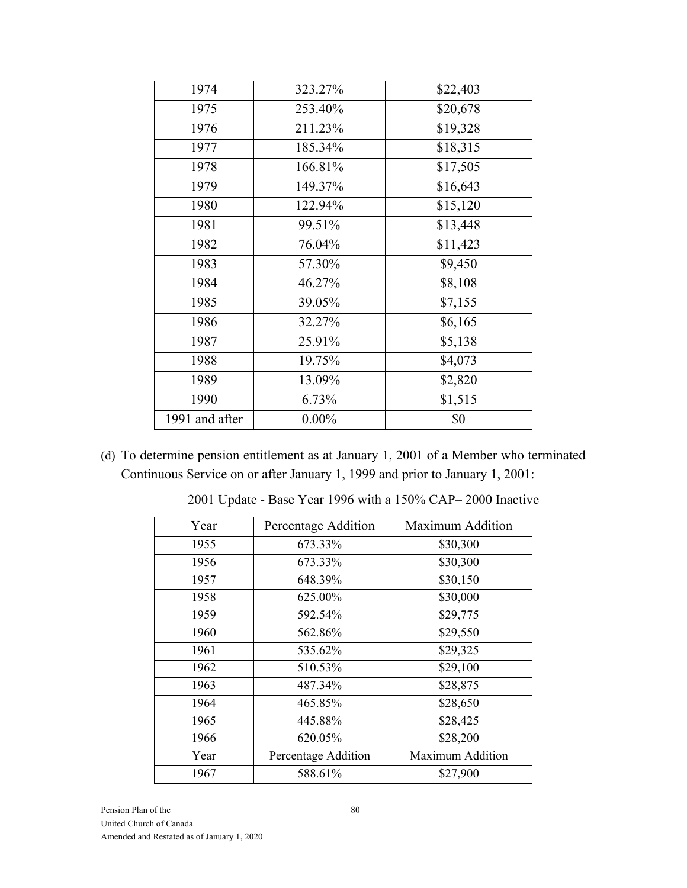| | | |
|---|---|---|
| 1974 | 323.27% | $22,403 |
| 1975 | 253.40% | $20,678 |
| 1976 | 211.23% | $19,328 |
| 1977 | 185.34% | $18,315 |
| 1978 | 166.81% | $17,505 |
| 1979 | 149.37% | $16,643 |
| 1980 | 122.94% | $15,120 |
| 1981 | 99.51% | $13,448 |
| 1982 | 76.04% | $11,423 |
| 1983 | 57.30% | $9,450 |
| 1984 | 46.27% | $8,108 |
| 1985 | 39.05% | $7,155 |
| 1986 | 32.27% | $6,165 |
| 1987 | 25.91% | $5,138 |
| 1988 | 19.75% | $4,073 |
| 1989 | 13.09% | $2,820 |
| 1990 | 6.73% | $1,515 |
| 1991 and after | 0.00% | $0 |

(d) To determine pension entitlement as at January 1, 2001 of a Member who terminated Continuous Service on or after January 1, 1999 and prior to January 1, 2001:

2001 Update - Base Year 1996 with a 150% CAP– 2000 Inactive

| Year | Percentage Addition | Maximum Addition |
|---|---|---|
| 1955 | 673.33% | $30,300 |
| 1956 | 673.33% | $30,300 |
| 1957 | 648.39% | $30,150 |
| 1958 | 625.00% | $30,000 |
| 1959 | 592.54% | $29,775 |
| 1960 | 562.86% | $29,550 |
| 1961 | 535.62% | $29,325 |
| 1962 | 510.53% | $29,100 |
| 1963 | 487.34% | $28,875 |
| 1964 | 465.85% | $28,650 |
| 1965 | 445.88% | $28,425 |
| 1966 | 620.05% | $28,200 |
| Year | Percentage Addition | Maximum Addition |
| 1967 | 588.61% | $27,900 |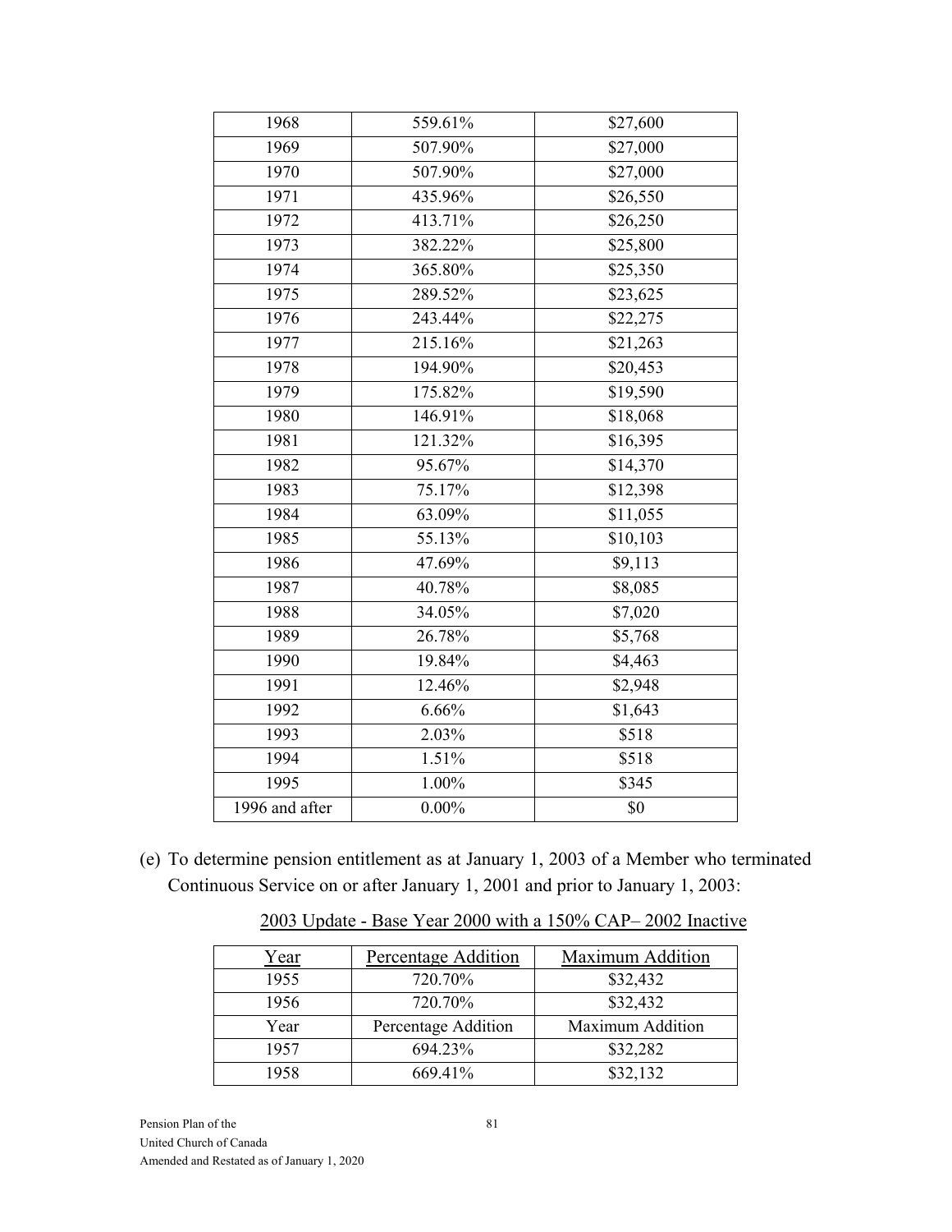| | | |
|---|---|---|
| 1968 | 559.61% | $27,600 |
| 1969 | 507.90% | $27,000 |
| 1970 | 507.90% | $27,000 |
| 1971 | 435.96% | $26,550 |
| 1972 | 413.71% | $26,250 |
| 1973 | 382.22% | $25,800 |
| 1974 | 365.80% | $25,350 |
| 1975 | 289.52% | $23,625 |
| 1976 | 243.44% | $22,275 |
| 1977 | 215.16% | $21,263 |
| 1978 | 194.90% | $20,453 |
| 1979 | 175.82% | $19,590 |
| 1980 | 146.91% | $18,068 |
| 1981 | 121.32% | $16,395 |
| 1982 | 95.67% | $14,370 |
| 1983 | 75.17% | $12,398 |
| 1984 | 63.09% | $11,055 |
| 1985 | 55.13% | $10,103 |
| 1986 | 47.69% | $9,113 |
| 1987 | 40.78% | $8,085 |
| 1988 | 34.05% | $7,020 |
| 1989 | 26.78% | $5,768 |
| 1990 | 19.84% | $4,463 |
| 1991 | 12.46% | $2,948 |
| 1992 | 6.66% | $1,643 |
| 1993 | 2.03% | $518 |
| 1994 | 1.51% | $518 |
| 1995 | 1.00% | $345 |
| 1996 and after | 0.00% | $0 |

(e) To determine pension entitlement as at January 1, 2003 of a Member who terminated Continuous Service on or after January 1, 2001 and prior to January 1, 2003:

<u>2003 Update - Base Year 2000 with a 150% CAP– 2002 Inactive</u>

| Year | Percentage Addition | Maximum Addition |
|---|---|---|
| 1955 | 720.70% | $32,432 |
| 1956 | 720.70% | $32,432 |
| Year | Percentage Addition | Maximum Addition |
| 1957 | 694.23% | $32,282 |
| 1958 | 669.41% | $32,132 |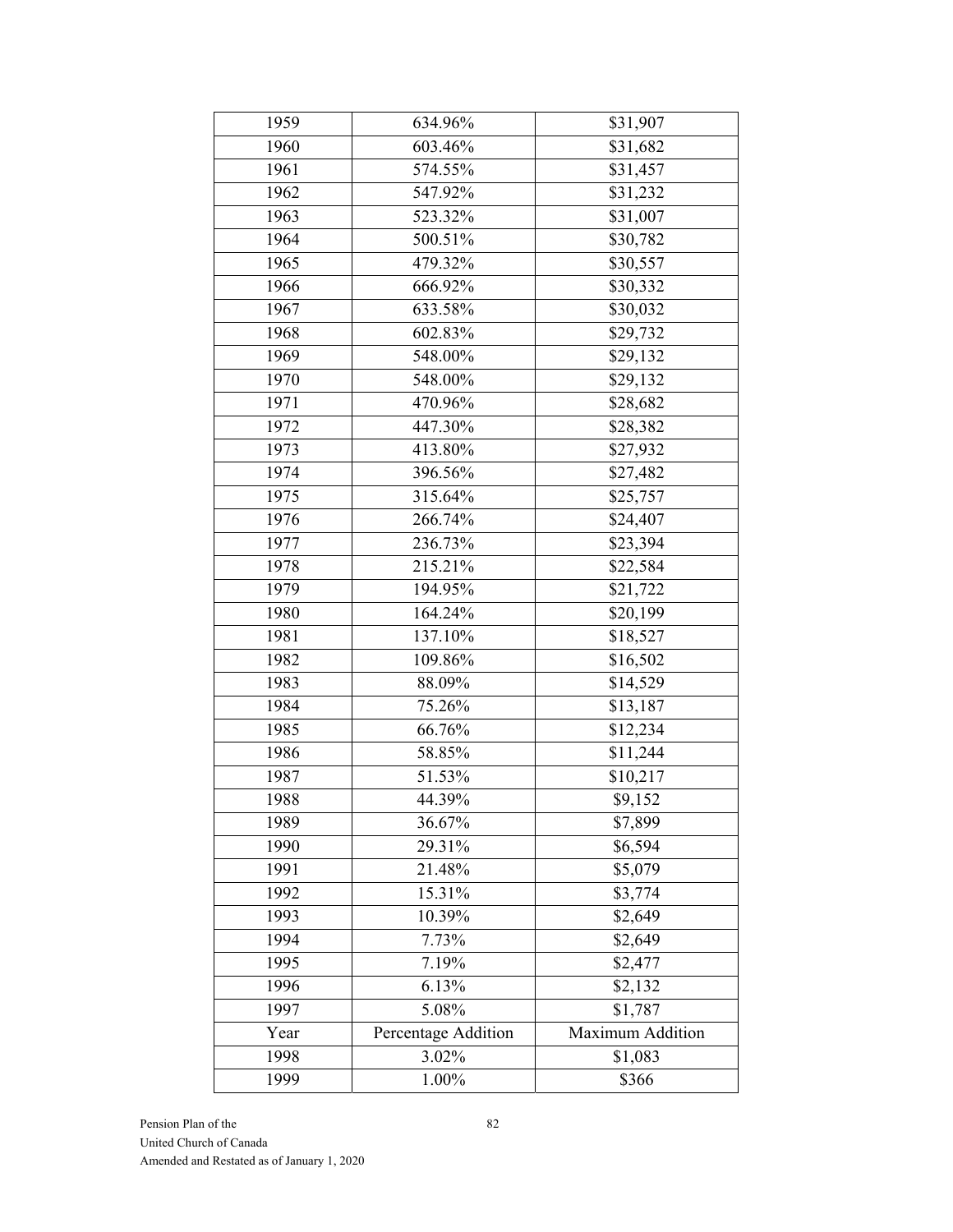| 1959 | 634.96% | $31,907 |
|---|---|---|
| 1960 | 603.46% | $31,682 |
| 1961 | 574.55% | $31,457 |
| 1962 | 547.92% | $31,232 |
| 1963 | 523.32% | $31,007 |
| 1964 | 500.51% | $30,782 |
| 1965 | 479.32% | $30,557 |
| 1966 | 666.92% | $30,332 |
| 1967 | 633.58% | $30,032 |
| 1968 | 602.83% | $29,732 |
| 1969 | 548.00% | $29,132 |
| 1970 | 548.00% | $29,132 |
| 1971 | 470.96% | $28,682 |
| 1972 | 447.30% | $28,382 |
| 1973 | 413.80% | $27,932 |
| 1974 | 396.56% | $27,482 |
| 1975 | 315.64% | $25,757 |
| 1976 | 266.74% | $24,407 |
| 1977 | 236.73% | $23,394 |
| 1978 | 215.21% | $22,584 |
| 1979 | 194.95% | $21,722 |
| 1980 | 164.24% | $20,199 |
| 1981 | 137.10% | $18,527 |
| 1982 | 109.86% | $16,502 |
| 1983 | 88.09% | $14,529 |
| 1984 | 75.26% | $13,187 |
| 1985 | 66.76% | $12,234 |
| 1986 | 58.85% | $11,244 |
| 1987 | 51.53% | $10,217 |
| 1988 | 44.39% | $9,152 |
| 1989 | 36.67% | $7,899 |
| 1990 | 29.31% | $6,594 |
| 1991 | 21.48% | $5,079 |
| 1992 | 15.31% | $3,774 |
| 1993 | 10.39% | $2,649 |
| 1994 | 7.73% | $2,649 |
| 1995 | 7.19% | $2,477 |
| 1996 | 6.13% | $2,132 |
| 1997 | 5.08% | $1,787 |
| Year | Percentage Addition | Maximum Addition |
| 1998 | 3.02% | $1,083 |
| 1999 | 1.00% | $366 |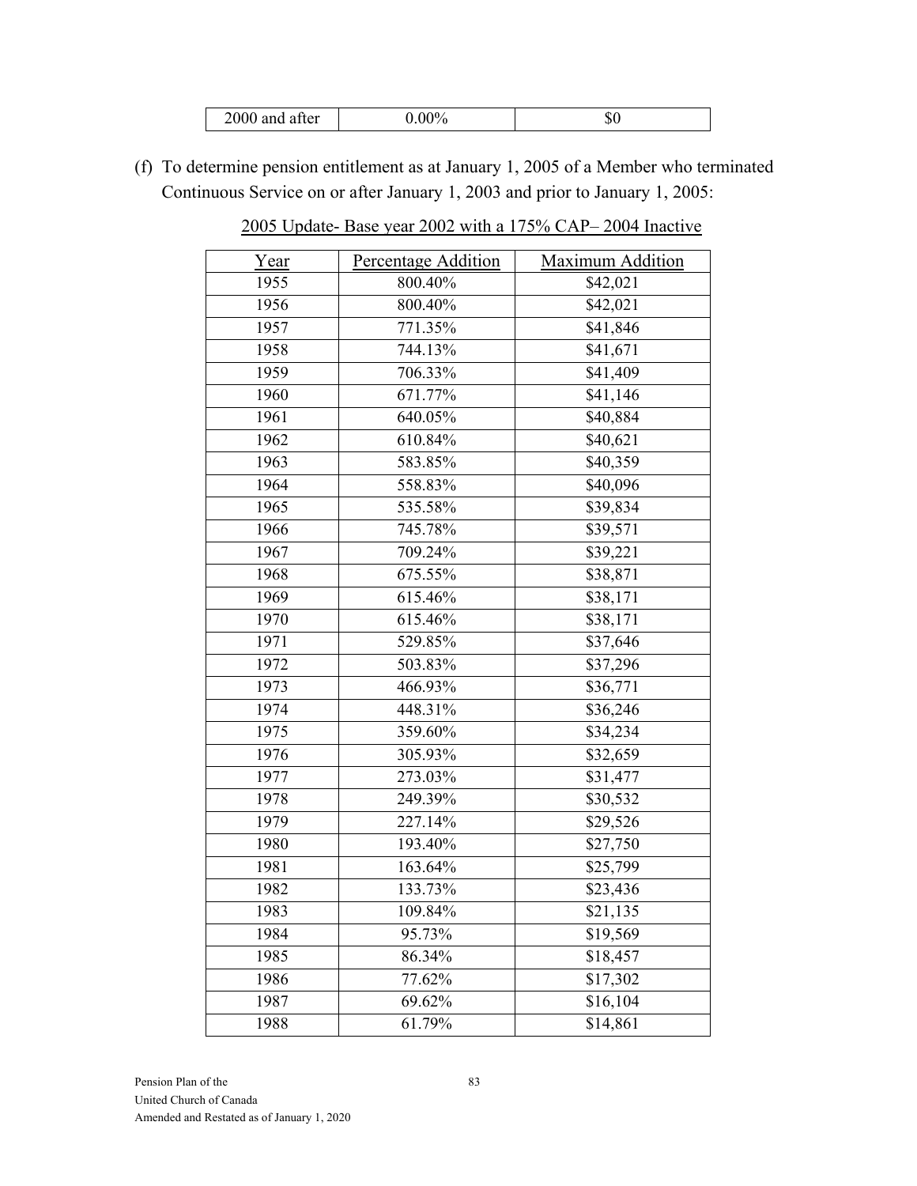| 2000 and after | 0.00% | $0 |
|---|---|---|

(f) To determine pension entitlement as at January 1, 2005 of a Member who terminated Continuous Service on or after January 1, 2003 and prior to January 1, 2005:

2005 Update- Base year 2002 with a 175% CAP– 2004 Inactive

| Year | Percentage Addition | Maximum Addition |
|---|---|---|
| 1955 | 800.40% | $42,021 |
| 1956 | 800.40% | $42,021 |
| 1957 | 771.35% | $41,846 |
| 1958 | 744.13% | $41,671 |
| 1959 | 706.33% | $41,409 |
| 1960 | 671.77% | $41,146 |
| 1961 | 640.05% | $40,884 |
| 1962 | 610.84% | $40,621 |
| 1963 | 583.85% | $40,359 |
| 1964 | 558.83% | $40,096 |
| 1965 | 535.58% | $39,834 |
| 1966 | 745.78% | $39,571 |
| 1967 | 709.24% | $39,221 |
| 1968 | 675.55% | $38,871 |
| 1969 | 615.46% | $38,171 |
| 1970 | 615.46% | $38,171 |
| 1971 | 529.85% | $37,646 |
| 1972 | 503.83% | $37,296 |
| 1973 | 466.93% | $36,771 |
| 1974 | 448.31% | $36,246 |
| 1975 | 359.60% | $34,234 |
| 1976 | 305.93% | $32,659 |
| 1977 | 273.03% | $31,477 |
| 1978 | 249.39% | $30,532 |
| 1979 | 227.14% | $29,526 |
| 1980 | 193.40% | $27,750 |
| 1981 | 163.64% | $25,799 |
| 1982 | 133.73% | $23,436 |
| 1983 | 109.84% | $21,135 |
| 1984 | 95.73% | $19,569 |
| 1985 | 86.34% | $18,457 |
| 1986 | 77.62% | $17,302 |
| 1987 | 69.62% | $16,104 |
| 1988 | 61.79% | $14,861 |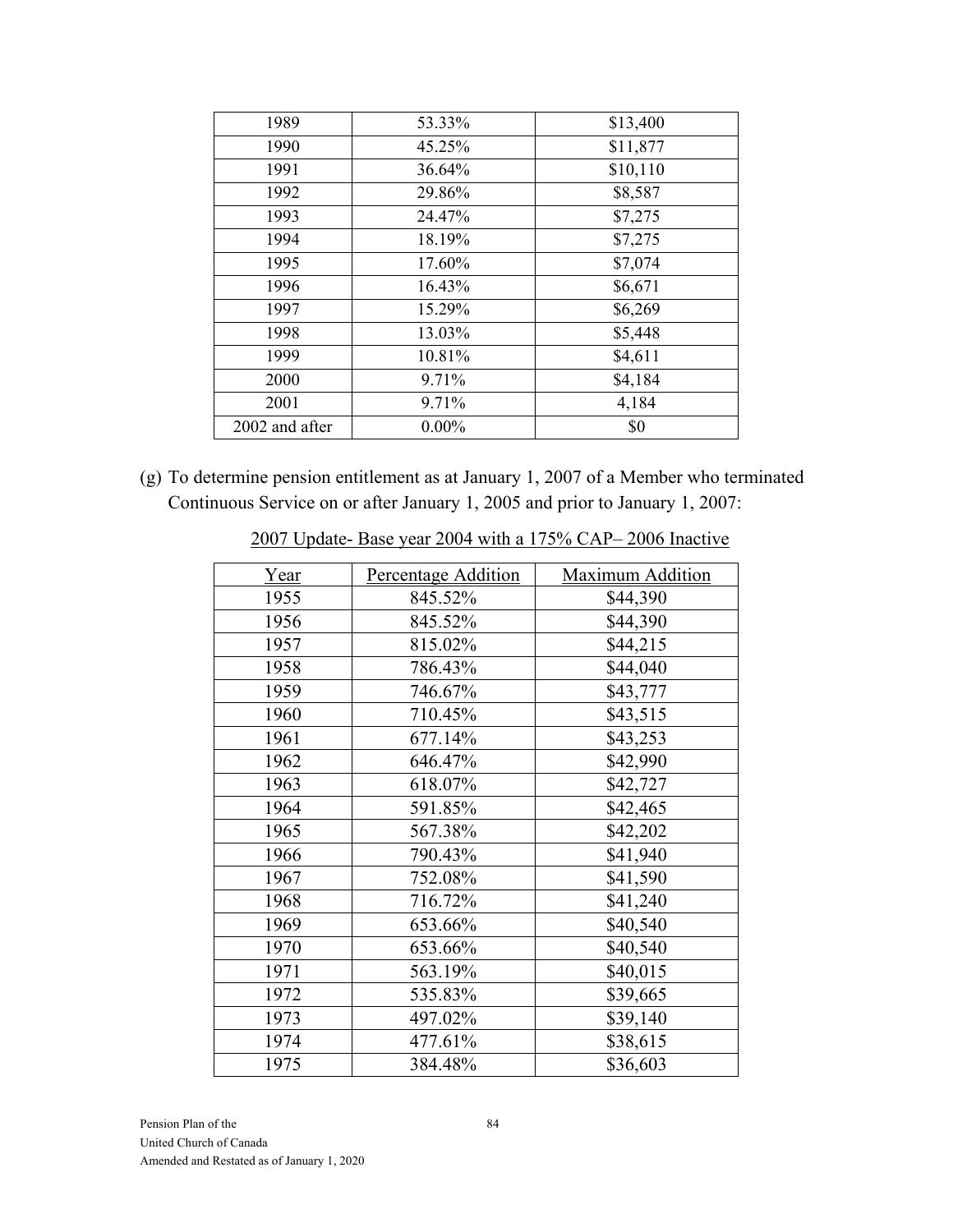| 1989 | 53.33% | $13,400 |
|---|---|---|
| 1990 | 45.25% | $11,877 |
| 1991 | 36.64% | $10,110 |
| 1992 | 29.86% | $8,587 |
| 1993 | 24.47% | $7,275 |
| 1994 | 18.19% | $7,275 |
| 1995 | 17.60% | $7,074 |
| 1996 | 16.43% | $6,671 |
| 1997 | 15.29% | $6,269 |
| 1998 | 13.03% | $5,448 |
| 1999 | 10.81% | $4,611 |
| 2000 | 9.71% | $4,184 |
| 2001 | 9.71% | 4,184 |
| 2002 and after | 0.00% | $0 |

(g) To determine pension entitlement as at January 1, 2007 of a Member who terminated Continuous Service on or after January 1, 2005 and prior to January 1, 2007:

2007 Update- Base year 2004 with a 175% CAP– 2006 Inactive

| Year | Percentage Addition | Maximum Addition |
|---|---|---|
| 1955 | 845.52% | $44,390 |
| 1956 | 845.52% | $44,390 |
| 1957 | 815.02% | $44,215 |
| 1958 | 786.43% | $44,040 |
| 1959 | 746.67% | $43,777 |
| 1960 | 710.45% | $43,515 |
| 1961 | 677.14% | $43,253 |
| 1962 | 646.47% | $42,990 |
| 1963 | 618.07% | $42,727 |
| 1964 | 591.85% | $42,465 |
| 1965 | 567.38% | $42,202 |
| 1966 | 790.43% | $41,940 |
| 1967 | 752.08% | $41,590 |
| 1968 | 716.72% | $41,240 |
| 1969 | 653.66% | $40,540 |
| 1970 | 653.66% | $40,540 |
| 1971 | 563.19% | $40,015 |
| 1972 | 535.83% | $39,665 |
| 1973 | 497.02% | $39,140 |
| 1974 | 477.61% | $38,615 |
| 1975 | 384.48% | $36,603 |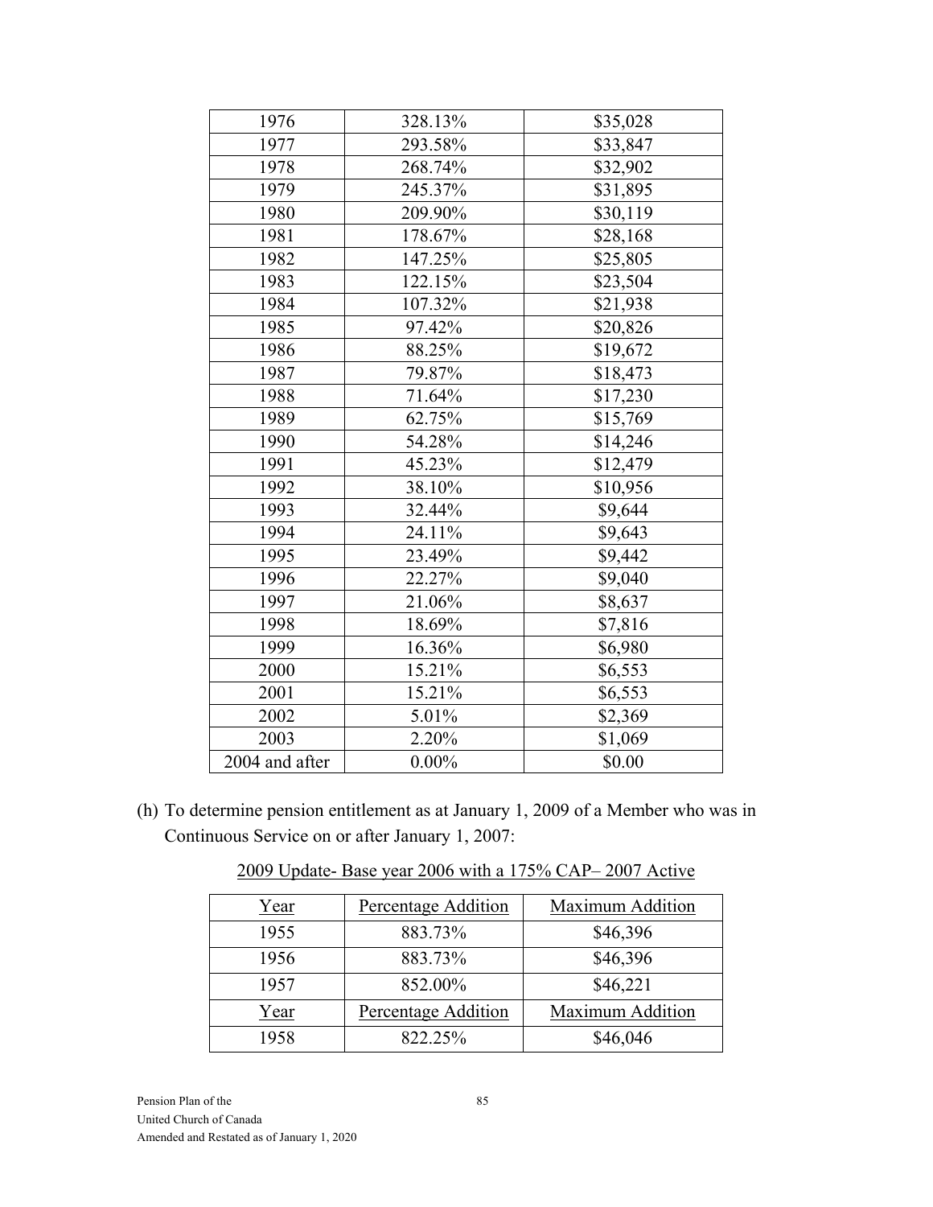| 1976 | 328.13% | $35,028 |
|---|---|---|
| 1977 | 293.58% | $33,847 |
| 1978 | 268.74% | $32,902 |
| 1979 | 245.37% | $31,895 |
| 1980 | 209.90% | $30,119 |
| 1981 | 178.67% | $28,168 |
| 1982 | 147.25% | $25,805 |
| 1983 | 122.15% | $23,504 |
| 1984 | 107.32% | $21,938 |
| 1985 | 97.42% | $20,826 |
| 1986 | 88.25% | $19,672 |
| 1987 | 79.87% | $18,473 |
| 1988 | 71.64% | $17,230 |
| 1989 | 62.75% | $15,769 |
| 1990 | 54.28% | $14,246 |
| 1991 | 45.23% | $12,479 |
| 1992 | 38.10% | $10,956 |
| 1993 | 32.44% | $9,644 |
| 1994 | 24.11% | $9,643 |
| 1995 | 23.49% | $9,442 |
| 1996 | 22.27% | $9,040 |
| 1997 | 21.06% | $8,637 |
| 1998 | 18.69% | $7,816 |
| 1999 | 16.36% | $6,980 |
| 2000 | 15.21% | $6,553 |
| 2001 | 15.21% | $6,553 |
| 2002 | 5.01% | $2,369 |
| 2003 | 2.20% | $1,069 |
| 2004 and after | 0.00% | $0.00 |

(h) To determine pension entitlement as at January 1, 2009 of a Member who was in Continuous Service on or after January 1, 2007:

2009 Update- Base year 2006 with a 175% CAP– 2007 Active

| Year | Percentage Addition | Maximum Addition |
|---|---|---|
| 1955 | 883.73% | $46,396 |
| 1956 | 883.73% | $46,396 |
| 1957 | 852.00% | $46,221 |
| Year | Percentage Addition | Maximum Addition |
| 1958 | 822.25% | $46,046 |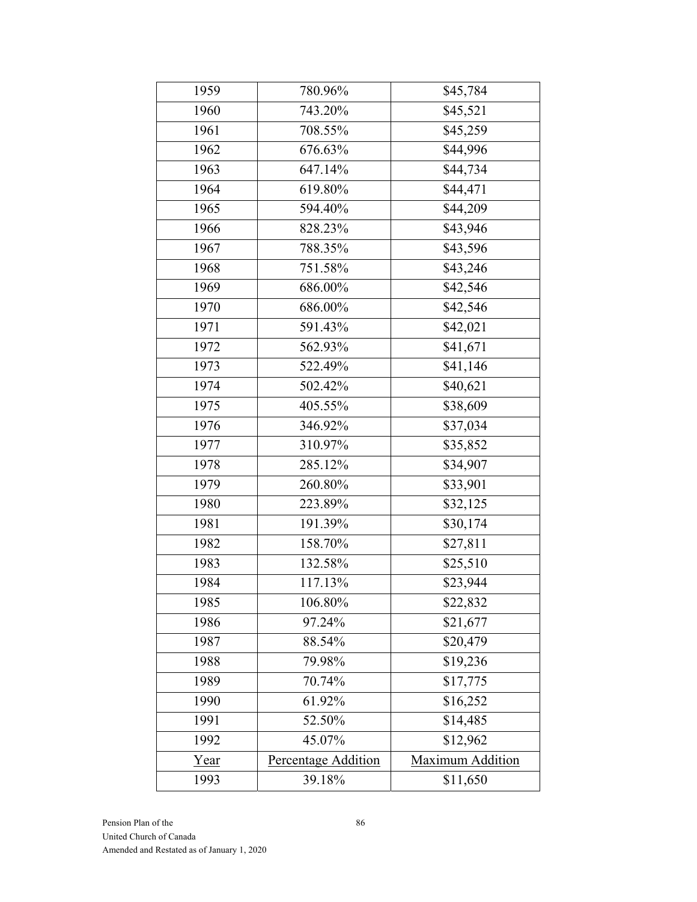| 1959 | 780.96% | $45,784 |
|---|---|---|
| 1960 | 743.20% | $45,521 |
| 1961 | 708.55% | $45,259 |
| 1962 | 676.63% | $44,996 |
| 1963 | 647.14% | $44,734 |
| 1964 | 619.80% | $44,471 |
| 1965 | 594.40% | $44,209 |
| 1966 | 828.23% | $43,946 |
| 1967 | 788.35% | $43,596 |
| 1968 | 751.58% | $43,246 |
| 1969 | 686.00% | $42,546 |
| 1970 | 686.00% | $42,546 |
| 1971 | 591.43% | $42,021 |
| 1972 | 562.93% | $41,671 |
| 1973 | 522.49% | $41,146 |
| 1974 | 502.42% | $40,621 |
| 1975 | 405.55% | $38,609 |
| 1976 | 346.92% | $37,034 |
| 1977 | 310.97% | $35,852 |
| 1978 | 285.12% | $34,907 |
| 1979 | 260.80% | $33,901 |
| 1980 | 223.89% | $32,125 |
| 1981 | 191.39% | $30,174 |
| 1982 | 158.70% | $27,811 |
| 1983 | 132.58% | $25,510 |
| 1984 | 117.13% | $23,944 |
| 1985 | 106.80% | $22,832 |
| 1986 | 97.24% | $21,677 |
| 1987 | 88.54% | $20,479 |
| 1988 | 79.98% | $19,236 |
| 1989 | 70.74% | $17,775 |
| 1990 | 61.92% | $16,252 |
| 1991 | 52.50% | $14,485 |
| 1992 | 45.07% | $12,962 |
| Year | Percentage Addition | Maximum Addition |
| 1993 | 39.18% | $11,650 |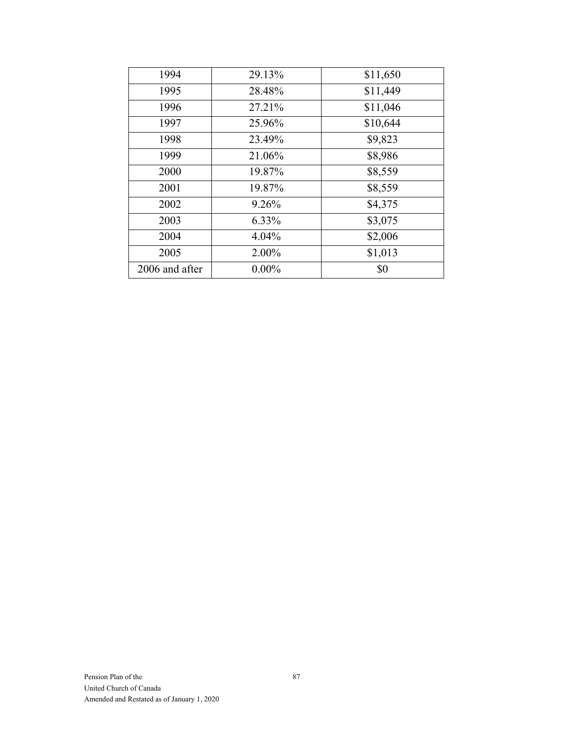| 1994 | 29.13% | $11,650 |
|---|---|---|
| 1995 | 28.48% | $11,449 |
| 1996 | 27.21% | $11,046 |
| 1997 | 25.96% | $10,644 |
| 1998 | 23.49% | $9,823 |
| 1999 | 21.06% | $8,986 |
| 2000 | 19.87% | $8,559 |
| 2001 | 19.87% | $8,559 |
| 2002 | 9.26% | $4,375 |
| 2003 | 6.33% | $3,075 |
| 2004 | 4.04% | $2,006 |
| 2005 | 2.00% | $1,013 |
| 2006 and after | 0.00% | $0 |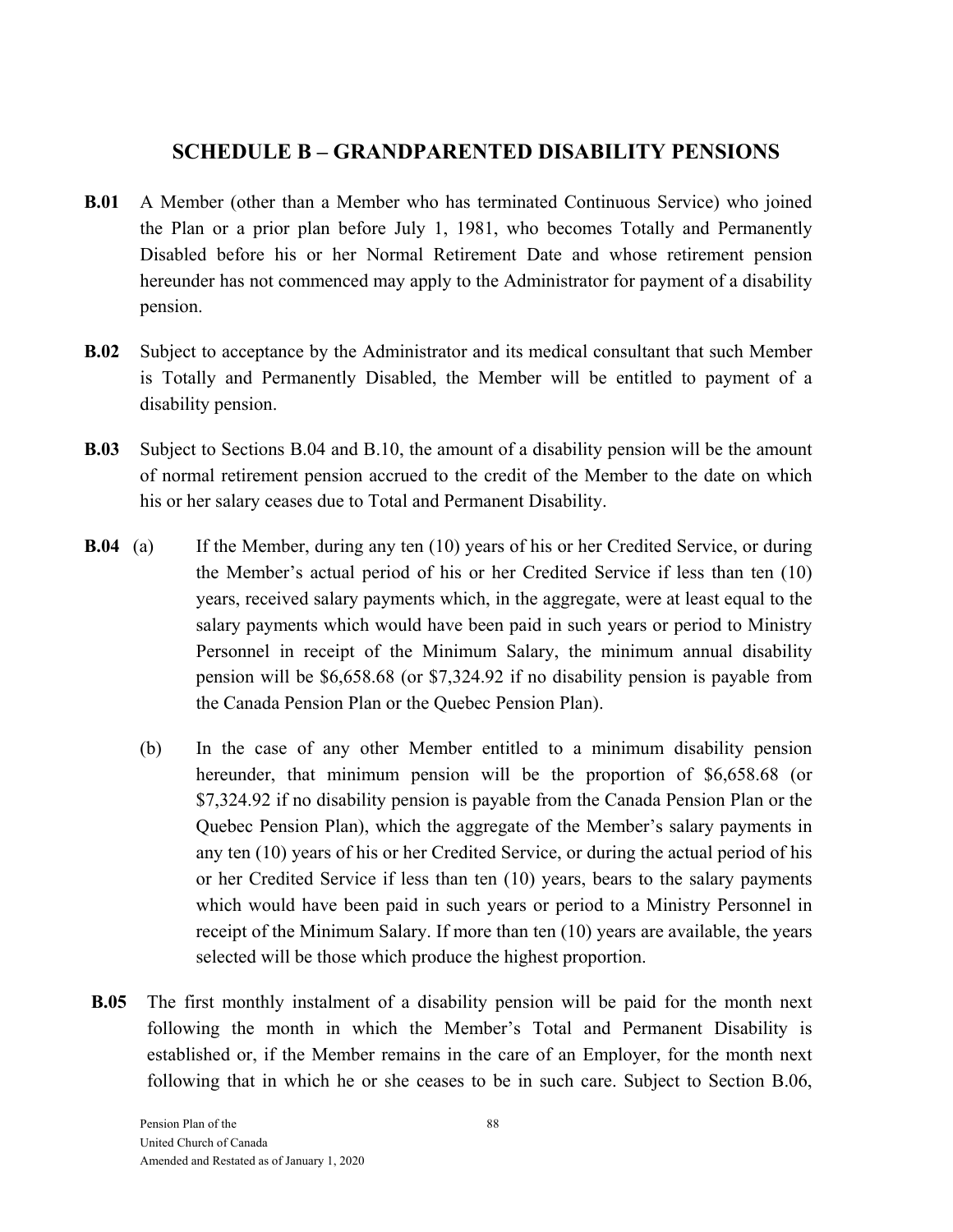## SCHEDULE B – GRANDPARENTED DISABILITY PENSIONS

**B.01** A Member (other than a Member who has terminated Continuous Service) who joined the Plan or a prior plan before July 1, 1981, who becomes Totally and Permanently Disabled before his or her Normal Retirement Date and whose retirement pension hereunder has not commenced may apply to the Administrator for payment of a disability pension.

**B.02** Subject to acceptance by the Administrator and its medical consultant that such Member is Totally and Permanently Disabled, the Member will be entitled to payment of a disability pension.

**B.03** Subject to Sections B.04 and B.10, the amount of a disability pension will be the amount of normal retirement pension accrued to the credit of the Member to the date on which his or her salary ceases due to Total and Permanent Disability.

**B.04** (a) If the Member, during any ten (10) years of his or her Credited Service, or during the Member's actual period of his or her Credited Service if less than ten (10) years, received salary payments which, in the aggregate, were at least equal to the salary payments which would have been paid in such years or period to Ministry Personnel in receipt of the Minimum Salary, the minimum annual disability pension will be $6,658.68 (or $7,324.92 if no disability pension is payable from the Canada Pension Plan or the Quebec Pension Plan).

(b) In the case of any other Member entitled to a minimum disability pension hereunder, that minimum pension will be the proportion of $6,658.68 (or $7,324.92 if no disability pension is payable from the Canada Pension Plan or the Quebec Pension Plan), which the aggregate of the Member's salary payments in any ten (10) years of his or her Credited Service, or during the actual period of his or her Credited Service if less than ten (10) years, bears to the salary payments which would have been paid in such years or period to a Ministry Personnel in receipt of the Minimum Salary. If more than ten (10) years are available, the years selected will be those which produce the highest proportion.

**B.05** The first monthly instalment of a disability pension will be paid for the month next following the month in which the Member's Total and Permanent Disability is established or, if the Member remains in the care of an Employer, for the month next following that in which he or she ceases to be in such care. Subject to Section B.06,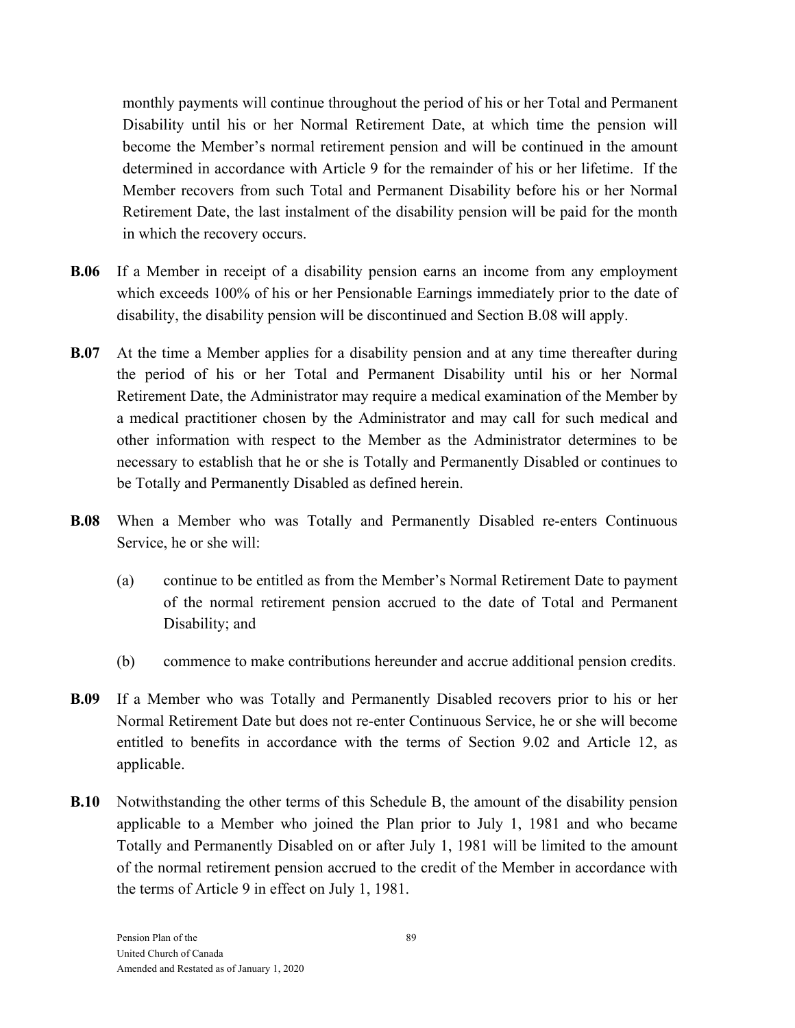monthly payments will continue throughout the period of his or her Total and Permanent Disability until his or her Normal Retirement Date, at which time the pension will become the Member's normal retirement pension and will be continued in the amount determined in accordance with Article 9 for the remainder of his or her lifetime. If the Member recovers from such Total and Permanent Disability before his or her Normal Retirement Date, the last instalment of the disability pension will be paid for the month in which the recovery occurs.

**B.06** If a Member in receipt of a disability pension earns an income from any employment which exceeds 100% of his or her Pensionable Earnings immediately prior to the date of disability, the disability pension will be discontinued and Section B.08 will apply.

**B.07** At the time a Member applies for a disability pension and at any time thereafter during the period of his or her Total and Permanent Disability until his or her Normal Retirement Date, the Administrator may require a medical examination of the Member by a medical practitioner chosen by the Administrator and may call for such medical and other information with respect to the Member as the Administrator determines to be necessary to establish that he or she is Totally and Permanently Disabled or continues to be Totally and Permanently Disabled as defined herein.

**B.08** When a Member who was Totally and Permanently Disabled re-enters Continuous Service, he or she will:

(a) continue to be entitled as from the Member's Normal Retirement Date to payment of the normal retirement pension accrued to the date of Total and Permanent Disability; and

(b) commence to make contributions hereunder and accrue additional pension credits.

**B.09** If a Member who was Totally and Permanently Disabled recovers prior to his or her Normal Retirement Date but does not re-enter Continuous Service, he or she will become entitled to benefits in accordance with the terms of Section 9.02 and Article 12, as applicable.

**B.10** Notwithstanding the other terms of this Schedule B, the amount of the disability pension applicable to a Member who joined the Plan prior to July 1, 1981 and who became Totally and Permanently Disabled on or after July 1, 1981 will be limited to the amount of the normal retirement pension accrued to the credit of the Member in accordance with the terms of Article 9 in effect on July 1, 1981.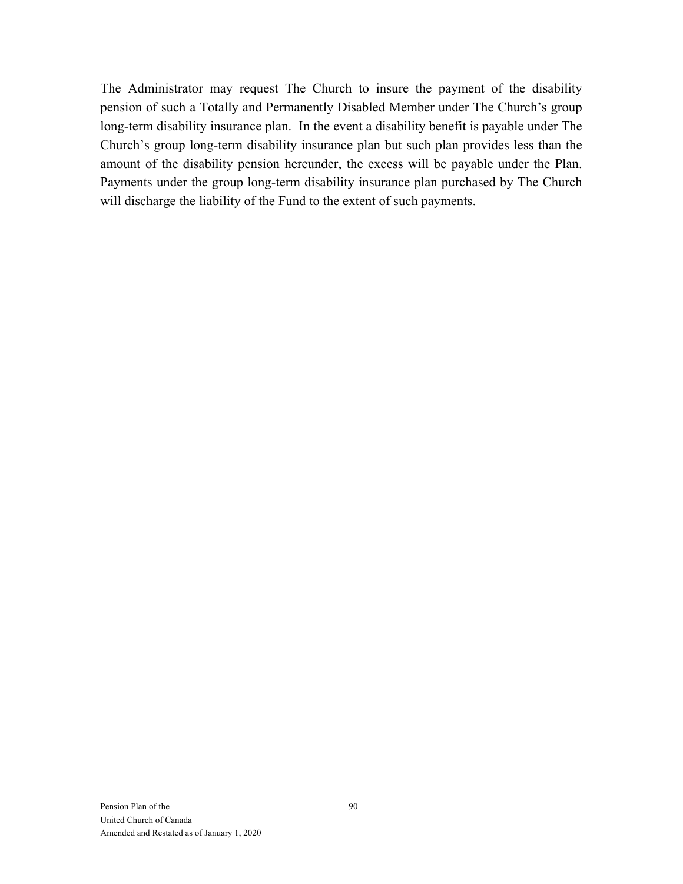The Administrator may request The Church to insure the payment of the disability pension of such a Totally and Permanently Disabled Member under The Church's group long-term disability insurance plan. In the event a disability benefit is payable under The Church's group long-term disability insurance plan but such plan provides less than the amount of the disability pension hereunder, the excess will be payable under the Plan. Payments under the group long-term disability insurance plan purchased by The Church will discharge the liability of the Fund to the extent of such payments.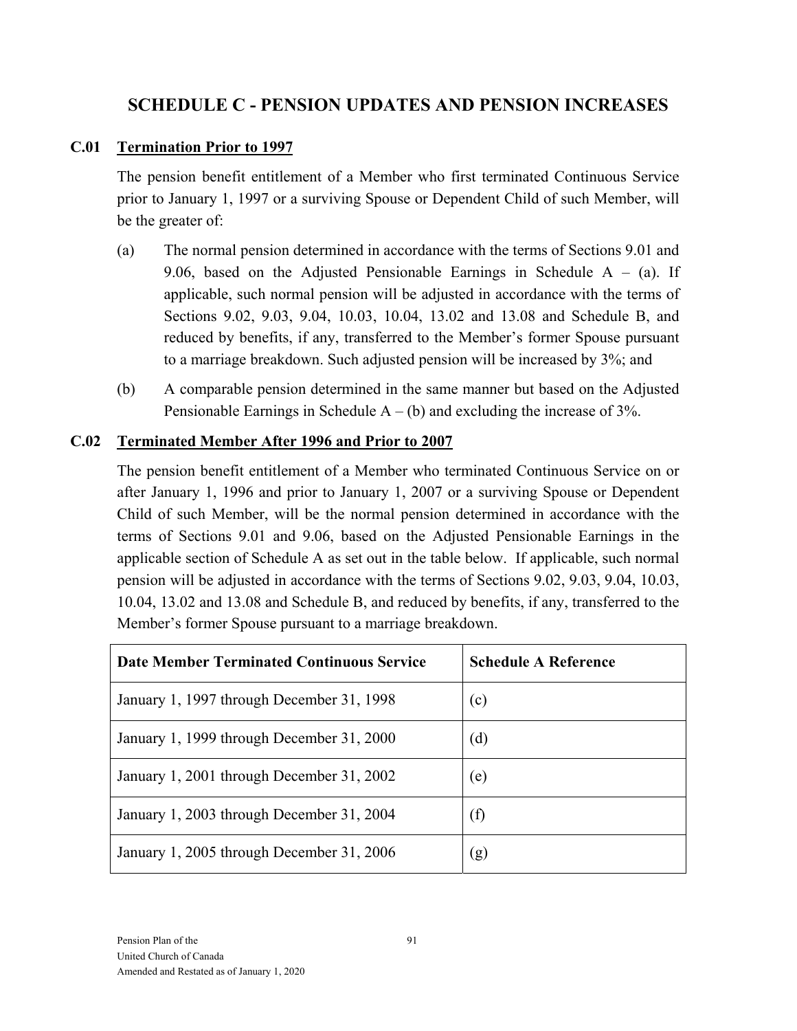# SCHEDULE C - PENSION UPDATES AND PENSION INCREASES

## C.01 Termination Prior to 1997

The pension benefit entitlement of a Member who first terminated Continuous Service prior to January 1, 1997 or a surviving Spouse or Dependent Child of such Member, will be the greater of:

(a) The normal pension determined in accordance with the terms of Sections 9.01 and 9.06, based on the Adjusted Pensionable Earnings in Schedule A – (a). If applicable, such normal pension will be adjusted in accordance with the terms of Sections 9.02, 9.03, 9.04, 10.03, 10.04, 13.02 and 13.08 and Schedule B, and reduced by benefits, if any, transferred to the Member's former Spouse pursuant to a marriage breakdown. Such adjusted pension will be increased by 3%; and

(b) A comparable pension determined in the same manner but based on the Adjusted Pensionable Earnings in Schedule A – (b) and excluding the increase of 3%.

## C.02 Terminated Member After 1996 and Prior to 2007

The pension benefit entitlement of a Member who terminated Continuous Service on or after January 1, 1996 and prior to January 1, 2007 or a surviving Spouse or Dependent Child of such Member, will be the normal pension determined in accordance with the terms of Sections 9.01 and 9.06, based on the Adjusted Pensionable Earnings in the applicable section of Schedule A as set out in the table below. If applicable, such normal pension will be adjusted in accordance with the terms of Sections 9.02, 9.03, 9.04, 10.03, 10.04, 13.02 and 13.08 and Schedule B, and reduced by benefits, if any, transferred to the Member's former Spouse pursuant to a marriage breakdown.

| Date Member Terminated Continuous Service | Schedule A Reference |
|---|---|
| January 1, 1997 through December 31, 1998 | (c) |
| January 1, 1999 through December 31, 2000 | (d) |
| January 1, 2001 through December 31, 2002 | (e) |
| January 1, 2003 through December 31, 2004 | (f) |
| January 1, 2005 through December 31, 2006 | (g) |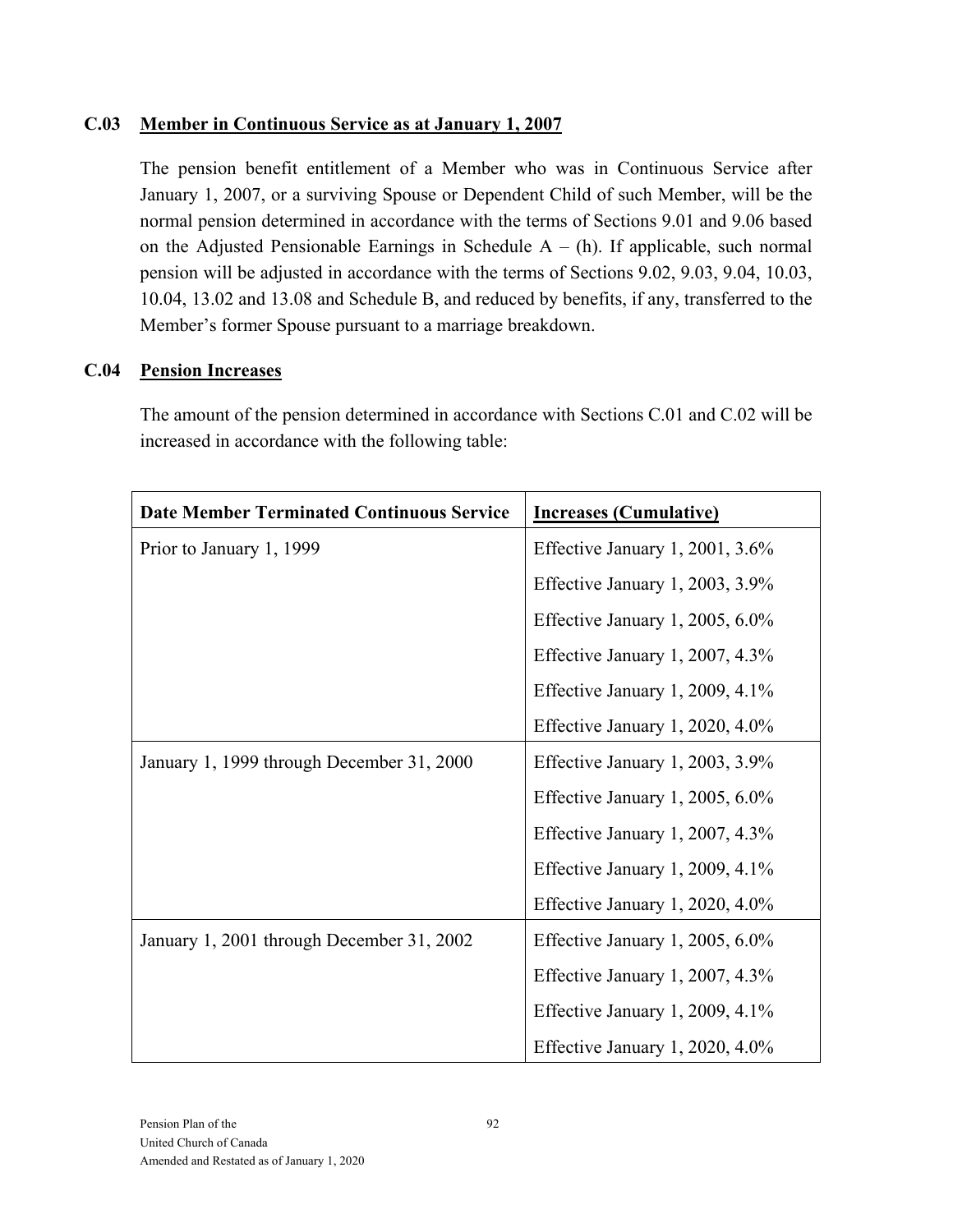### C.03 Member in Continuous Service as at January 1, 2007

The pension benefit entitlement of a Member who was in Continuous Service after January 1, 2007, or a surviving Spouse or Dependent Child of such Member, will be the normal pension determined in accordance with the terms of Sections 9.01 and 9.06 based on the Adjusted Pensionable Earnings in Schedule A – (h). If applicable, such normal pension will be adjusted in accordance with the terms of Sections 9.02, 9.03, 9.04, 10.03, 10.04, 13.02 and 13.08 and Schedule B, and reduced by benefits, if any, transferred to the Member's former Spouse pursuant to a marriage breakdown.

### C.04 Pension Increases

The amount of the pension determined in accordance with Sections C.01 and C.02 will be increased in accordance with the following table:

| Date Member Terminated Continuous Service | Increases (Cumulative) |
|---|---|
| Prior to January 1, 1999 | Effective January 1, 2001, 3.6% |
| | Effective January 1, 2003, 3.9% |
| | Effective January 1, 2005, 6.0% |
| | Effective January 1, 2007, 4.3% |
| | Effective January 1, 2009, 4.1% |
| | Effective January 1, 2020, 4.0% |
| January 1, 1999 through December 31, 2000 | Effective January 1, 2003, 3.9% |
| | Effective January 1, 2005, 6.0% |
| | Effective January 1, 2007, 4.3% |
| | Effective January 1, 2009, 4.1% |
| | Effective January 1, 2020, 4.0% |
| January 1, 2001 through December 31, 2002 | Effective January 1, 2005, 6.0% |
| | Effective January 1, 2007, 4.3% |
| | Effective January 1, 2009, 4.1% |
| | Effective January 1, 2020, 4.0% |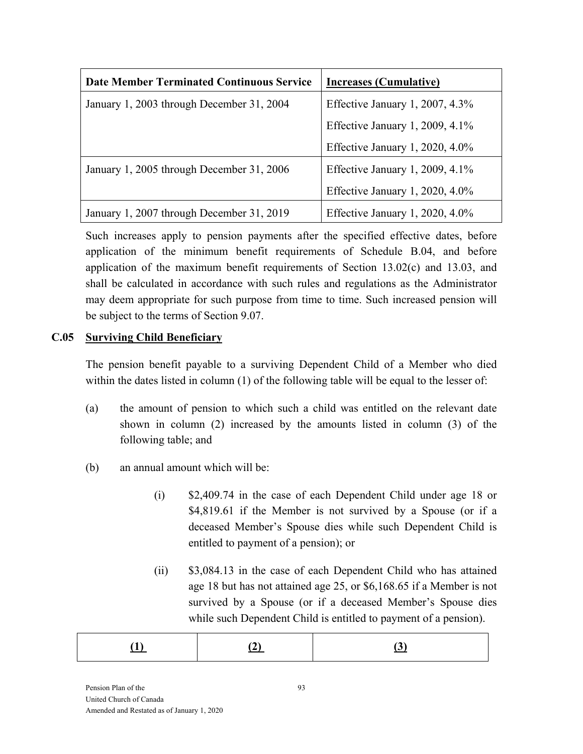| Date Member Terminated Continuous Service | Increases (Cumulative) |
|---|---|
| January 1, 2003 through December 31, 2004 | Effective January 1, 2007, 4.3%<br>Effective January 1, 2009, 4.1%<br>Effective January 1, 2020, 4.0% |
| January 1, 2005 through December 31, 2006 | Effective January 1, 2009, 4.1%<br>Effective January 1, 2020, 4.0% |
| January 1, 2007 through December 31, 2019 | Effective January 1, 2020, 4.0% |

Such increases apply to pension payments after the specified effective dates, before application of the minimum benefit requirements of Schedule B.04, and before application of the maximum benefit requirements of Section 13.02(c) and 13.03, and shall be calculated in accordance with such rules and regulations as the Administrator may deem appropriate for such purpose from time to time. Such increased pension will be subject to the terms of Section 9.07.

## C.05 Surviving Child Beneficiary

The pension benefit payable to a surviving Dependent Child of a Member who died within the dates listed in column (1) of the following table will be equal to the lesser of:

(a) the amount of pension to which such a child was entitled on the relevant date shown in column (2) increased by the amounts listed in column (3) of the following table; and

(b) an annual amount which will be:

(i) $2,409.74 in the case of each Dependent Child under age 18 or $4,819.61 if the Member is not survived by a Spouse (or if a deceased Member's Spouse dies while such Dependent Child is entitled to payment of a pension); or

(ii) $3,084.13 in the case of each Dependent Child who has attained age 18 but has not attained age 25, or $6,168.65 if a Member is not survived by a Spouse (or if a deceased Member's Spouse dies while such Dependent Child is entitled to payment of a pension).

| (1) | (2) | (3) |
|---|---|---|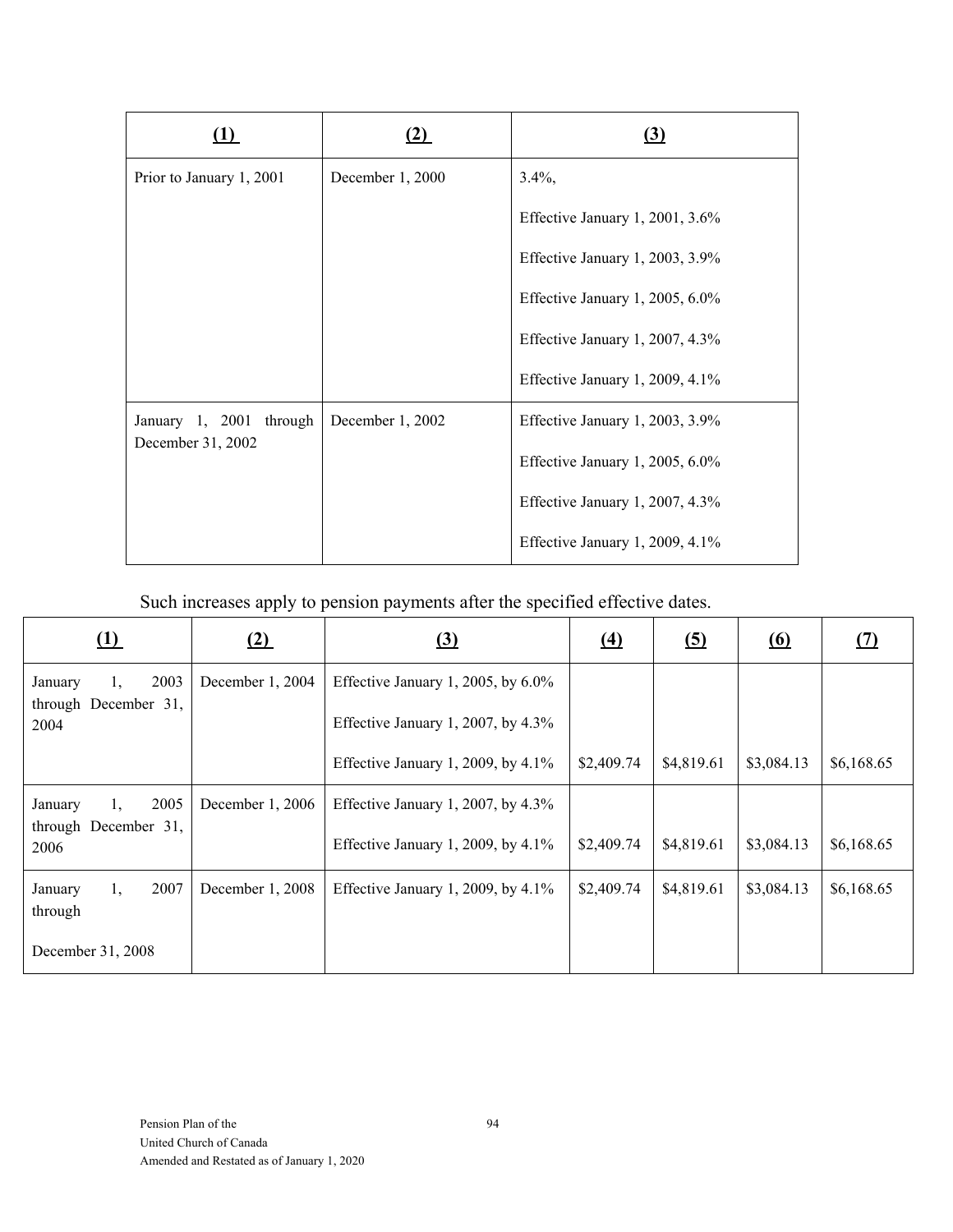| **(1)** | **(2)** | **(3)** |
|---|---|---|
| Prior to January 1, 2001 | December 1, 2000 | 3.4%,<br>Effective January 1, 2001, 3.6%<br>Effective January 1, 2003, 3.9%<br>Effective January 1, 2005, 6.0%<br>Effective January 1, 2007, 4.3%<br>Effective January 1, 2009, 4.1% |
| January 1, 2001 through December 31, 2002 | December 1, 2002 | Effective January 1, 2003, 3.9%<br>Effective January 1, 2005, 6.0%<br>Effective January 1, 2007, 4.3%<br>Effective January 1, 2009, 4.1% |

Such increases apply to pension payments after the specified effective dates.

| **(1)** | **(2)** | **(3)** | **(4)** | **(5)** | **(6)** | **(7)** |
|---|---|---|---|---|---|---|
| January 1, 2003 through December 31, 2004 | December 1, 2004 | Effective January 1, 2005, by 6.0%<br>Effective January 1, 2007, by 4.3%<br>Effective January 1, 2009, by 4.1% | $2,409.74 | $4,819.61 | $3,084.13 | $6,168.65 |
| January 1, 2005 through December 31, 2006 | December 1, 2006 | Effective January 1, 2007, by 4.3%<br>Effective January 1, 2009, by 4.1% | $2,409.74 | $4,819.61 | $3,084.13 | $6,168.65 |
| January 1, 2007 through December 31, 2008 | December 1, 2008 | Effective January 1, 2009, by 4.1% | $2,409.74 | $4,819.61 | $3,084.13 | $6,168.65 |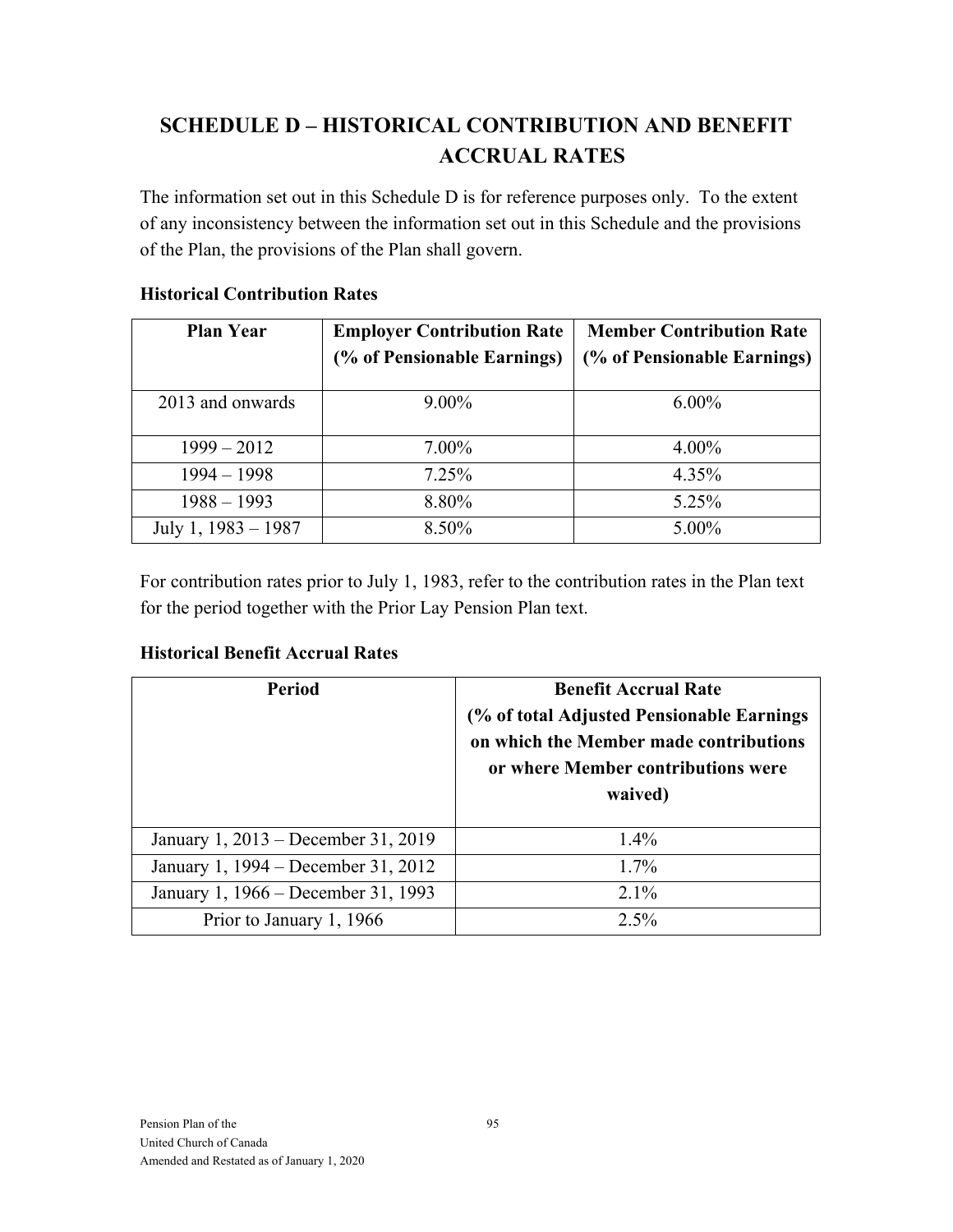# SCHEDULE D – HISTORICAL CONTRIBUTION AND BENEFIT ACCRUAL RATES

The information set out in this Schedule D is for reference purposes only. To the extent of any inconsistency between the information set out in this Schedule and the provisions of the Plan, the provisions of the Plan shall govern.

**Historical Contribution Rates**

| Plan Year | Employer Contribution Rate (% of Pensionable Earnings) | Member Contribution Rate (% of Pensionable Earnings) |
|---|---|---|
| 2013 and onwards | 9.00% | 6.00% |
| 1999 – 2012 | 7.00% | 4.00% |
| 1994 – 1998 | 7.25% | 4.35% |
| 1988 – 1993 | 8.80% | 5.25% |
| July 1, 1983 – 1987 | 8.50% | 5.00% |

For contribution rates prior to July 1, 1983, refer to the contribution rates in the Plan text for the period together with the Prior Lay Pension Plan text.

**Historical Benefit Accrual Rates**

| Period | Benefit Accrual Rate (% of total Adjusted Pensionable Earnings on which the Member made contributions or where Member contributions were waived) |
|---|---|
| January 1, 2013 – December 31, 2019 | 1.4% |
| January 1, 1994 – December 31, 2012 | 1.7% |
| January 1, 1966 – December 31, 1993 | 2.1% |
| Prior to January 1, 1966 | 2.5% |